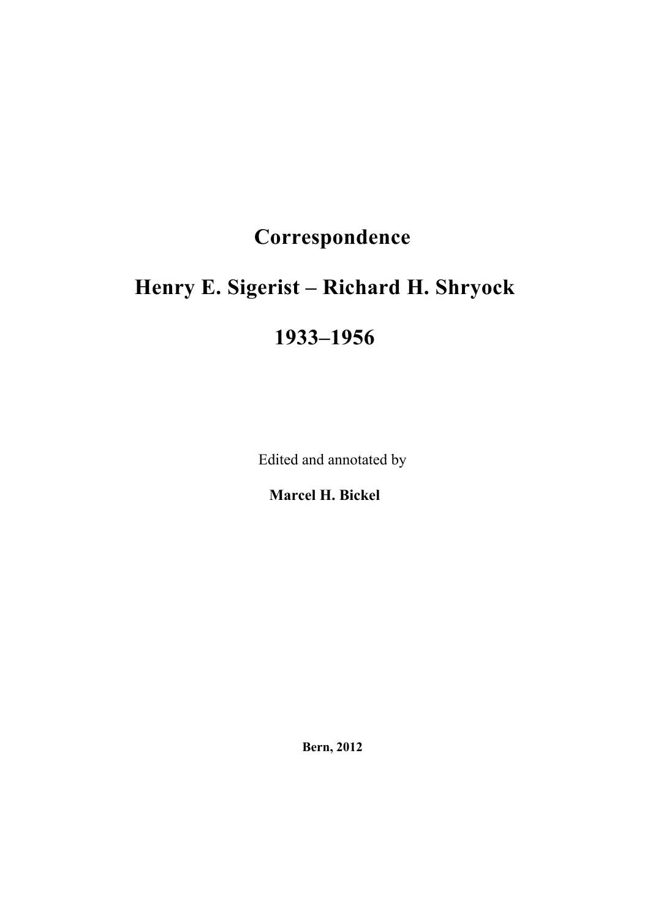# Correspondence

# Henry E. Sigerist – Richard H. Shryock

# 1933–1956

Edited and annotated by

**Marcel H. Bickel**

**Bern, 2012**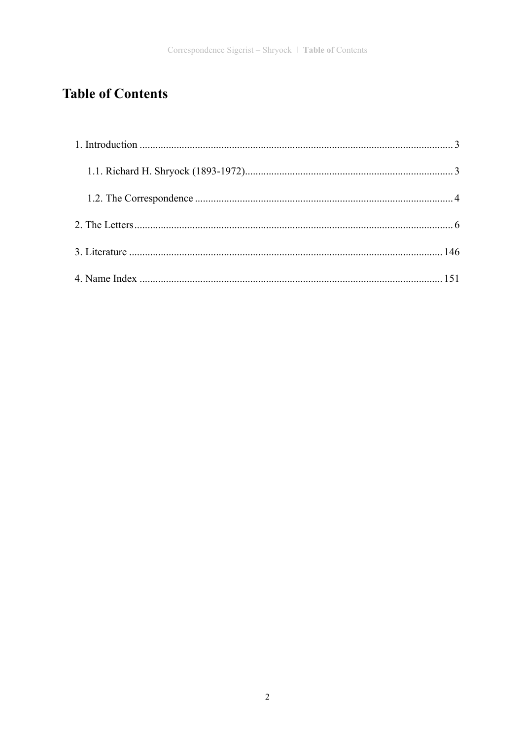# Table of Contents

1. Introduction ..................................................................................................................... 3

   1.1. Richard H. Shryock (1893-1972)............................................................................. 3

   1.2. The Correspondence ................................................................................................ 4

2. The Letters......................................................................................................................... 6

3. Literature ...................................................................................................................... 146

4. Name Index .................................................................................................................. 151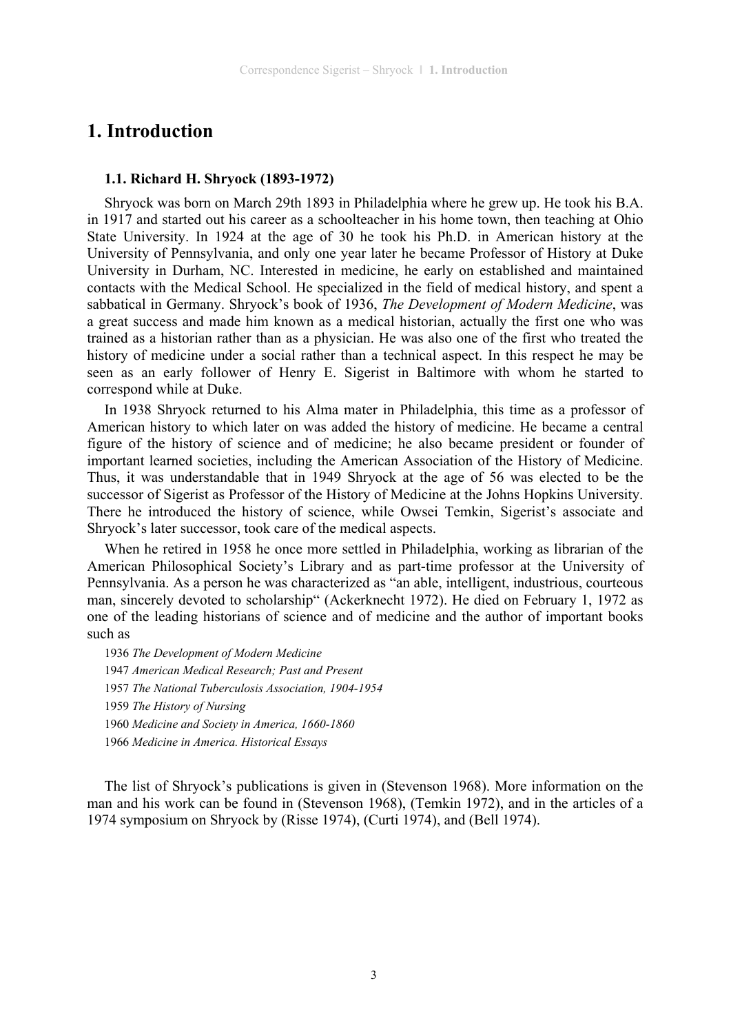# 1. Introduction

### 1.1. Richard H. Shryock (1893-1972)

Shryock was born on March 29th 1893 in Philadelphia where he grew up. He took his B.A. in 1917 and started out his career as a schoolteacher in his home town, then teaching at Ohio State University. In 1924 at the age of 30 he took his Ph.D. in American history at the University of Pennsylvania, and only one year later he became Professor of History at Duke University in Durham, NC. Interested in medicine, he early on established and maintained contacts with the Medical School. He specialized in the field of medical history, and spent a sabbatical in Germany. Shryock's book of 1936, *The Development of Modern Medicine*, was a great success and made him known as a medical historian, actually the first one who was trained as a historian rather than as a physician. He was also one of the first who treated the history of medicine under a social rather than a technical aspect. In this respect he may be seen as an early follower of Henry E. Sigerist in Baltimore with whom he started to correspond while at Duke.

In 1938 Shryock returned to his Alma mater in Philadelphia, this time as a professor of American history to which later on was added the history of medicine. He became a central figure of the history of science and of medicine; he also became president or founder of important learned societies, including the American Association of the History of Medicine. Thus, it was understandable that in 1949 Shryock at the age of 56 was elected to be the successor of Sigerist as Professor of the History of Medicine at the Johns Hopkins University. There he introduced the history of science, while Owsei Temkin, Sigerist's associate and Shryock's later successor, took care of the medical aspects.

When he retired in 1958 he once more settled in Philadelphia, working as librarian of the American Philosophical Society's Library and as part-time professor at the University of Pennsylvania. As a person he was characterized as "an able, intelligent, industrious, courteous man, sincerely devoted to scholarship" (Ackerknecht 1972). He died on February 1, 1972 as one of the leading historians of science and of medicine and the author of important books such as

1936 *The Development of Modern Medicine*

1947 *American Medical Research; Past and Present*

1957 *The National Tuberculosis Association, 1904-1954*

1959 *The History of Nursing*

1960 *Medicine and Society in America, 1660-1860*

1966 *Medicine in America. Historical Essays*

The list of Shryock's publications is given in (Stevenson 1968). More information on the man and his work can be found in (Stevenson 1968), (Temkin 1972), and in the articles of a 1974 symposium on Shryock by (Risse 1974), (Curti 1974), and (Bell 1974).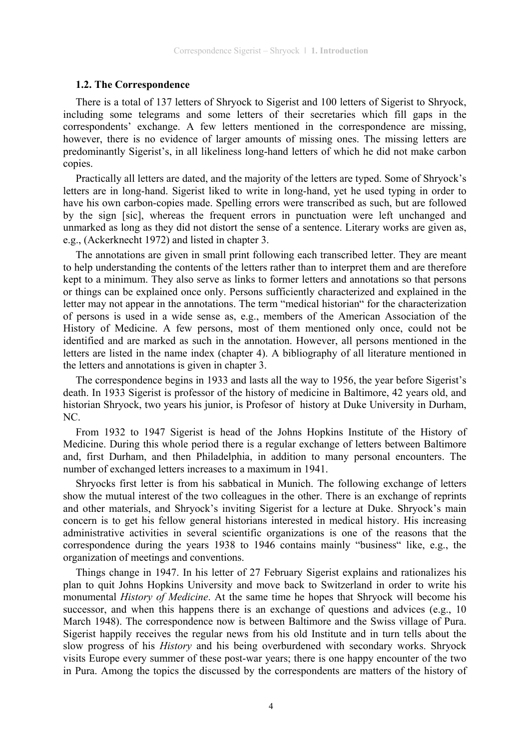### 1.2. The Correspondence

There is a total of 137 letters of Shryock to Sigerist and 100 letters of Sigerist to Shryock, including some telegrams and some letters of their secretaries which fill gaps in the correspondents' exchange. A few letters mentioned in the correspondence are missing, however, there is no evidence of larger amounts of missing ones. The missing letters are predominantly Sigerist's, in all likeliness long-hand letters of which he did not make carbon copies.

Practically all letters are dated, and the majority of the letters are typed. Some of Shryock's letters are in long-hand. Sigerist liked to write in long-hand, yet he used typing in order to have his own carbon-copies made. Spelling errors were transcribed as such, but are followed by the sign [sic], whereas the frequent errors in punctuation were left unchanged and unmarked as long as they did not distort the sense of a sentence. Literary works are given as, e.g., (Ackerknecht 1972) and listed in chapter 3.

The annotations are given in small print following each transcribed letter. They are meant to help understanding the contents of the letters rather than to interpret them and are therefore kept to a minimum. They also serve as links to former letters and annotations so that persons or things can be explained once only. Persons sufficiently characterized and explained in the letter may not appear in the annotations. The term "medical historian" for the characterization of persons is used in a wide sense as, e.g., members of the American Association of the History of Medicine. A few persons, most of them mentioned only once, could not be identified and are marked as such in the annotation. However, all persons mentioned in the letters are listed in the name index (chapter 4). A bibliography of all literature mentioned in the letters and annotations is given in chapter 3.

The correspondence begins in 1933 and lasts all the way to 1956, the year before Sigerist's death. In 1933 Sigerist is professor of the history of medicine in Baltimore, 42 years old, and historian Shryock, two years his junior, is Profesor of history at Duke University in Durham, NC.

From 1932 to 1947 Sigerist is head of the Johns Hopkins Institute of the History of Medicine. During this whole period there is a regular exchange of letters between Baltimore and, first Durham, and then Philadelphia, in addition to many personal encounters. The number of exchanged letters increases to a maximum in 1941.

Shryocks first letter is from his sabbatical in Munich. The following exchange of letters show the mutual interest of the two colleagues in the other. There is an exchange of reprints and other materials, and Shryock's inviting Sigerist for a lecture at Duke. Shryock's main concern is to get his fellow general historians interested in medical history. His increasing administrative activities in several scientific organizations is one of the reasons that the correspondence during the years 1938 to 1946 contains mainly "business" like, e.g., the organization of meetings and conventions.

Things change in 1947. In his letter of 27 February Sigerist explains and rationalizes his plan to quit Johns Hopkins University and move back to Switzerland in order to write his monumental *History of Medicine*. At the same time he hopes that Shryock will become his successor, and when this happens there is an exchange of questions and advices (e.g., 10 March 1948). The correspondence now is between Baltimore and the Swiss village of Pura. Sigerist happily receives the regular news from his old Institute and in turn tells about the slow progress of his *History* and his being overburdened with secondary works. Shryock visits Europe every summer of these post-war years; there is one happy encounter of the two in Pura. Among the topics the discussed by the correspondents are matters of the history of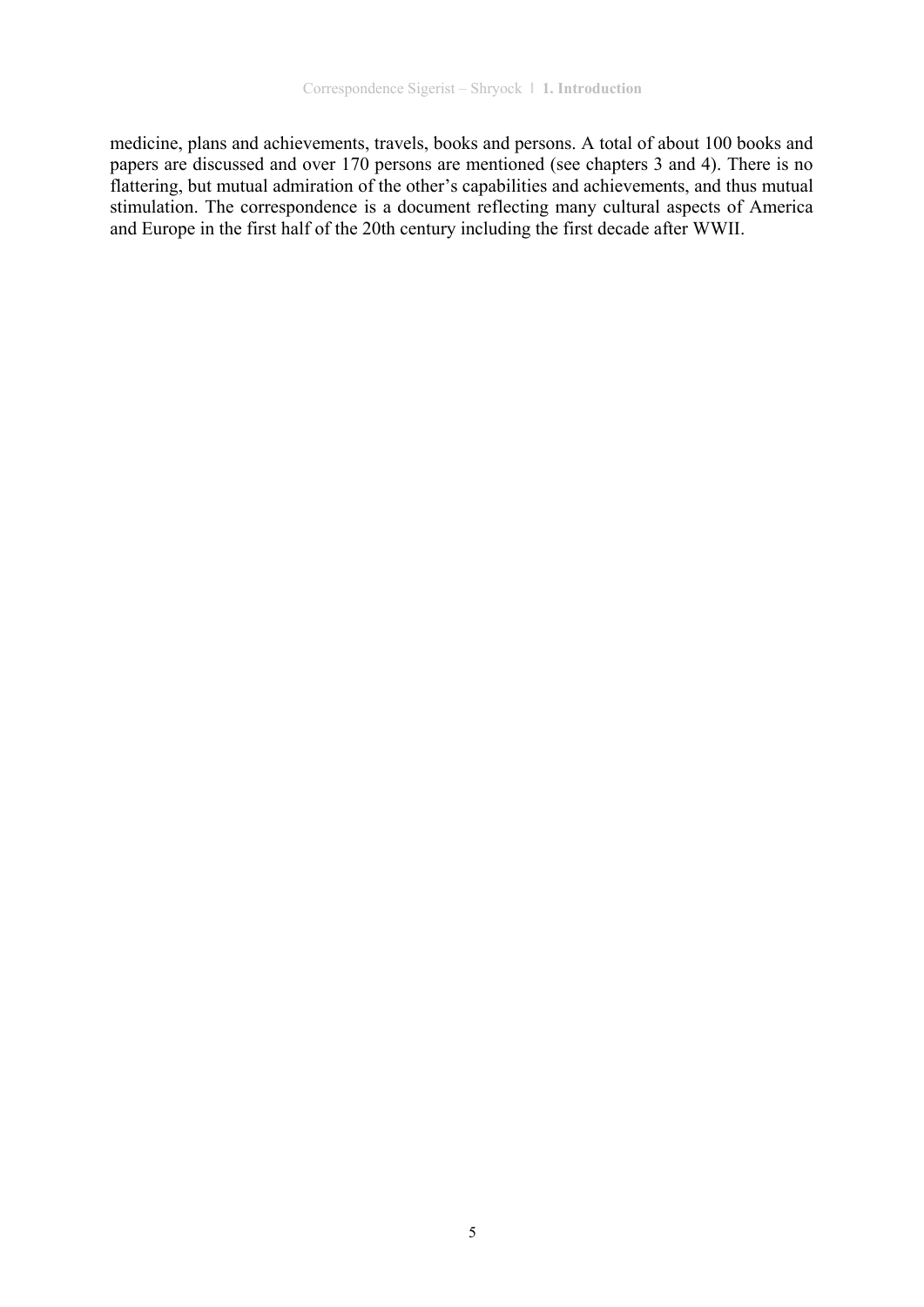medicine, plans and achievements, travels, books and persons. A total of about 100 books and papers are discussed and over 170 persons are mentioned (see chapters 3 and 4). There is no flattering, but mutual admiration of the other's capabilities and achievements, and thus mutual stimulation. The correspondence is a document reflecting many cultural aspects of America and Europe in the first half of the 20th century including the first decade after WWII.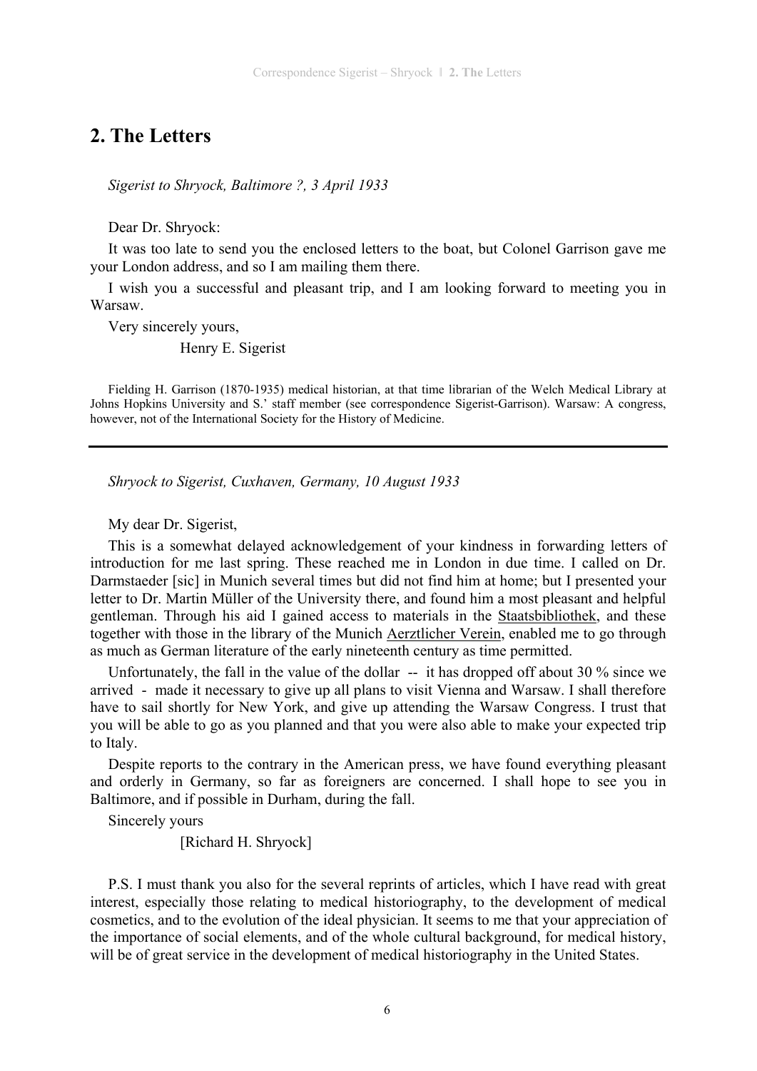## 2. The Letters

*Sigerist to Shryock, Baltimore ?, 3 April 1933*

Dear Dr. Shryock:

It was too late to send you the enclosed letters to the boat, but Colonel Garrison gave me your London address, and so I am mailing them there.

I wish you a successful and pleasant trip, and I am looking forward to meeting you in Warsaw.

Very sincerely yours,

Henry E. Sigerist

Fielding H. Garrison (1870-1935) medical historian, at that time librarian of the Welch Medical Library at Johns Hopkins University and S.' staff member (see correspondence Sigerist-Garrison). Warsaw: A congress, however, not of the International Society for the History of Medicine.

---

*Shryock to Sigerist, Cuxhaven, Germany, 10 August 1933*

My dear Dr. Sigerist,

This is a somewhat delayed acknowledgement of your kindness in forwarding letters of introduction for me last spring. These reached me in London in due time. I called on Dr. Darmstaeder [sic] in Munich several times but did not find him at home; but I presented your letter to Dr. Martin Müller of the University there, and found him a most pleasant and helpful gentleman. Through his aid I gained access to materials in the Staatsbibliothek, and these together with those in the library of the Munich Aerztlicher Verein, enabled me to go through as much as German literature of the early nineteenth century as time permitted.

Unfortunately, the fall in the value of the dollar -- it has dropped off about 30 % since we arrived - made it necessary to give up all plans to visit Vienna and Warsaw. I shall therefore have to sail shortly for New York, and give up attending the Warsaw Congress. I trust that you will be able to go as you planned and that you were also able to make your expected trip to Italy.

Despite reports to the contrary in the American press, we have found everything pleasant and orderly in Germany, so far as foreigners are concerned. I shall hope to see you in Baltimore, and if possible in Durham, during the fall.

Sincerely yours

[Richard H. Shryock]

P.S. I must thank you also for the several reprints of articles, which I have read with great interest, especially those relating to medical historiography, to the development of medical cosmetics, and to the evolution of the ideal physician. It seems to me that your appreciation of the importance of social elements, and of the whole cultural background, for medical history, will be of great service in the development of medical historiography in the United States.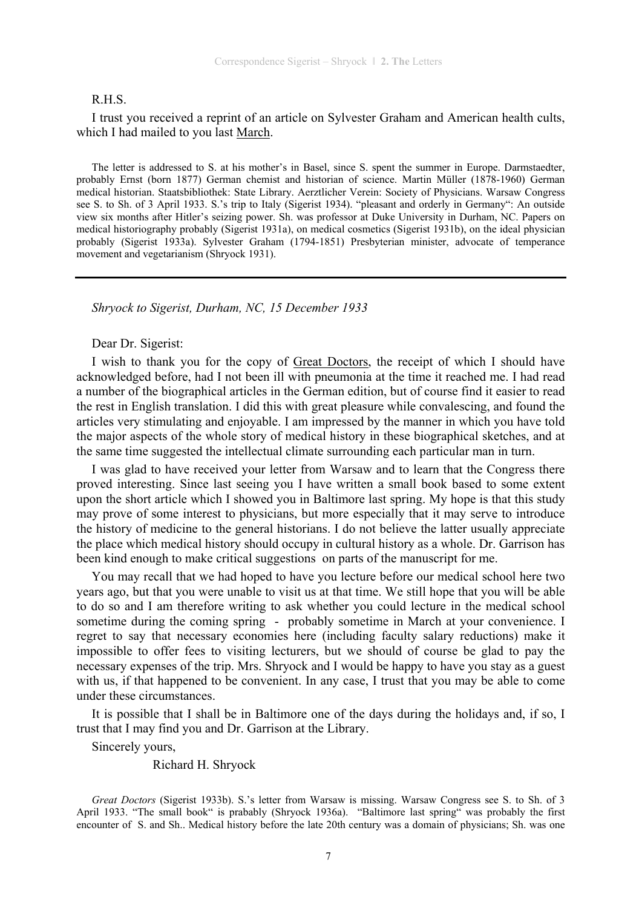R.H.S.

I trust you received a reprint of an article on Sylvester Graham and American health cults, which I had mailed to you last March.

The letter is addressed to S. at his mother's in Basel, since S. spent the summer in Europe. Darmstaedter, probably Ernst (born 1877) German chemist and historian of science. Martin Müller (1878-1960) German medical historian. Staatsbibliothek: State Library. Aerztlicher Verein: Society of Physicians. Warsaw Congress see S. to Sh. of 3 April 1933. S.'s trip to Italy (Sigerist 1934). "pleasant and orderly in Germany": An outside view six months after Hitler's seizing power. Sh. was professor at Duke University in Durham, NC. Papers on medical historiography probably (Sigerist 1931a), on medical cosmetics (Sigerist 1931b), on the ideal physician probably (Sigerist 1933a). Sylvester Graham (1794-1851) Presbyterian minister, advocate of temperance movement and vegetarianism (Shryock 1931).

---

*Shryock to Sigerist, Durham, NC, 15 December 1933*

Dear Dr. Sigerist:

I wish to thank you for the copy of Great Doctors, the receipt of which I should have acknowledged before, had I not been ill with pneumonia at the time it reached me. I had read a number of the biographical articles in the German edition, but of course find it easier to read the rest in English translation. I did this with great pleasure while convalescing, and found the articles very stimulating and enjoyable. I am impressed by the manner in which you have told the major aspects of the whole story of medical history in these biographical sketches, and at the same time suggested the intellectual climate surrounding each particular man in turn.

I was glad to have received your letter from Warsaw and to learn that the Congress there proved interesting. Since last seeing you I have written a small book based to some extent upon the short article which I showed you in Baltimore last spring. My hope is that this study may prove of some interest to physicians, but more especially that it may serve to introduce the history of medicine to the general historians. I do not believe the latter usually appreciate the place which medical history should occupy in cultural history as a whole. Dr. Garrison has been kind enough to make critical suggestions on parts of the manuscript for me.

You may recall that we had hoped to have you lecture before our medical school here two years ago, but that you were unable to visit us at that time. We still hope that you will be able to do so and I am therefore writing to ask whether you could lecture in the medical school sometime during the coming spring - probably sometime in March at your convenience. I regret to say that necessary economies here (including faculty salary reductions) make it impossible to offer fees to visiting lecturers, but we should of course be glad to pay the necessary expenses of the trip. Mrs. Shryock and I would be happy to have you stay as a guest with us, if that happened to be convenient. In any case, I trust that you may be able to come under these circumstances.

It is possible that I shall be in Baltimore one of the days during the holidays and, if so, I trust that I may find you and Dr. Garrison at the Library.

Sincerely yours,

Richard H. Shryock

*Great Doctors* (Sigerist 1933b). S.'s letter from Warsaw is missing. Warsaw Congress see S. to Sh. of 3 April 1933. "The small book" is prabably (Shryock 1936a). "Baltimore last spring" was probably the first encounter of S. and Sh.. Medical history before the late 20th century was a domain of physicians; Sh. was one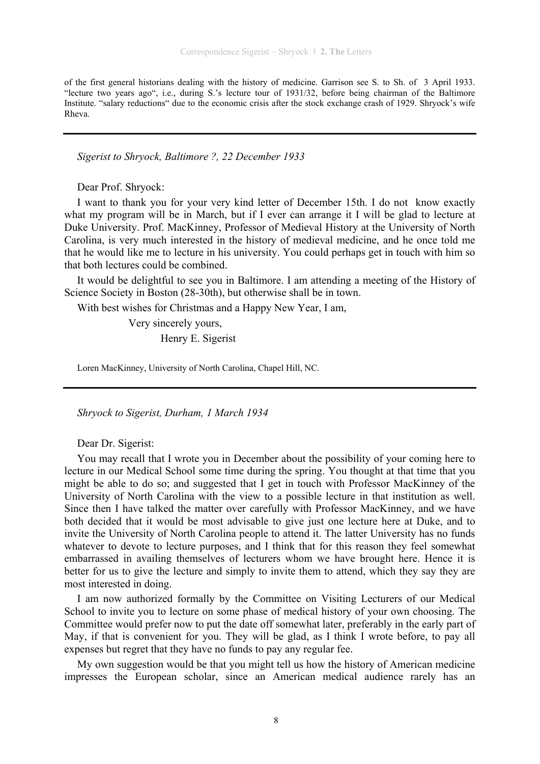of the first general historians dealing with the history of medicine. Garrison see S. to Sh. of 3 April 1933. "lecture two years ago", i.e., during S.'s lecture tour of 1931/32, before being chairman of the Baltimore Institute. "salary reductions" due to the economic crisis after the stock exchange crash of 1929. Shryock's wife Rheva.

---

*Sigerist to Shryock, Baltimore ?, 22 December 1933*

Dear Prof. Shryock:

I want to thank you for your very kind letter of December 15th. I do not know exactly what my program will be in March, but if I ever can arrange it I will be glad to lecture at Duke University. Prof. MacKinney, Professor of Medieval History at the University of North Carolina, is very much interested in the history of medieval medicine, and he once told me that he would like me to lecture in his university. You could perhaps get in touch with him so that both lectures could be combined.

It would be delightful to see you in Baltimore. I am attending a meeting of the History of Science Society in Boston (28-30th), but otherwise shall be in town.

With best wishes for Christmas and a Happy New Year, I am,

Very sincerely yours,

Henry E. Sigerist

Loren MacKinney, University of North Carolina, Chapel Hill, NC.

---

*Shryock to Sigerist, Durham, 1 March 1934*

Dear Dr. Sigerist:

You may recall that I wrote you in December about the possibility of your coming here to lecture in our Medical School some time during the spring. You thought at that time that you might be able to do so; and suggested that I get in touch with Professor MacKinney of the University of North Carolina with the view to a possible lecture in that institution as well. Since then I have talked the matter over carefully with Professor MacKinney, and we have both decided that it would be most advisable to give just one lecture here at Duke, and to invite the University of North Carolina people to attend it. The latter University has no funds whatever to devote to lecture purposes, and I think that for this reason they feel somewhat embarrassed in availing themselves of lecturers whom we have brought here. Hence it is better for us to give the lecture and simply to invite them to attend, which they say they are most interested in doing.

I am now authorized formally by the Committee on Visiting Lecturers of our Medical School to invite you to lecture on some phase of medical history of your own choosing. The Committee would prefer now to put the date off somewhat later, preferably in the early part of May, if that is convenient for you. They will be glad, as I think I wrote before, to pay all expenses but regret that they have no funds to pay any regular fee.

My own suggestion would be that you might tell us how the history of American medicine impresses the European scholar, since an American medical audience rarely has an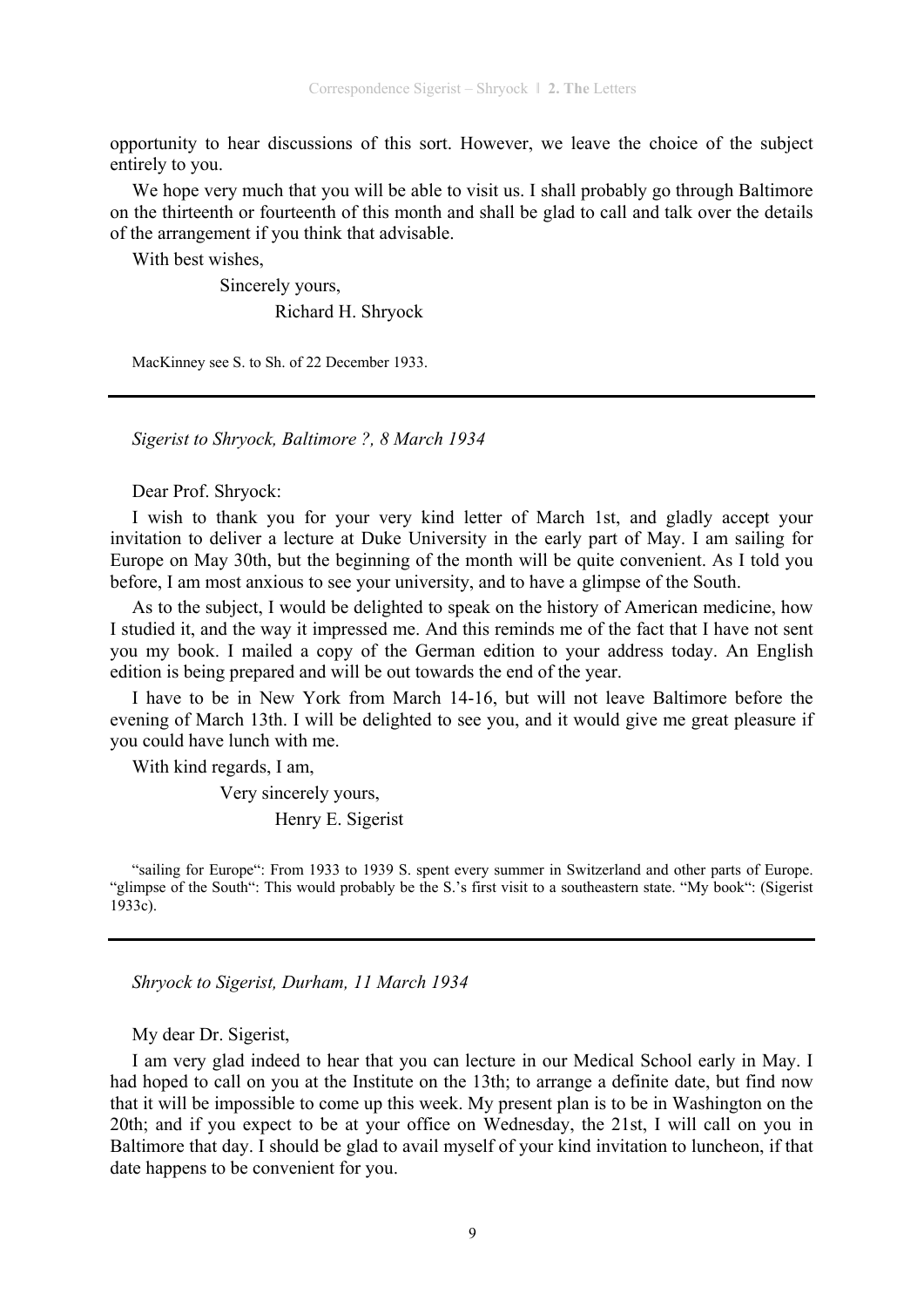opportunity to hear discussions of this sort. However, we leave the choice of the subject entirely to you.

We hope very much that you will be able to visit us. I shall probably go through Baltimore on the thirteenth or fourteenth of this month and shall be glad to call and talk over the details of the arrangement if you think that advisable.

With best wishes,

Sincerely yours,

Richard H. Shryock

MacKinney see S. to Sh. of 22 December 1933.

---

*Sigerist to Shryock, Baltimore ?, 8 March 1934*

Dear Prof. Shryock:

I wish to thank you for your very kind letter of March 1st, and gladly accept your invitation to deliver a lecture at Duke University in the early part of May. I am sailing for Europe on May 30th, but the beginning of the month will be quite convenient. As I told you before, I am most anxious to see your university, and to have a glimpse of the South.

As to the subject, I would be delighted to speak on the history of American medicine, how I studied it, and the way it impressed me. And this reminds me of the fact that I have not sent you my book. I mailed a copy of the German edition to your address today. An English edition is being prepared and will be out towards the end of the year.

I have to be in New York from March 14-16, but will not leave Baltimore before the evening of March 13th. I will be delighted to see you, and it would give me great pleasure if you could have lunch with me.

With kind regards, I am,

Very sincerely yours,

Henry E. Sigerist

"sailing for Europe": From 1933 to 1939 S. spent every summer in Switzerland and other parts of Europe. "glimpse of the South": This would probably be the S.'s first visit to a southeastern state. "My book": (Sigerist 1933c).

---

*Shryock to Sigerist, Durham, 11 March 1934*

My dear Dr. Sigerist,

I am very glad indeed to hear that you can lecture in our Medical School early in May. I had hoped to call on you at the Institute on the 13th; to arrange a definite date, but find now that it will be impossible to come up this week. My present plan is to be in Washington on the 20th; and if you expect to be at your office on Wednesday, the 21st, I will call on you in Baltimore that day. I should be glad to avail myself of your kind invitation to luncheon, if that date happens to be convenient for you.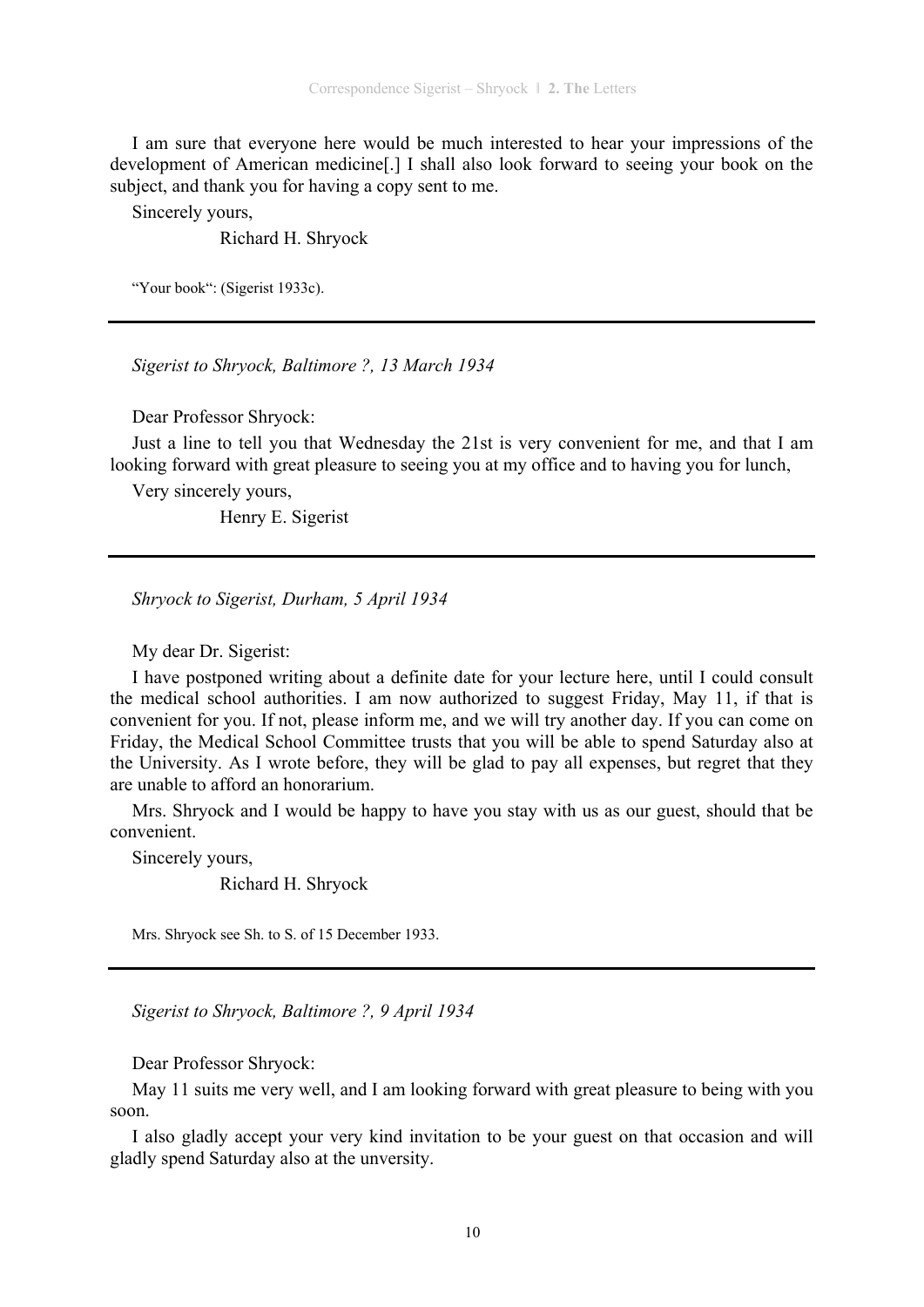I am sure that everyone here would be much interested to hear your impressions of the development of American medicine[.] I shall also look forward to seeing your book on the subject, and thank you for having a copy sent to me.

Sincerely yours,

Richard H. Shryock

"Your book": (Sigerist 1933c).

---

*Sigerist to Shryock, Baltimore ?, 13 March 1934*

Dear Professor Shryock:

Just a line to tell you that Wednesday the 21st is very convenient for me, and that I am looking forward with great pleasure to seeing you at my office and to having you for lunch,

Very sincerely yours,

Henry E. Sigerist

---

*Shryock to Sigerist, Durham, 5 April 1934*

My dear Dr. Sigerist:

I have postponed writing about a definite date for your lecture here, until I could consult the medical school authorities. I am now authorized to suggest Friday, May 11, if that is convenient for you. If not, please inform me, and we will try another day. If you can come on Friday, the Medical School Committee trusts that you will be able to spend Saturday also at the University. As I wrote before, they will be glad to pay all expenses, but regret that they are unable to afford an honorarium.

Mrs. Shryock and I would be happy to have you stay with us as our guest, should that be convenient.

Sincerely yours,

Richard H. Shryock

Mrs. Shryock see Sh. to S. of 15 December 1933.

---

*Sigerist to Shryock, Baltimore ?, 9 April 1934*

Dear Professor Shryock:

May 11 suits me very well, and I am looking forward with great pleasure to being with you soon.

I also gladly accept your very kind invitation to be your guest on that occasion and will gladly spend Saturday also at the unversity.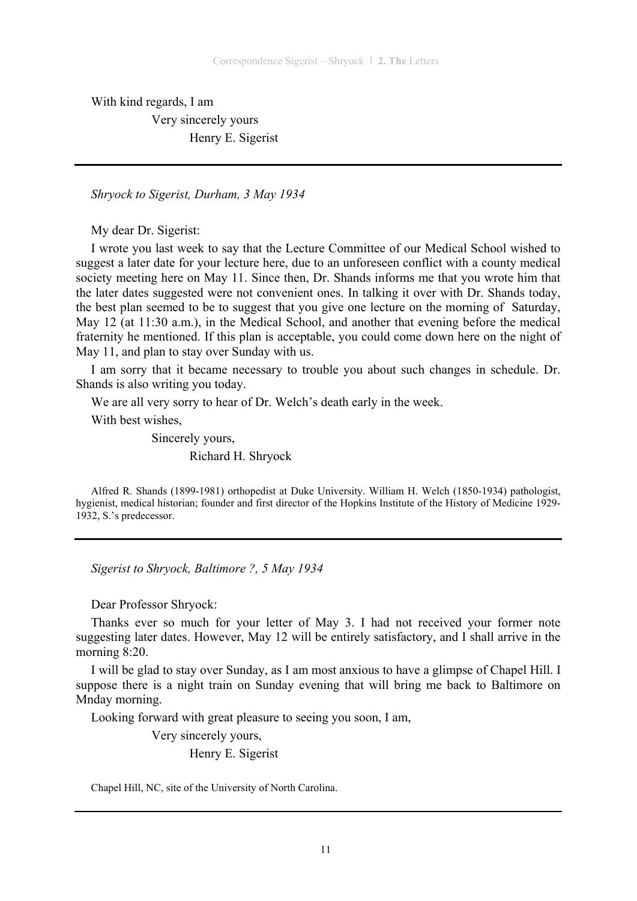With kind regards, I am

Very sincerely yours

Henry E. Sigerist

---

*Shryock to Sigerist, Durham, 3 May 1934*

My dear Dr. Sigerist:

I wrote you last week to say that the Lecture Committee of our Medical School wished to suggest a later date for your lecture here, due to an unforeseen conflict with a county medical society meeting here on May 11. Since then, Dr. Shands informs me that you wrote him that the later dates suggested were not convenient ones. In talking it over with Dr. Shands today, the best plan seemed to be to suggest that you give one lecture on the morning of Saturday, May 12 (at 11:30 a.m.), in the Medical School, and another that evening before the medical fraternity he mentioned. If this plan is acceptable, you could come down here on the night of May 11, and plan to stay over Sunday with us.

I am sorry that it became necessary to trouble you about such changes in schedule. Dr. Shands is also writing you today.

We are all very sorry to hear of Dr. Welch's death early in the week.

With best wishes,

Sincerely yours,

Richard H. Shryock

Alfred R. Shands (1899-1981) orthopedist at Duke University. William H. Welch (1850-1934) pathologist, hygienist, medical historian; founder and first director of the Hopkins Institute of the History of Medicine 1929-1932, S.'s predecessor.

---

*Sigerist to Shryock, Baltimore ?, 5 May 1934*

Dear Professor Shryock:

Thanks ever so much for your letter of May 3. I had not received your former note suggesting later dates. However, May 12 will be entirely satisfactory, and I shall arrive in the morning 8:20.

I will be glad to stay over Sunday, as I am most anxious to have a glimpse of Chapel Hill. I suppose there is a night train on Sunday evening that will bring me back to Baltimore on Mnday morning.

Looking forward with great pleasure to seeing you soon, I am,

Very sincerely yours,

Henry E. Sigerist

Chapel Hill, NC, site of the University of North Carolina.

---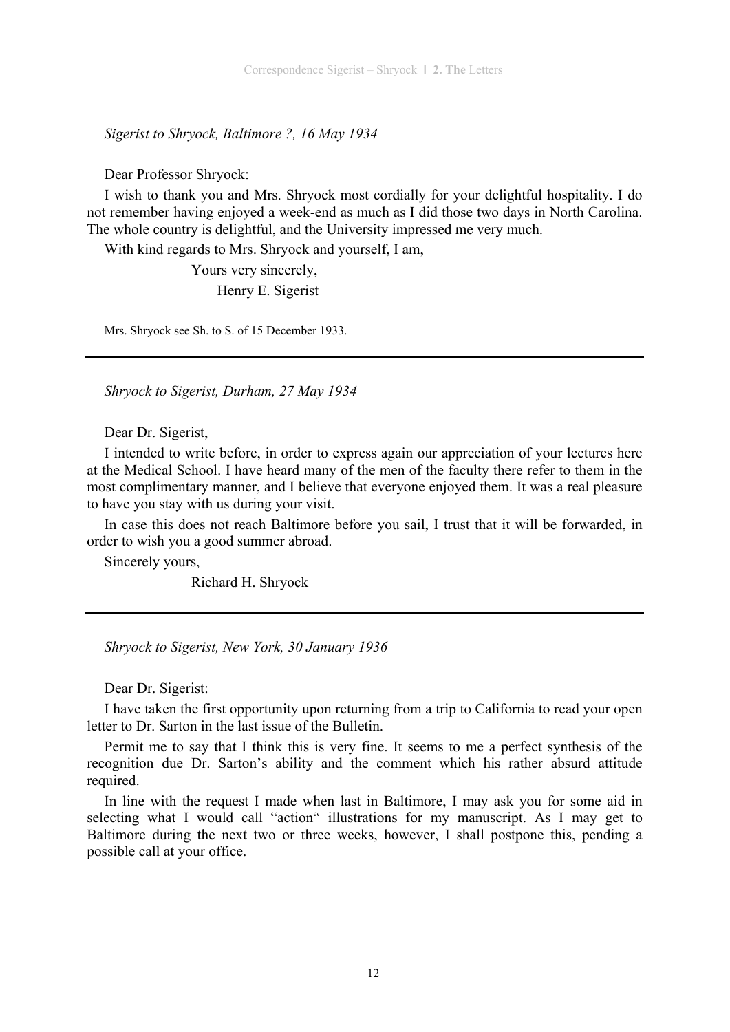*Sigerist to Shryock, Baltimore ?, 16 May 1934*

Dear Professor Shryock:

I wish to thank you and Mrs. Shryock most cordially for your delightful hospitality. I do not remember having enjoyed a week-end as much as I did those two days in North Carolina. The whole country is delightful, and the University impressed me very much.

With kind regards to Mrs. Shryock and yourself, I am,

Yours very sincerely,
Henry E. Sigerist

Mrs. Shryock see Sh. to S. of 15 December 1933.

---

*Shryock to Sigerist, Durham, 27 May 1934*

Dear Dr. Sigerist,

I intended to write before, in order to express again our appreciation of your lectures here at the Medical School. I have heard many of the men of the faculty there refer to them in the most complimentary manner, and I believe that everyone enjoyed them. It was a real pleasure to have you stay with us during your visit.

In case this does not reach Baltimore before you sail, I trust that it will be forwarded, in order to wish you a good summer abroad.

Sincerely yours,
Richard H. Shryock

---

*Shryock to Sigerist, New York, 30 January 1936*

Dear Dr. Sigerist:

I have taken the first opportunity upon returning from a trip to California to read your open letter to Dr. Sarton in the last issue of the Bulletin.

Permit me to say that I think this is very fine. It seems to me a perfect synthesis of the recognition due Dr. Sarton's ability and the comment which his rather absurd attitude required.

In line with the request I made when last in Baltimore, I may ask you for some aid in selecting what I would call "action" illustrations for my manuscript. As I may get to Baltimore during the next two or three weeks, however, I shall postpone this, pending a possible call at your office.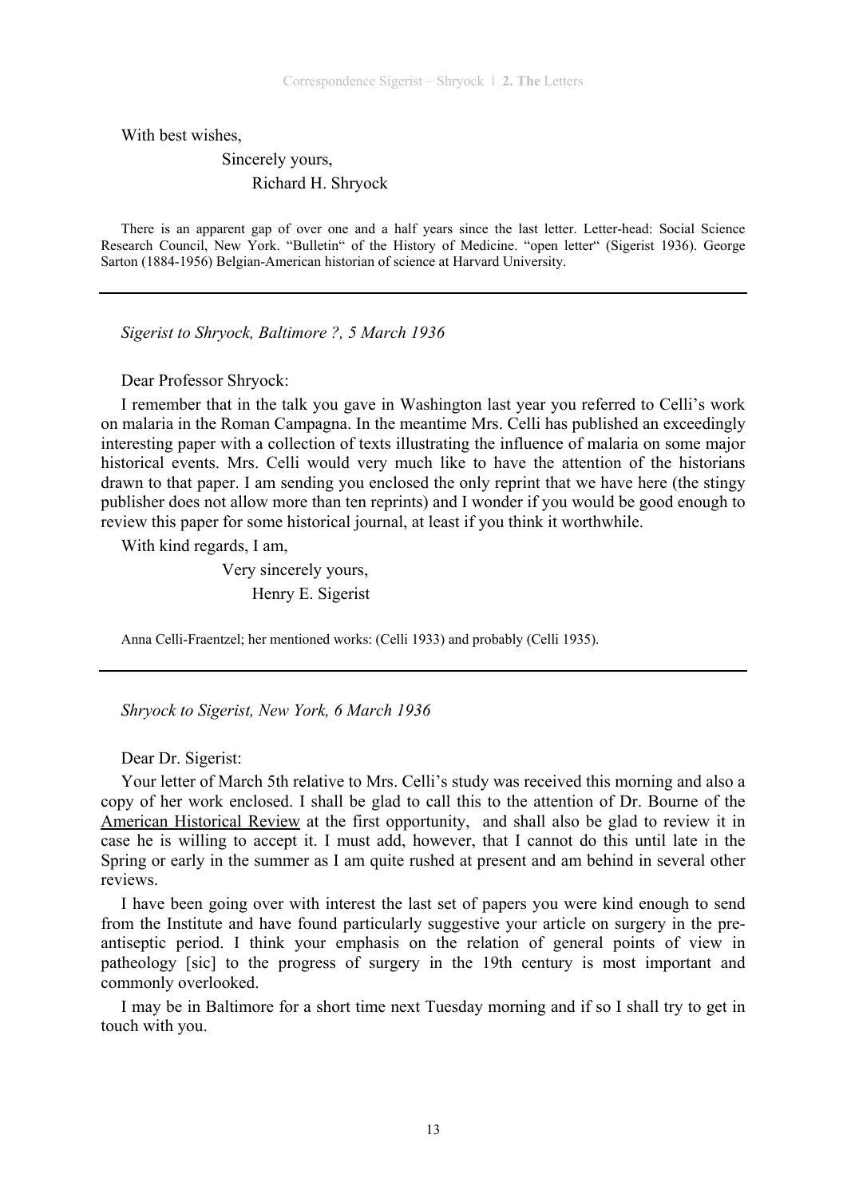With best wishes,

Sincerely yours,

Richard H. Shryock

There is an apparent gap of over one and a half years since the last letter. Letter-head: Social Science Research Council, New York. "Bulletin" of the History of Medicine. "open letter" (Sigerist 1936). George Sarton (1884-1956) Belgian-American historian of science at Harvard University.

---

*Sigerist to Shryock, Baltimore ?, 5 March 1936*

Dear Professor Shryock:

I remember that in the talk you gave in Washington last year you referred to Celli's work on malaria in the Roman Campagna. In the meantime Mrs. Celli has published an exceedingly interesting paper with a collection of texts illustrating the influence of malaria on some major historical events. Mrs. Celli would very much like to have the attention of the historians drawn to that paper. I am sending you enclosed the only reprint that we have here (the stingy publisher does not allow more than ten reprints) and I wonder if you would be good enough to review this paper for some historical journal, at least if you think it worthwhile.

With kind regards, I am,

Very sincerely yours,

Henry E. Sigerist

Anna Celli-Fraentzel; her mentioned works: (Celli 1933) and probably (Celli 1935).

---

*Shryock to Sigerist, New York, 6 March 1936*

Dear Dr. Sigerist:

Your letter of March 5th relative to Mrs. Celli's study was received this morning and also a copy of her work enclosed. I shall be glad to call this to the attention of Dr. Bourne of the American Historical Review at the first opportunity, and shall also be glad to review it in case he is willing to accept it. I must add, however, that I cannot do this until late in the Spring or early in the summer as I am quite rushed at present and am behind in several other reviews.

I have been going over with interest the last set of papers you were kind enough to send from the Institute and have found particularly suggestive your article on surgery in the pre-antiseptic period. I think your emphasis on the relation of general points of view in patheology [sic] to the progress of surgery in the 19th century is most important and commonly overlooked.

I may be in Baltimore for a short time next Tuesday morning and if so I shall try to get in touch with you.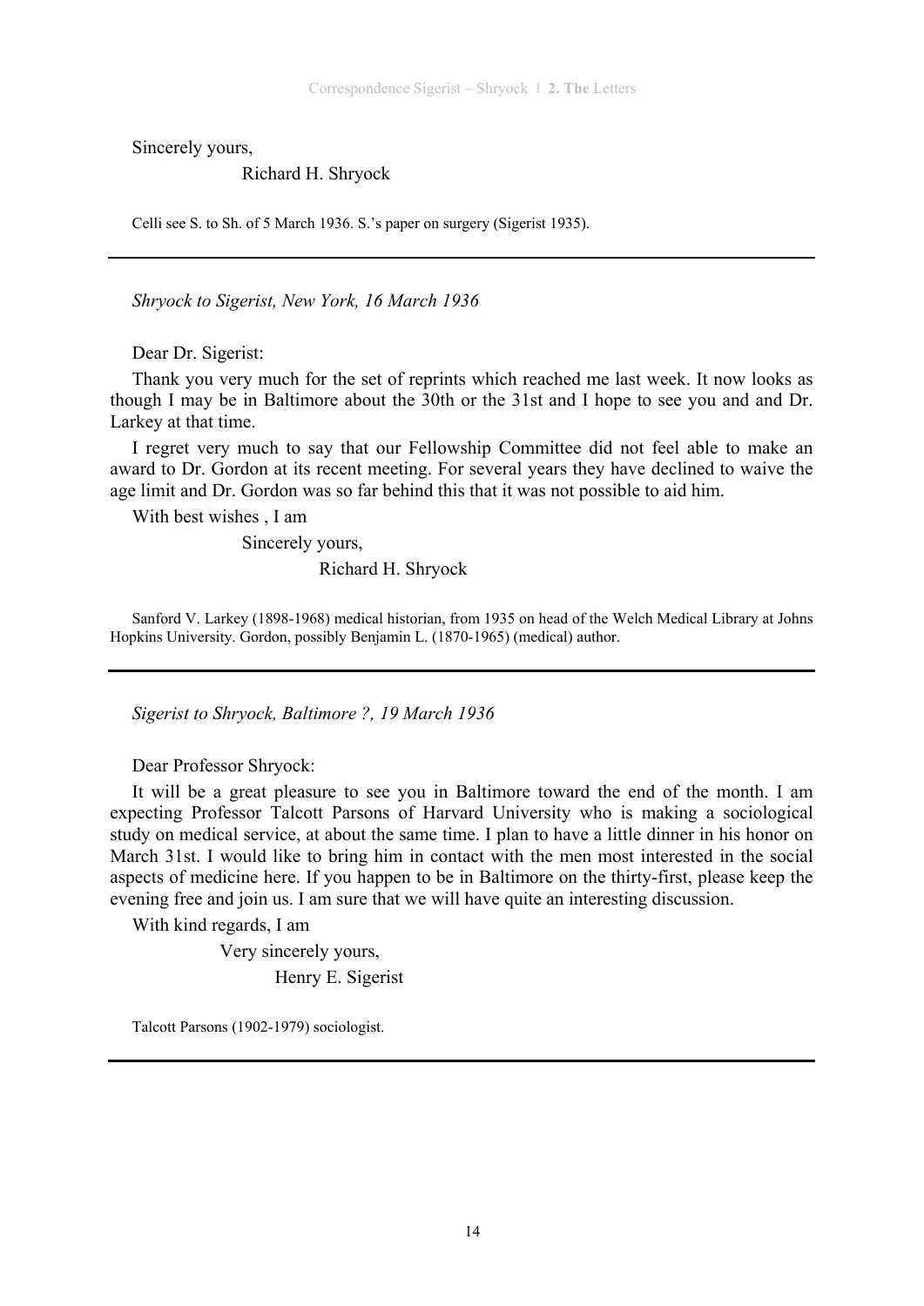Sincerely yours,

Richard H. Shryock

Celli see S. to Sh. of 5 March 1936. S.'s paper on surgery (Sigerist 1935).

---

*Shryock to Sigerist, New York, 16 March 1936*

Dear Dr. Sigerist:

Thank you very much for the set of reprints which reached me last week. It now looks as though I may be in Baltimore about the 30th or the 31st and I hope to see you and and Dr. Larkey at that time.

I regret very much to say that our Fellowship Committee did not feel able to make an award to Dr. Gordon at its recent meeting. For several years they have declined to waive the age limit and Dr. Gordon was so far behind this that it was not possible to aid him.

With best wishes , I am

Sincerely yours,

Richard H. Shryock

Sanford V. Larkey (1898-1968) medical historian, from 1935 on head of the Welch Medical Library at Johns Hopkins University. Gordon, possibly Benjamin L. (1870-1965) (medical) author.

---

*Sigerist to Shryock, Baltimore ?, 19 March 1936*

Dear Professor Shryock:

It will be a great pleasure to see you in Baltimore toward the end of the month. I am expecting Professor Talcott Parsons of Harvard University who is making a sociological study on medical service, at about the same time. I plan to have a little dinner in his honor on March 31st. I would like to bring him in contact with the men most interested in the social aspects of medicine here. If you happen to be in Baltimore on the thirty-first, please keep the evening free and join us. I am sure that we will have quite an interesting discussion.

With kind regards, I am

Very sincerely yours,

Henry E. Sigerist

Talcott Parsons (1902-1979) sociologist.

---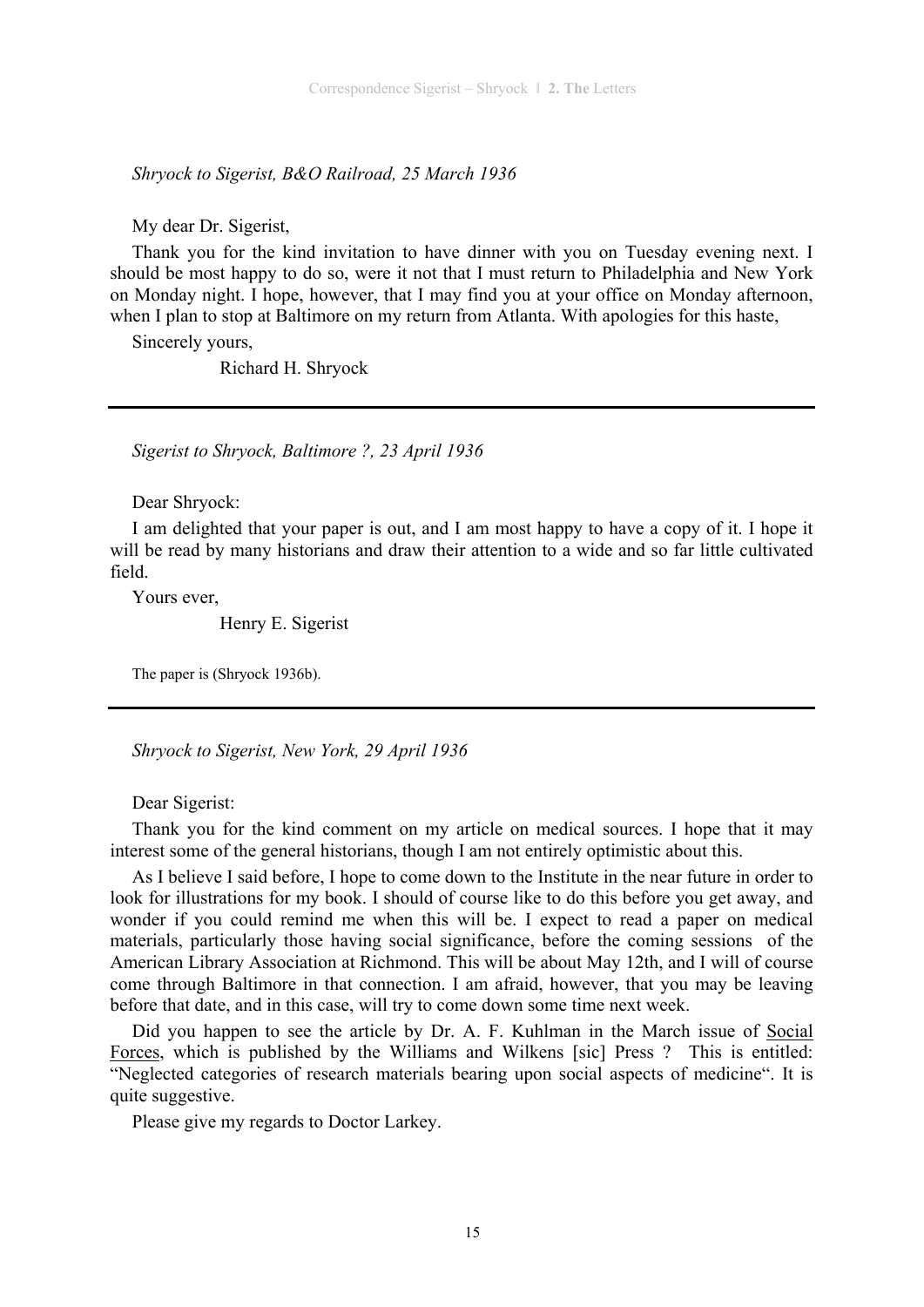*Shryock to Sigerist, B&O Railroad, 25 March 1936*

My dear Dr. Sigerist,

Thank you for the kind invitation to have dinner with you on Tuesday evening next. I should be most happy to do so, were it not that I must return to Philadelphia and New York on Monday night. I hope, however, that I may find you at your office on Monday afternoon, when I plan to stop at Baltimore on my return from Atlanta. With apologies for this haste,

Sincerely yours,

Richard H. Shryock

---

*Sigerist to Shryock, Baltimore ?, 23 April 1936*

Dear Shryock:

I am delighted that your paper is out, and I am most happy to have a copy of it. I hope it will be read by many historians and draw their attention to a wide and so far little cultivated field.

Yours ever,

Henry E. Sigerist

The paper is (Shryock 1936b).

---

*Shryock to Sigerist, New York, 29 April 1936*

Dear Sigerist:

Thank you for the kind comment on my article on medical sources. I hope that it may interest some of the general historians, though I am not entirely optimistic about this.

As I believe I said before, I hope to come down to the Institute in the near future in order to look for illustrations for my book. I should of course like to do this before you get away, and wonder if you could remind me when this will be. I expect to read a paper on medical materials, particularly those having social significance, before the coming sessions of the American Library Association at Richmond. This will be about May 12th, and I will of course come through Baltimore in that connection. I am afraid, however, that you may be leaving before that date, and in this case, will try to come down some time next week.

Did you happen to see the article by Dr. A. F. Kuhlman in the March issue of <u>Social Forces</u>, which is published by the Williams and Wilkens [sic] Press ? This is entitled: "Neglected categories of research materials bearing upon social aspects of medicine". It is quite suggestive.

Please give my regards to Doctor Larkey.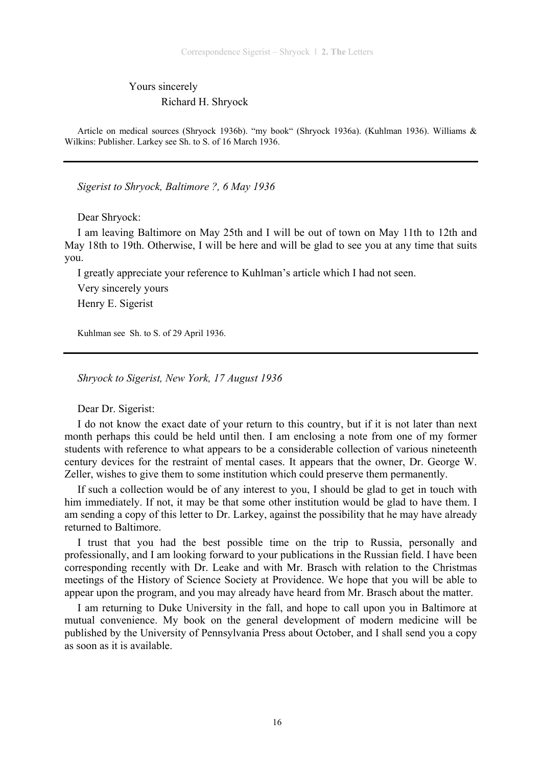Yours sincerely

Richard H. Shryock

Article on medical sources (Shryock 1936b). "my book" (Shryock 1936a). (Kuhlman 1936). Williams & Wilkins: Publisher. Larkey see Sh. to S. of 16 March 1936.

---

*Sigerist to Shryock, Baltimore ?, 6 May 1936*

Dear Shryock:

I am leaving Baltimore on May 25th and I will be out of town on May 11th to 12th and May 18th to 19th. Otherwise, I will be here and will be glad to see you at any time that suits you.

I greatly appreciate your reference to Kuhlman's article which I had not seen.

Very sincerely yours

Henry E. Sigerist

Kuhlman see Sh. to S. of 29 April 1936.

---

*Shryock to Sigerist, New York, 17 August 1936*

Dear Dr. Sigerist:

I do not know the exact date of your return to this country, but if it is not later than next month perhaps this could be held until then. I am enclosing a note from one of my former students with reference to what appears to be a considerable collection of various nineteenth century devices for the restraint of mental cases. It appears that the owner, Dr. George W. Zeller, wishes to give them to some institution which could preserve them permanently.

If such a collection would be of any interest to you, I should be glad to get in touch with him immediately. If not, it may be that some other institution would be glad to have them. I am sending a copy of this letter to Dr. Larkey, against the possibility that he may have already returned to Baltimore.

I trust that you had the best possible time on the trip to Russia, personally and professionally, and I am looking forward to your publications in the Russian field. I have been corresponding recently with Dr. Leake and with Mr. Brasch with relation to the Christmas meetings of the History of Science Society at Providence. We hope that you will be able to appear upon the program, and you may already have heard from Mr. Brasch about the matter.

I am returning to Duke University in the fall, and hope to call upon you in Baltimore at mutual convenience. My book on the general development of modern medicine will be published by the University of Pennsylvania Press about October, and I shall send you a copy as soon as it is available.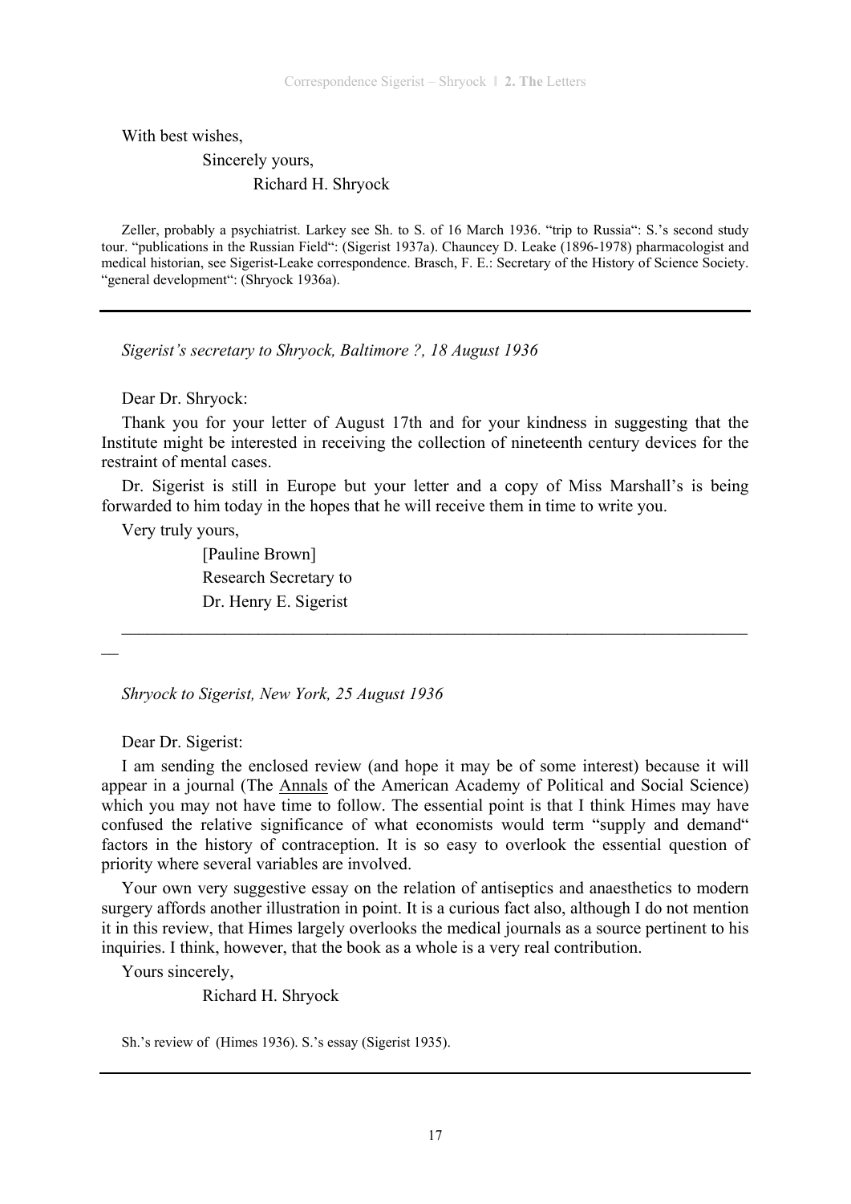With best wishes,

Sincerely yours,

Richard H. Shryock

Zeller, probably a psychiatrist. Larkey see Sh. to S. of 16 March 1936. "trip to Russia": S.'s second study tour. "publications in the Russian Field": (Sigerist 1937a). Chauncey D. Leake (1896-1978) pharmacologist and medical historian, see Sigerist-Leake correspondence. Brasch, F. E.: Secretary of the History of Science Society. "general development": (Shryock 1936a).

---

*Sigerist's secretary to Shryock, Baltimore ?, 18 August 1936*

Dear Dr. Shryock:

Thank you for your letter of August 17th and for your kindness in suggesting that the Institute might be interested in receiving the collection of nineteenth century devices for the restraint of mental cases.

Dr. Sigerist is still in Europe but your letter and a copy of Miss Marshall's is being forwarded to him today in the hopes that he will receive them in time to write you.

Very truly yours,

[Pauline Brown]
Research Secretary to
Dr. Henry E. Sigerist

---

*Shryock to Sigerist, New York, 25 August 1936*

Dear Dr. Sigerist:

I am sending the enclosed review (and hope it may be of some interest) because it will appear in a journal (The Annals of the American Academy of Political and Social Science) which you may not have time to follow. The essential point is that I think Himes may have confused the relative significance of what economists would term "supply and demand" factors in the history of contraception. It is so easy to overlook the essential question of priority where several variables are involved.

Your own very suggestive essay on the relation of antiseptics and anaesthetics to modern surgery affords another illustration in point. It is a curious fact also, although I do not mention it in this review, that Himes largely overlooks the medical journals as a source pertinent to his inquiries. I think, however, that the book as a whole is a very real contribution.

Yours sincerely,

Richard H. Shryock

Sh.'s review of (Himes 1936). S.'s essay (Sigerist 1935).

---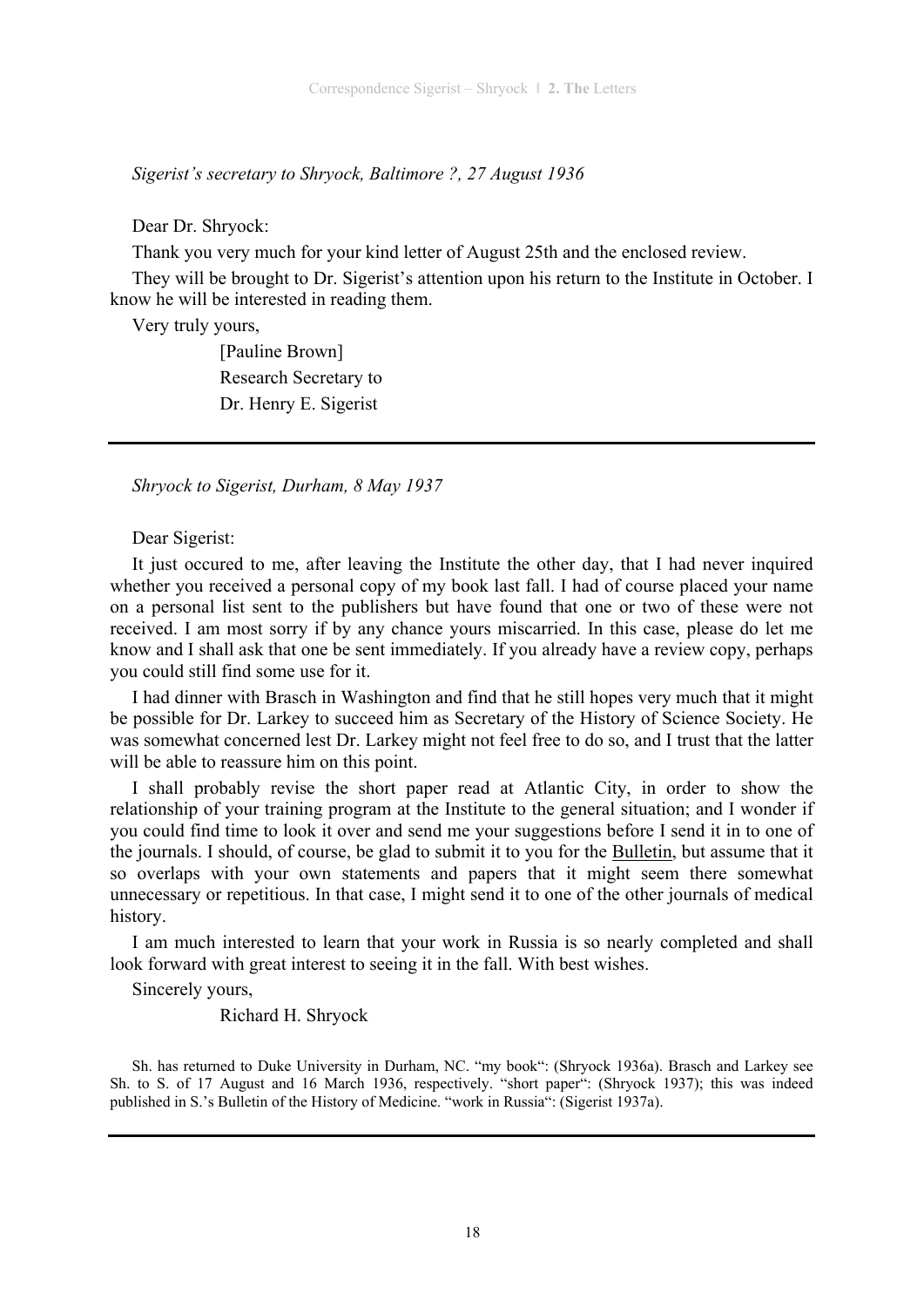*Sigerist's secretary to Shryock, Baltimore ?, 27 August 1936*

Dear Dr. Shryock:

Thank you very much for your kind letter of August 25th and the enclosed review.

They will be brought to Dr. Sigerist's attention upon his return to the Institute in October. I know he will be interested in reading them.

Very truly yours,

[Pauline Brown]
Research Secretary to
Dr. Henry E. Sigerist

---

*Shryock to Sigerist, Durham, 8 May 1937*

Dear Sigerist:

It just occured to me, after leaving the Institute the other day, that I had never inquired whether you received a personal copy of my book last fall. I had of course placed your name on a personal list sent to the publishers but have found that one or two of these were not received. I am most sorry if by any chance yours miscarried. In this case, please do let me know and I shall ask that one be sent immediately. If you already have a review copy, perhaps you could still find some use for it.

I had dinner with Brasch in Washington and find that he still hopes very much that it might be possible for Dr. Larkey to succeed him as Secretary of the History of Science Society. He was somewhat concerned lest Dr. Larkey might not feel free to do so, and I trust that the latter will be able to reassure him on this point.

I shall probably revise the short paper read at Atlantic City, in order to show the relationship of your training program at the Institute to the general situation; and I wonder if you could find time to look it over and send me your suggestions before I send it in to one of the journals. I should, of course, be glad to submit it to you for the Bulletin, but assume that it so overlaps with your own statements and papers that it might seem there somewhat unnecessary or repetitious. In that case, I might send it to one of the other journals of medical history.

I am much interested to learn that your work in Russia is so nearly completed and shall look forward with great interest to seeing it in the fall. With best wishes.

Sincerely yours,

Richard H. Shryock

Sh. has returned to Duke University in Durham, NC. "my book": (Shryock 1936a). Brasch and Larkey see Sh. to S. of 17 August and 16 March 1936, respectively. "short paper": (Shryock 1937); this was indeed published in S.'s Bulletin of the History of Medicine. "work in Russia": (Sigerist 1937a).

---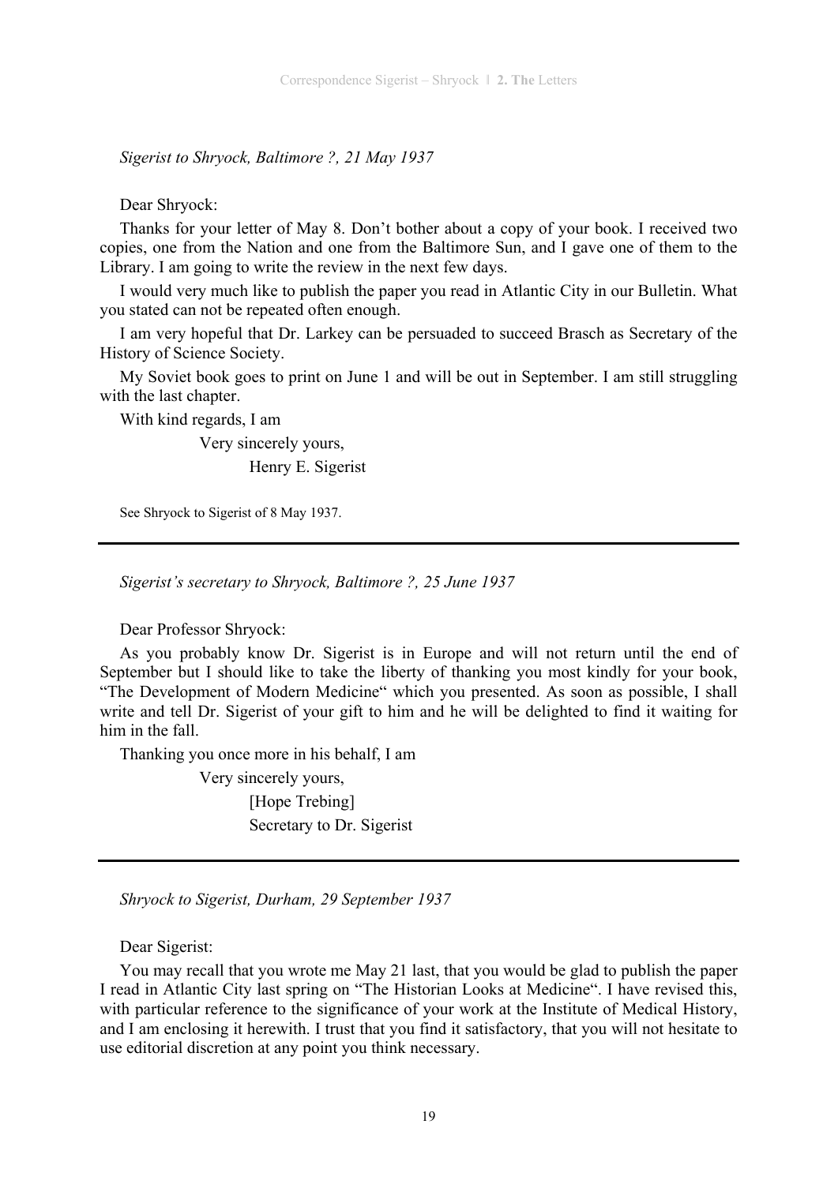*Sigerist to Shryock, Baltimore ?, 21 May 1937*

Dear Shryock:

Thanks for your letter of May 8. Don't bother about a copy of your book. I received two copies, one from the Nation and one from the Baltimore Sun, and I gave one of them to the Library. I am going to write the review in the next few days.

I would very much like to publish the paper you read in Atlantic City in our Bulletin. What you stated can not be repeated often enough.

I am very hopeful that Dr. Larkey can be persuaded to succeed Brasch as Secretary of the History of Science Society.

My Soviet book goes to print on June 1 and will be out in September. I am still struggling with the last chapter.

With kind regards, I am

Very sincerely yours,

Henry E. Sigerist

See Shryock to Sigerist of 8 May 1937.

---

*Sigerist's secretary to Shryock, Baltimore ?, 25 June 1937*

Dear Professor Shryock:

As you probably know Dr. Sigerist is in Europe and will not return until the end of September but I should like to take the liberty of thanking you most kindly for your book, "The Development of Modern Medicine" which you presented. As soon as possible, I shall write and tell Dr. Sigerist of your gift to him and he will be delighted to find it waiting for him in the fall.

Thanking you once more in his behalf, I am

Very sincerely yours,

[Hope Trebing]

Secretary to Dr. Sigerist

---

*Shryock to Sigerist, Durham, 29 September 1937*

Dear Sigerist:

You may recall that you wrote me May 21 last, that you would be glad to publish the paper I read in Atlantic City last spring on "The Historian Looks at Medicine". I have revised this, with particular reference to the significance of your work at the Institute of Medical History, and I am enclosing it herewith. I trust that you find it satisfactory, that you will not hesitate to use editorial discretion at any point you think necessary.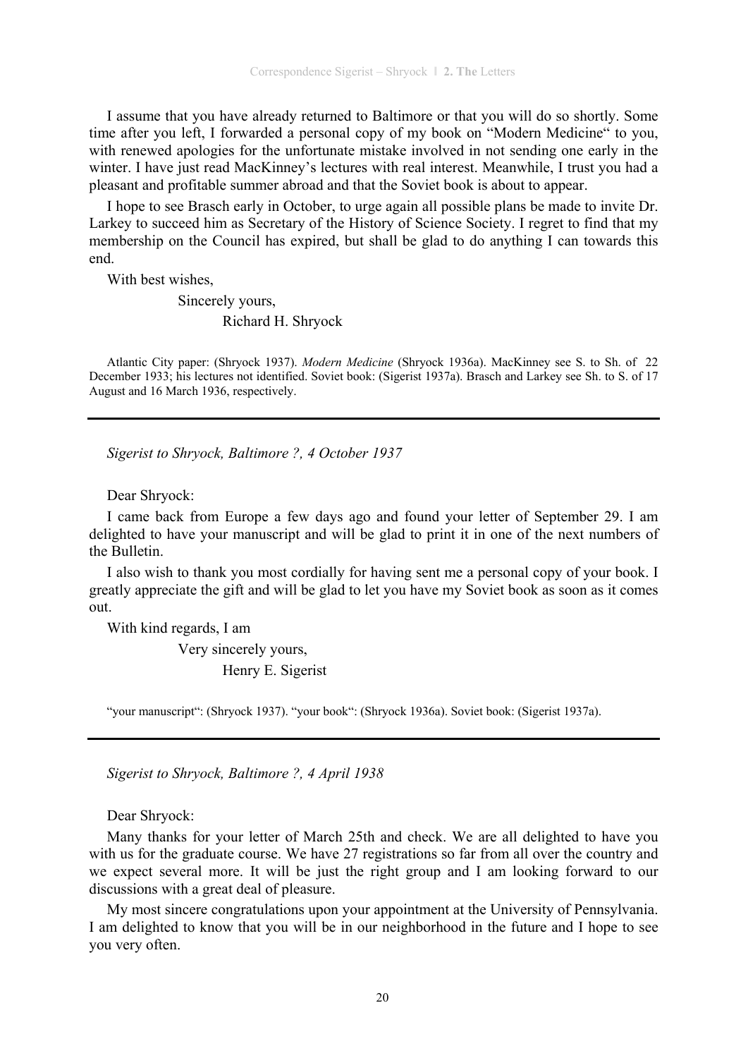I assume that you have already returned to Baltimore or that you will do so shortly. Some time after you left, I forwarded a personal copy of my book on "Modern Medicine" to you, with renewed apologies for the unfortunate mistake involved in not sending one early in the winter. I have just read MacKinney's lectures with real interest. Meanwhile, I trust you had a pleasant and profitable summer abroad and that the Soviet book is about to appear.

I hope to see Brasch early in October, to urge again all possible plans be made to invite Dr. Larkey to succeed him as Secretary of the History of Science Society. I regret to find that my membership on the Council has expired, but shall be glad to do anything I can towards this end.

With best wishes,

Sincerely yours,

Richard H. Shryock

Atlantic City paper: (Shryock 1937). *Modern Medicine* (Shryock 1936a). MacKinney see S. to Sh. of 22 December 1933; his lectures not identified. Soviet book: (Sigerist 1937a). Brasch and Larkey see Sh. to S. of 17 August and 16 March 1936, respectively.

---

*Sigerist to Shryock, Baltimore ?, 4 October 1937*

Dear Shryock:

I came back from Europe a few days ago and found your letter of September 29. I am delighted to have your manuscript and will be glad to print it in one of the next numbers of the Bulletin.

I also wish to thank you most cordially for having sent me a personal copy of your book. I greatly appreciate the gift and will be glad to let you have my Soviet book as soon as it comes out.

With kind regards, I am

Very sincerely yours,

Henry E. Sigerist

"your manuscript": (Shryock 1937). "your book": (Shryock 1936a). Soviet book: (Sigerist 1937a).

---

*Sigerist to Shryock, Baltimore ?, 4 April 1938*

Dear Shryock:

Many thanks for your letter of March 25th and check. We are all delighted to have you with us for the graduate course. We have 27 registrations so far from all over the country and we expect several more. It will be just the right group and I am looking forward to our discussions with a great deal of pleasure.

My most sincere congratulations upon your appointment at the University of Pennsylvania. I am delighted to know that you will be in our neighborhood in the future and I hope to see you very often.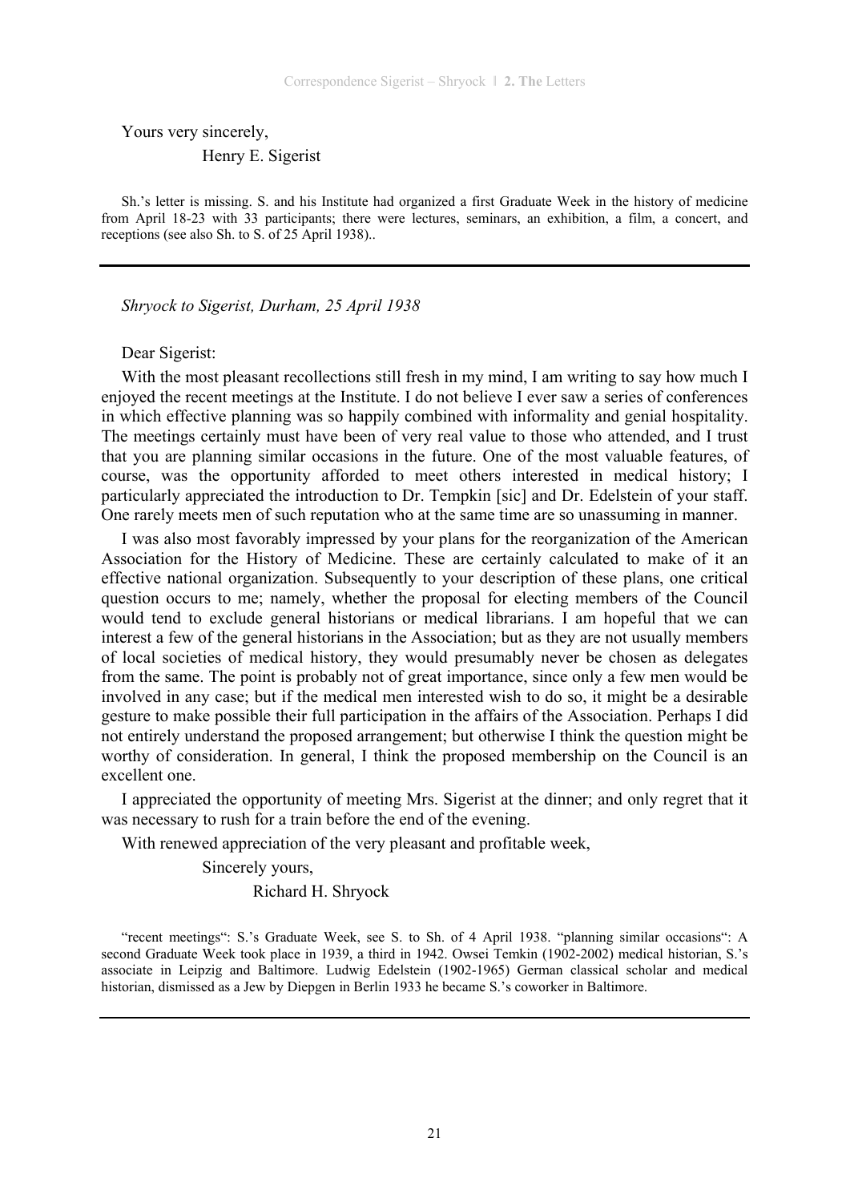Yours very sincerely,

Henry E. Sigerist

Sh.'s letter is missing. S. and his Institute had organized a first Graduate Week in the history of medicine from April 18-23 with 33 participants; there were lectures, seminars, an exhibition, a film, a concert, and receptions (see also Sh. to S. of 25 April 1938)..

---

*Shryock to Sigerist, Durham, 25 April 1938*

Dear Sigerist:

With the most pleasant recollections still fresh in my mind, I am writing to say how much I enjoyed the recent meetings at the Institute. I do not believe I ever saw a series of conferences in which effective planning was so happily combined with informality and genial hospitality. The meetings certainly must have been of very real value to those who attended, and I trust that you are planning similar occasions in the future. One of the most valuable features, of course, was the opportunity afforded to meet others interested in medical history; I particularly appreciated the introduction to Dr. Tempkin [sic] and Dr. Edelstein of your staff. One rarely meets men of such reputation who at the same time are so unassuming in manner.

I was also most favorably impressed by your plans for the reorganization of the American Association for the History of Medicine. These are certainly calculated to make of it an effective national organization. Subsequently to your description of these plans, one critical question occurs to me; namely, whether the proposal for electing members of the Council would tend to exclude general historians or medical librarians. I am hopeful that we can interest a few of the general historians in the Association; but as they are not usually members of local societies of medical history, they would presumably never be chosen as delegates from the same. The point is probably not of great importance, since only a few men would be involved in any case; but if the medical men interested wish to do so, it might be a desirable gesture to make possible their full participation in the affairs of the Association. Perhaps I did not entirely understand the proposed arrangement; but otherwise I think the question might be worthy of consideration. In general, I think the proposed membership on the Council is an excellent one.

I appreciated the opportunity of meeting Mrs. Sigerist at the dinner; and only regret that it was necessary to rush for a train before the end of the evening.

With renewed appreciation of the very pleasant and profitable week,

Sincerely yours,

Richard H. Shryock

"recent meetings": S.'s Graduate Week, see S. to Sh. of 4 April 1938. "planning similar occasions": A second Graduate Week took place in 1939, a third in 1942. Owsei Temkin (1902-2002) medical historian, S.'s associate in Leipzig and Baltimore. Ludwig Edelstein (1902-1965) German classical scholar and medical historian, dismissed as a Jew by Diepgen in Berlin 1933 he became S.'s coworker in Baltimore.

---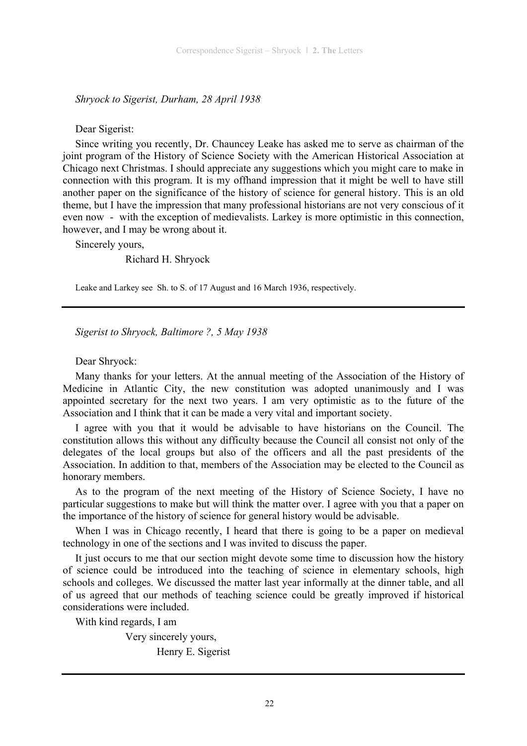*Shryock to Sigerist, Durham, 28 April 1938*

Dear Sigerist:

Since writing you recently, Dr. Chauncey Leake has asked me to serve as chairman of the joint program of the History of Science Society with the American Historical Association at Chicago next Christmas. I should appreciate any suggestions which you might care to make in connection with this program. It is my offhand impression that it might be well to have still another paper on the significance of the history of science for general history. This is an old theme, but I have the impression that many professional historians are not very conscious of it even now - with the exception of medievalists. Larkey is more optimistic in this connection, however, and I may be wrong about it.

Sincerely yours,

Richard H. Shryock

Leake and Larkey see Sh. to S. of 17 August and 16 March 1936, respectively.

---

*Sigerist to Shryock, Baltimore ?, 5 May 1938*

Dear Shryock:

Many thanks for your letters. At the annual meeting of the Association of the History of Medicine in Atlantic City, the new constitution was adopted unanimously and I was appointed secretary for the next two years. I am very optimistic as to the future of the Association and I think that it can be made a very vital and important society.

I agree with you that it would be advisable to have historians on the Council. The constitution allows this without any difficulty because the Council all consist not only of the delegates of the local groups but also of the officers and all the past presidents of the Association. In addition to that, members of the Association may be elected to the Council as honorary members.

As to the program of the next meeting of the History of Science Society, I have no particular suggestions to make but will think the matter over. I agree with you that a paper on the importance of the history of science for general history would be advisable.

When I was in Chicago recently, I heard that there is going to be a paper on medieval technology in one of the sections and I was invited to discuss the paper.

It just occurs to me that our section might devote some time to discussion how the history of science could be introduced into the teaching of science in elementary schools, high schools and colleges. We discussed the matter last year informally at the dinner table, and all of us agreed that our methods of teaching science could be greatly improved if historical considerations were included.

With kind regards, I am

Very sincerely yours,

Henry E. Sigerist

---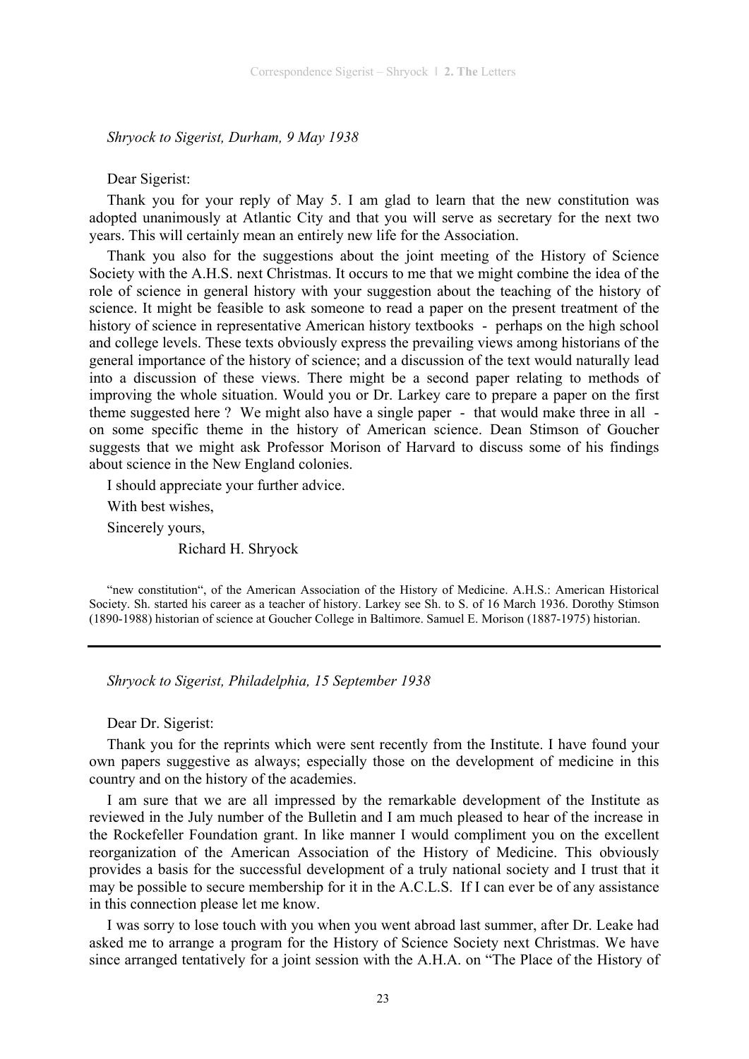*Shryock to Sigerist, Durham, 9 May 1938*

Dear Sigerist:

Thank you for your reply of May 5. I am glad to learn that the new constitution was adopted unanimously at Atlantic City and that you will serve as secretary for the next two years. This will certainly mean an entirely new life for the Association.

Thank you also for the suggestions about the joint meeting of the History of Science Society with the A.H.S. next Christmas. It occurs to me that we might combine the idea of the role of science in general history with your suggestion about the teaching of the history of science. It might be feasible to ask someone to read a paper on the present treatment of the history of science in representative American history textbooks - perhaps on the high school and college levels. These texts obviously express the prevailing views among historians of the general importance of the history of science; and a discussion of the text would naturally lead into a discussion of these views. There might be a second paper relating to methods of improving the whole situation. Would you or Dr. Larkey care to prepare a paper on the first theme suggested here ? We might also have a single paper - that would make three in all - on some specific theme in the history of American science. Dean Stimson of Goucher suggests that we might ask Professor Morison of Harvard to discuss some of his findings about science in the New England colonies.

I should appreciate your further advice.

With best wishes,

Sincerely yours,

Richard H. Shryock

"new constitution", of the American Association of the History of Medicine. A.H.S.: American Historical Society. Sh. started his career as a teacher of history. Larkey see Sh. to S. of 16 March 1936. Dorothy Stimson (1890-1988) historian of science at Goucher College in Baltimore. Samuel E. Morison (1887-1975) historian.

---

*Shryock to Sigerist, Philadelphia, 15 September 1938*

Dear Dr. Sigerist:

Thank you for the reprints which were sent recently from the Institute. I have found your own papers suggestive as always; especially those on the development of medicine in this country and on the history of the academies.

I am sure that we are all impressed by the remarkable development of the Institute as reviewed in the July number of the Bulletin and I am much pleased to hear of the increase in the Rockefeller Foundation grant. In like manner I would compliment you on the excellent reorganization of the American Association of the History of Medicine. This obviously provides a basis for the successful development of a truly national society and I trust that it may be possible to secure membership for it in the A.C.L.S. If I can ever be of any assistance in this connection please let me know.

I was sorry to lose touch with you when you went abroad last summer, after Dr. Leake had asked me to arrange a program for the History of Science Society next Christmas. We have since arranged tentatively for a joint session with the A.H.A. on "The Place of the History of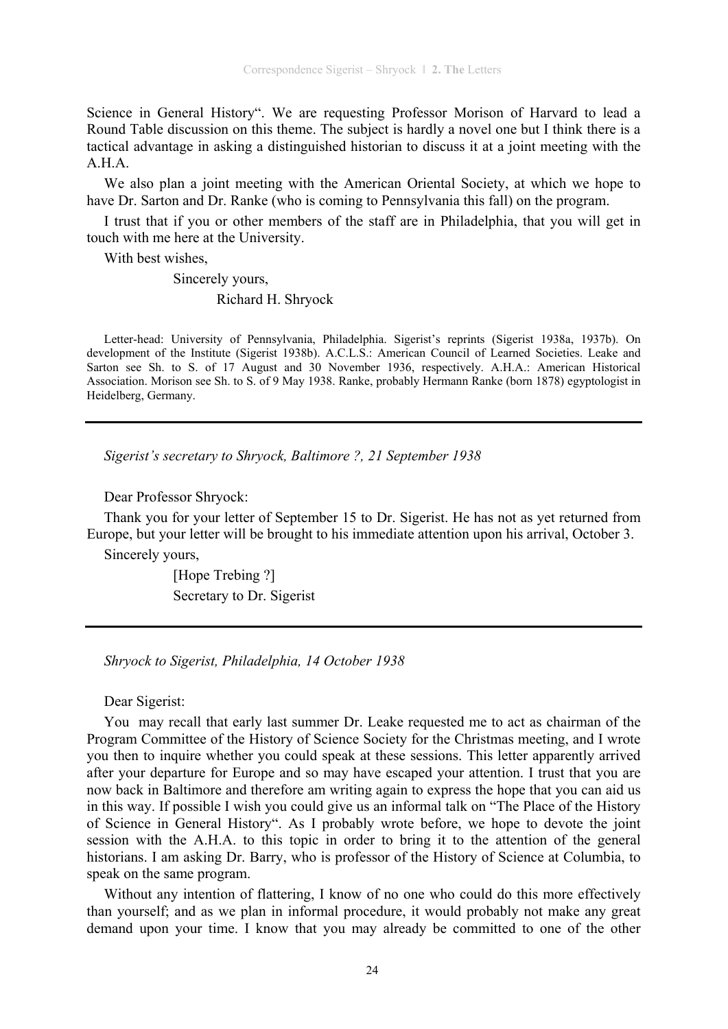Science in General History". We are requesting Professor Morison of Harvard to lead a Round Table discussion on this theme. The subject is hardly a novel one but I think there is a tactical advantage in asking a distinguished historian to discuss it at a joint meeting with the A.H.A.

We also plan a joint meeting with the American Oriental Society, at which we hope to have Dr. Sarton and Dr. Ranke (who is coming to Pennsylvania this fall) on the program.

I trust that if you or other members of the staff are in Philadelphia, that you will get in touch with me here at the University.

With best wishes,

Sincerely yours,

Richard H. Shryock

Letter-head: University of Pennsylvania, Philadelphia. Sigerist's reprints (Sigerist 1938a, 1937b). On development of the Institute (Sigerist 1938b). A.C.L.S.: American Council of Learned Societies. Leake and Sarton see Sh. to S. of 17 August and 30 November 1936, respectively. A.H.A.: American Historical Association. Morison see Sh. to S. of 9 May 1938. Ranke, probably Hermann Ranke (born 1878) egyptologist in Heidelberg, Germany.

---

*Sigerist's secretary to Shryock, Baltimore ?, 21 September 1938*

Dear Professor Shryock:

Thank you for your letter of September 15 to Dr. Sigerist. He has not as yet returned from Europe, but your letter will be brought to his immediate attention upon his arrival, October 3.

Sincerely yours,

[Hope Trebing ?]
Secretary to Dr. Sigerist

---

*Shryock to Sigerist, Philadelphia, 14 October 1938*

Dear Sigerist:

You may recall that early last summer Dr. Leake requested me to act as chairman of the Program Committee of the History of Science Society for the Christmas meeting, and I wrote you then to inquire whether you could speak at these sessions. This letter apparently arrived after your departure for Europe and so may have escaped your attention. I trust that you are now back in Baltimore and therefore am writing again to express the hope that you can aid us in this way. If possible I wish you could give us an informal talk on "The Place of the History of Science in General History". As I probably wrote before, we hope to devote the joint session with the A.H.A. to this topic in order to bring it to the attention of the general historians. I am asking Dr. Barry, who is professor of the History of Science at Columbia, to speak on the same program.

Without any intention of flattering, I know of no one who could do this more effectively than yourself; and as we plan in informal procedure, it would probably not make any great demand upon your time. I know that you may already be committed to one of the other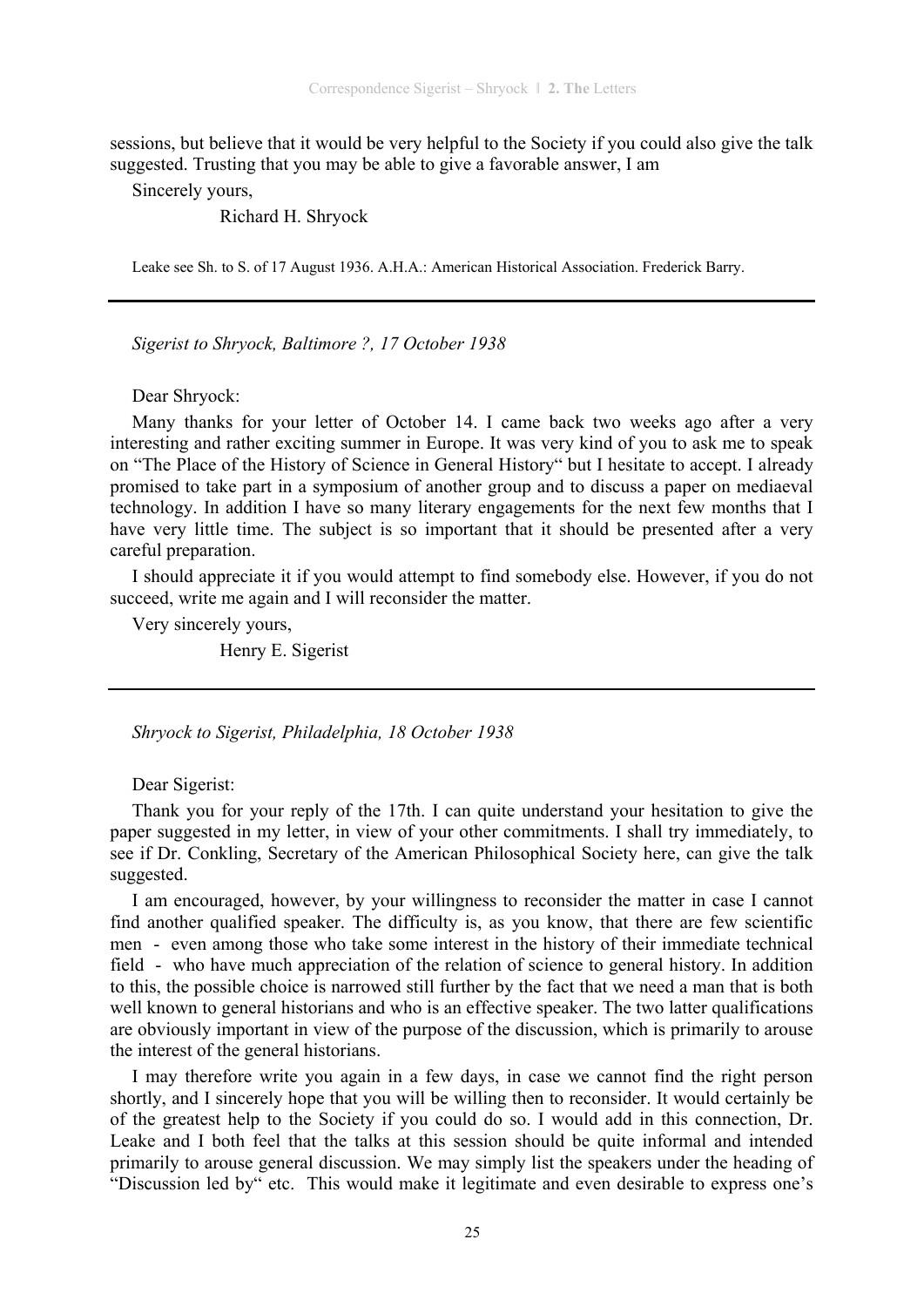sessions, but believe that it would be very helpful to the Society if you could also give the talk suggested. Trusting that you may be able to give a favorable answer, I am

Sincerely yours,

Richard H. Shryock

Leake see Sh. to S. of 17 August 1936. A.H.A.: American Historical Association. Frederick Barry.

---

*Sigerist to Shryock, Baltimore ?, 17 October 1938*

Dear Shryock:

Many thanks for your letter of October 14. I came back two weeks ago after a very interesting and rather exciting summer in Europe. It was very kind of you to ask me to speak on "The Place of the History of Science in General History" but I hesitate to accept. I already promised to take part in a symposium of another group and to discuss a paper on mediaeval technology. In addition I have so many literary engagements for the next few months that I have very little time. The subject is so important that it should be presented after a very careful preparation.

I should appreciate it if you would attempt to find somebody else. However, if you do not succeed, write me again and I will reconsider the matter.

Very sincerely yours,

Henry E. Sigerist

---

*Shryock to Sigerist, Philadelphia, 18 October 1938*

Dear Sigerist:

Thank you for your reply of the 17th. I can quite understand your hesitation to give the paper suggested in my letter, in view of your other commitments. I shall try immediately, to see if Dr. Conkling, Secretary of the American Philosophical Society here, can give the talk suggested.

I am encouraged, however, by your willingness to reconsider the matter in case I cannot find another qualified speaker. The difficulty is, as you know, that there are few scientific men - even among those who take some interest in the history of their immediate technical field - who have much appreciation of the relation of science to general history. In addition to this, the possible choice is narrowed still further by the fact that we need a man that is both well known to general historians and who is an effective speaker. The two latter qualifications are obviously important in view of the purpose of the discussion, which is primarily to arouse the interest of the general historians.

I may therefore write you again in a few days, in case we cannot find the right person shortly, and I sincerely hope that you will be willing then to reconsider. It would certainly be of the greatest help to the Society if you could do so. I would add in this connection, Dr. Leake and I both feel that the talks at this session should be quite informal and intended primarily to arouse general discussion. We may simply list the speakers under the heading of "Discussion led by" etc. This would make it legitimate and even desirable to express one's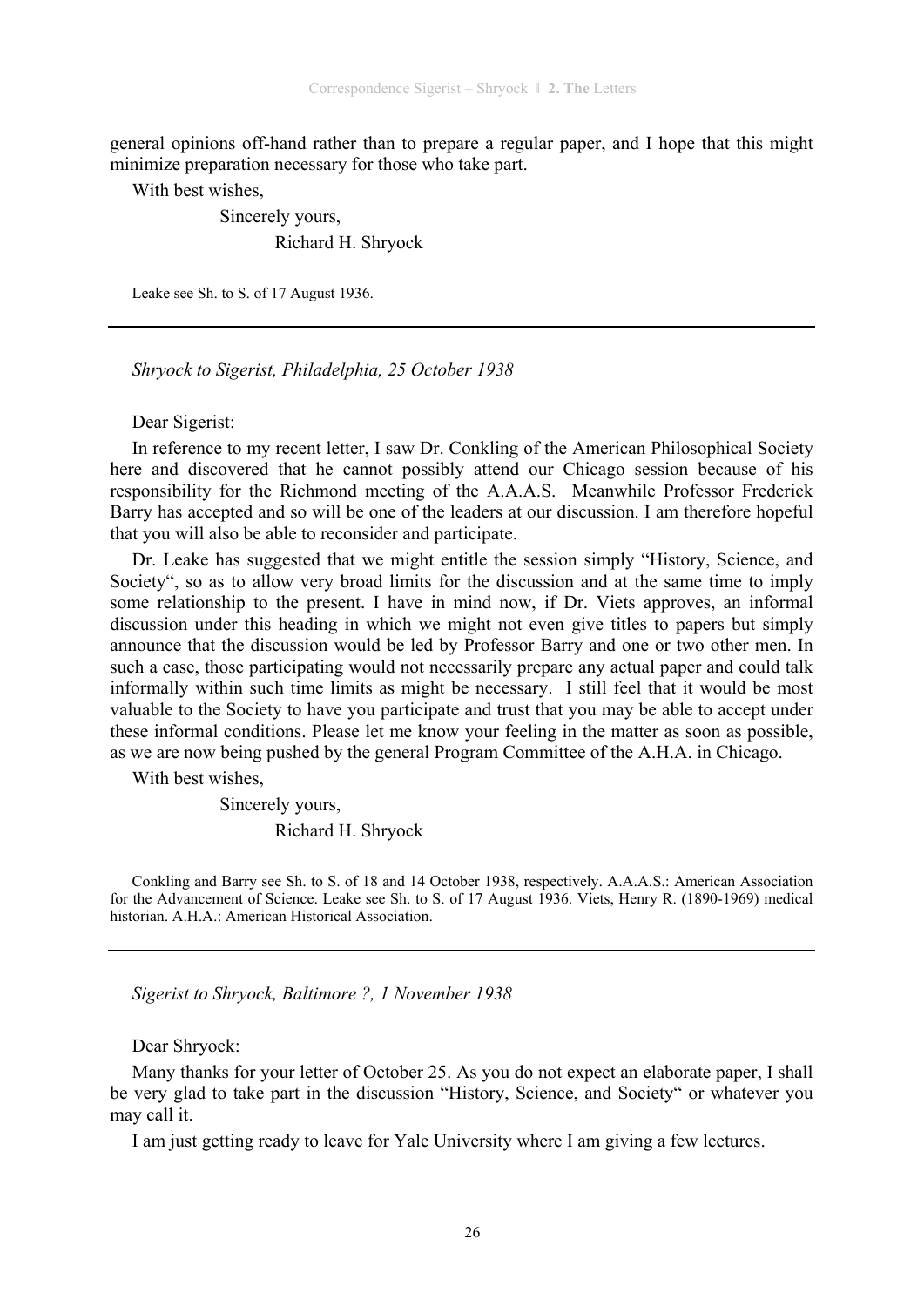general opinions off-hand rather than to prepare a regular paper, and I hope that this might minimize preparation necessary for those who take part.

With best wishes,

Sincerely yours,

Richard H. Shryock

Leake see Sh. to S. of 17 August 1936.

---

*Shryock to Sigerist, Philadelphia, 25 October 1938*

Dear Sigerist:

In reference to my recent letter, I saw Dr. Conkling of the American Philosophical Society here and discovered that he cannot possibly attend our Chicago session because of his responsibility for the Richmond meeting of the A.A.A.S. Meanwhile Professor Frederick Barry has accepted and so will be one of the leaders at our discussion. I am therefore hopeful that you will also be able to reconsider and participate.

Dr. Leake has suggested that we might entitle the session simply "History, Science, and Society", so as to allow very broad limits for the discussion and at the same time to imply some relationship to the present. I have in mind now, if Dr. Viets approves, an informal discussion under this heading in which we might not even give titles to papers but simply announce that the discussion would be led by Professor Barry and one or two other men. In such a case, those participating would not necessarily prepare any actual paper and could talk informally within such time limits as might be necessary. I still feel that it would be most valuable to the Society to have you participate and trust that you may be able to accept under these informal conditions. Please let me know your feeling in the matter as soon as possible, as we are now being pushed by the general Program Committee of the A.H.A. in Chicago.

With best wishes,

Sincerely yours,

Richard H. Shryock

Conkling and Barry see Sh. to S. of 18 and 14 October 1938, respectively. A.A.A.S.: American Association for the Advancement of Science. Leake see Sh. to S. of 17 August 1936. Viets, Henry R. (1890-1969) medical historian. A.H.A.: American Historical Association.

---

*Sigerist to Shryock, Baltimore ?, 1 November 1938*

Dear Shryock:

Many thanks for your letter of October 25. As you do not expect an elaborate paper, I shall be very glad to take part in the discussion "History, Science, and Society" or whatever you may call it.

I am just getting ready to leave for Yale University where I am giving a few lectures.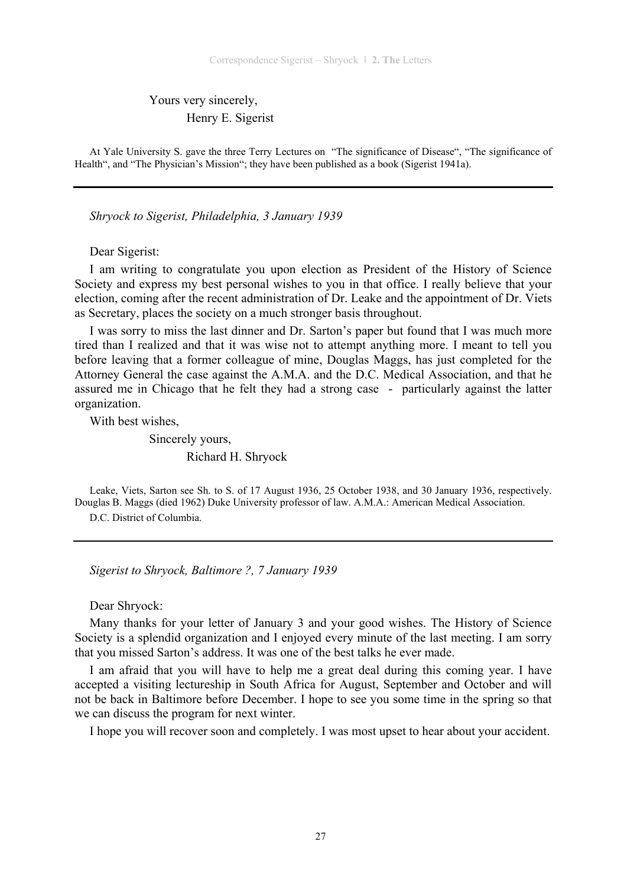Yours very sincerely,

Henry E. Sigerist

At Yale University S. gave the three Terry Lectures on "The significance of Disease", "The significance of Health", and "The Physician's Mission"; they have been published as a book (Sigerist 1941a).

---

*Shryock to Sigerist, Philadelphia, 3 January 1939*

Dear Sigerist:

I am writing to congratulate you upon election as President of the History of Science Society and express my best personal wishes to you in that office. I really believe that your election, coming after the recent administration of Dr. Leake and the appointment of Dr. Viets as Secretary, places the society on a much stronger basis throughout.

I was sorry to miss the last dinner and Dr. Sarton's paper but found that I was much more tired than I realized and that it was wise not to attempt anything more. I meant to tell you before leaving that a former colleague of mine, Douglas Maggs, has just completed for the Attorney General the case against the A.M.A. and the D.C. Medical Association, and that he assured me in Chicago that he felt they had a strong case - particularly against the latter organization.

With best wishes,

Sincerely yours,

Richard H. Shryock

Leake, Viets, Sarton see Sh. to S. of 17 August 1936, 25 October 1938, and 30 January 1936, respectively. Douglas B. Maggs (died 1962) Duke University professor of law. A.M.A.: American Medical Association.

D.C. District of Columbia.

---

*Sigerist to Shryock, Baltimore ?, 7 January 1939*

Dear Shryock:

Many thanks for your letter of January 3 and your good wishes. The History of Science Society is a splendid organization and I enjoyed every minute of the last meeting. I am sorry that you missed Sarton's address. It was one of the best talks he ever made.

I am afraid that you will have to help me a great deal during this coming year. I have accepted a visiting lectureship in South Africa for August, September and October and will not be back in Baltimore before December. I hope to see you some time in the spring so that we can discuss the program for next winter.

I hope you will recover soon and completely. I was most upset to hear about your accident.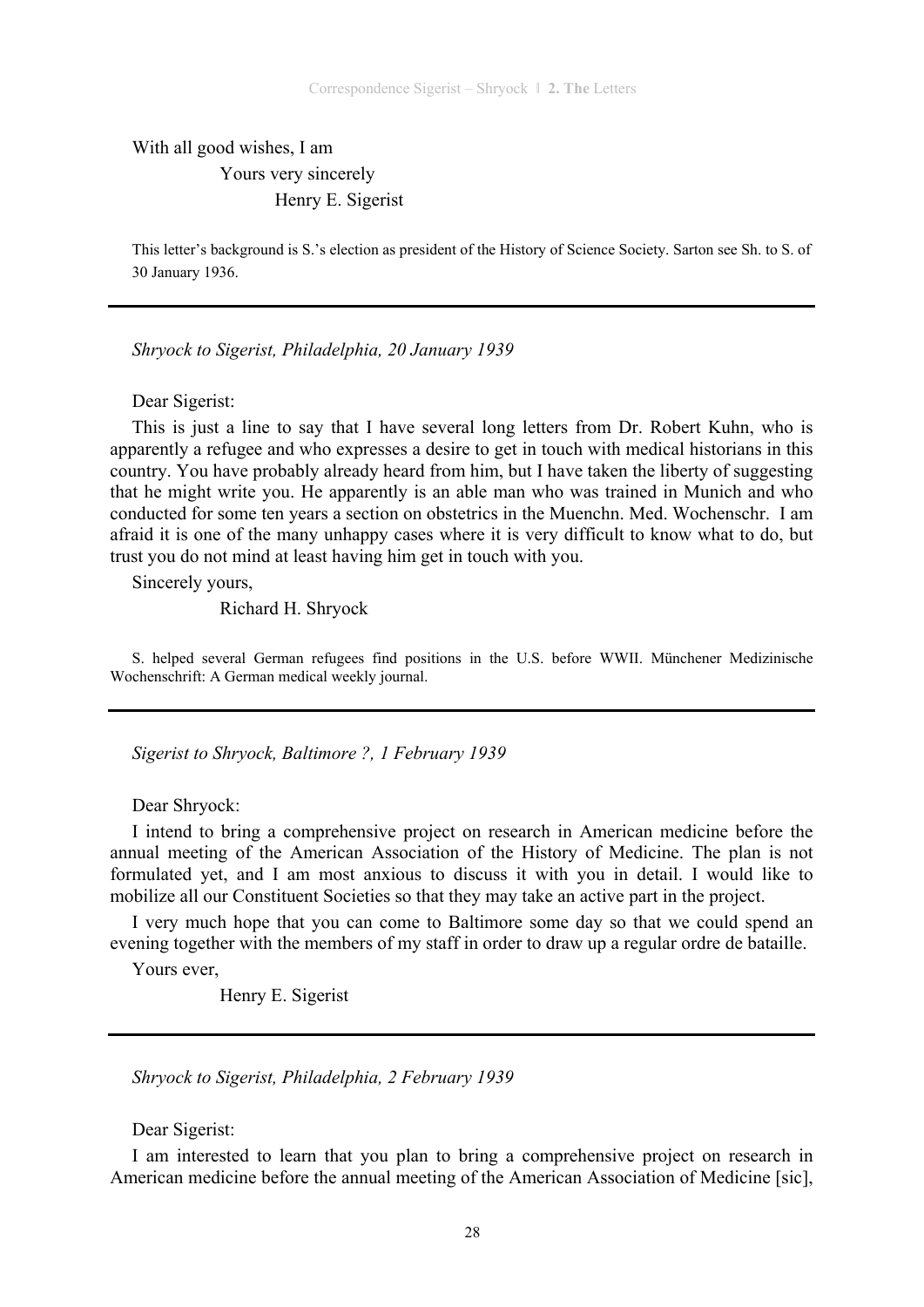With all good wishes, I am

Yours very sincerely

Henry E. Sigerist

This letter's background is S.'s election as president of the History of Science Society. Sarton see Sh. to S. of 30 January 1936.

---

*Shryock to Sigerist, Philadelphia, 20 January 1939*

Dear Sigerist:

This is just a line to say that I have several long letters from Dr. Robert Kuhn, who is apparently a refugee and who expresses a desire to get in touch with medical historians in this country. You have probably already heard from him, but I have taken the liberty of suggesting that he might write you. He apparently is an able man who was trained in Munich and who conducted for some ten years a section on obstetrics in the Muenchn. Med. Wochenschr. I am afraid it is one of the many unhappy cases where it is very difficult to know what to do, but trust you do not mind at least having him get in touch with you.

Sincerely yours,

Richard H. Shryock

S. helped several German refugees find positions in the U.S. before WWII. Münchener Medizinische Wochenschrift: A German medical weekly journal.

---

*Sigerist to Shryock, Baltimore ?, 1 February 1939*

Dear Shryock:

I intend to bring a comprehensive project on research in American medicine before the annual meeting of the American Association of the History of Medicine. The plan is not formulated yet, and I am most anxious to discuss it with you in detail. I would like to mobilize all our Constituent Societies so that they may take an active part in the project.

I very much hope that you can come to Baltimore some day so that we could spend an evening together with the members of my staff in order to draw up a regular ordre de bataille.

Yours ever,

Henry E. Sigerist

---

*Shryock to Sigerist, Philadelphia, 2 February 1939*

Dear Sigerist:

I am interested to learn that you plan to bring a comprehensive project on research in American medicine before the annual meeting of the American Association of Medicine [sic],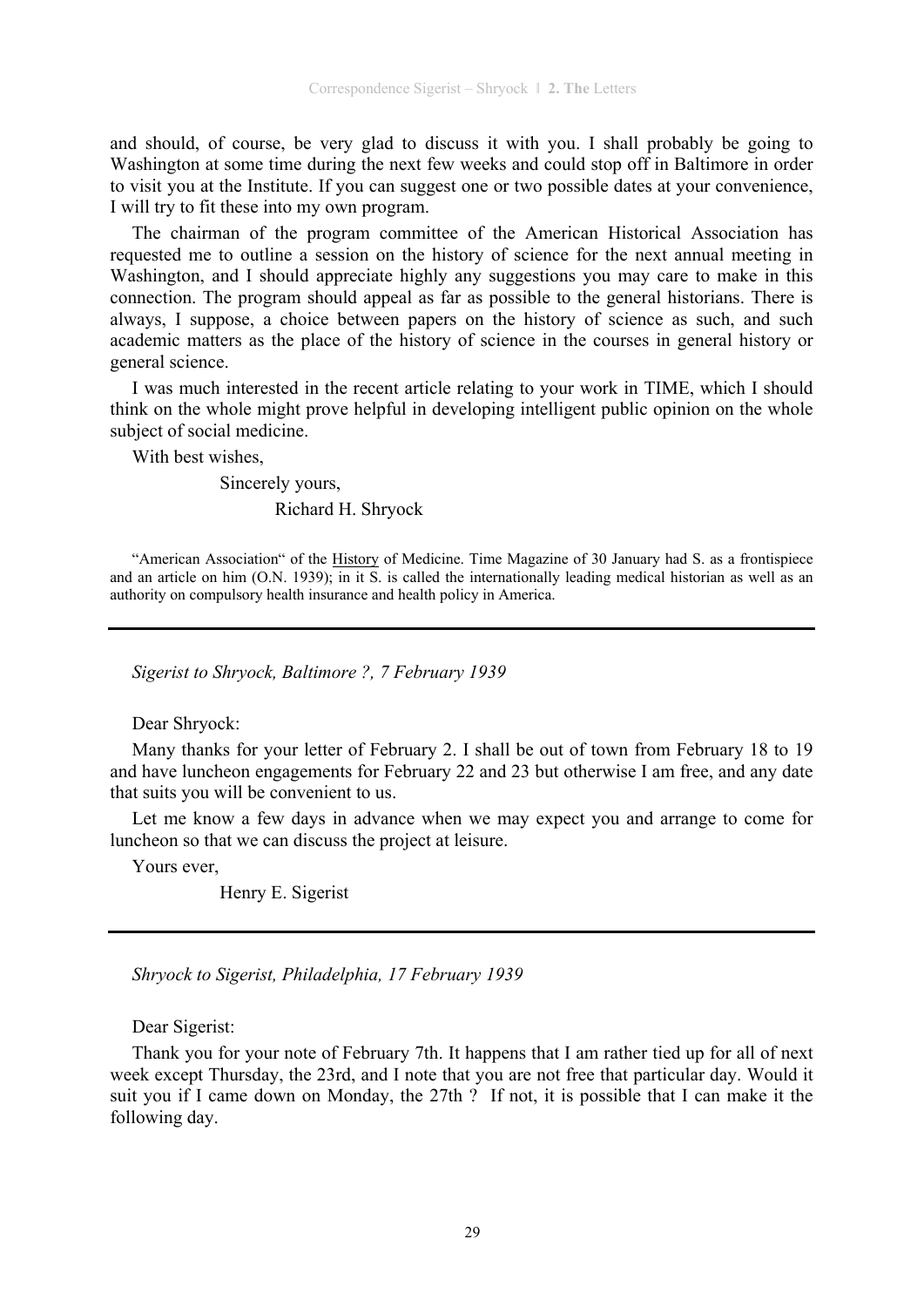and should, of course, be very glad to discuss it with you. I shall probably be going to Washington at some time during the next few weeks and could stop off in Baltimore in order to visit you at the Institute. If you can suggest one or two possible dates at your convenience, I will try to fit these into my own program.

The chairman of the program committee of the American Historical Association has requested me to outline a session on the history of science for the next annual meeting in Washington, and I should appreciate highly any suggestions you may care to make in this connection. The program should appeal as far as possible to the general historians. There is always, I suppose, a choice between papers on the history of science as such, and such academic matters as the place of the history of science in the courses in general history or general science.

I was much interested in the recent article relating to your work in TIME, which I should think on the whole might prove helpful in developing intelligent public opinion on the whole subject of social medicine.

With best wishes,

Sincerely yours,

Richard H. Shryock

"American Association" of the History of Medicine. Time Magazine of 30 January had S. as a frontispiece and an article on him (O.N. 1939); in it S. is called the internationally leading medical historian as well as an authority on compulsory health insurance and health policy in America.

---

*Sigerist to Shryock, Baltimore ?, 7 February 1939*

Dear Shryock:

Many thanks for your letter of February 2. I shall be out of town from February 18 to 19 and have luncheon engagements for February 22 and 23 but otherwise I am free, and any date that suits you will be convenient to us.

Let me know a few days in advance when we may expect you and arrange to come for luncheon so that we can discuss the project at leisure.

Yours ever,

Henry E. Sigerist

---

*Shryock to Sigerist, Philadelphia, 17 February 1939*

Dear Sigerist:

Thank you for your note of February 7th. It happens that I am rather tied up for all of next week except Thursday, the 23rd, and I note that you are not free that particular day. Would it suit you if I came down on Monday, the 27th ? If not, it is possible that I can make it the following day.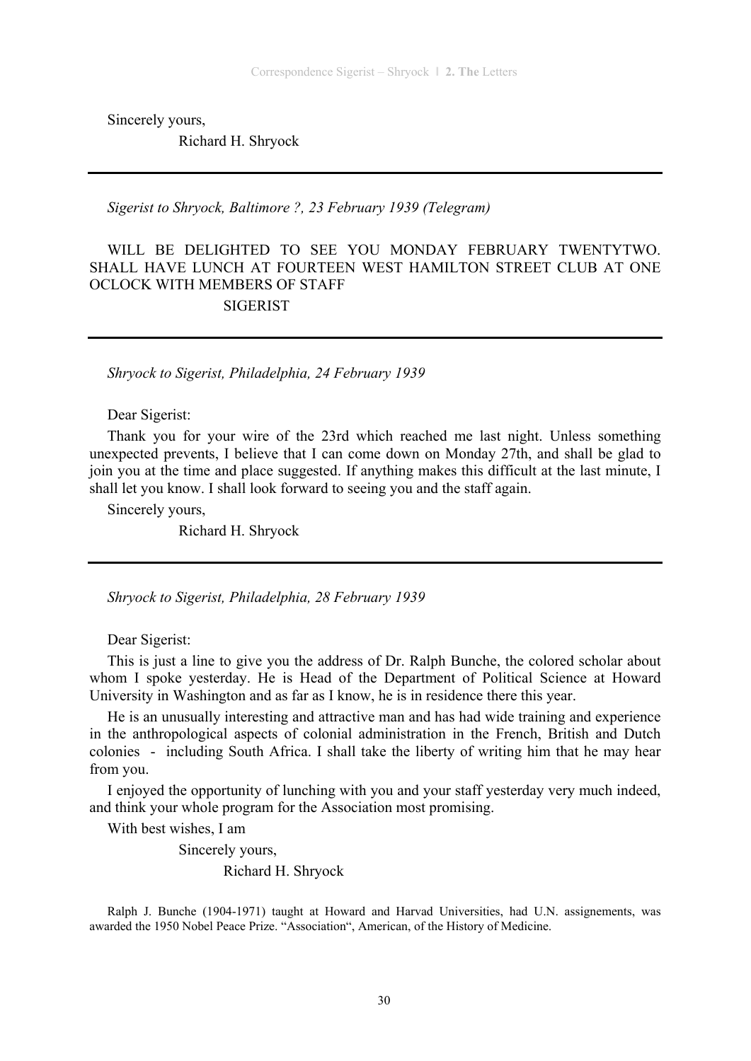Sincerely yours,

Richard H. Shryock

---

*Sigerist to Shryock, Baltimore ?, 23 February 1939 (Telegram)*

WILL BE DELIGHTED TO SEE YOU MONDAY FEBRUARY TWENTYTWO. SHALL HAVE LUNCH AT FOURTEEN WEST HAMILTON STREET CLUB AT ONE OCLOCK WITH MEMBERS OF STAFF

SIGERIST

---

*Shryock to Sigerist, Philadelphia, 24 February 1939*

Dear Sigerist:

Thank you for your wire of the 23rd which reached me last night. Unless something unexpected prevents, I believe that I can come down on Monday 27th, and shall be glad to join you at the time and place suggested. If anything makes this difficult at the last minute, I shall let you know. I shall look forward to seeing you and the staff again.

Sincerely yours,

Richard H. Shryock

---

*Shryock to Sigerist, Philadelphia, 28 February 1939*

Dear Sigerist:

This is just a line to give you the address of Dr. Ralph Bunche, the colored scholar about whom I spoke yesterday. He is Head of the Department of Political Science at Howard University in Washington and as far as I know, he is in residence there this year.

He is an unusually interesting and attractive man and has had wide training and experience in the anthropological aspects of colonial administration in the French, British and Dutch colonies - including South Africa. I shall take the liberty of writing him that he may hear from you.

I enjoyed the opportunity of lunching with you and your staff yesterday very much indeed, and think your whole program for the Association most promising.

With best wishes, I am

Sincerely yours,

Richard H. Shryock

Ralph J. Bunche (1904-1971) taught at Howard and Harvad Universities, had U.N. assignements, was awarded the 1950 Nobel Peace Prize. "Association", American, of the History of Medicine.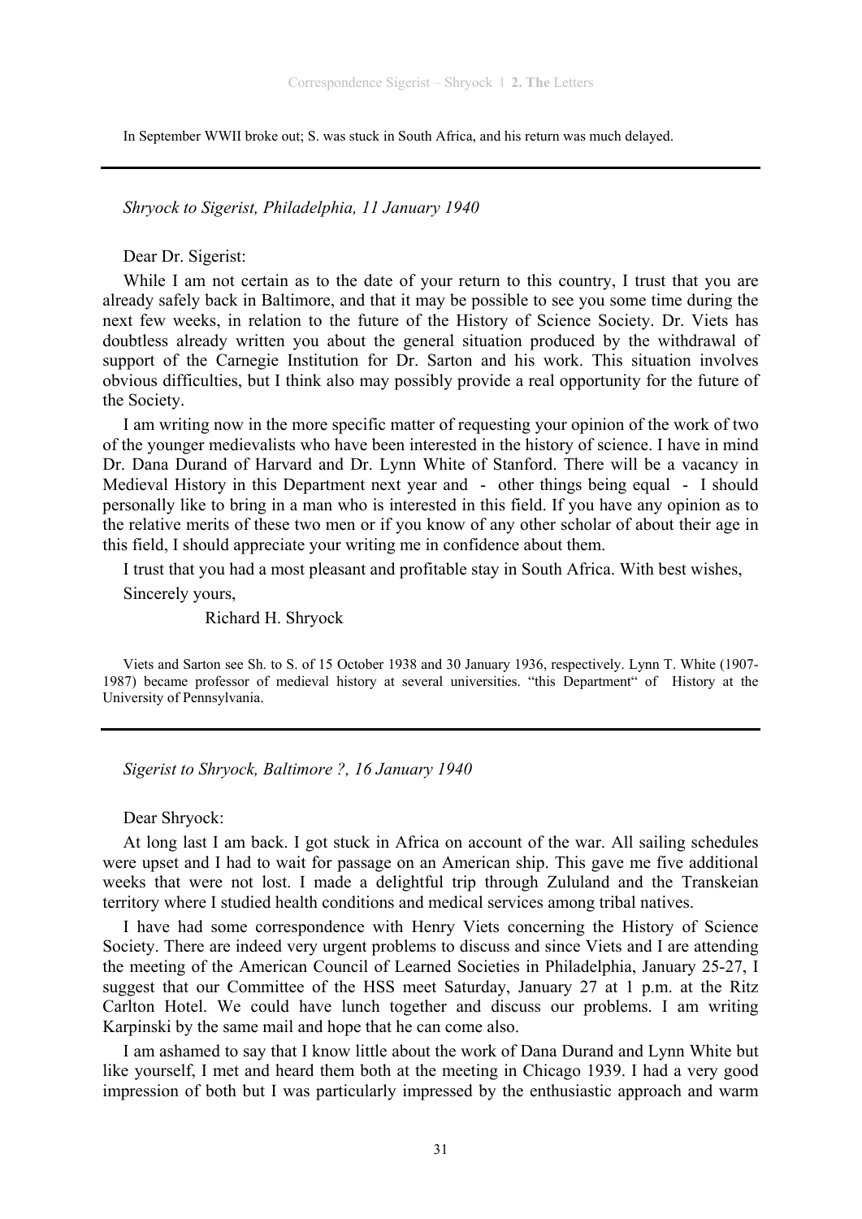In September WWII broke out; S. was stuck in South Africa, and his return was much delayed.

---

*Shryock to Sigerist, Philadelphia, 11 January 1940*

Dear Dr. Sigerist:

While I am not certain as to the date of your return to this country, I trust that you are already safely back in Baltimore, and that it may be possible to see you some time during the next few weeks, in relation to the future of the History of Science Society. Dr. Viets has doubtless already written you about the general situation produced by the withdrawal of support of the Carnegie Institution for Dr. Sarton and his work. This situation involves obvious difficulties, but I think also may possibly provide a real opportunity for the future of the Society.

I am writing now in the more specific matter of requesting your opinion of the work of two of the younger medievalists who have been interested in the history of science. I have in mind Dr. Dana Durand of Harvard and Dr. Lynn White of Stanford. There will be a vacancy in Medieval History in this Department next year and - other things being equal - I should personally like to bring in a man who is interested in this field. If you have any opinion as to the relative merits of these two men or if you know of any other scholar of about their age in this field, I should appreciate your writing me in confidence about them.

I trust that you had a most pleasant and profitable stay in South Africa. With best wishes,

Sincerely yours,

Richard H. Shryock

Viets and Sarton see Sh. to S. of 15 October 1938 and 30 January 1936, respectively. Lynn T. White (1907-1987) became professor of medieval history at several universities. "this Department" of History at the University of Pennsylvania.

---

*Sigerist to Shryock, Baltimore ?, 16 January 1940*

Dear Shryock:

At long last I am back. I got stuck in Africa on account of the war. All sailing schedules were upset and I had to wait for passage on an American ship. This gave me five additional weeks that were not lost. I made a delightful trip through Zululand and the Transkeian territory where I studied health conditions and medical services among tribal natives.

I have had some correspondence with Henry Viets concerning the History of Science Society. There are indeed very urgent problems to discuss and since Viets and I are attending the meeting of the American Council of Learned Societies in Philadelphia, January 25-27, I suggest that our Committee of the HSS meet Saturday, January 27 at 1 p.m. at the Ritz Carlton Hotel. We could have lunch together and discuss our problems. I am writing Karpinski by the same mail and hope that he can come also.

I am ashamed to say that I know little about the work of Dana Durand and Lynn White but like yourself, I met and heard them both at the meeting in Chicago 1939. I had a very good impression of both but I was particularly impressed by the enthusiastic approach and warm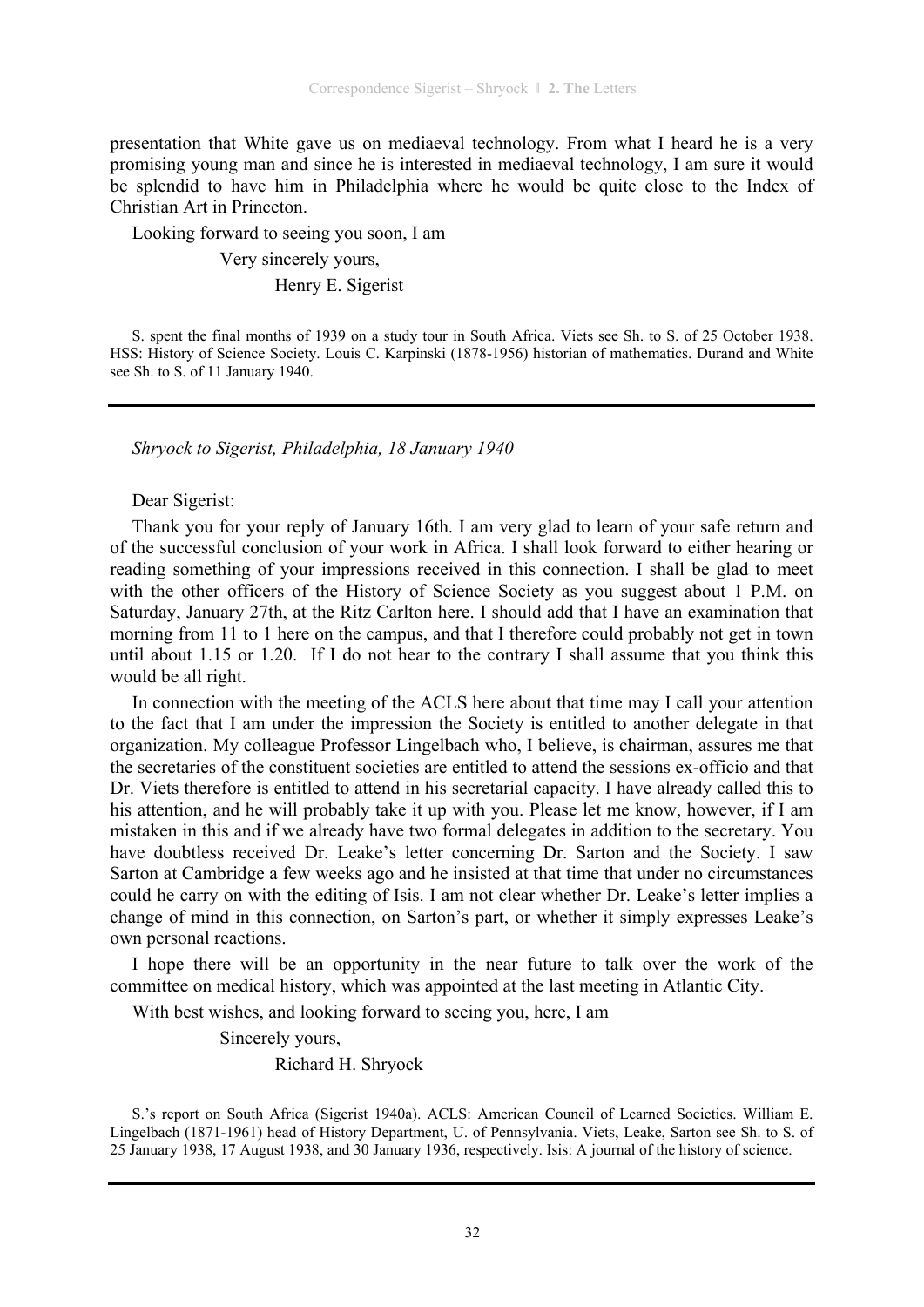presentation that White gave us on mediaeval technology. From what I heard he is a very promising young man and since he is interested in mediaeval technology, I am sure it would be splendid to have him in Philadelphia where he would be quite close to the Index of Christian Art in Princeton.

Looking forward to seeing you soon, I am

Very sincerely yours,

Henry E. Sigerist

S. spent the final months of 1939 on a study tour in South Africa. Viets see Sh. to S. of 25 October 1938. HSS: History of Science Society. Louis C. Karpinski (1878-1956) historian of mathematics. Durand and White see Sh. to S. of 11 January 1940.

---

*Shryock to Sigerist, Philadelphia, 18 January 1940*

Dear Sigerist:

Thank you for your reply of January 16th. I am very glad to learn of your safe return and of the successful conclusion of your work in Africa. I shall look forward to either hearing or reading something of your impressions received in this connection. I shall be glad to meet with the other officers of the History of Science Society as you suggest about 1 P.M. on Saturday, January 27th, at the Ritz Carlton here. I should add that I have an examination that morning from 11 to 1 here on the campus, and that I therefore could probably not get in town until about 1.15 or 1.20. If I do not hear to the contrary I shall assume that you think this would be all right.

In connection with the meeting of the ACLS here about that time may I call your attention to the fact that I am under the impression the Society is entitled to another delegate in that organization. My colleague Professor Lingelbach who, I believe, is chairman, assures me that the secretaries of the constituent societies are entitled to attend the sessions ex-officio and that Dr. Viets therefore is entitled to attend in his secretarial capacity. I have already called this to his attention, and he will probably take it up with you. Please let me know, however, if I am mistaken in this and if we already have two formal delegates in addition to the secretary. You have doubtless received Dr. Leake's letter concerning Dr. Sarton and the Society. I saw Sarton at Cambridge a few weeks ago and he insisted at that time that under no circumstances could he carry on with the editing of Isis. I am not clear whether Dr. Leake's letter implies a change of mind in this connection, on Sarton's part, or whether it simply expresses Leake's own personal reactions.

I hope there will be an opportunity in the near future to talk over the work of the committee on medical history, which was appointed at the last meeting in Atlantic City.

With best wishes, and looking forward to seeing you, here, I am

Sincerely yours,

Richard H. Shryock

S.'s report on South Africa (Sigerist 1940a). ACLS: American Council of Learned Societies. William E. Lingelbach (1871-1961) head of History Department, U. of Pennsylvania. Viets, Leake, Sarton see Sh. to S. of 25 January 1938, 17 August 1938, and 30 January 1936, respectively. Isis: A journal of the history of science.

---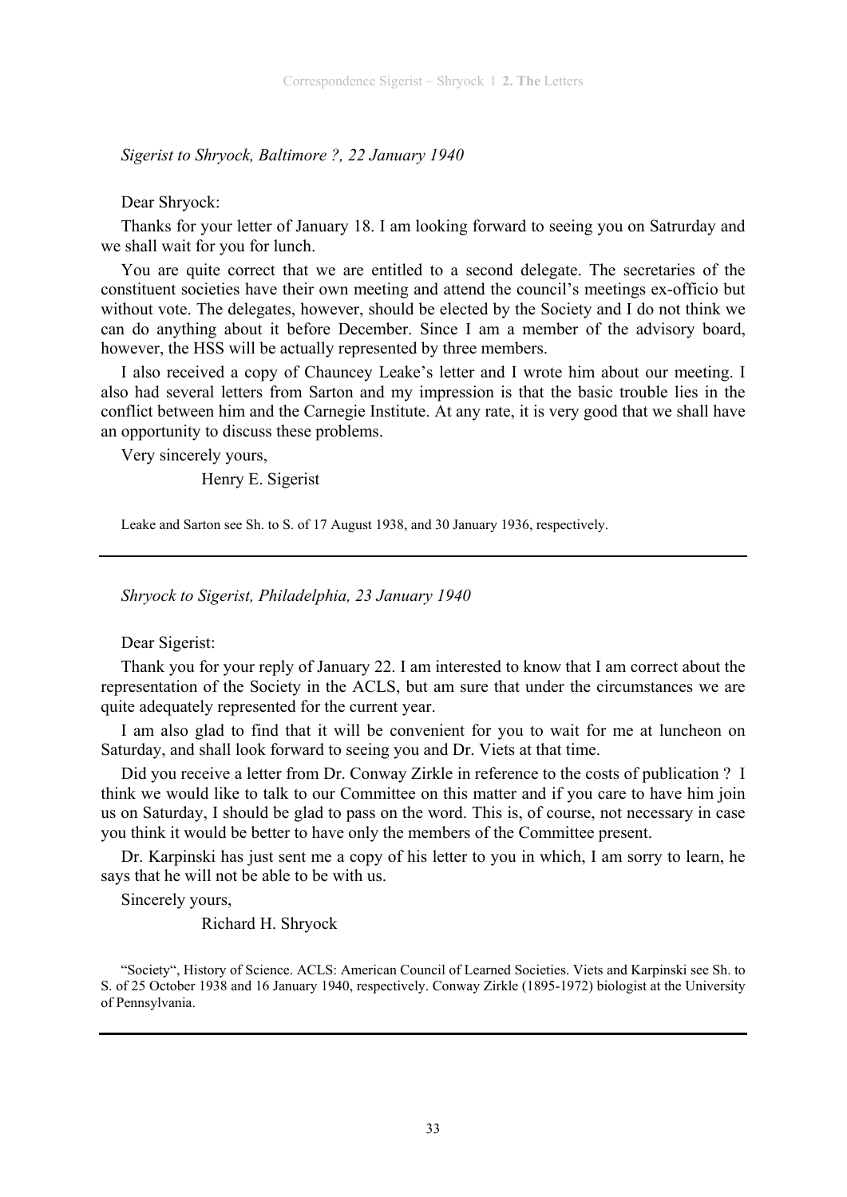*Sigerist to Shryock, Baltimore ?, 22 January 1940*

Dear Shryock:

Thanks for your letter of January 18. I am looking forward to seeing you on Satrurday and we shall wait for you for lunch.

You are quite correct that we are entitled to a second delegate. The secretaries of the constituent societies have their own meeting and attend the council's meetings ex-officio but without vote. The delegates, however, should be elected by the Society and I do not think we can do anything about it before December. Since I am a member of the advisory board, however, the HSS will be actually represented by three members.

I also received a copy of Chauncey Leake's letter and I wrote him about our meeting. I also had several letters from Sarton and my impression is that the basic trouble lies in the conflict between him and the Carnegie Institute. At any rate, it is very good that we shall have an opportunity to discuss these problems.

Very sincerely yours,

Henry E. Sigerist

Leake and Sarton see Sh. to S. of 17 August 1938, and 30 January 1936, respectively.

---

*Shryock to Sigerist, Philadelphia, 23 January 1940*

Dear Sigerist:

Thank you for your reply of January 22. I am interested to know that I am correct about the representation of the Society in the ACLS, but am sure that under the circumstances we are quite adequately represented for the current year.

I am also glad to find that it will be convenient for you to wait for me at luncheon on Saturday, and shall look forward to seeing you and Dr. Viets at that time.

Did you receive a letter from Dr. Conway Zirkle in reference to the costs of publication ? I think we would like to talk to our Committee on this matter and if you care to have him join us on Saturday, I should be glad to pass on the word. This is, of course, not necessary in case you think it would be better to have only the members of the Committee present.

Dr. Karpinski has just sent me a copy of his letter to you in which, I am sorry to learn, he says that he will not be able to be with us.

Sincerely yours,

Richard H. Shryock

"Society", History of Science. ACLS: American Council of Learned Societies. Viets and Karpinski see Sh. to S. of 25 October 1938 and 16 January 1940, respectively. Conway Zirkle (1895-1972) biologist at the University of Pennsylvania.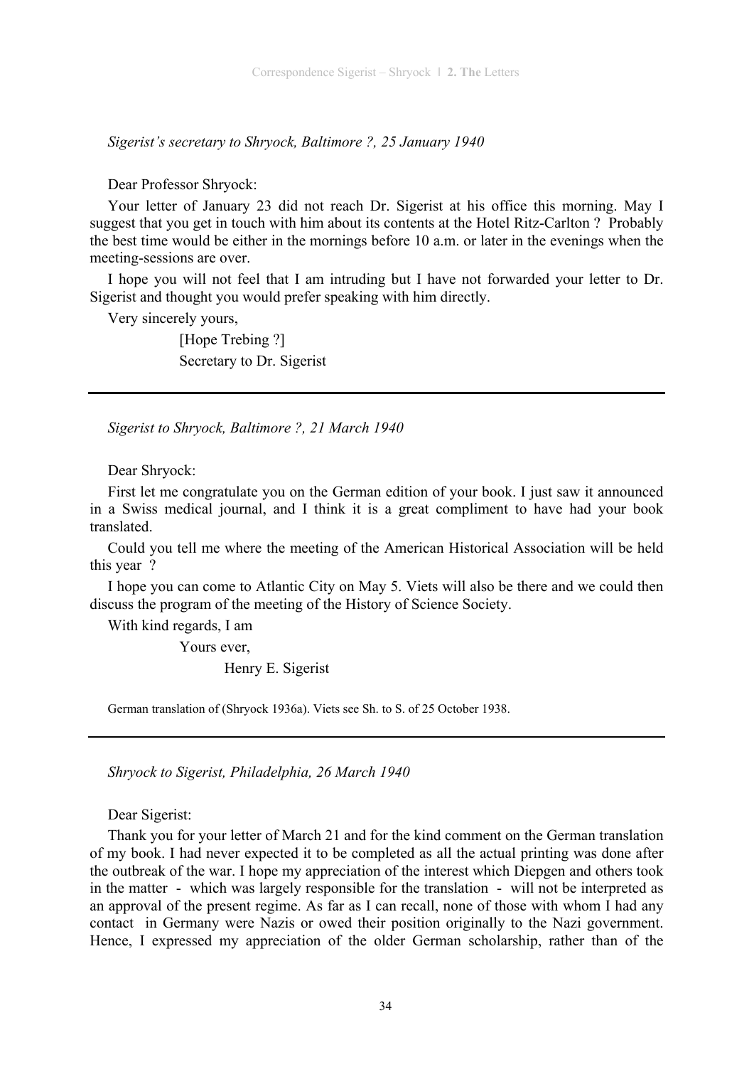*Sigerist's secretary to Shryock, Baltimore ?, 25 January 1940*

Dear Professor Shryock:

Your letter of January 23 did not reach Dr. Sigerist at his office this morning. May I suggest that you get in touch with him about its contents at the Hotel Ritz-Carlton ? Probably the best time would be either in the mornings before 10 a.m. or later in the evenings when the meeting-sessions are over.

I hope you will not feel that I am intruding but I have not forwarded your letter to Dr. Sigerist and thought you would prefer speaking with him directly.

Very sincerely yours,

[Hope Trebing ?]
Secretary to Dr. Sigerist

---

*Sigerist to Shryock, Baltimore ?, 21 March 1940*

Dear Shryock:

First let me congratulate you on the German edition of your book. I just saw it announced in a Swiss medical journal, and I think it is a great compliment to have had your book translated.

Could you tell me where the meeting of the American Historical Association will be held this year ?

I hope you can come to Atlantic City on May 5. Viets will also be there and we could then discuss the program of the meeting of the History of Science Society.

With kind regards, I am

Yours ever,

Henry E. Sigerist

German translation of (Shryock 1936a). Viets see Sh. to S. of 25 October 1938.

---

*Shryock to Sigerist, Philadelphia, 26 March 1940*

Dear Sigerist:

Thank you for your letter of March 21 and for the kind comment on the German translation of my book. I had never expected it to be completed as all the actual printing was done after the outbreak of the war. I hope my appreciation of the interest which Diepgen and others took in the matter - which was largely responsible for the translation - will not be interpreted as an approval of the present regime. As far as I can recall, none of those with whom I had any contact in Germany were Nazis or owed their position originally to the Nazi government. Hence, I expressed my appreciation of the older German scholarship, rather than of the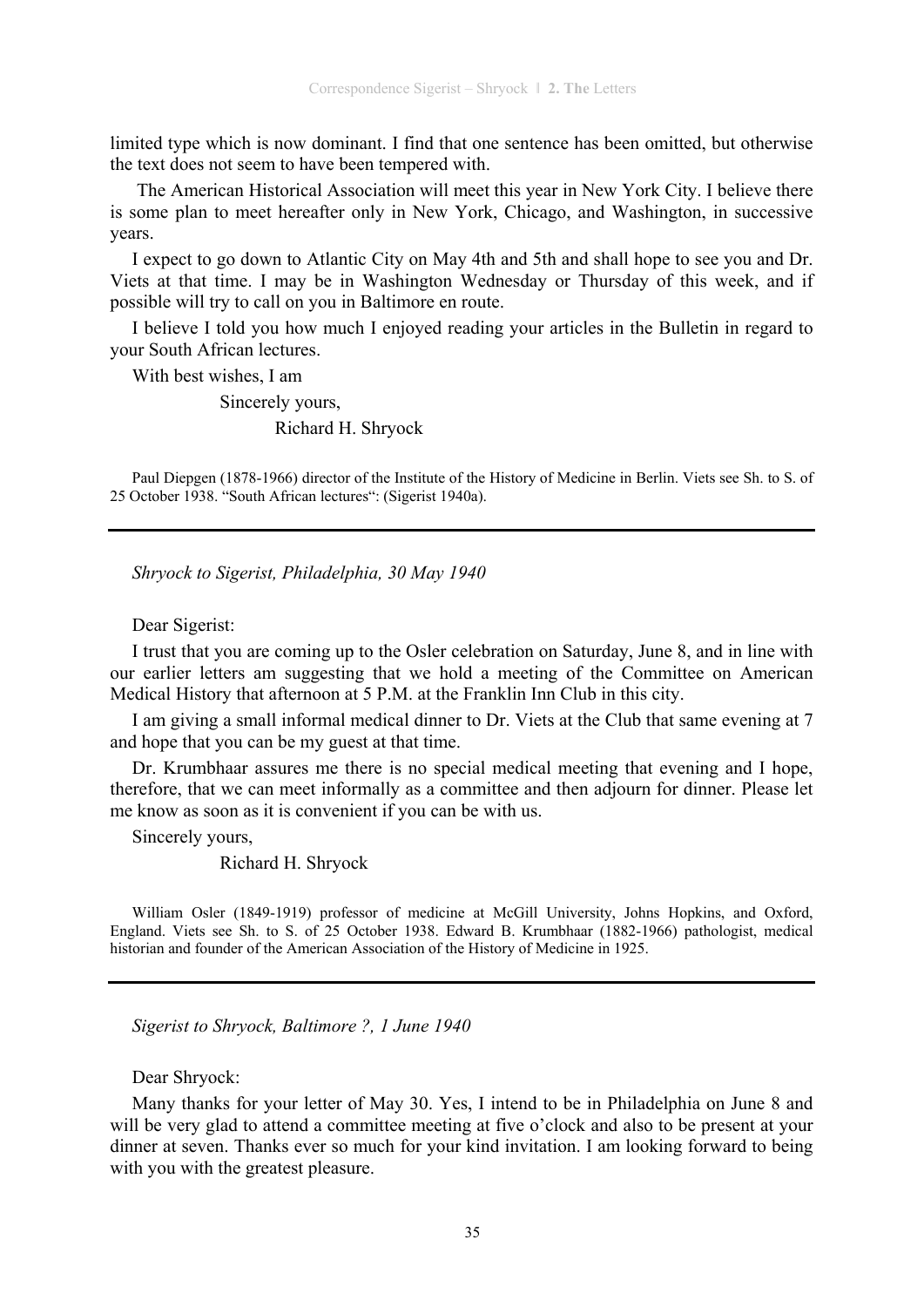limited type which is now dominant. I find that one sentence has been omitted, but otherwise the text does not seem to have been tempered with.

The American Historical Association will meet this year in New York City. I believe there is some plan to meet hereafter only in New York, Chicago, and Washington, in successive years.

I expect to go down to Atlantic City on May 4th and 5th and shall hope to see you and Dr. Viets at that time. I may be in Washington Wednesday or Thursday of this week, and if possible will try to call on you in Baltimore en route.

I believe I told you how much I enjoyed reading your articles in the Bulletin in regard to your South African lectures.

With best wishes, I am

Sincerely yours,

Richard H. Shryock

Paul Diepgen (1878-1966) director of the Institute of the History of Medicine in Berlin. Viets see Sh. to S. of 25 October 1938. "South African lectures": (Sigerist 1940a).

---

*Shryock to Sigerist, Philadelphia, 30 May 1940*

Dear Sigerist:

I trust that you are coming up to the Osler celebration on Saturday, June 8, and in line with our earlier letters am suggesting that we hold a meeting of the Committee on American Medical History that afternoon at 5 P.M. at the Franklin Inn Club in this city.

I am giving a small informal medical dinner to Dr. Viets at the Club that same evening at 7 and hope that you can be my guest at that time.

Dr. Krumbhaar assures me there is no special medical meeting that evening and I hope, therefore, that we can meet informally as a committee and then adjourn for dinner. Please let me know as soon as it is convenient if you can be with us.

Sincerely yours,

Richard H. Shryock

William Osler (1849-1919) professor of medicine at McGill University, Johns Hopkins, and Oxford, England. Viets see Sh. to S. of 25 October 1938. Edward B. Krumbhaar (1882-1966) pathologist, medical historian and founder of the American Association of the History of Medicine in 1925.

---

*Sigerist to Shryock, Baltimore ?, 1 June 1940*

Dear Shryock:

Many thanks for your letter of May 30. Yes, I intend to be in Philadelphia on June 8 and will be very glad to attend a committee meeting at five o'clock and also to be present at your dinner at seven. Thanks ever so much for your kind invitation. I am looking forward to being with you with the greatest pleasure.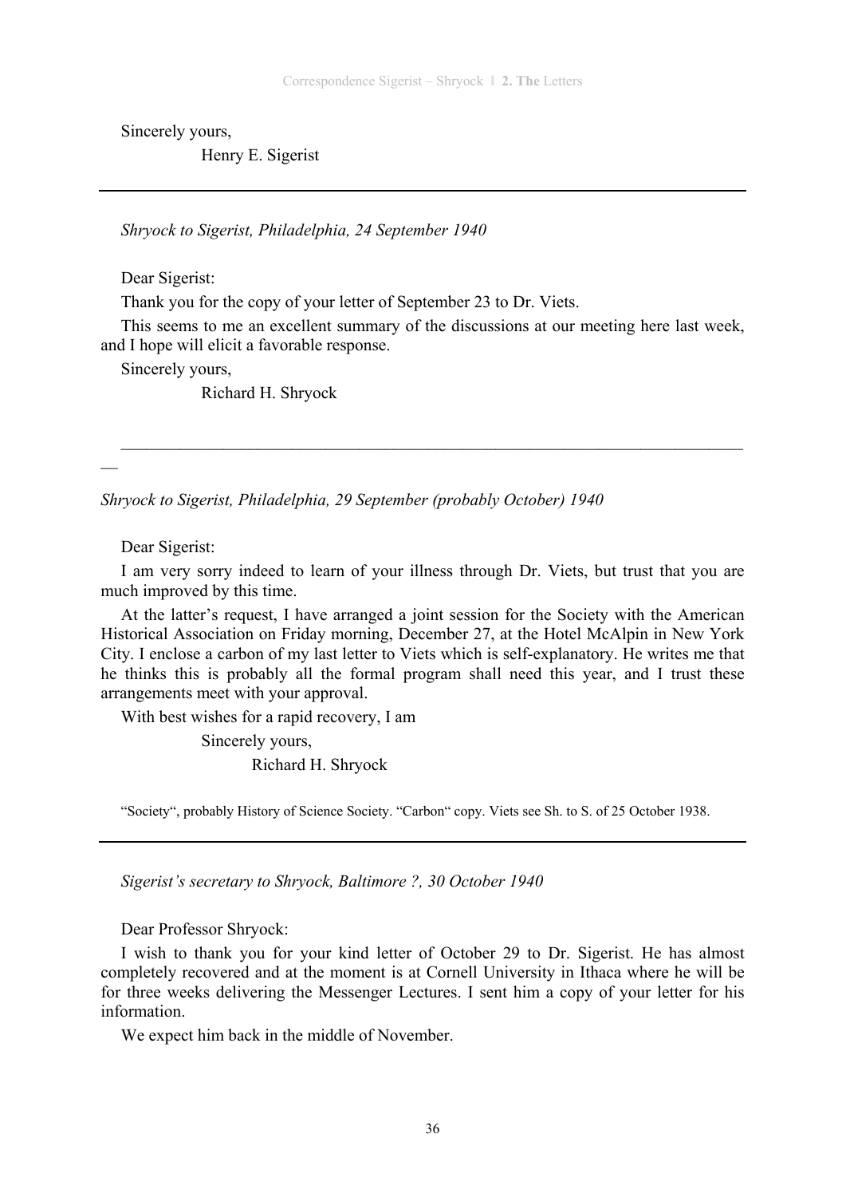Sincerely yours,

Henry E. Sigerist

---

*Shryock to Sigerist, Philadelphia, 24 September 1940*

Dear Sigerist:

Thank you for the copy of your letter of September 23 to Dr. Viets.

This seems to me an excellent summary of the discussions at our meeting here last week, and I hope will elicit a favorable response.

Sincerely yours,

Richard H. Shryock

---

*Shryock to Sigerist, Philadelphia, 29 September (probably October) 1940*

Dear Sigerist:

I am very sorry indeed to learn of your illness through Dr. Viets, but trust that you are much improved by this time.

At the latter's request, I have arranged a joint session for the Society with the American Historical Association on Friday morning, December 27, at the Hotel McAlpin in New York City. I enclose a carbon of my last letter to Viets which is self-explanatory. He writes me that he thinks this is probably all the formal program shall need this year, and I trust these arrangements meet with your approval.

With best wishes for a rapid recovery, I am

Sincerely yours,

Richard H. Shryock

"Society", probably History of Science Society. "Carbon" copy. Viets see Sh. to S. of 25 October 1938.

---

*Sigerist's secretary to Shryock, Baltimore ?, 30 October 1940*

Dear Professor Shryock:

I wish to thank you for your kind letter of October 29 to Dr. Sigerist. He has almost completely recovered and at the moment is at Cornell University in Ithaca where he will be for three weeks delivering the Messenger Lectures. I sent him a copy of your letter for his information.

We expect him back in the middle of November.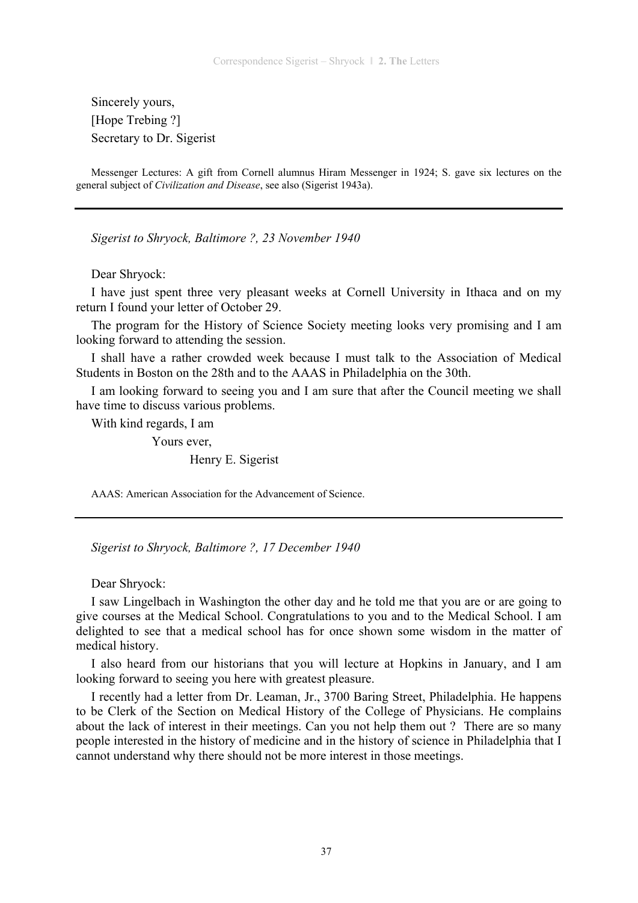Sincerely yours,
[Hope Trebing ?]
Secretary to Dr. Sigerist

Messenger Lectures: A gift from Cornell alumnus Hiram Messenger in 1924; S. gave six lectures on the general subject of *Civilization and Disease*, see also (Sigerist 1943a).

---

*Sigerist to Shryock, Baltimore ?, 23 November 1940*

Dear Shryock:

I have just spent three very pleasant weeks at Cornell University in Ithaca and on my return I found your letter of October 29.

The program for the History of Science Society meeting looks very promising and I am looking forward to attending the session.

I shall have a rather crowded week because I must talk to the Association of Medical Students in Boston on the 28th and to the AAAS in Philadelphia on the 30th.

I am looking forward to seeing you and I am sure that after the Council meeting we shall have time to discuss various problems.

With kind regards, I am

Yours ever,

Henry E. Sigerist

AAAS: American Association for the Advancement of Science.

---

*Sigerist to Shryock, Baltimore ?, 17 December 1940*

Dear Shryock:

I saw Lingelbach in Washington the other day and he told me that you are or are going to give courses at the Medical School. Congratulations to you and to the Medical School. I am delighted to see that a medical school has for once shown some wisdom in the matter of medical history.

I also heard from our historians that you will lecture at Hopkins in January, and I am looking forward to seeing you here with greatest pleasure.

I recently had a letter from Dr. Leaman, Jr., 3700 Baring Street, Philadelphia. He happens to be Clerk of the Section on Medical History of the College of Physicians. He complains about the lack of interest in their meetings. Can you not help them out ? There are so many people interested in the history of medicine and in the history of science in Philadelphia that I cannot understand why there should not be more interest in those meetings.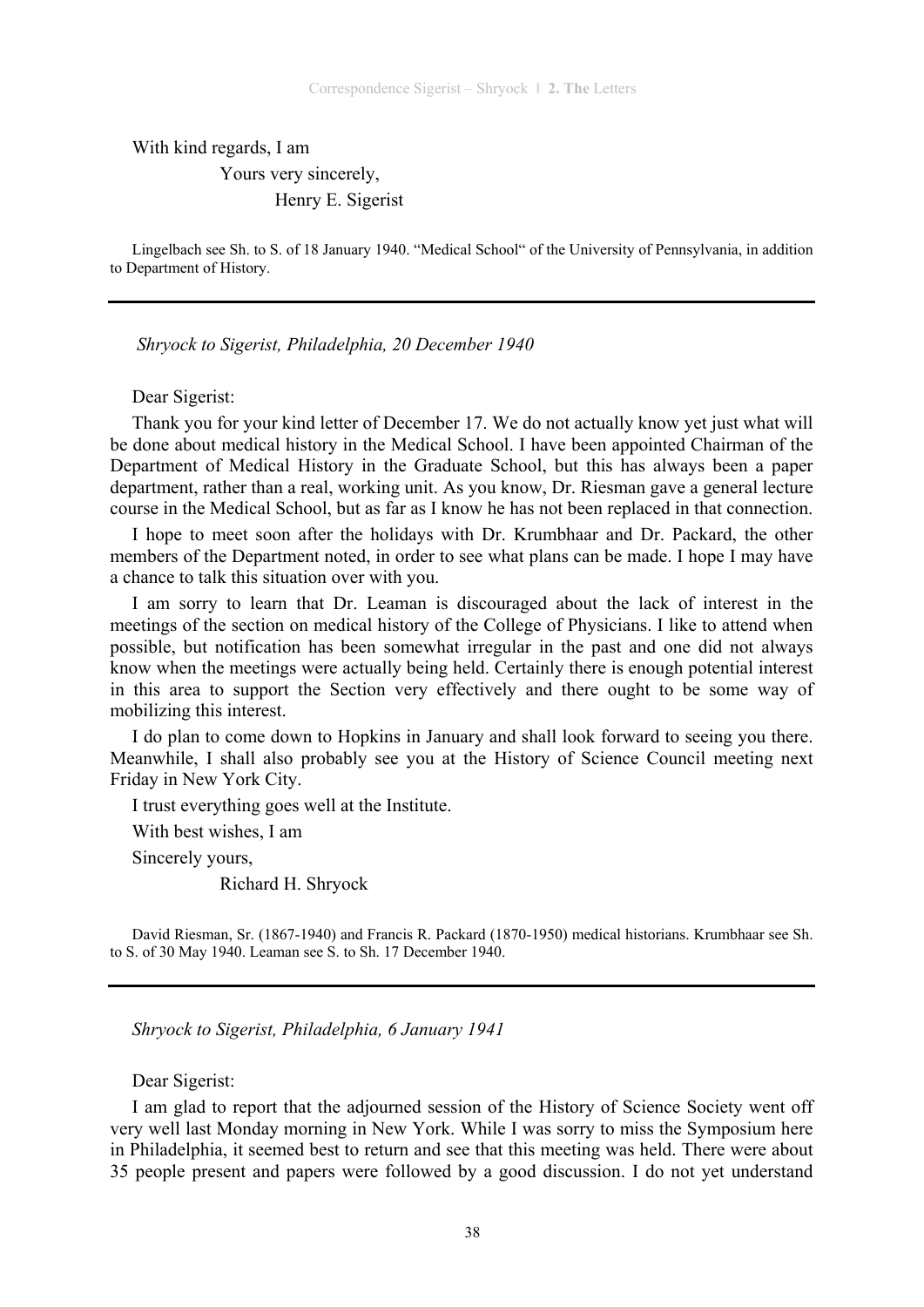With kind regards, I am

Yours very sincerely,

Henry E. Sigerist

Lingelbach see Sh. to S. of 18 January 1940. "Medical School" of the University of Pennsylvania, in addition to Department of History.

---

*Shryock to Sigerist, Philadelphia, 20 December 1940*

Dear Sigerist:

Thank you for your kind letter of December 17. We do not actually know yet just what will be done about medical history in the Medical School. I have been appointed Chairman of the Department of Medical History in the Graduate School, but this has always been a paper department, rather than a real, working unit. As you know, Dr. Riesman gave a general lecture course in the Medical School, but as far as I know he has not been replaced in that connection.

I hope to meet soon after the holidays with Dr. Krumbhaar and Dr. Packard, the other members of the Department noted, in order to see what plans can be made. I hope I may have a chance to talk this situation over with you.

I am sorry to learn that Dr. Leaman is discouraged about the lack of interest in the meetings of the section on medical history of the College of Physicians. I like to attend when possible, but notification has been somewhat irregular in the past and one did not always know when the meetings were actually being held. Certainly there is enough potential interest in this area to support the Section very effectively and there ought to be some way of mobilizing this interest.

I do plan to come down to Hopkins in January and shall look forward to seeing you there. Meanwhile, I shall also probably see you at the History of Science Council meeting next Friday in New York City.

I trust everything goes well at the Institute.

With best wishes, I am

Sincerely yours,

Richard H. Shryock

David Riesman, Sr. (1867-1940) and Francis R. Packard (1870-1950) medical historians. Krumbhaar see Sh. to S. of 30 May 1940. Leaman see S. to Sh. 17 December 1940.

---

*Shryock to Sigerist, Philadelphia, 6 January 1941*

Dear Sigerist:

I am glad to report that the adjourned session of the History of Science Society went off very well last Monday morning in New York. While I was sorry to miss the Symposium here in Philadelphia, it seemed best to return and see that this meeting was held. There were about 35 people present and papers were followed by a good discussion. I do not yet understand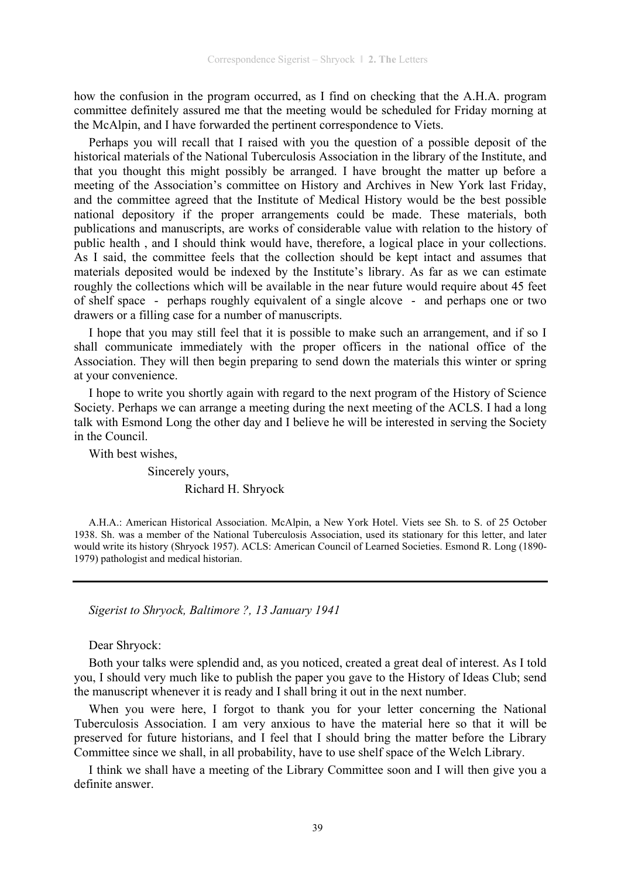how the confusion in the program occurred, as I find on checking that the A.H.A. program committee definitely assured me that the meeting would be scheduled for Friday morning at the McAlpin, and I have forwarded the pertinent correspondence to Viets.

Perhaps you will recall that I raised with you the question of a possible deposit of the historical materials of the National Tuberculosis Association in the library of the Institute, and that you thought this might possibly be arranged. I have brought the matter up before a meeting of the Association's committee on History and Archives in New York last Friday, and the committee agreed that the Institute of Medical History would be the best possible national depository if the proper arrangements could be made. These materials, both publications and manuscripts, are works of considerable value with relation to the history of public health , and I should think would have, therefore, a logical place in your collections. As I said, the committee feels that the collection should be kept intact and assumes that materials deposited would be indexed by the Institute's library. As far as we can estimate roughly the collections which will be available in the near future would require about 45 feet of shelf space - perhaps roughly equivalent of a single alcove - and perhaps one or two drawers or a filling case for a number of manuscripts.

I hope that you may still feel that it is possible to make such an arrangement, and if so I shall communicate immediately with the proper officers in the national office of the Association. They will then begin preparing to send down the materials this winter or spring at your convenience.

I hope to write you shortly again with regard to the next program of the History of Science Society. Perhaps we can arrange a meeting during the next meeting of the ACLS. I had a long talk with Esmond Long the other day and I believe he will be interested in serving the Society in the Council.

With best wishes,

Sincerely yours,

Richard H. Shryock

A.H.A.: American Historical Association. McAlpin, a New York Hotel. Viets see Sh. to S. of 25 October 1938. Sh. was a member of the National Tuberculosis Association, used its stationary for this letter, and later would write its history (Shryock 1957). ACLS: American Council of Learned Societies. Esmond R. Long (1890-1979) pathologist and medical historian.

---

*Sigerist to Shryock, Baltimore ?, 13 January 1941*

Dear Shryock:

Both your talks were splendid and, as you noticed, created a great deal of interest. As I told you, I should very much like to publish the paper you gave to the History of Ideas Club; send the manuscript whenever it is ready and I shall bring it out in the next number.

When you were here, I forgot to thank you for your letter concerning the National Tuberculosis Association. I am very anxious to have the material here so that it will be preserved for future historians, and I feel that I should bring the matter before the Library Committee since we shall, in all probability, have to use shelf space of the Welch Library.

I think we shall have a meeting of the Library Committee soon and I will then give you a definite answer.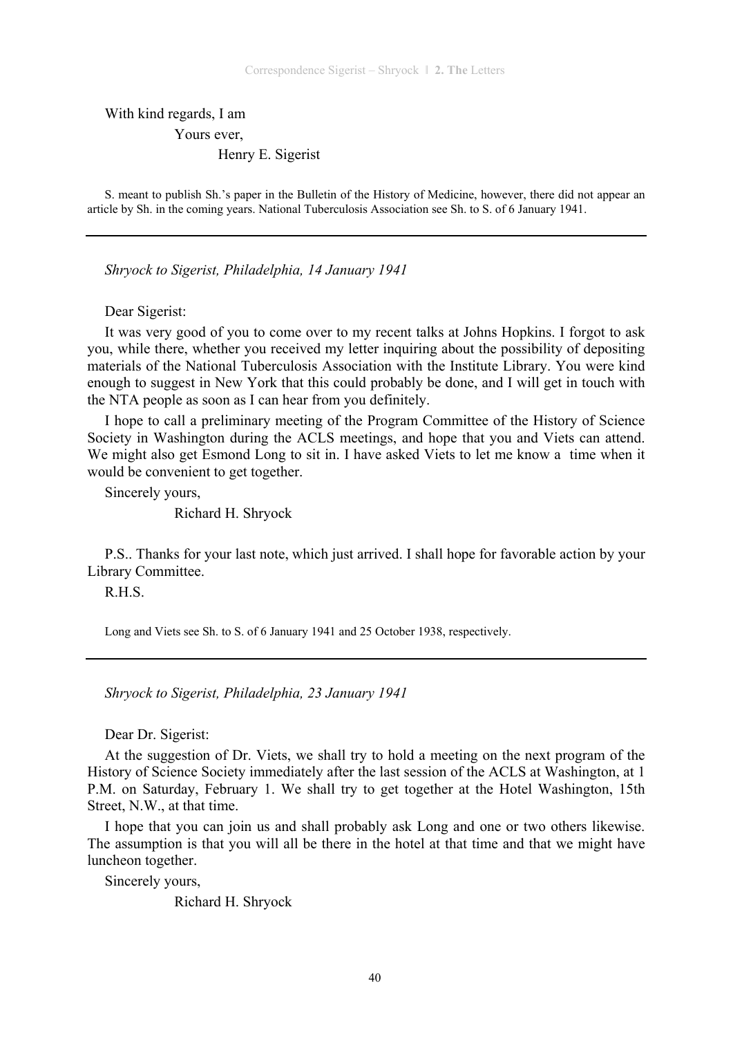With kind regards, I am

Yours ever,

Henry E. Sigerist

S. meant to publish Sh.'s paper in the Bulletin of the History of Medicine, however, there did not appear an article by Sh. in the coming years. National Tuberculosis Association see Sh. to S. of 6 January 1941.

---

*Shryock to Sigerist, Philadelphia, 14 January 1941*

Dear Sigerist:

It was very good of you to come over to my recent talks at Johns Hopkins. I forgot to ask you, while there, whether you received my letter inquiring about the possibility of depositing materials of the National Tuberculosis Association with the Institute Library. You were kind enough to suggest in New York that this could probably be done, and I will get in touch with the NTA people as soon as I can hear from you definitely.

I hope to call a preliminary meeting of the Program Committee of the History of Science Society in Washington during the ACLS meetings, and hope that you and Viets can attend. We might also get Esmond Long to sit in. I have asked Viets to let me know a time when it would be convenient to get together.

Sincerely yours,

Richard H. Shryock

P.S.. Thanks for your last note, which just arrived. I shall hope for favorable action by your Library Committee.

R.H.S.

Long and Viets see Sh. to S. of 6 January 1941 and 25 October 1938, respectively.

---

*Shryock to Sigerist, Philadelphia, 23 January 1941*

Dear Dr. Sigerist:

At the suggestion of Dr. Viets, we shall try to hold a meeting on the next program of the History of Science Society immediately after the last session of the ACLS at Washington, at 1 P.M. on Saturday, February 1. We shall try to get together at the Hotel Washington, 15th Street, N.W., at that time.

I hope that you can join us and shall probably ask Long and one or two others likewise. The assumption is that you will all be there in the hotel at that time and that we might have luncheon together.

Sincerely yours,

Richard H. Shryock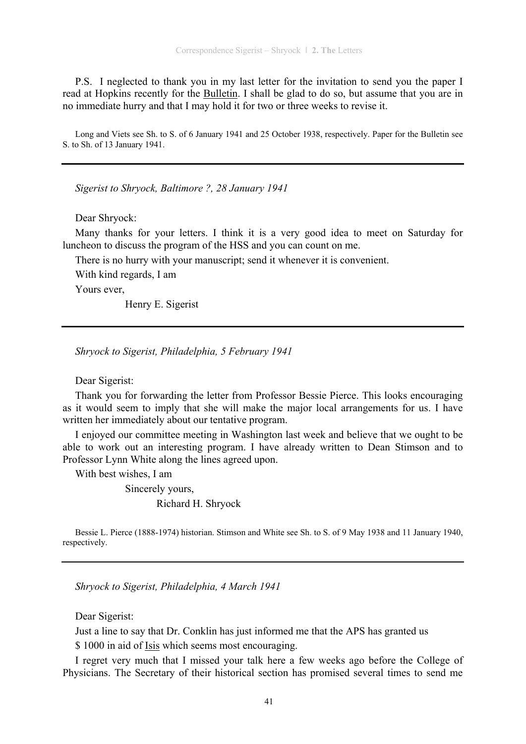P.S. I neglected to thank you in my last letter for the invitation to send you the paper I read at Hopkins recently for the Bulletin. I shall be glad to do so, but assume that you are in no immediate hurry and that I may hold it for two or three weeks to revise it.

Long and Viets see Sh. to S. of 6 January 1941 and 25 October 1938, respectively. Paper for the Bulletin see S. to Sh. of 13 January 1941.

---

*Sigerist to Shryock, Baltimore ?, 28 January 1941*

Dear Shryock:

Many thanks for your letters. I think it is a very good idea to meet on Saturday for luncheon to discuss the program of the HSS and you can count on me.

There is no hurry with your manuscript; send it whenever it is convenient.

With kind regards, I am

Yours ever,

Henry E. Sigerist

---

*Shryock to Sigerist, Philadelphia, 5 February 1941*

Dear Sigerist:

Thank you for forwarding the letter from Professor Bessie Pierce. This looks encouraging as it would seem to imply that she will make the major local arrangements for us. I have written her immediately about our tentative program.

I enjoyed our committee meeting in Washington last week and believe that we ought to be able to work out an interesting program. I have already written to Dean Stimson and to Professor Lynn White along the lines agreed upon.

With best wishes, I am

Sincerely yours,

Richard H. Shryock

Bessie L. Pierce (1888-1974) historian. Stimson and White see Sh. to S. of 9 May 1938 and 11 January 1940, respectively.

---

*Shryock to Sigerist, Philadelphia, 4 March 1941*

Dear Sigerist:

Just a line to say that Dr. Conklin has just informed me that the APS has granted us

$ 1000 in aid of Isis which seems most encouraging.

I regret very much that I missed your talk here a few weeks ago before the College of Physicians. The Secretary of their historical section has promised several times to send me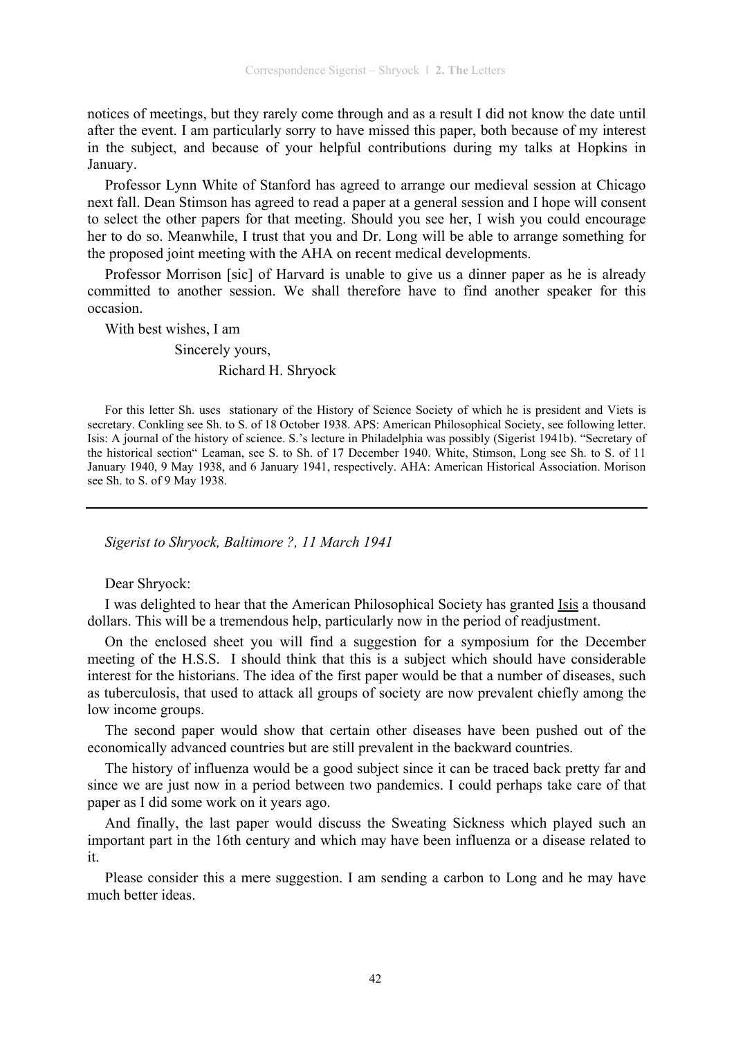notices of meetings, but they rarely come through and as a result I did not know the date until after the event. I am particularly sorry to have missed this paper, both because of my interest in the subject, and because of your helpful contributions during my talks at Hopkins in January.

Professor Lynn White of Stanford has agreed to arrange our medieval session at Chicago next fall. Dean Stimson has agreed to read a paper at a general session and I hope will consent to select the other papers for that meeting. Should you see her, I wish you could encourage her to do so. Meanwhile, I trust that you and Dr. Long will be able to arrange something for the proposed joint meeting with the AHA on recent medical developments.

Professor Morrison [sic] of Harvard is unable to give us a dinner paper as he is already committed to another session. We shall therefore have to find another speaker for this occasion.

With best wishes, I am

Sincerely yours,

Richard H. Shryock

For this letter Sh. uses stationary of the History of Science Society of which he is president and Viets is secretary. Conkling see Sh. to S. of 18 October 1938. APS: American Philosophical Society, see following letter. Isis: A journal of the history of science. S.'s lecture in Philadelphia was possibly (Sigerist 1941b). "Secretary of the historical section" Leaman, see S. to Sh. of 17 December 1940. White, Stimson, Long see Sh. to S. of 11 January 1940, 9 May 1938, and 6 January 1941, respectively. AHA: American Historical Association. Morison see Sh. to S. of 9 May 1938.

---

*Sigerist to Shryock, Baltimore ?, 11 March 1941*

Dear Shryock:

I was delighted to hear that the American Philosophical Society has granted Isis a thousand dollars. This will be a tremendous help, particularly now in the period of readjustment.

On the enclosed sheet you will find a suggestion for a symposium for the December meeting of the H.S.S. I should think that this is a subject which should have considerable interest for the historians. The idea of the first paper would be that a number of diseases, such as tuberculosis, that used to attack all groups of society are now prevalent chiefly among the low income groups.

The second paper would show that certain other diseases have been pushed out of the economically advanced countries but are still prevalent in the backward countries.

The history of influenza would be a good subject since it can be traced back pretty far and since we are just now in a period between two pandemics. I could perhaps take care of that paper as I did some work on it years ago.

And finally, the last paper would discuss the Sweating Sickness which played such an important part in the 16th century and which may have been influenza or a disease related to it.

Please consider this a mere suggestion. I am sending a carbon to Long and he may have much better ideas.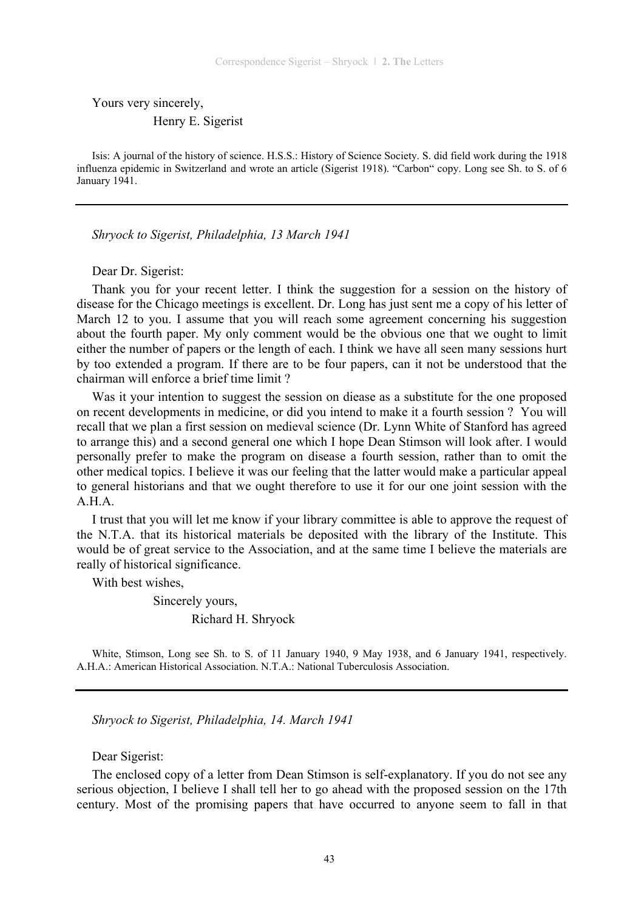Yours very sincerely,

Henry E. Sigerist

Isis: A journal of the history of science. H.S.S.: History of Science Society. S. did field work during the 1918 influenza epidemic in Switzerland and wrote an article (Sigerist 1918). "Carbon" copy. Long see Sh. to S. of 6 January 1941.

---

*Shryock to Sigerist, Philadelphia, 13 March 1941*

Dear Dr. Sigerist:

Thank you for your recent letter. I think the suggestion for a session on the history of disease for the Chicago meetings is excellent. Dr. Long has just sent me a copy of his letter of March 12 to you. I assume that you will reach some agreement concerning his suggestion about the fourth paper. My only comment would be the obvious one that we ought to limit either the number of papers or the length of each. I think we have all seen many sessions hurt by too extended a program. If there are to be four papers, can it not be understood that the chairman will enforce a brief time limit ?

Was it your intention to suggest the session on diease as a substitute for the one proposed on recent developments in medicine, or did you intend to make it a fourth session ? You will recall that we plan a first session on medieval science (Dr. Lynn White of Stanford has agreed to arrange this) and a second general one which I hope Dean Stimson will look after. I would personally prefer to make the program on disease a fourth session, rather than to omit the other medical topics. I believe it was our feeling that the latter would make a particular appeal to general historians and that we ought therefore to use it for our one joint session with the A.H.A.

I trust that you will let me know if your library committee is able to approve the request of the N.T.A. that its historical materials be deposited with the library of the Institute. This would be of great service to the Association, and at the same time I believe the materials are really of historical significance.

With best wishes,

Sincerely yours,

Richard H. Shryock

White, Stimson, Long see Sh. to S. of 11 January 1940, 9 May 1938, and 6 January 1941, respectively. A.H.A.: American Historical Association. N.T.A.: National Tuberculosis Association.

---

*Shryock to Sigerist, Philadelphia, 14. March 1941*

Dear Sigerist:

The enclosed copy of a letter from Dean Stimson is self-explanatory. If you do not see any serious objection, I believe I shall tell her to go ahead with the proposed session on the 17th century. Most of the promising papers that have occurred to anyone seem to fall in that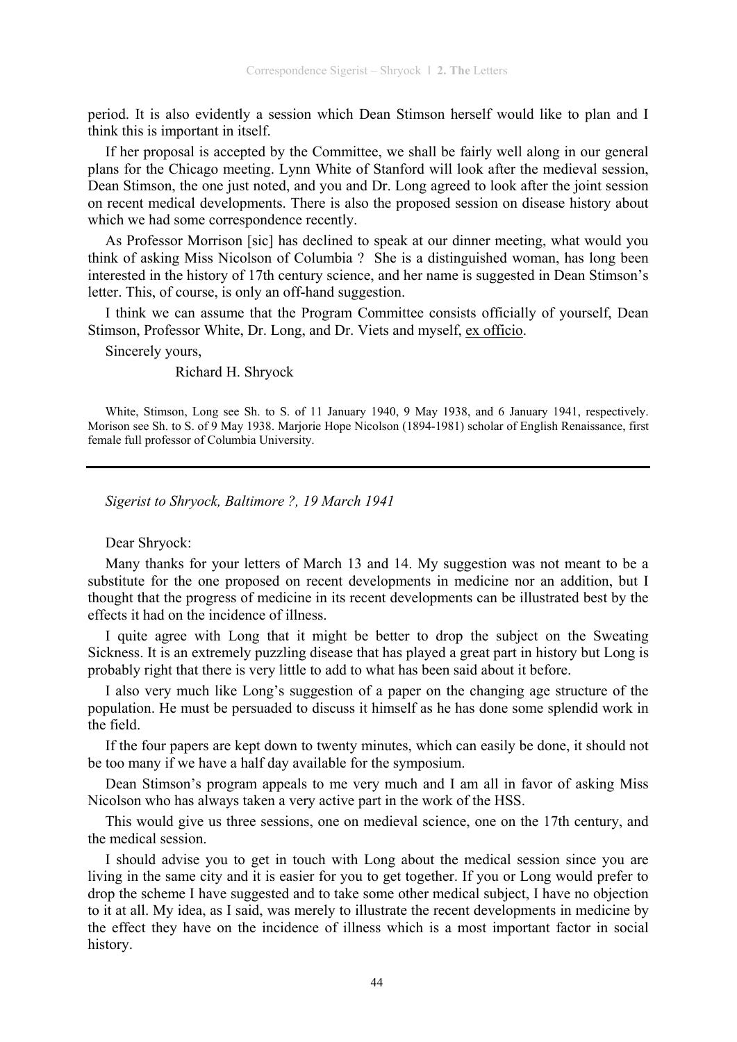period. It is also evidently a session which Dean Stimson herself would like to plan and I think this is important in itself.

If her proposal is accepted by the Committee, we shall be fairly well along in our general plans for the Chicago meeting. Lynn White of Stanford will look after the medieval session, Dean Stimson, the one just noted, and you and Dr. Long agreed to look after the joint session on recent medical developments. There is also the proposed session on disease history about which we had some correspondence recently.

As Professor Morrison [sic] has declined to speak at our dinner meeting, what would you think of asking Miss Nicolson of Columbia ? She is a distinguished woman, has long been interested in the history of 17th century science, and her name is suggested in Dean Stimson's letter. This, of course, is only an off-hand suggestion.

I think we can assume that the Program Committee consists officially of yourself, Dean Stimson, Professor White, Dr. Long, and Dr. Viets and myself, <u>ex officio</u>.

Sincerely yours,

Richard H. Shryock

White, Stimson, Long see Sh. to S. of 11 January 1940, 9 May 1938, and 6 January 1941, respectively. Morison see Sh. to S. of 9 May 1938. Marjorie Hope Nicolson (1894-1981) scholar of English Renaissance, first female full professor of Columbia University.

---

*Sigerist to Shryock, Baltimore ?, 19 March 1941*

Dear Shryock:

Many thanks for your letters of March 13 and 14. My suggestion was not meant to be a substitute for the one proposed on recent developments in medicine nor an addition, but I thought that the progress of medicine in its recent developments can be illustrated best by the effects it had on the incidence of illness.

I quite agree with Long that it might be better to drop the subject on the Sweating Sickness. It is an extremely puzzling disease that has played a great part in history but Long is probably right that there is very little to add to what has been said about it before.

I also very much like Long's suggestion of a paper on the changing age structure of the population. He must be persuaded to discuss it himself as he has done some splendid work in the field.

If the four papers are kept down to twenty minutes, which can easily be done, it should not be too many if we have a half day available for the symposium.

Dean Stimson's program appeals to me very much and I am all in favor of asking Miss Nicolson who has always taken a very active part in the work of the HSS.

This would give us three sessions, one on medieval science, one on the 17th century, and the medical session.

I should advise you to get in touch with Long about the medical session since you are living in the same city and it is easier for you to get together. If you or Long would prefer to drop the scheme I have suggested and to take some other medical subject, I have no objection to it at all. My idea, as I said, was merely to illustrate the recent developments in medicine by the effect they have on the incidence of illness which is a most important factor in social history.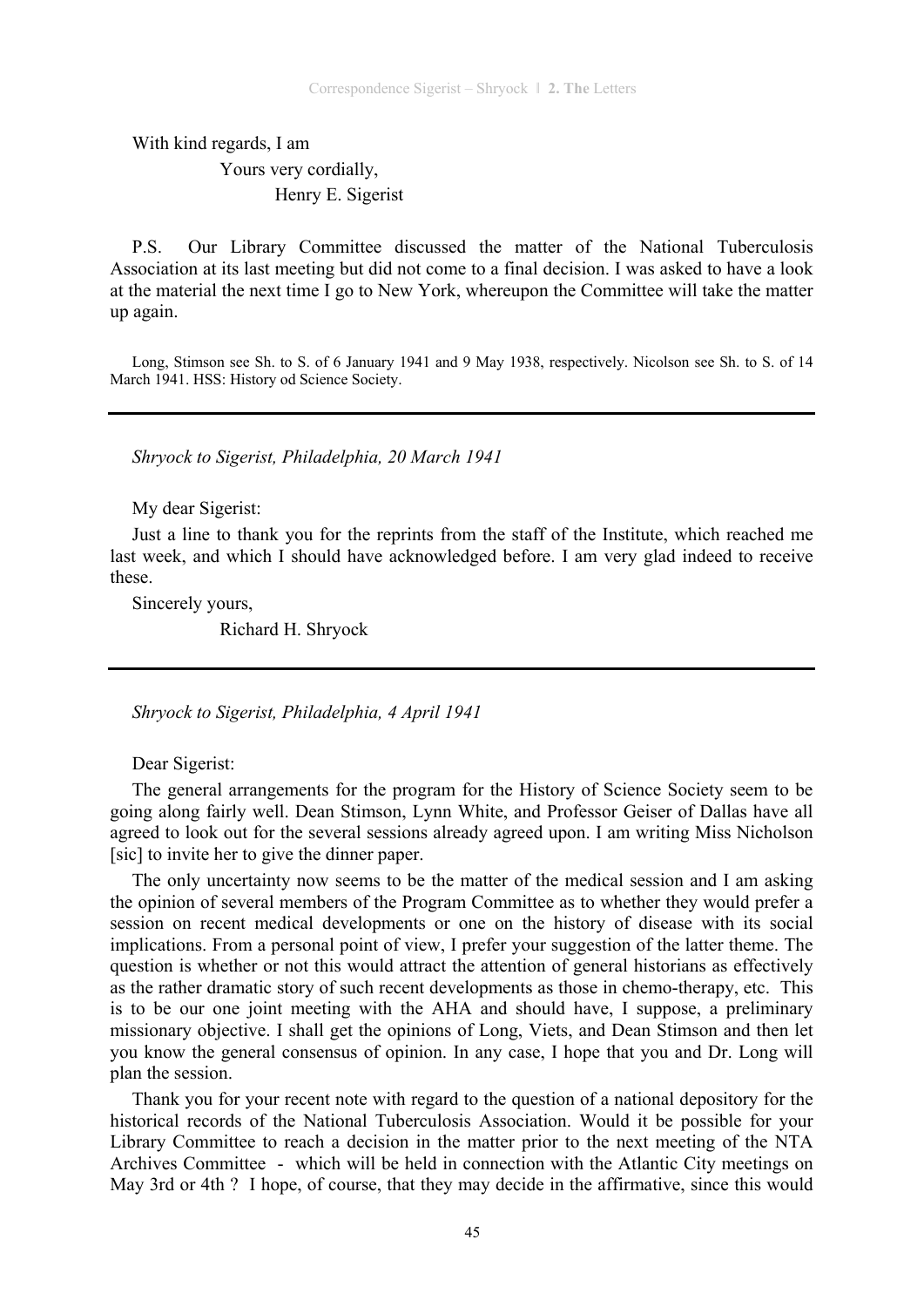With kind regards, I am

Yours very cordially,

Henry E. Sigerist

P.S. Our Library Committee discussed the matter of the National Tuberculosis Association at its last meeting but did not come to a final decision. I was asked to have a look at the material the next time I go to New York, whereupon the Committee will take the matter up again.

Long, Stimson see Sh. to S. of 6 January 1941 and 9 May 1938, respectively. Nicolson see Sh. to S. of 14 March 1941. HSS: History od Science Society.

---

*Shryock to Sigerist, Philadelphia, 20 March 1941*

My dear Sigerist:

Just a line to thank you for the reprints from the staff of the Institute, which reached me last week, and which I should have acknowledged before. I am very glad indeed to receive these.

Sincerely yours,

Richard H. Shryock

---

*Shryock to Sigerist, Philadelphia, 4 April 1941*

Dear Sigerist:

The general arrangements for the program for the History of Science Society seem to be going along fairly well. Dean Stimson, Lynn White, and Professor Geiser of Dallas have all agreed to look out for the several sessions already agreed upon. I am writing Miss Nicholson [sic] to invite her to give the dinner paper.

The only uncertainty now seems to be the matter of the medical session and I am asking the opinion of several members of the Program Committee as to whether they would prefer a session on recent medical developments or one on the history of disease with its social implications. From a personal point of view, I prefer your suggestion of the latter theme. The question is whether or not this would attract the attention of general historians as effectively as the rather dramatic story of such recent developments as those in chemo-therapy, etc. This is to be our one joint meeting with the AHA and should have, I suppose, a preliminary missionary objective. I shall get the opinions of Long, Viets, and Dean Stimson and then let you know the general consensus of opinion. In any case, I hope that you and Dr. Long will plan the session.

Thank you for your recent note with regard to the question of a national depository for the historical records of the National Tuberculosis Association. Would it be possible for your Library Committee to reach a decision in the matter prior to the next meeting of the NTA Archives Committee - which will be held in connection with the Atlantic City meetings on May 3rd or 4th ? I hope, of course, that they may decide in the affirmative, since this would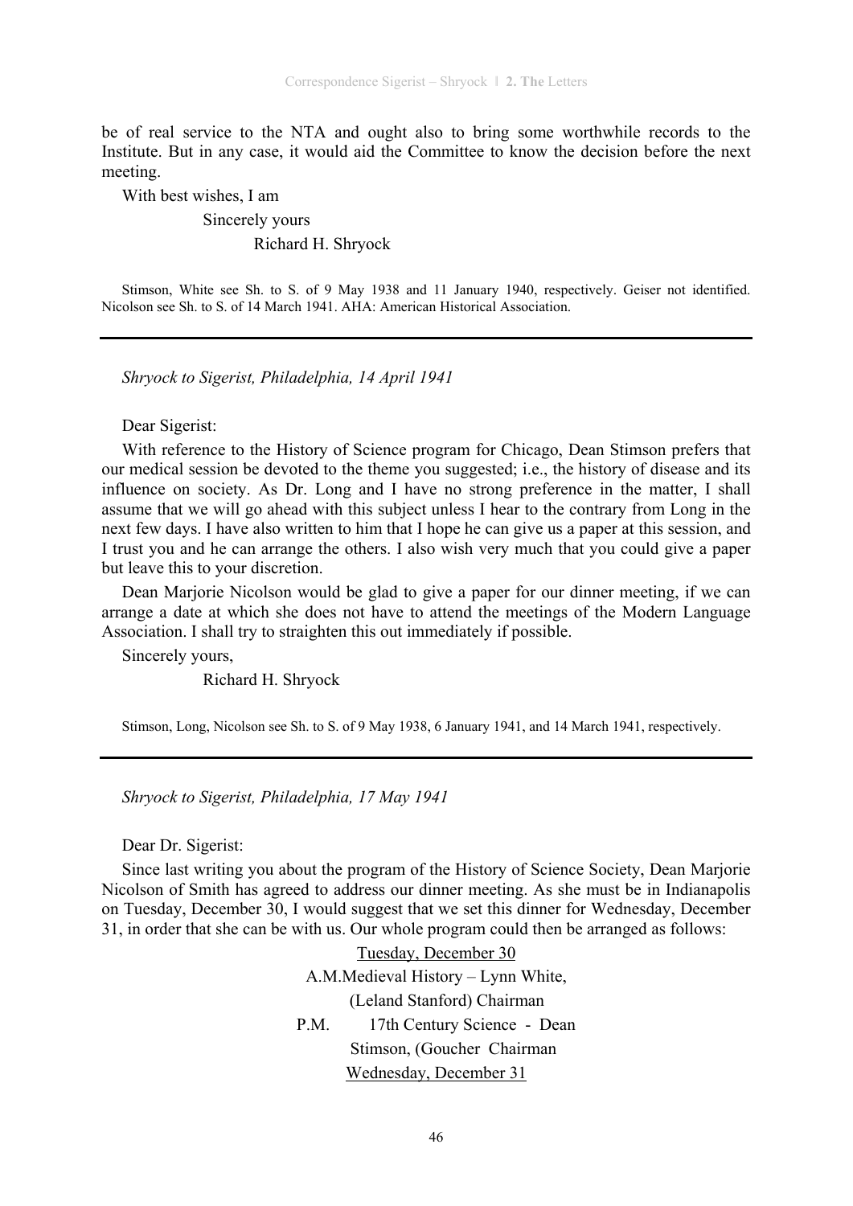be of real service to the NTA and ought also to bring some worthwhile records to the Institute. But in any case, it would aid the Committee to know the decision before the next meeting.

With best wishes, I am

Sincerely yours

Richard H. Shryock

Stimson, White see Sh. to S. of 9 May 1938 and 11 January 1940, respectively. Geiser not identified. Nicolson see Sh. to S. of 14 March 1941. AHA: American Historical Association.

---

*Shryock to Sigerist, Philadelphia, 14 April 1941*

Dear Sigerist:

With reference to the History of Science program for Chicago, Dean Stimson prefers that our medical session be devoted to the theme you suggested; i.e., the history of disease and its influence on society. As Dr. Long and I have no strong preference in the matter, I shall assume that we will go ahead with this subject unless I hear to the contrary from Long in the next few days. I have also written to him that I hope he can give us a paper at this session, and I trust you and he can arrange the others. I also wish very much that you could give a paper but leave this to your discretion.

Dean Marjorie Nicolson would be glad to give a paper for our dinner meeting, if we can arrange a date at which she does not have to attend the meetings of the Modern Language Association. I shall try to straighten this out immediately if possible.

Sincerely yours,

Richard H. Shryock

Stimson, Long, Nicolson see Sh. to S. of 9 May 1938, 6 January 1941, and 14 March 1941, respectively.

---

*Shryock to Sigerist, Philadelphia, 17 May 1941*

Dear Dr. Sigerist:

Since last writing you about the program of the History of Science Society, Dean Marjorie Nicolson of Smith has agreed to address our dinner meeting. As she must be in Indianapolis on Tuesday, December 30, I would suggest that we set this dinner for Wednesday, December 31, in order that she can be with us. Our whole program could then be arranged as follows:

<u>Tuesday, December 30</u>

A.M.Medieval History – Lynn White,
(Leland Stanford) Chairman

P.M. 17th Century Science - Dean
Stimson, (Goucher Chairman

<u>Wednesday, December 31</u>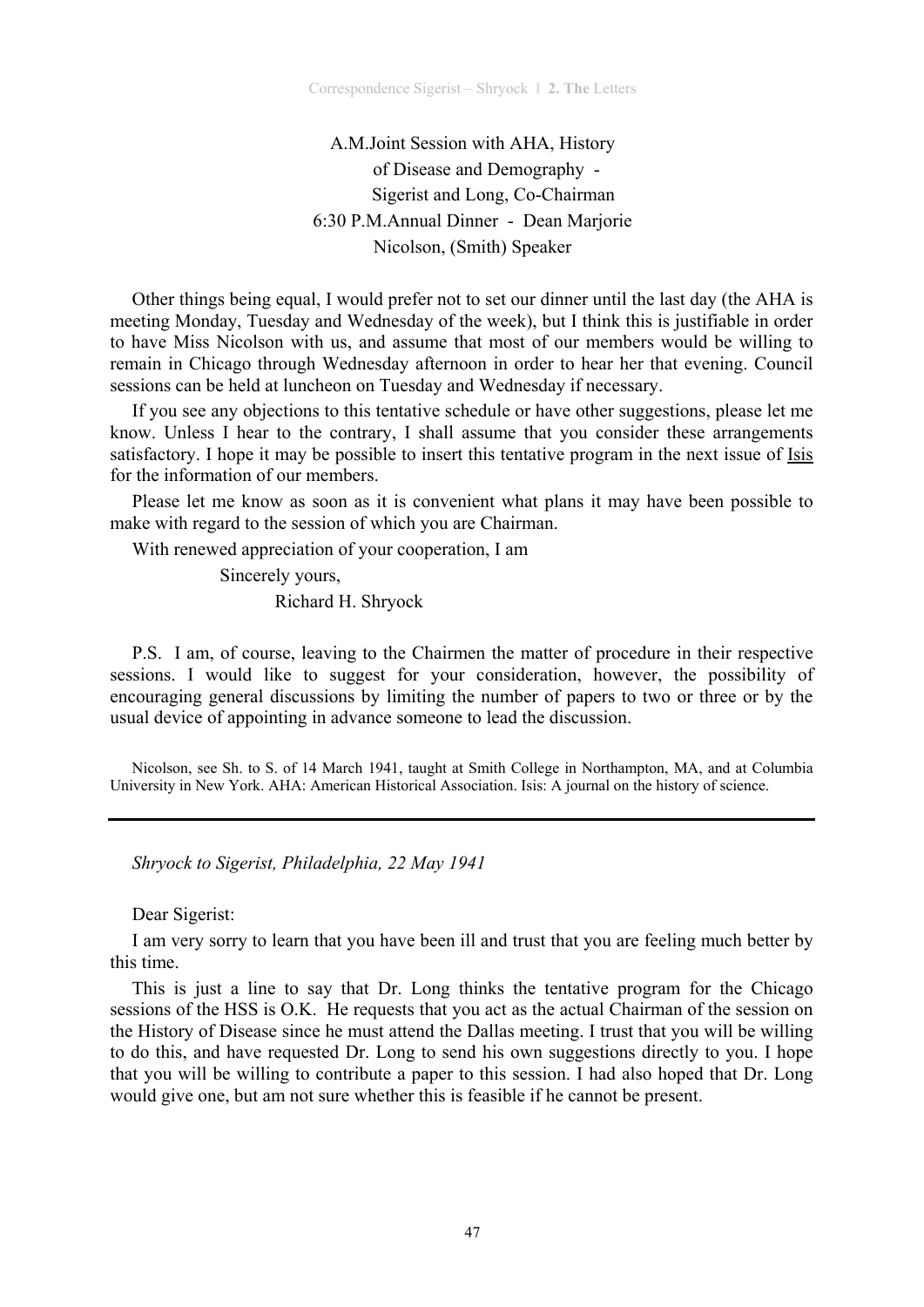A.M.Joint Session with AHA, History
of Disease and Demography -
Sigerist and Long, Co-Chairman
6:30 P.M.Annual Dinner - Dean Marjorie
Nicolson, (Smith) Speaker

Other things being equal, I would prefer not to set our dinner until the last day (the AHA is meeting Monday, Tuesday and Wednesday of the week), but I think this is justifiable in order to have Miss Nicolson with us, and assume that most of our members would be willing to remain in Chicago through Wednesday afternoon in order to hear her that evening. Council sessions can be held at luncheon on Tuesday and Wednesday if necessary.

If you see any objections to this tentative schedule or have other suggestions, please let me know. Unless I hear to the contrary, I shall assume that you consider these arrangements satisfactory. I hope it may be possible to insert this tentative program in the next issue of Isis for the information of our members.

Please let me know as soon as it is convenient what plans it may have been possible to make with regard to the session of which you are Chairman.

With renewed appreciation of your cooperation, I am

Sincerely yours,

Richard H. Shryock

P.S. I am, of course, leaving to the Chairmen the matter of procedure in their respective sessions. I would like to suggest for your consideration, however, the possibility of encouraging general discussions by limiting the number of papers to two or three or by the usual device of appointing in advance someone to lead the discussion.

Nicolson, see Sh. to S. of 14 March 1941, taught at Smith College in Northampton, MA, and at Columbia University in New York. AHA: American Historical Association. Isis: A journal on the history of science.

---

*Shryock to Sigerist, Philadelphia, 22 May 1941*

Dear Sigerist:

I am very sorry to learn that you have been ill and trust that you are feeling much better by this time.

This is just a line to say that Dr. Long thinks the tentative program for the Chicago sessions of the HSS is O.K. He requests that you act as the actual Chairman of the session on the History of Disease since he must attend the Dallas meeting. I trust that you will be willing to do this, and have requested Dr. Long to send his own suggestions directly to you. I hope that you will be willing to contribute a paper to this session. I had also hoped that Dr. Long would give one, but am not sure whether this is feasible if he cannot be present.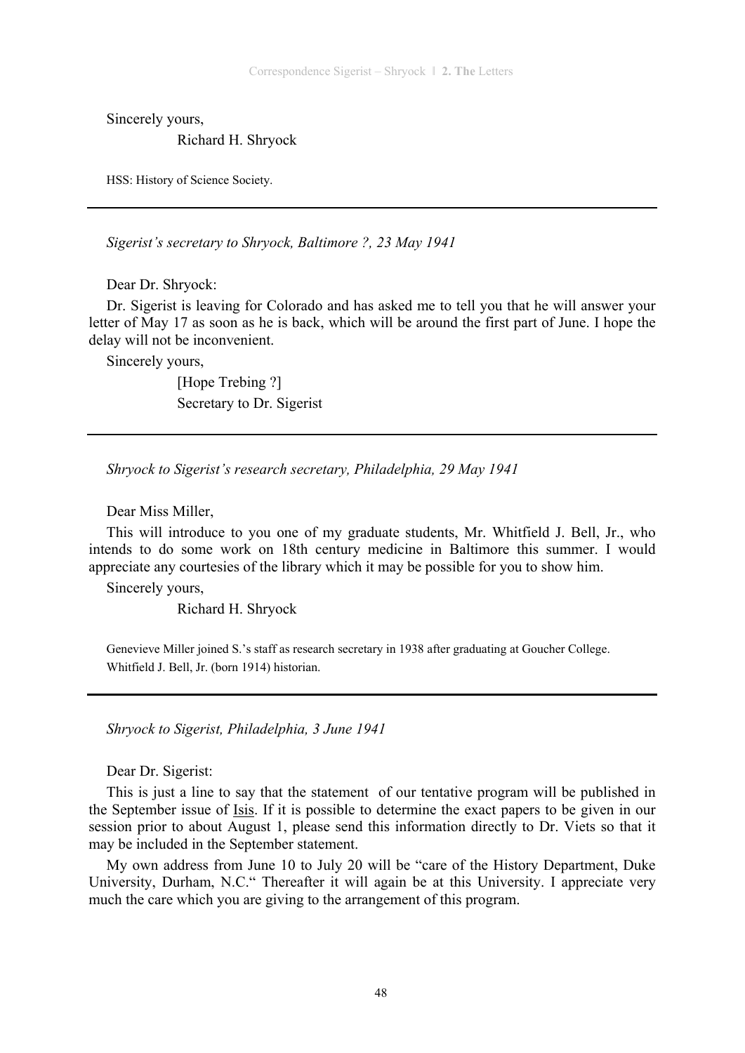Sincerely yours,

Richard H. Shryock

HSS: History of Science Society.

---

*Sigerist's secretary to Shryock, Baltimore ?, 23 May 1941*

Dear Dr. Shryock:

Dr. Sigerist is leaving for Colorado and has asked me to tell you that he will answer your letter of May 17 as soon as he is back, which will be around the first part of June. I hope the delay will not be inconvenient.

Sincerely yours,

[Hope Trebing ?]
Secretary to Dr. Sigerist

---

*Shryock to Sigerist's research secretary, Philadelphia, 29 May 1941*

Dear Miss Miller,

This will introduce to you one of my graduate students, Mr. Whitfield J. Bell, Jr., who intends to do some work on 18th century medicine in Baltimore this summer. I would appreciate any courtesies of the library which it may be possible for you to show him.

Sincerely yours,

Richard H. Shryock

Genevieve Miller joined S.'s staff as research secretary in 1938 after graduating at Goucher College.
Whitfield J. Bell, Jr. (born 1914) historian.

---

*Shryock to Sigerist, Philadelphia, 3 June 1941*

Dear Dr. Sigerist:

This is just a line to say that the statement of our tentative program will be published in the September issue of Isis. If it is possible to determine the exact papers to be given in our session prior to about August 1, please send this information directly to Dr. Viets so that it may be included in the September statement.

My own address from June 10 to July 20 will be "care of the History Department, Duke University, Durham, N.C." Thereafter it will again be at this University. I appreciate very much the care which you are giving to the arrangement of this program.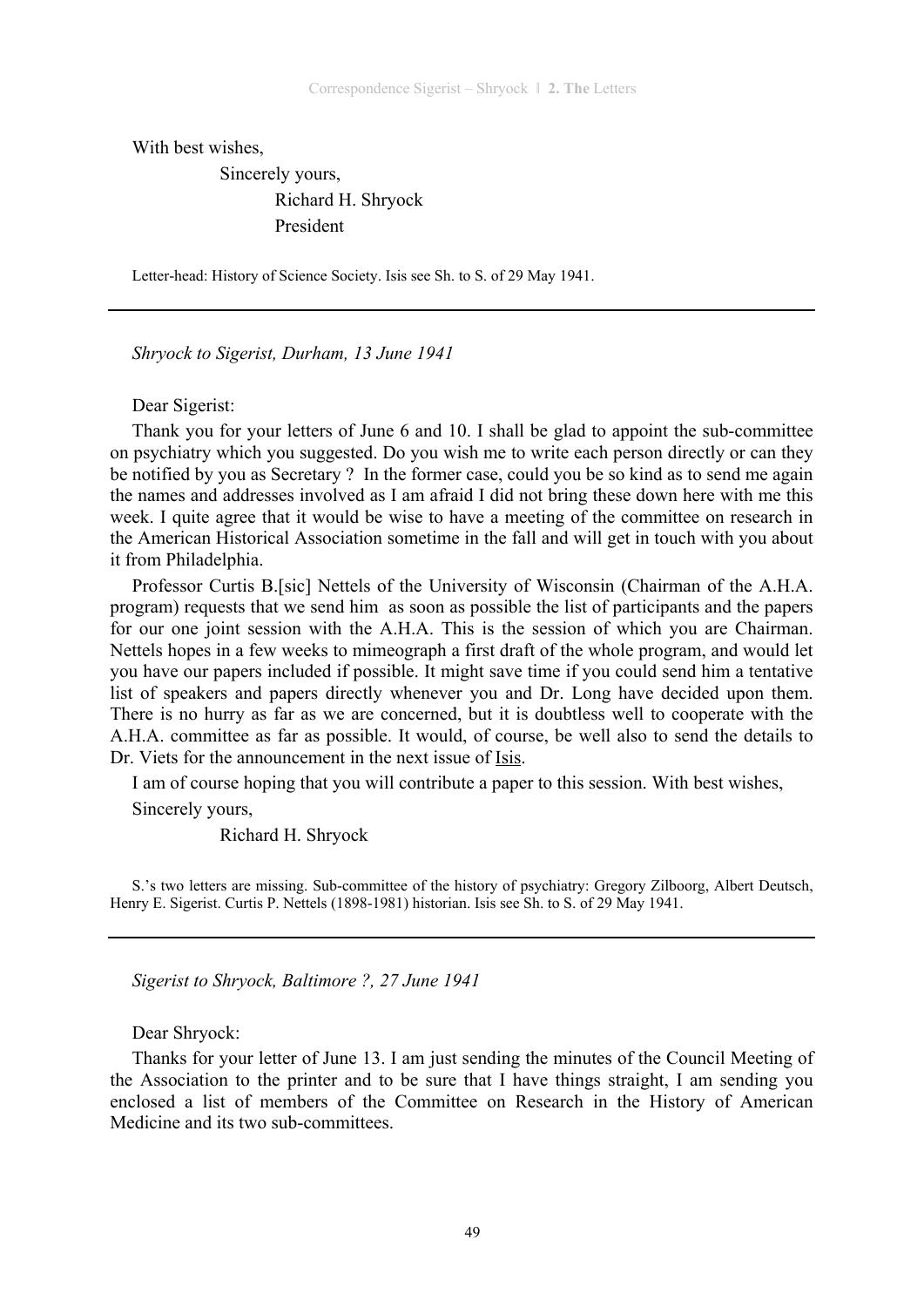With best wishes,

Sincerely yours,

Richard H. Shryock

President

Letter-head: History of Science Society. Isis see Sh. to S. of 29 May 1941.

---

*Shryock to Sigerist, Durham, 13 June 1941*

Dear Sigerist:

Thank you for your letters of June 6 and 10. I shall be glad to appoint the sub-committee on psychiatry which you suggested. Do you wish me to write each person directly or can they be notified by you as Secretary ? In the former case, could you be so kind as to send me again the names and addresses involved as I am afraid I did not bring these down here with me this week. I quite agree that it would be wise to have a meeting of the committee on research in the American Historical Association sometime in the fall and will get in touch with you about it from Philadelphia.

Professor Curtis B.[sic] Nettels of the University of Wisconsin (Chairman of the A.H.A. program) requests that we send him as soon as possible the list of participants and the papers for our one joint session with the A.H.A. This is the session of which you are Chairman. Nettels hopes in a few weeks to mimeograph a first draft of the whole program, and would let you have our papers included if possible. It might save time if you could send him a tentative list of speakers and papers directly whenever you and Dr. Long have decided upon them. There is no hurry as far as we are concerned, but it is doubtless well to cooperate with the A.H.A. committee as far as possible. It would, of course, be well also to send the details to Dr. Viets for the announcement in the next issue of Isis.

I am of course hoping that you will contribute a paper to this session. With best wishes,

Sincerely yours,

Richard H. Shryock

S.'s two letters are missing. Sub-committee of the history of psychiatry: Gregory Zilboorg, Albert Deutsch, Henry E. Sigerist. Curtis P. Nettels (1898-1981) historian. Isis see Sh. to S. of 29 May 1941.

---

*Sigerist to Shryock, Baltimore ?, 27 June 1941*

Dear Shryock:

Thanks for your letter of June 13. I am just sending the minutes of the Council Meeting of the Association to the printer and to be sure that I have things straight, I am sending you enclosed a list of members of the Committee on Research in the History of American Medicine and its two sub-committees.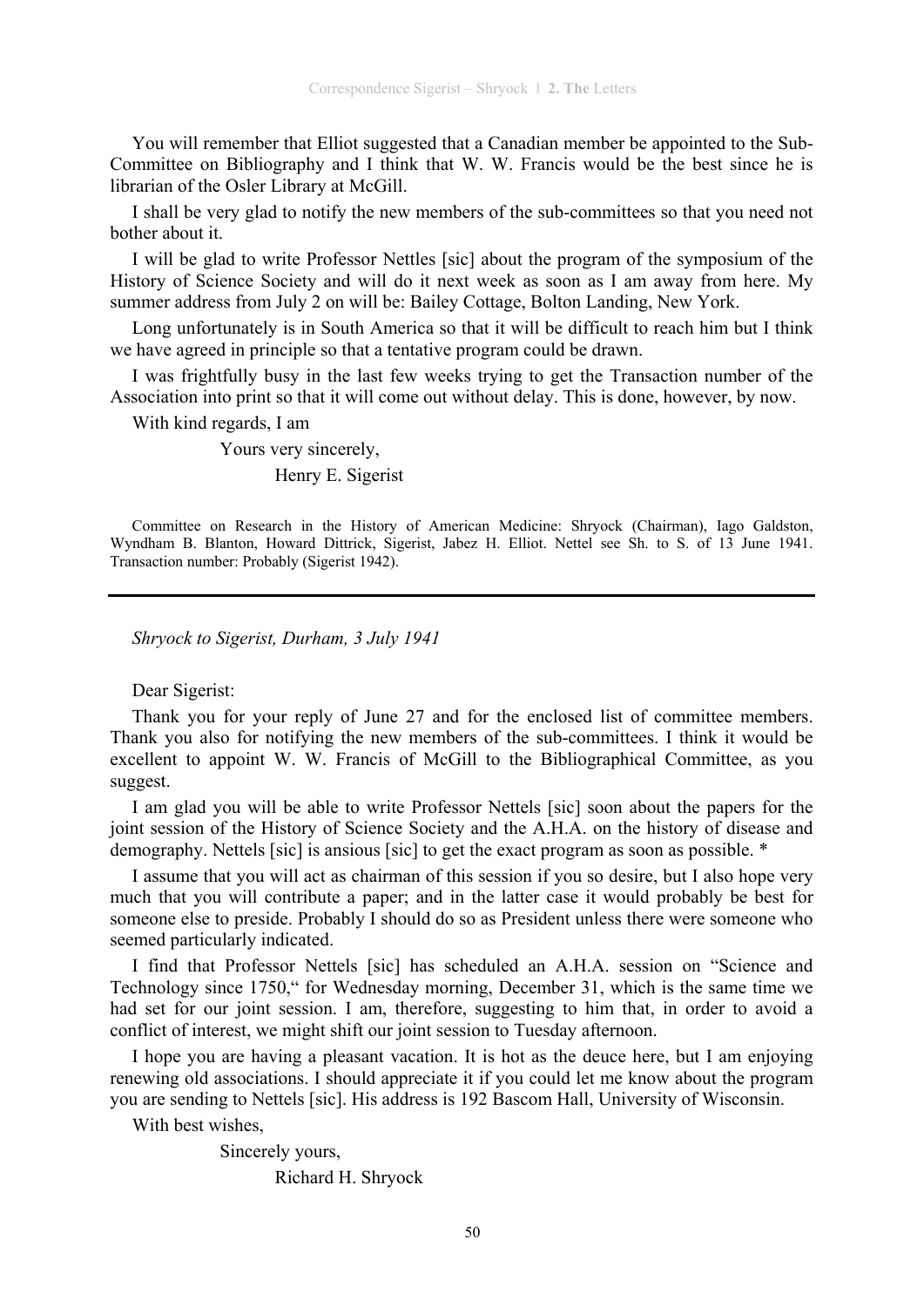You will remember that Elliot suggested that a Canadian member be appointed to the Sub-Committee on Bibliography and I think that W. W. Francis would be the best since he is librarian of the Osler Library at McGill.

I shall be very glad to notify the new members of the sub-committees so that you need not bother about it.

I will be glad to write Professor Nettles [sic] about the program of the symposium of the History of Science Society and will do it next week as soon as I am away from here. My summer address from July 2 on will be: Bailey Cottage, Bolton Landing, New York.

Long unfortunately is in South America so that it will be difficult to reach him but I think we have agreed in principle so that a tentative program could be drawn.

I was frightfully busy in the last few weeks trying to get the Transaction number of the Association into print so that it will come out without delay. This is done, however, by now.

With kind regards, I am

Yours very sincerely,

Henry E. Sigerist

Committee on Research in the History of American Medicine: Shryock (Chairman), Iago Galdston, Wyndham B. Blanton, Howard Dittrick, Sigerist, Jabez H. Elliot. Nettel see Sh. to S. of 13 June 1941. Transaction number: Probably (Sigerist 1942).

---

*Shryock to Sigerist, Durham, 3 July 1941*

Dear Sigerist:

Thank you for your reply of June 27 and for the enclosed list of committee members. Thank you also for notifying the new members of the sub-committees. I think it would be excellent to appoint W. W. Francis of McGill to the Bibliographical Committee, as you suggest.

I am glad you will be able to write Professor Nettels [sic] soon about the papers for the joint session of the History of Science Society and the A.H.A. on the history of disease and demography. Nettels [sic] is ansious [sic] to get the exact program as soon as possible. *

I assume that you will act as chairman of this session if you so desire, but I also hope very much that you will contribute a paper; and in the latter case it would probably be best for someone else to preside. Probably I should do so as President unless there were someone who seemed particularly indicated.

I find that Professor Nettels [sic] has scheduled an A.H.A. session on "Science and Technology since 1750," for Wednesday morning, December 31, which is the same time we had set for our joint session. I am, therefore, suggesting to him that, in order to avoid a conflict of interest, we might shift our joint session to Tuesday afternoon.

I hope you are having a pleasant vacation. It is hot as the deuce here, but I am enjoying renewing old associations. I should appreciate it if you could let me know about the program you are sending to Nettels [sic]. His address is 192 Bascom Hall, University of Wisconsin.

With best wishes,

Sincerely yours,

Richard H. Shryock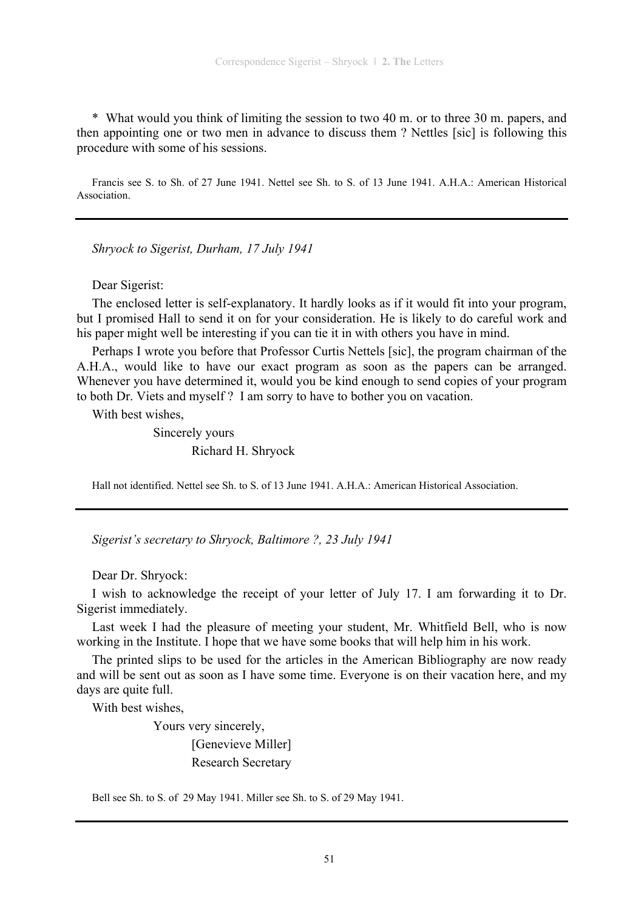\* What would you think of limiting the session to two 40 m. or to three 30 m. papers, and then appointing one or two men in advance to discuss them ? Nettles [sic] is following this procedure with some of his sessions.

Francis see S. to Sh. of 27 June 1941. Nettel see Sh. to S. of 13 June 1941. A.H.A.: American Historical Association.

---

*Shryock to Sigerist, Durham, 17 July 1941*

Dear Sigerist:

The enclosed letter is self-explanatory. It hardly looks as if it would fit into your program, but I promised Hall to send it on for your consideration. He is likely to do careful work and his paper might well be interesting if you can tie it in with others you have in mind.

Perhaps I wrote you before that Professor Curtis Nettels [sic], the program chairman of the A.H.A., would like to have our exact program as soon as the papers can be arranged. Whenever you have determined it, would you be kind enough to send copies of your program to both Dr. Viets and myself ? I am sorry to have to bother you on vacation.

With best wishes,

Sincerely yours

Richard H. Shryock

Hall not identified. Nettel see Sh. to S. of 13 June 1941. A.H.A.: American Historical Association.

---

*Sigerist's secretary to Shryock, Baltimore ?, 23 July 1941*

Dear Dr. Shryock:

I wish to acknowledge the receipt of your letter of July 17. I am forwarding it to Dr. Sigerist immediately.

Last week I had the pleasure of meeting your student, Mr. Whitfield Bell, who is now working in the Institute. I hope that we have some books that will help him in his work.

The printed slips to be used for the articles in the American Bibliography are now ready and will be sent out as soon as I have some time. Everyone is on their vacation here, and my days are quite full.

With best wishes,

Yours very sincerely,

[Genevieve Miller]

Research Secretary

Bell see Sh. to S. of 29 May 1941. Miller see Sh. to S. of 29 May 1941.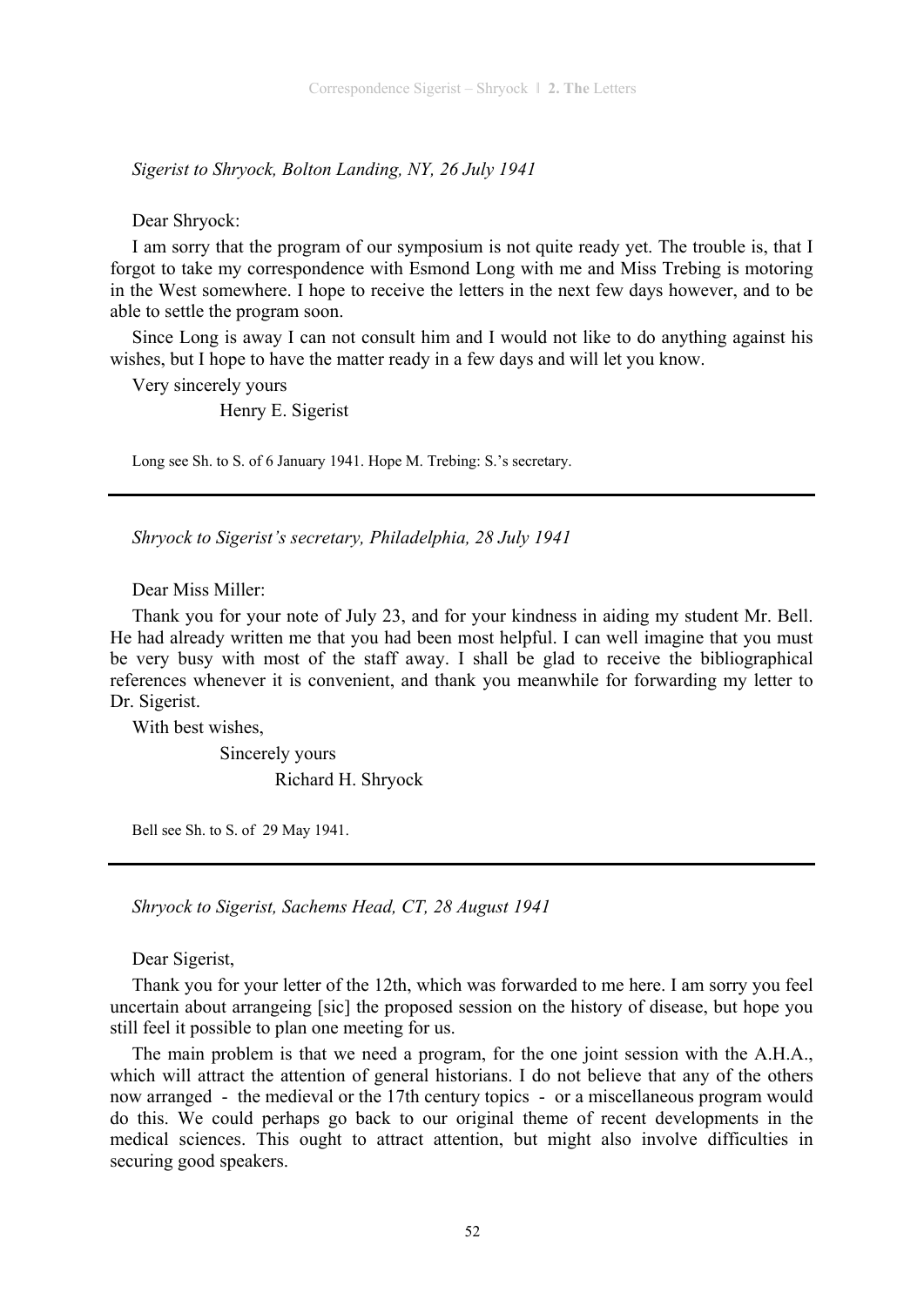*Sigerist to Shryock, Bolton Landing, NY, 26 July 1941*

Dear Shryock:

I am sorry that the program of our symposium is not quite ready yet. The trouble is, that I forgot to take my correspondence with Esmond Long with me and Miss Trebing is motoring in the West somewhere. I hope to receive the letters in the next few days however, and to be able to settle the program soon.

Since Long is away I can not consult him and I would not like to do anything against his wishes, but I hope to have the matter ready in a few days and will let you know.

Very sincerely yours

Henry E. Sigerist

Long see Sh. to S. of 6 January 1941. Hope M. Trebing: S.'s secretary.

---

*Shryock to Sigerist's secretary, Philadelphia, 28 July 1941*

Dear Miss Miller:

Thank you for your note of July 23, and for your kindness in aiding my student Mr. Bell. He had already written me that you had been most helpful. I can well imagine that you must be very busy with most of the staff away. I shall be glad to receive the bibliographical references whenever it is convenient, and thank you meanwhile for forwarding my letter to Dr. Sigerist.

With best wishes,

Sincerely yours

Richard H. Shryock

Bell see Sh. to S. of 29 May 1941.

---

*Shryock to Sigerist, Sachems Head, CT, 28 August 1941*

Dear Sigerist,

Thank you for your letter of the 12th, which was forwarded to me here. I am sorry you feel uncertain about arrangeing [sic] the proposed session on the history of disease, but hope you still feel it possible to plan one meeting for us.

The main problem is that we need a program, for the one joint session with the A.H.A., which will attract the attention of general historians. I do not believe that any of the others now arranged - the medieval or the 17th century topics - or a miscellaneous program would do this. We could perhaps go back to our original theme of recent developments in the medical sciences. This ought to attract attention, but might also involve difficulties in securing good speakers.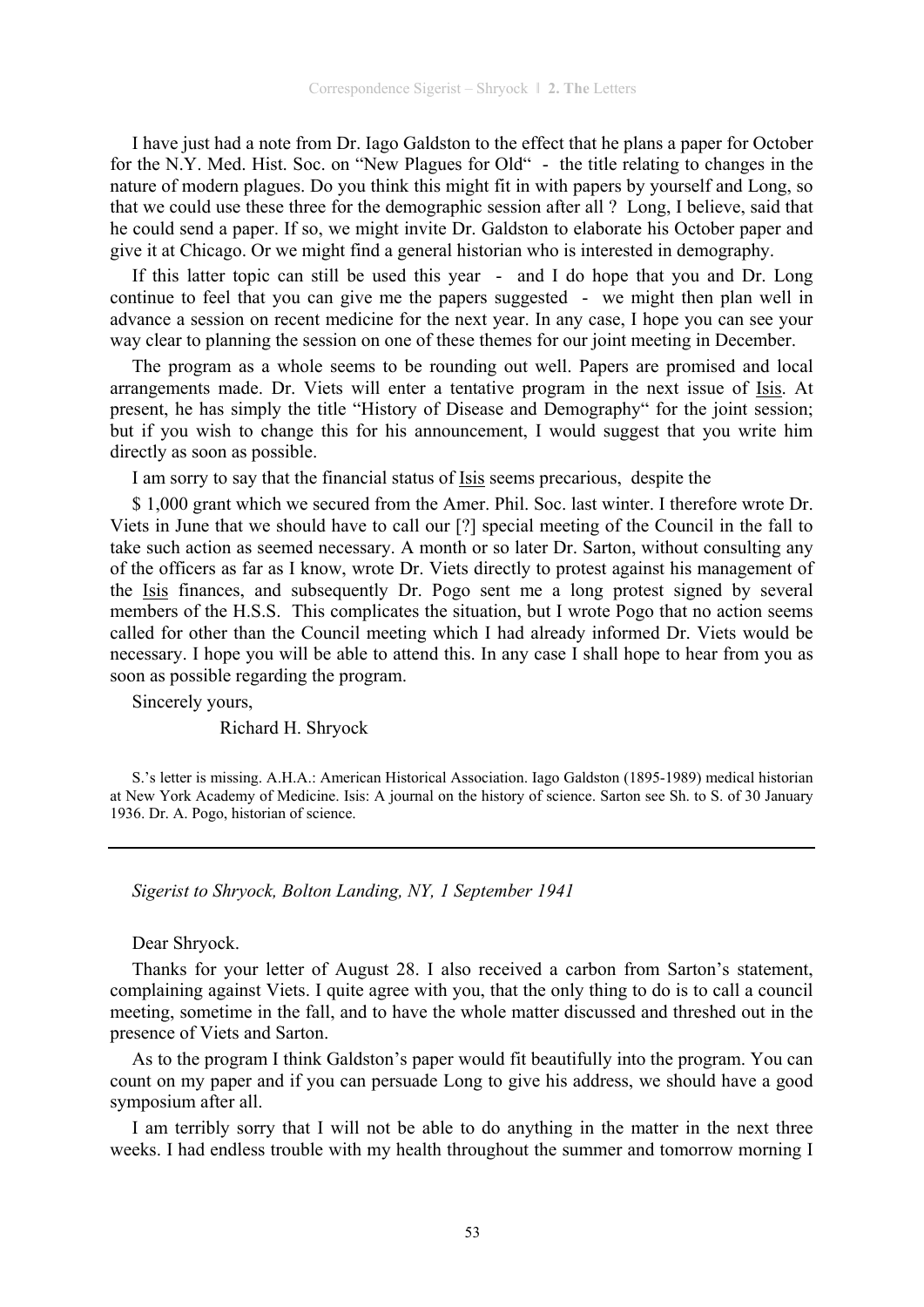I have just had a note from Dr. Iago Galdston to the effect that he plans a paper for October for the N.Y. Med. Hist. Soc. on "New Plagues for Old" - the title relating to changes in the nature of modern plagues. Do you think this might fit in with papers by yourself and Long, so that we could use these three for the demographic session after all ? Long, I believe, said that he could send a paper. If so, we might invite Dr. Galdston to elaborate his October paper and give it at Chicago. Or we might find a general historian who is interested in demography.

If this latter topic can still be used this year - and I do hope that you and Dr. Long continue to feel that you can give me the papers suggested - we might then plan well in advance a session on recent medicine for the next year. In any case, I hope you can see your way clear to planning the session on one of these themes for our joint meeting in December.

The program as a whole seems to be rounding out well. Papers are promised and local arrangements made. Dr. Viets will enter a tentative program in the next issue of Isis. At present, he has simply the title "History of Disease and Demography" for the joint session; but if you wish to change this for his announcement, I would suggest that you write him directly as soon as possible.

I am sorry to say that the financial status of Isis seems precarious, despite the

$ 1,000 grant which we secured from the Amer. Phil. Soc. last winter. I therefore wrote Dr. Viets in June that we should have to call our [?] special meeting of the Council in the fall to take such action as seemed necessary. A month or so later Dr. Sarton, without consulting any of the officers as far as I know, wrote Dr. Viets directly to protest against his management of the Isis finances, and subsequently Dr. Pogo sent me a long protest signed by several members of the H.S.S. This complicates the situation, but I wrote Pogo that no action seems called for other than the Council meeting which I had already informed Dr. Viets would be necessary. I hope you will be able to attend this. In any case I shall hope to hear from you as soon as possible regarding the program.

Sincerely yours,

Richard H. Shryock

S.'s letter is missing. A.H.A.: American Historical Association. Iago Galdston (1895-1989) medical historian at New York Academy of Medicine. Isis: A journal on the history of science. Sarton see Sh. to S. of 30 January 1936. Dr. A. Pogo, historian of science.

---

*Sigerist to Shryock, Bolton Landing, NY, 1 September 1941*

Dear Shryock.

Thanks for your letter of August 28. I also received a carbon from Sarton's statement, complaining against Viets. I quite agree with you, that the only thing to do is to call a council meeting, sometime in the fall, and to have the whole matter discussed and threshed out in the presence of Viets and Sarton.

As to the program I think Galdston's paper would fit beautifully into the program. You can count on my paper and if you can persuade Long to give his address, we should have a good symposium after all.

I am terribly sorry that I will not be able to do anything in the matter in the next three weeks. I had endless trouble with my health throughout the summer and tomorrow morning I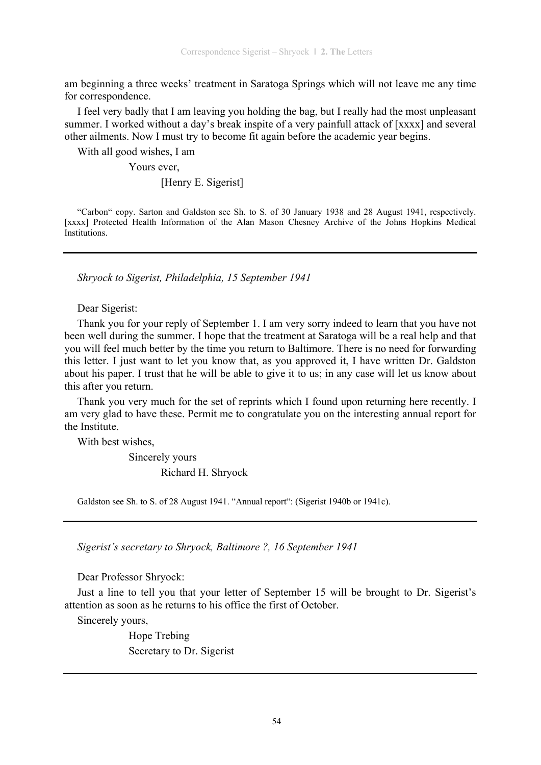am beginning a three weeks' treatment in Saratoga Springs which will not leave me any time for correspondence.

I feel very badly that I am leaving you holding the bag, but I really had the most unpleasant summer. I worked without a day's break inspite of a very painfull attack of [xxxx] and several other ailments. Now I must try to become fit again before the academic year begins.

With all good wishes, I am

Yours ever,

[Henry E. Sigerist]

"Carbon" copy. Sarton and Galdston see Sh. to S. of 30 January 1938 and 28 August 1941, respectively. [xxxx] Protected Health Information of the Alan Mason Chesney Archive of the Johns Hopkins Medical Institutions.

---

*Shryock to Sigerist, Philadelphia, 15 September 1941*

Dear Sigerist:

Thank you for your reply of September 1. I am very sorry indeed to learn that you have not been well during the summer. I hope that the treatment at Saratoga will be a real help and that you will feel much better by the time you return to Baltimore. There is no need for forwarding this letter. I just want to let you know that, as you approved it, I have written Dr. Galdston about his paper. I trust that he will be able to give it to us; in any case will let us know about this after you return.

Thank you very much for the set of reprints which I found upon returning here recently. I am very glad to have these. Permit me to congratulate you on the interesting annual report for the Institute.

With best wishes,

Sincerely yours

Richard H. Shryock

Galdston see Sh. to S. of 28 August 1941. "Annual report": (Sigerist 1940b or 1941c).

---

*Sigerist's secretary to Shryock, Baltimore ?, 16 September 1941*

Dear Professor Shryock:

Just a line to tell you that your letter of September 15 will be brought to Dr. Sigerist's attention as soon as he returns to his office the first of October.

Sincerely yours,

Hope Trebing

Secretary to Dr. Sigerist

---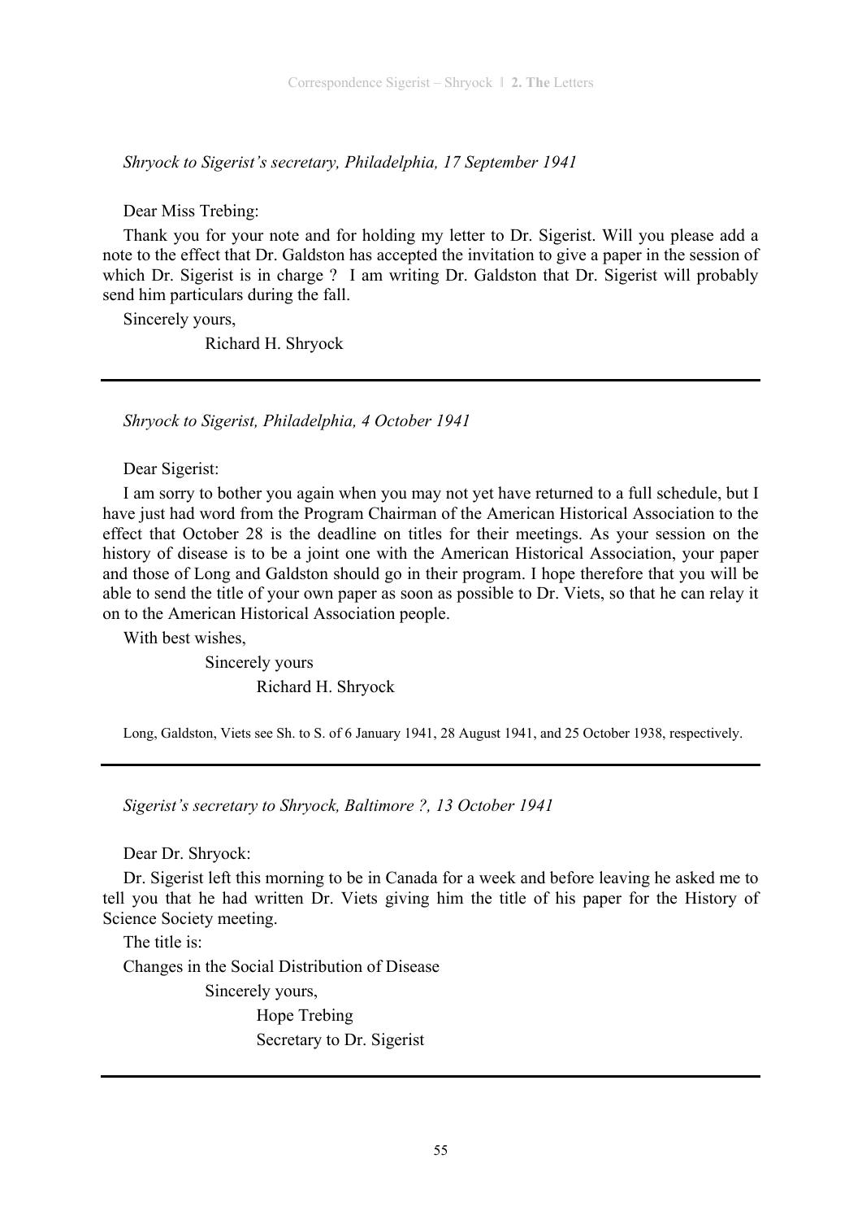*Shryock to Sigerist's secretary, Philadelphia, 17 September 1941*

Dear Miss Trebing:

Thank you for your note and for holding my letter to Dr. Sigerist. Will you please add a note to the effect that Dr. Galdston has accepted the invitation to give a paper in the session of which Dr. Sigerist is in charge ? I am writing Dr. Galdston that Dr. Sigerist will probably send him particulars during the fall.

Sincerely yours,

Richard H. Shryock

---

*Shryock to Sigerist, Philadelphia, 4 October 1941*

Dear Sigerist:

I am sorry to bother you again when you may not yet have returned to a full schedule, but I have just had word from the Program Chairman of the American Historical Association to the effect that October 28 is the deadline on titles for their meetings. As your session on the history of disease is to be a joint one with the American Historical Association, your paper and those of Long and Galdston should go in their program. I hope therefore that you will be able to send the title of your own paper as soon as possible to Dr. Viets, so that he can relay it on to the American Historical Association people.

With best wishes,

Sincerely yours

Richard H. Shryock

Long, Galdston, Viets see Sh. to S. of 6 January 1941, 28 August 1941, and 25 October 1938, respectively.

---

*Sigerist's secretary to Shryock, Baltimore ?, 13 October 1941*

Dear Dr. Shryock:

Dr. Sigerist left this morning to be in Canada for a week and before leaving he asked me to tell you that he had written Dr. Viets giving him the title of his paper for the History of Science Society meeting.

The title is:

Changes in the Social Distribution of Disease

Sincerely yours,

Hope Trebing

Secretary to Dr. Sigerist

---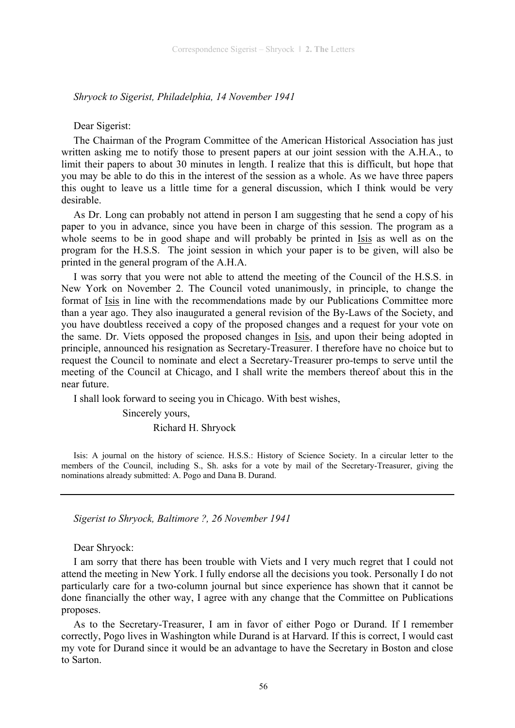*Shryock to Sigerist, Philadelphia, 14 November 1941*

Dear Sigerist:

The Chairman of the Program Committee of the American Historical Association has just written asking me to notify those to present papers at our joint session with the A.H.A., to limit their papers to about 30 minutes in length. I realize that this is difficult, but hope that you may be able to do this in the interest of the session as a whole. As we have three papers this ought to leave us a little time for a general discussion, which I think would be very desirable.

As Dr. Long can probably not attend in person I am suggesting that he send a copy of his paper to you in advance, since you have been in charge of this session. The program as a whole seems to be in good shape and will probably be printed in <u>Isis</u> as well as on the program for the H.S.S. The joint session in which your paper is to be given, will also be printed in the general program of the A.H.A.

I was sorry that you were not able to attend the meeting of the Council of the H.S.S. in New York on November 2. The Council voted unanimously, in principle, to change the format of <u>Isis</u> in line with the recommendations made by our Publications Committee more than a year ago. They also inaugurated a general revision of the By-Laws of the Society, and you have doubtless received a copy of the proposed changes and a request for your vote on the same. Dr. Viets opposed the proposed changes in <u>Isis</u>, and upon their being adopted in principle, announced his resignation as Secretary-Treasurer. I therefore have no choice but to request the Council to nominate and elect a Secretary-Treasurer pro-temps to serve until the meeting of the Council at Chicago, and I shall write the members thereof about this in the near future.

I shall look forward to seeing you in Chicago. With best wishes,

Sincerely yours,

Richard H. Shryock

Isis: A journal on the history of science. H.S.S.: History of Science Society. In a circular letter to the members of the Council, including S., Sh. asks for a vote by mail of the Secretary-Treasurer, giving the nominations already submitted: A. Pogo and Dana B. Durand.

---

*Sigerist to Shryock, Baltimore ?, 26 November 1941*

Dear Shryock:

I am sorry that there has been trouble with Viets and I very much regret that I could not attend the meeting in New York. I fully endorse all the decisions you took. Personally I do not particularly care for a two-column journal but since experience has shown that it cannot be done financially the other way, I agree with any change that the Committee on Publications proposes.

As to the Secretary-Treasurer, I am in favor of either Pogo or Durand. If I remember correctly, Pogo lives in Washington while Durand is at Harvard. If this is correct, I would cast my vote for Durand since it would be an advantage to have the Secretary in Boston and close to Sarton.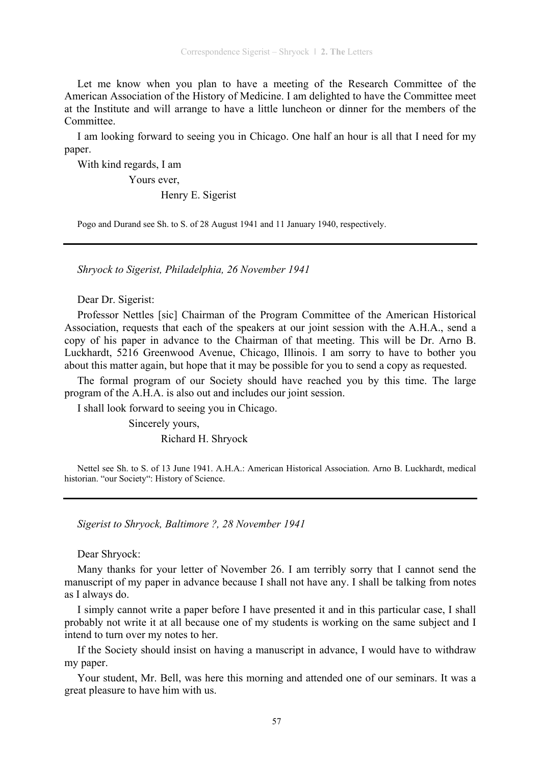Let me know when you plan to have a meeting of the Research Committee of the American Association of the History of Medicine. I am delighted to have the Committee meet at the Institute and will arrange to have a little luncheon or dinner for the members of the Committee.

I am looking forward to seeing you in Chicago. One half an hour is all that I need for my paper.

With kind regards, I am

Yours ever,

Henry E. Sigerist

Pogo and Durand see Sh. to S. of 28 August 1941 and 11 January 1940, respectively.

---

*Shryock to Sigerist, Philadelphia, 26 November 1941*

Dear Dr. Sigerist:

Professor Nettles [sic] Chairman of the Program Committee of the American Historical Association, requests that each of the speakers at our joint session with the A.H.A., send a copy of his paper in advance to the Chairman of that meeting. This will be Dr. Arno B. Luckhardt, 5216 Greenwood Avenue, Chicago, Illinois. I am sorry to have to bother you about this matter again, but hope that it may be possible for you to send a copy as requested.

The formal program of our Society should have reached you by this time. The large program of the A.H.A. is also out and includes our joint session.

I shall look forward to seeing you in Chicago.

Sincerely yours,

Richard H. Shryock

Nettel see Sh. to S. of 13 June 1941. A.H.A.: American Historical Association. Arno B. Luckhardt, medical historian. "our Society": History of Science.

---

*Sigerist to Shryock, Baltimore ?, 28 November 1941*

Dear Shryock:

Many thanks for your letter of November 26. I am terribly sorry that I cannot send the manuscript of my paper in advance because I shall not have any. I shall be talking from notes as I always do.

I simply cannot write a paper before I have presented it and in this particular case, I shall probably not write it at all because one of my students is working on the same subject and I intend to turn over my notes to her.

If the Society should insist on having a manuscript in advance, I would have to withdraw my paper.

Your student, Mr. Bell, was here this morning and attended one of our seminars. It was a great pleasure to have him with us.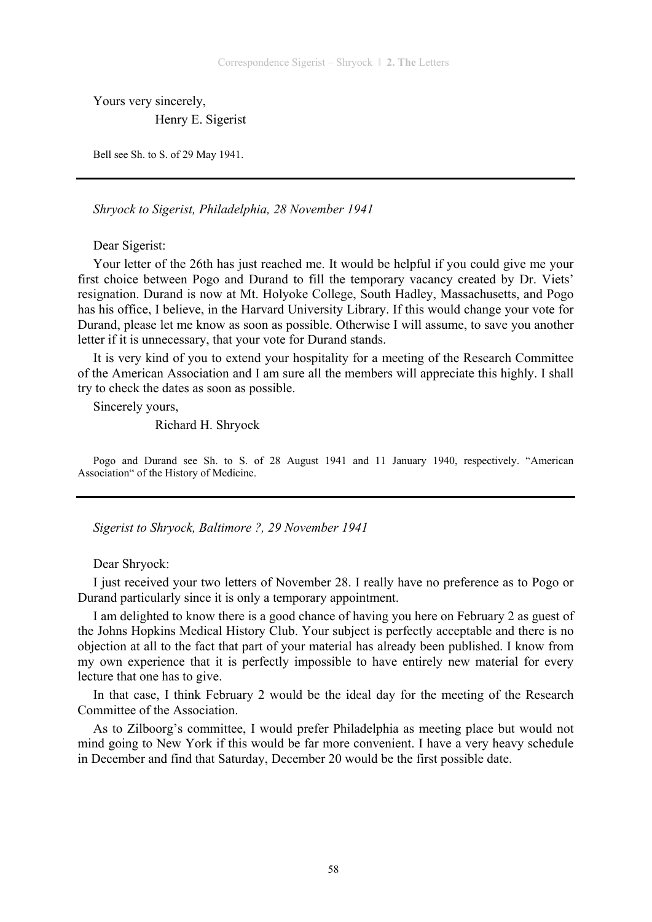Yours very sincerely,

Henry E. Sigerist

Bell see Sh. to S. of 29 May 1941.

---

*Shryock to Sigerist, Philadelphia, 28 November 1941*

Dear Sigerist:

Your letter of the 26th has just reached me. It would be helpful if you could give me your first choice between Pogo and Durand to fill the temporary vacancy created by Dr. Viets' resignation. Durand is now at Mt. Holyoke College, South Hadley, Massachusetts, and Pogo has his office, I believe, in the Harvard University Library. If this would change your vote for Durand, please let me know as soon as possible. Otherwise I will assume, to save you another letter if it is unnecessary, that your vote for Durand stands.

It is very kind of you to extend your hospitality for a meeting of the Research Committee of the American Association and I am sure all the members will appreciate this highly. I shall try to check the dates as soon as possible.

Sincerely yours,

Richard H. Shryock

Pogo and Durand see Sh. to S. of 28 August 1941 and 11 January 1940, respectively. "American Association" of the History of Medicine.

---

*Sigerist to Shryock, Baltimore ?, 29 November 1941*

Dear Shryock:

I just received your two letters of November 28. I really have no preference as to Pogo or Durand particularly since it is only a temporary appointment.

I am delighted to know there is a good chance of having you here on February 2 as guest of the Johns Hopkins Medical History Club. Your subject is perfectly acceptable and there is no objection at all to the fact that part of your material has already been published. I know from my own experience that it is perfectly impossible to have entirely new material for every lecture that one has to give.

In that case, I think February 2 would be the ideal day for the meeting of the Research Committee of the Association.

As to Zilboorg's committee, I would prefer Philadelphia as meeting place but would not mind going to New York if this would be far more convenient. I have a very heavy schedule in December and find that Saturday, December 20 would be the first possible date.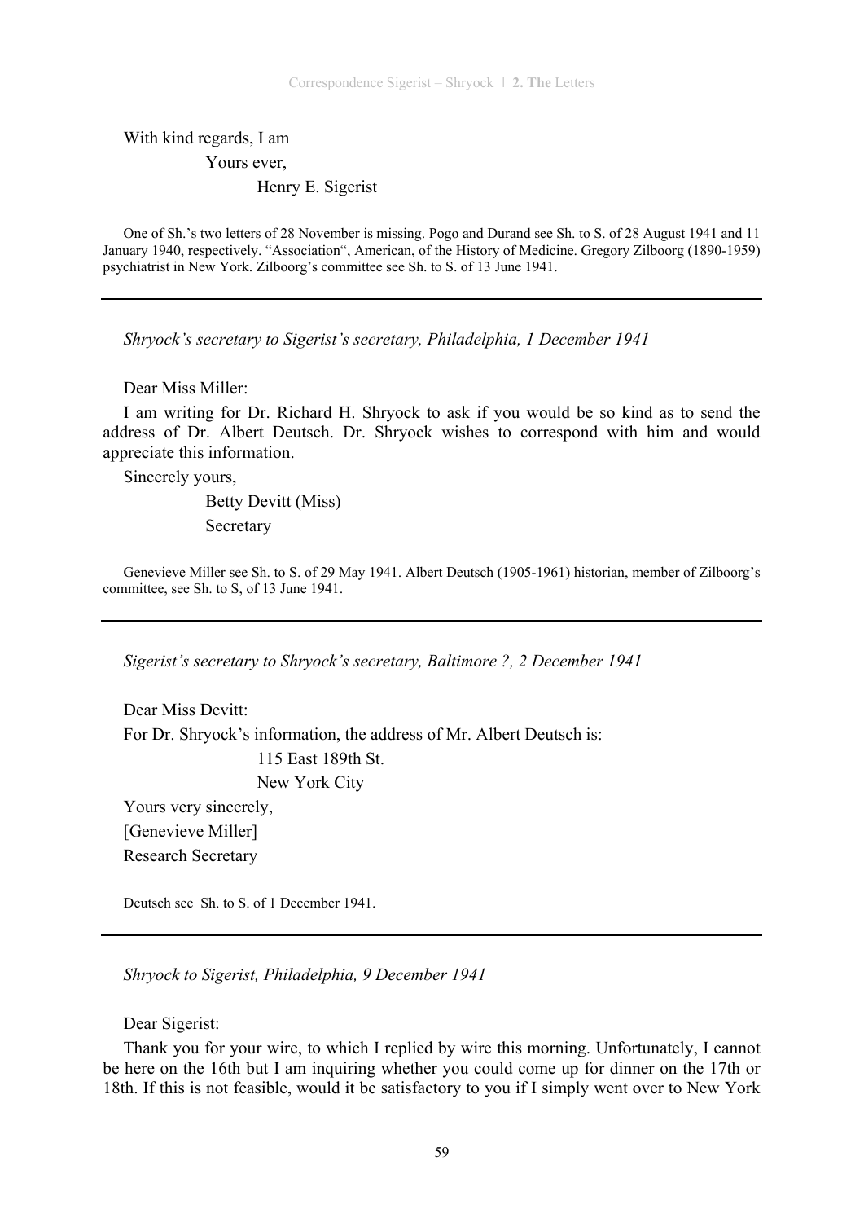With kind regards, I am

Yours ever,

Henry E. Sigerist

One of Sh.'s two letters of 28 November is missing. Pogo and Durand see Sh. to S. of 28 August 1941 and 11 January 1940, respectively. "Association", American, of the History of Medicine. Gregory Zilboorg (1890-1959) psychiatrist in New York. Zilboorg's committee see Sh. to S. of 13 June 1941.

---

*Shryock's secretary to Sigerist's secretary, Philadelphia, 1 December 1941*

Dear Miss Miller:

I am writing for Dr. Richard H. Shryock to ask if you would be so kind as to send the address of Dr. Albert Deutsch. Dr. Shryock wishes to correspond with him and would appreciate this information.

Sincerely yours,

Betty Devitt (Miss)

Secretary

Genevieve Miller see Sh. to S. of 29 May 1941. Albert Deutsch (1905-1961) historian, member of Zilboorg's committee, see Sh. to S, of 13 June 1941.

---

*Sigerist's secretary to Shryock's secretary, Baltimore ?, 2 December 1941*

Dear Miss Devitt:

For Dr. Shryock's information, the address of Mr. Albert Deutsch is:

115 East 189th St.

New York City

Yours very sincerely,

[Genevieve Miller]

Research Secretary

Deutsch see Sh. to S. of 1 December 1941.

---

*Shryock to Sigerist, Philadelphia, 9 December 1941*

Dear Sigerist:

Thank you for your wire, to which I replied by wire this morning. Unfortunately, I cannot be here on the 16th but I am inquiring whether you could come up for dinner on the 17th or 18th. If this is not feasible, would it be satisfactory to you if I simply went over to New York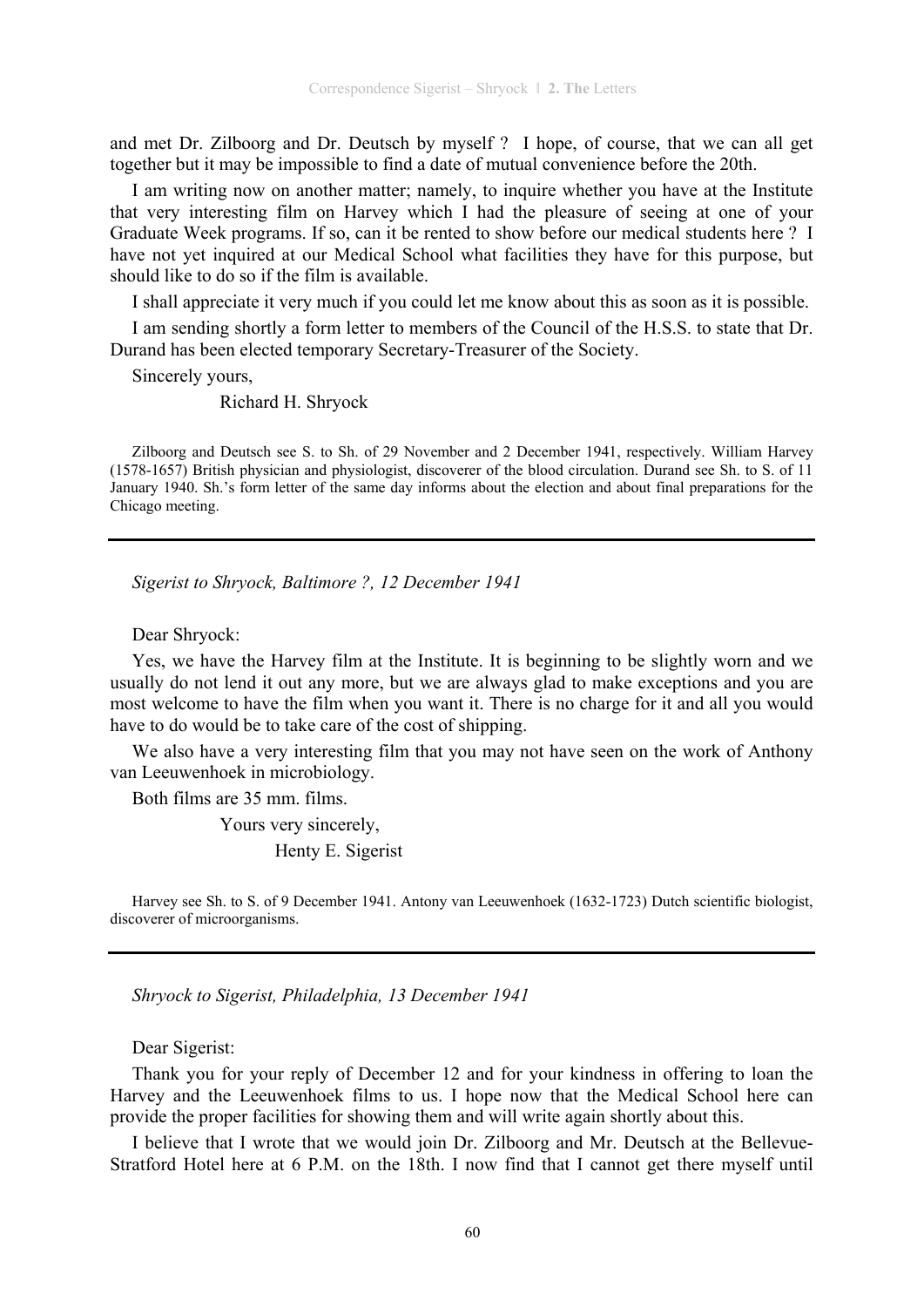and met Dr. Zilboorg and Dr. Deutsch by myself ? I hope, of course, that we can all get together but it may be impossible to find a date of mutual convenience before the 20th.

I am writing now on another matter; namely, to inquire whether you have at the Institute that very interesting film on Harvey which I had the pleasure of seeing at one of your Graduate Week programs. If so, can it be rented to show before our medical students here ? I have not yet inquired at our Medical School what facilities they have for this purpose, but should like to do so if the film is available.

I shall appreciate it very much if you could let me know about this as soon as it is possible.

I am sending shortly a form letter to members of the Council of the H.S.S. to state that Dr. Durand has been elected temporary Secretary-Treasurer of the Society.

Sincerely yours,

Richard H. Shryock

Zilboorg and Deutsch see S. to Sh. of 29 November and 2 December 1941, respectively. William Harvey (1578-1657) British physician and physiologist, discoverer of the blood circulation. Durand see Sh. to S. of 11 January 1940. Sh.'s form letter of the same day informs about the election and about final preparations for the Chicago meeting.

---

*Sigerist to Shryock, Baltimore ?, 12 December 1941*

Dear Shryock:

Yes, we have the Harvey film at the Institute. It is beginning to be slightly worn and we usually do not lend it out any more, but we are always glad to make exceptions and you are most welcome to have the film when you want it. There is no charge for it and all you would have to do would be to take care of the cost of shipping.

We also have a very interesting film that you may not have seen on the work of Anthony van Leeuwenhoek in microbiology.

Both films are 35 mm. films.

Yours very sincerely,

Henty E. Sigerist

Harvey see Sh. to S. of 9 December 1941. Antony van Leeuwenhoek (1632-1723) Dutch scientific biologist, discoverer of microorganisms.

---

*Shryock to Sigerist, Philadelphia, 13 December 1941*

Dear Sigerist:

Thank you for your reply of December 12 and for your kindness in offering to loan the Harvey and the Leeuwenhoek films to us. I hope now that the Medical School here can provide the proper facilities for showing them and will write again shortly about this.

I believe that I wrote that we would join Dr. Zilboorg and Mr. Deutsch at the Bellevue-Stratford Hotel here at 6 P.M. on the 18th. I now find that I cannot get there myself until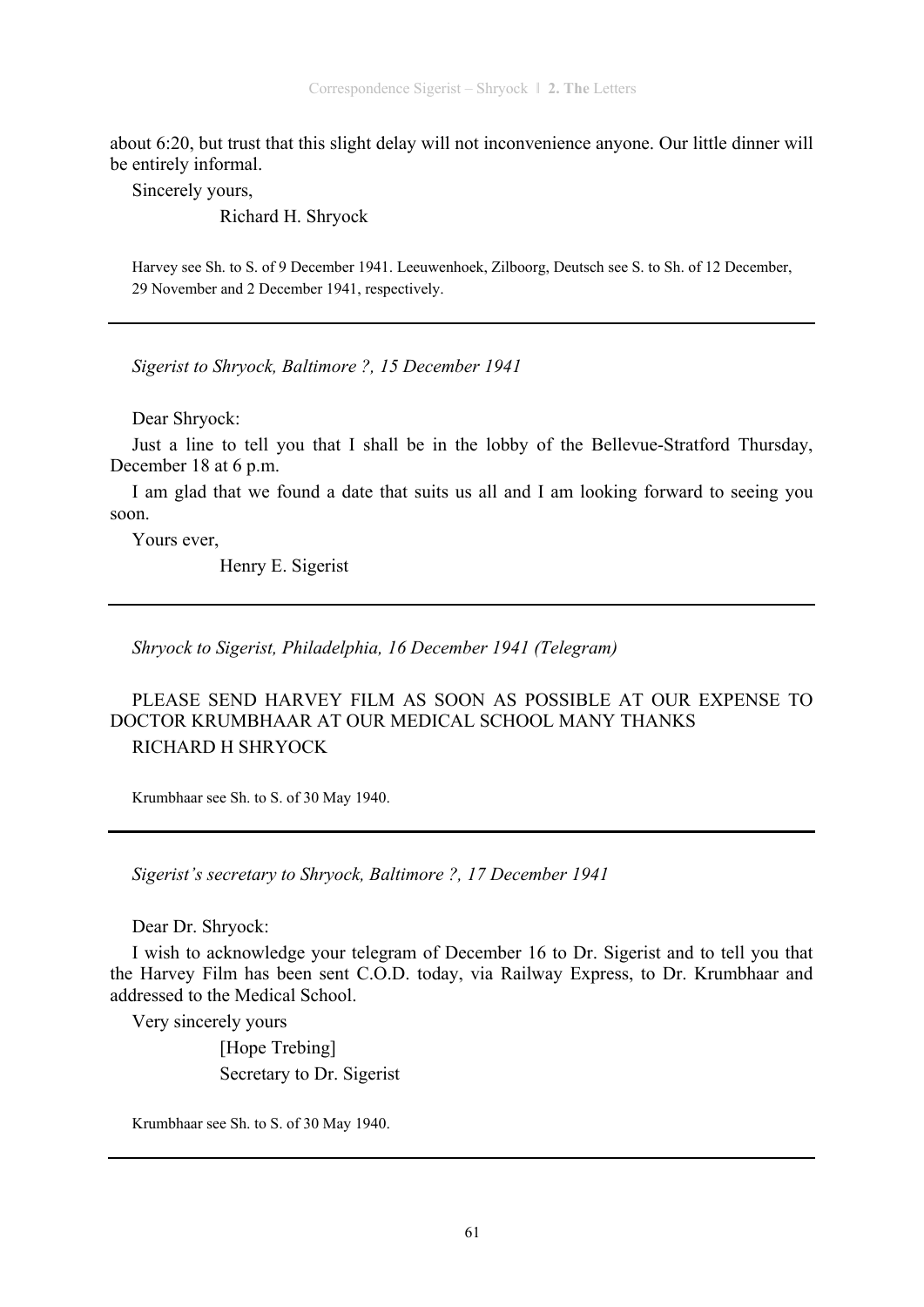about 6:20, but trust that this slight delay will not inconvenience anyone. Our little dinner will be entirely informal.

Sincerely yours,

Richard H. Shryock

Harvey see Sh. to S. of 9 December 1941. Leeuwenhoek, Zilboorg, Deutsch see S. to Sh. of 12 December, 29 November and 2 December 1941, respectively.

---

*Sigerist to Shryock, Baltimore ?, 15 December 1941*

Dear Shryock:

Just a line to tell you that I shall be in the lobby of the Bellevue-Stratford Thursday, December 18 at 6 p.m.

I am glad that we found a date that suits us all and I am looking forward to seeing you soon.

Yours ever,

Henry E. Sigerist

---

*Shryock to Sigerist, Philadelphia, 16 December 1941 (Telegram)*

PLEASE SEND HARVEY FILM AS SOON AS POSSIBLE AT OUR EXPENSE TO DOCTOR KRUMBHAAR AT OUR MEDICAL SCHOOL MANY THANKS

RICHARD H SHRYOCK

Krumbhaar see Sh. to S. of 30 May 1940.

---

*Sigerist's secretary to Shryock, Baltimore ?, 17 December 1941*

Dear Dr. Shryock:

I wish to acknowledge your telegram of December 16 to Dr. Sigerist and to tell you that the Harvey Film has been sent C.O.D. today, via Railway Express, to Dr. Krumbhaar and addressed to the Medical School.

Very sincerely yours

[Hope Trebing]
Secretary to Dr. Sigerist

Krumbhaar see Sh. to S. of 30 May 1940.

---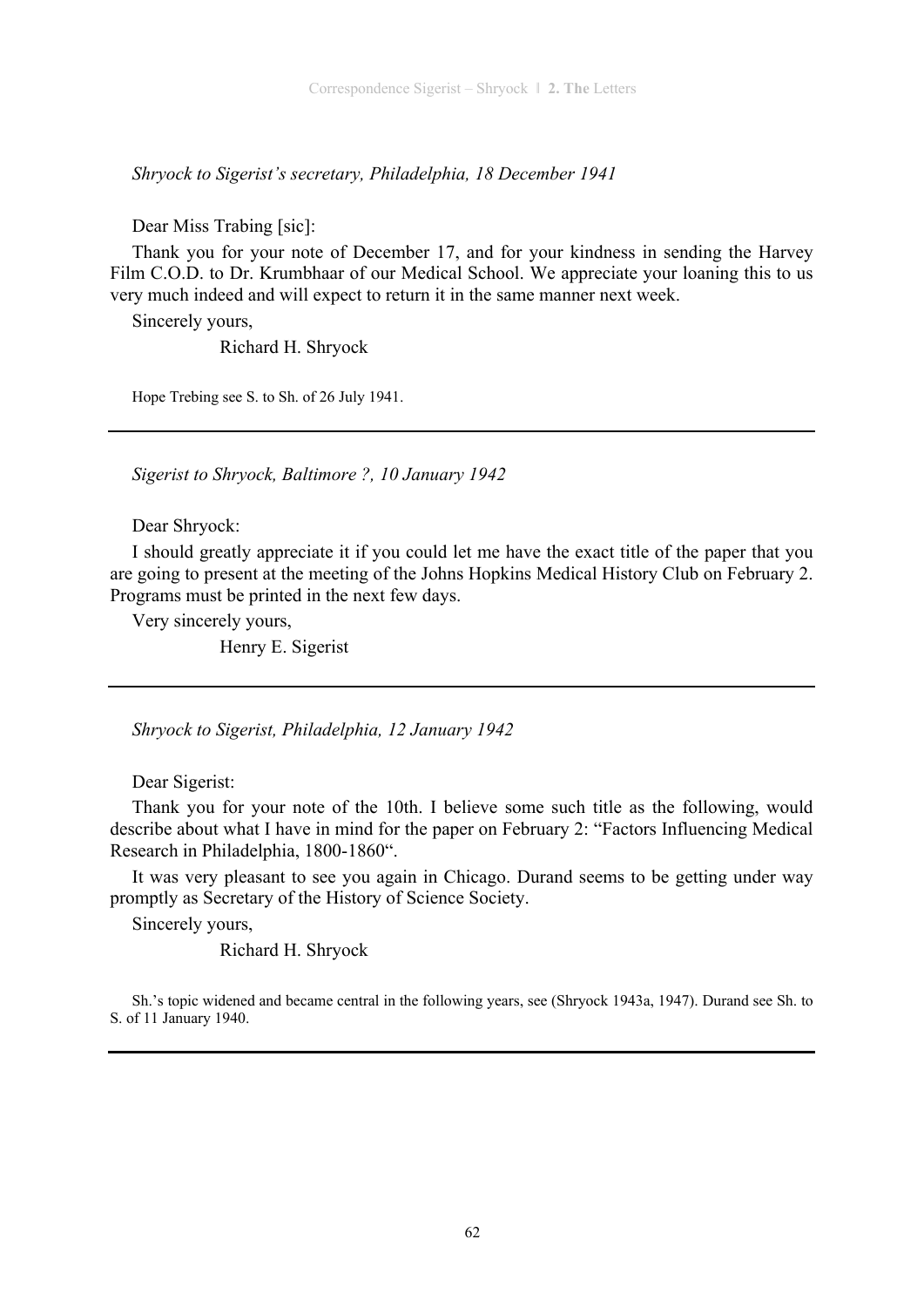*Shryock to Sigerist's secretary, Philadelphia, 18 December 1941*

Dear Miss Trabing [sic]:

Thank you for your note of December 17, and for your kindness in sending the Harvey Film C.O.D. to Dr. Krumbhaar of our Medical School. We appreciate your loaning this to us very much indeed and will expect to return it in the same manner next week.

Sincerely yours,

Richard H. Shryock

Hope Trebing see S. to Sh. of 26 July 1941.

---

*Sigerist to Shryock, Baltimore ?, 10 January 1942*

Dear Shryock:

I should greatly appreciate it if you could let me have the exact title of the paper that you are going to present at the meeting of the Johns Hopkins Medical History Club on February 2. Programs must be printed in the next few days.

Very sincerely yours,

Henry E. Sigerist

---

*Shryock to Sigerist, Philadelphia, 12 January 1942*

Dear Sigerist:

Thank you for your note of the 10th. I believe some such title as the following, would describe about what I have in mind for the paper on February 2: "Factors Influencing Medical Research in Philadelphia, 1800-1860".

It was very pleasant to see you again in Chicago. Durand seems to be getting under way promptly as Secretary of the History of Science Society.

Sincerely yours,

Richard H. Shryock

Sh.'s topic widened and became central in the following years, see (Shryock 1943a, 1947). Durand see Sh. to S. of 11 January 1940.

---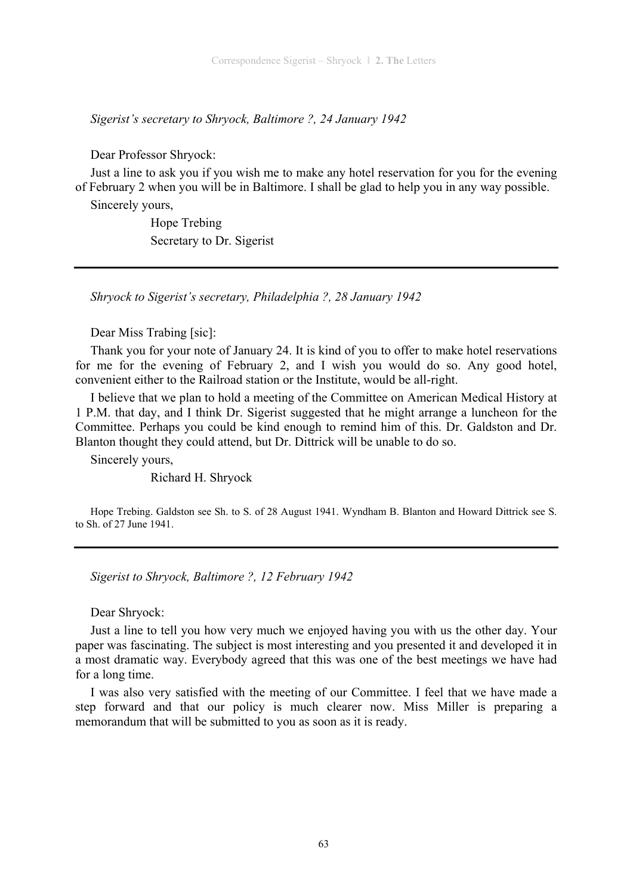*Sigerist's secretary to Shryock, Baltimore ?, 24 January 1942*

Dear Professor Shryock:

Just a line to ask you if you wish me to make any hotel reservation for you for the evening of February 2 when you will be in Baltimore. I shall be glad to help you in any way possible.

Sincerely yours,

Hope Trebing
Secretary to Dr. Sigerist

---

*Shryock to Sigerist's secretary, Philadelphia ?, 28 January 1942*

Dear Miss Trabing [sic]:

Thank you for your note of January 24. It is kind of you to offer to make hotel reservations for me for the evening of February 2, and I wish you would do so. Any good hotel, convenient either to the Railroad station or the Institute, would be all-right.

I believe that we plan to hold a meeting of the Committee on American Medical History at 1 P.M. that day, and I think Dr. Sigerist suggested that he might arrange a luncheon for the Committee. Perhaps you could be kind enough to remind him of this. Dr. Galdston and Dr. Blanton thought they could attend, but Dr. Dittrick will be unable to do so.

Sincerely yours,

Richard H. Shryock

Hope Trebing. Galdston see Sh. to S. of 28 August 1941. Wyndham B. Blanton and Howard Dittrick see S. to Sh. of 27 June 1941.

---

*Sigerist to Shryock, Baltimore ?, 12 February 1942*

Dear Shryock:

Just a line to tell you how very much we enjoyed having you with us the other day. Your paper was fascinating. The subject is most interesting and you presented it and developed it in a most dramatic way. Everybody agreed that this was one of the best meetings we have had for a long time.

I was also very satisfied with the meeting of our Committee. I feel that we have made a step forward and that our policy is much clearer now. Miss Miller is preparing a memorandum that will be submitted to you as soon as it is ready.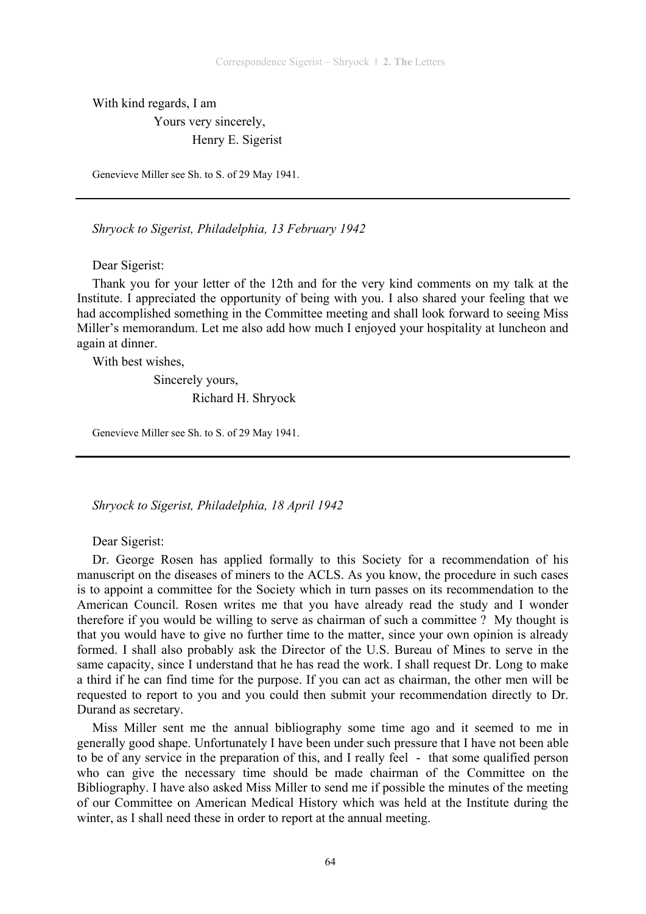With kind regards, I am

Yours very sincerely,

Henry E. Sigerist

Genevieve Miller see Sh. to S. of 29 May 1941.

---

*Shryock to Sigerist, Philadelphia, 13 February 1942*

Dear Sigerist:

Thank you for your letter of the 12th and for the very kind comments on my talk at the Institute. I appreciated the opportunity of being with you. I also shared your feeling that we had accomplished something in the Committee meeting and shall look forward to seeing Miss Miller's memorandum. Let me also add how much I enjoyed your hospitality at luncheon and again at dinner.

With best wishes,

Sincerely yours,

Richard H. Shryock

Genevieve Miller see Sh. to S. of 29 May 1941.

---

*Shryock to Sigerist, Philadelphia, 18 April 1942*

Dear Sigerist:

Dr. George Rosen has applied formally to this Society for a recommendation of his manuscript on the diseases of miners to the ACLS. As you know, the procedure in such cases is to appoint a committee for the Society which in turn passes on its recommendation to the American Council. Rosen writes me that you have already read the study and I wonder therefore if you would be willing to serve as chairman of such a committee ? My thought is that you would have to give no further time to the matter, since your own opinion is already formed. I shall also probably ask the Director of the U.S. Bureau of Mines to serve in the same capacity, since I understand that he has read the work. I shall request Dr. Long to make a third if he can find time for the purpose. If you can act as chairman, the other men will be requested to report to you and you could then submit your recommendation directly to Dr. Durand as secretary.

Miss Miller sent me the annual bibliography some time ago and it seemed to me in generally good shape. Unfortunately I have been under such pressure that I have not been able to be of any service in the preparation of this, and I really feel - that some qualified person who can give the necessary time should be made chairman of the Committee on the Bibliography. I have also asked Miss Miller to send me if possible the minutes of the meeting of our Committee on American Medical History which was held at the Institute during the winter, as I shall need these in order to report at the annual meeting.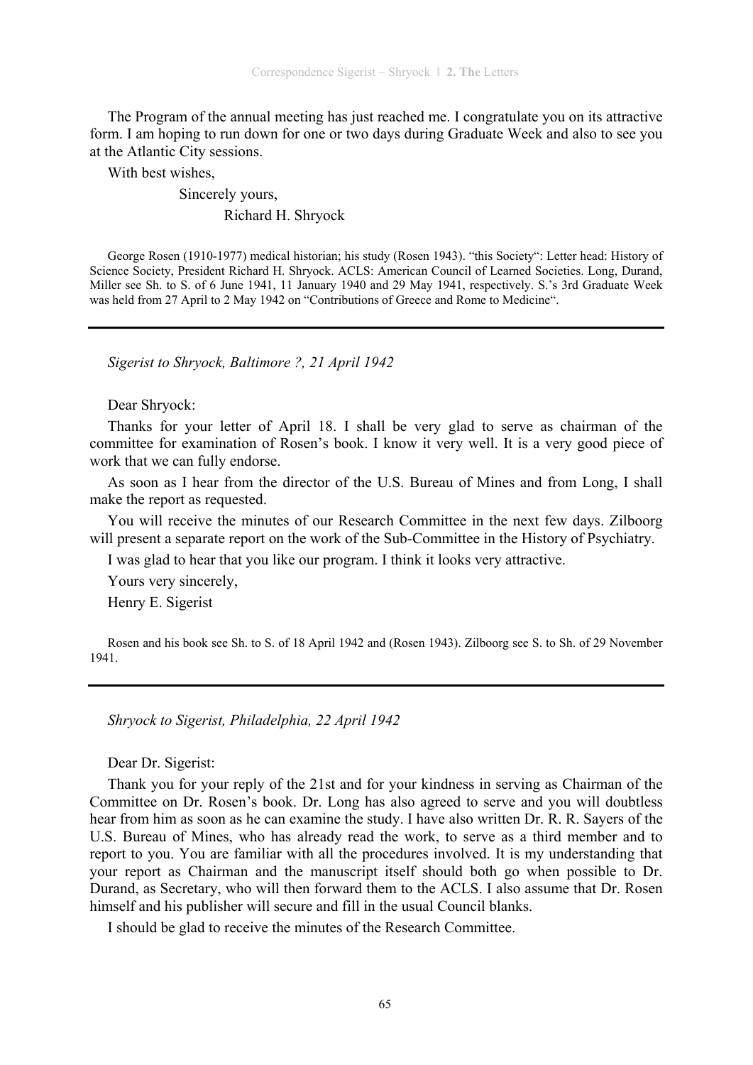The Program of the annual meeting has just reached me. I congratulate you on its attractive form. I am hoping to run down for one or two days during Graduate Week and also to see you at the Atlantic City sessions.

With best wishes,

Sincerely yours,

Richard H. Shryock

George Rosen (1910-1977) medical historian; his study (Rosen 1943). "this Society": Letter head: History of Science Society, President Richard H. Shryock. ACLS: American Council of Learned Societies. Long, Durand, Miller see Sh. to S. of 6 June 1941, 11 January 1940 and 29 May 1941, respectively. S.'s 3rd Graduate Week was held from 27 April to 2 May 1942 on "Contributions of Greece and Rome to Medicine".

---

*Sigerist to Shryock, Baltimore ?, 21 April 1942*

Dear Shryock:

Thanks for your letter of April 18. I shall be very glad to serve as chairman of the committee for examination of Rosen's book. I know it very well. It is a very good piece of work that we can fully endorse.

As soon as I hear from the director of the U.S. Bureau of Mines and from Long, I shall make the report as requested.

You will receive the minutes of our Research Committee in the next few days. Zilboorg will present a separate report on the work of the Sub-Committee in the History of Psychiatry.

I was glad to hear that you like our program. I think it looks very attractive.

Yours very sincerely,

Henry E. Sigerist

Rosen and his book see Sh. to S. of 18 April 1942 and (Rosen 1943). Zilboorg see S. to Sh. of 29 November 1941.

---

*Shryock to Sigerist, Philadelphia, 22 April 1942*

Dear Dr. Sigerist:

Thank you for your reply of the 21st and for your kindness in serving as Chairman of the Committee on Dr. Rosen's book. Dr. Long has also agreed to serve and you will doubtless hear from him as soon as he can examine the study. I have also written Dr. R. R. Sayers of the U.S. Bureau of Mines, who has already read the work, to serve as a third member and to report to you. You are familiar with all the procedures involved. It is my understanding that your report as Chairman and the manuscript itself should both go when possible to Dr. Durand, as Secretary, who will then forward them to the ACLS. I also assume that Dr. Rosen himself and his publisher will secure and fill in the usual Council blanks.

I should be glad to receive the minutes of the Research Committee.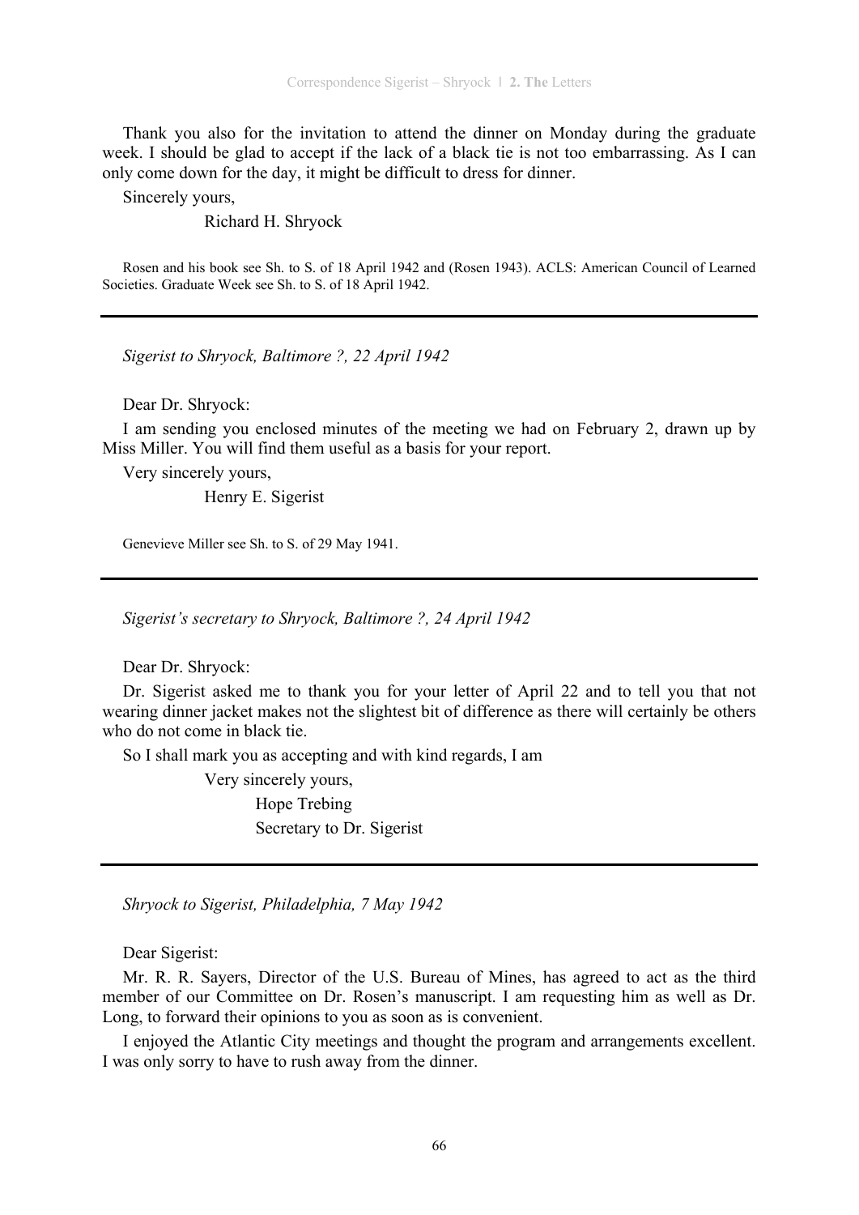Thank you also for the invitation to attend the dinner on Monday during the graduate week. I should be glad to accept if the lack of a black tie is not too embarrassing. As I can only come down for the day, it might be difficult to dress for dinner.

Sincerely yours,

Richard H. Shryock

Rosen and his book see Sh. to S. of 18 April 1942 and (Rosen 1943). ACLS: American Council of Learned Societies. Graduate Week see Sh. to S. of 18 April 1942.

---

*Sigerist to Shryock, Baltimore ?, 22 April 1942*

Dear Dr. Shryock:

I am sending you enclosed minutes of the meeting we had on February 2, drawn up by Miss Miller. You will find them useful as a basis for your report.

Very sincerely yours,

Henry E. Sigerist

Genevieve Miller see Sh. to S. of 29 May 1941.

---

*Sigerist's secretary to Shryock, Baltimore ?, 24 April 1942*

Dear Dr. Shryock:

Dr. Sigerist asked me to thank you for your letter of April 22 and to tell you that not wearing dinner jacket makes not the slightest bit of difference as there will certainly be others who do not come in black tie.

So I shall mark you as accepting and with kind regards, I am

Very sincerely yours,

Hope Trebing
Secretary to Dr. Sigerist

---

*Shryock to Sigerist, Philadelphia, 7 May 1942*

Dear Sigerist:

Mr. R. R. Sayers, Director of the U.S. Bureau of Mines, has agreed to act as the third member of our Committee on Dr. Rosen's manuscript. I am requesting him as well as Dr. Long, to forward their opinions to you as soon as is convenient.

I enjoyed the Atlantic City meetings and thought the program and arrangements excellent. I was only sorry to have to rush away from the dinner.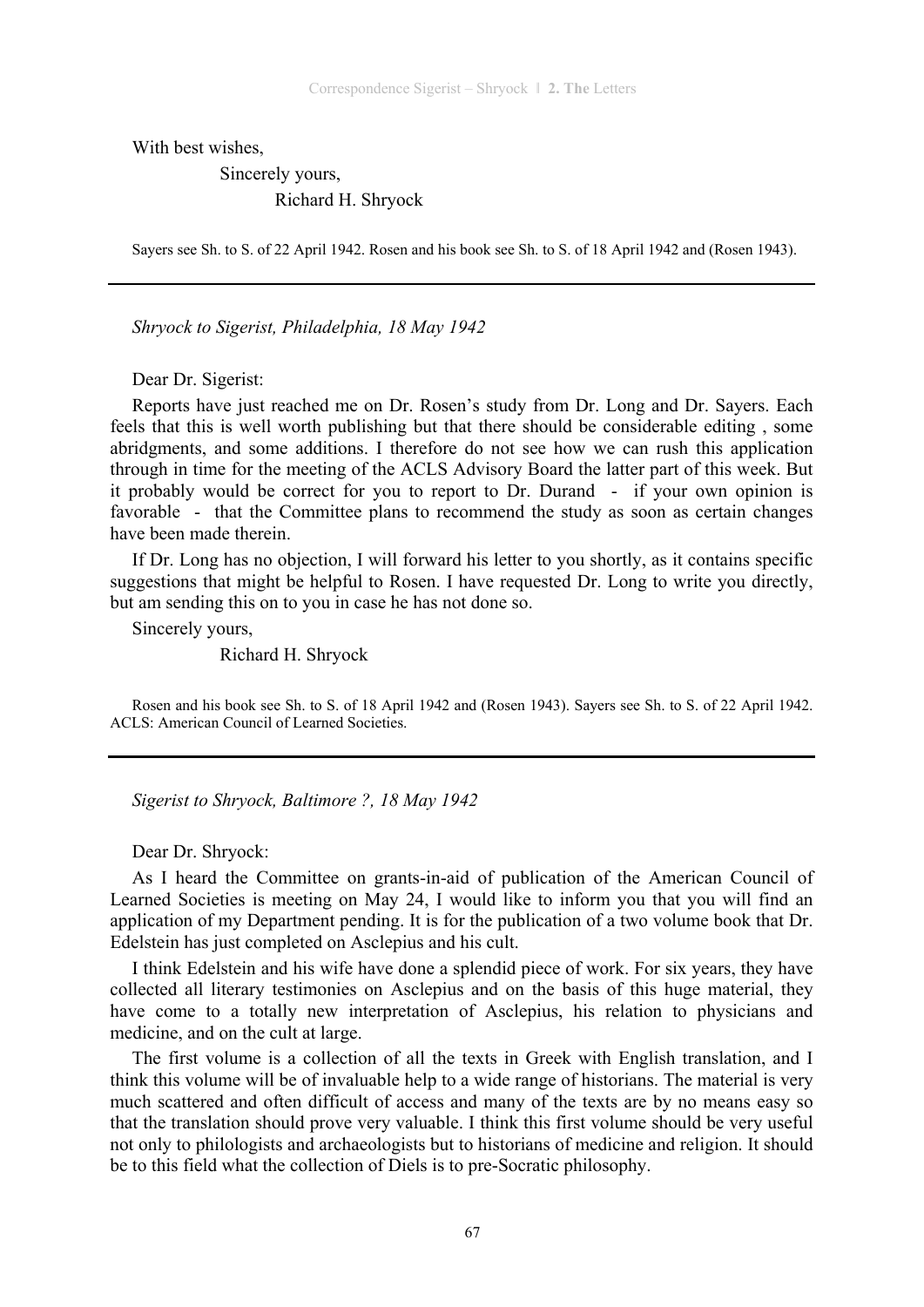With best wishes,

Sincerely yours,

Richard H. Shryock

Sayers see Sh. to S. of 22 April 1942. Rosen and his book see Sh. to S. of 18 April 1942 and (Rosen 1943).

---

*Shryock to Sigerist, Philadelphia, 18 May 1942*

Dear Dr. Sigerist:

Reports have just reached me on Dr. Rosen's study from Dr. Long and Dr. Sayers. Each feels that this is well worth publishing but that there should be considerable editing , some abridgments, and some additions. I therefore do not see how we can rush this application through in time for the meeting of the ACLS Advisory Board the latter part of this week. But it probably would be correct for you to report to Dr. Durand - if your own opinion is favorable - that the Committee plans to recommend the study as soon as certain changes have been made therein.

If Dr. Long has no objection, I will forward his letter to you shortly, as it contains specific suggestions that might be helpful to Rosen. I have requested Dr. Long to write you directly, but am sending this on to you in case he has not done so.

Sincerely yours,

Richard H. Shryock

Rosen and his book see Sh. to S. of 18 April 1942 and (Rosen 1943). Sayers see Sh. to S. of 22 April 1942. ACLS: American Council of Learned Societies.

---

*Sigerist to Shryock, Baltimore ?, 18 May 1942*

Dear Dr. Shryock:

As I heard the Committee on grants-in-aid of publication of the American Council of Learned Societies is meeting on May 24, I would like to inform you that you will find an application of my Department pending. It is for the publication of a two volume book that Dr. Edelstein has just completed on Asclepius and his cult.

I think Edelstein and his wife have done a splendid piece of work. For six years, they have collected all literary testimonies on Asclepius and on the basis of this huge material, they have come to a totally new interpretation of Asclepius, his relation to physicians and medicine, and on the cult at large.

The first volume is a collection of all the texts in Greek with English translation, and I think this volume will be of invaluable help to a wide range of historians. The material is very much scattered and often difficult of access and many of the texts are by no means easy so that the translation should prove very valuable. I think this first volume should be very useful not only to philologists and archaeologists but to historians of medicine and religion. It should be to this field what the collection of Diels is to pre-Socratic philosophy.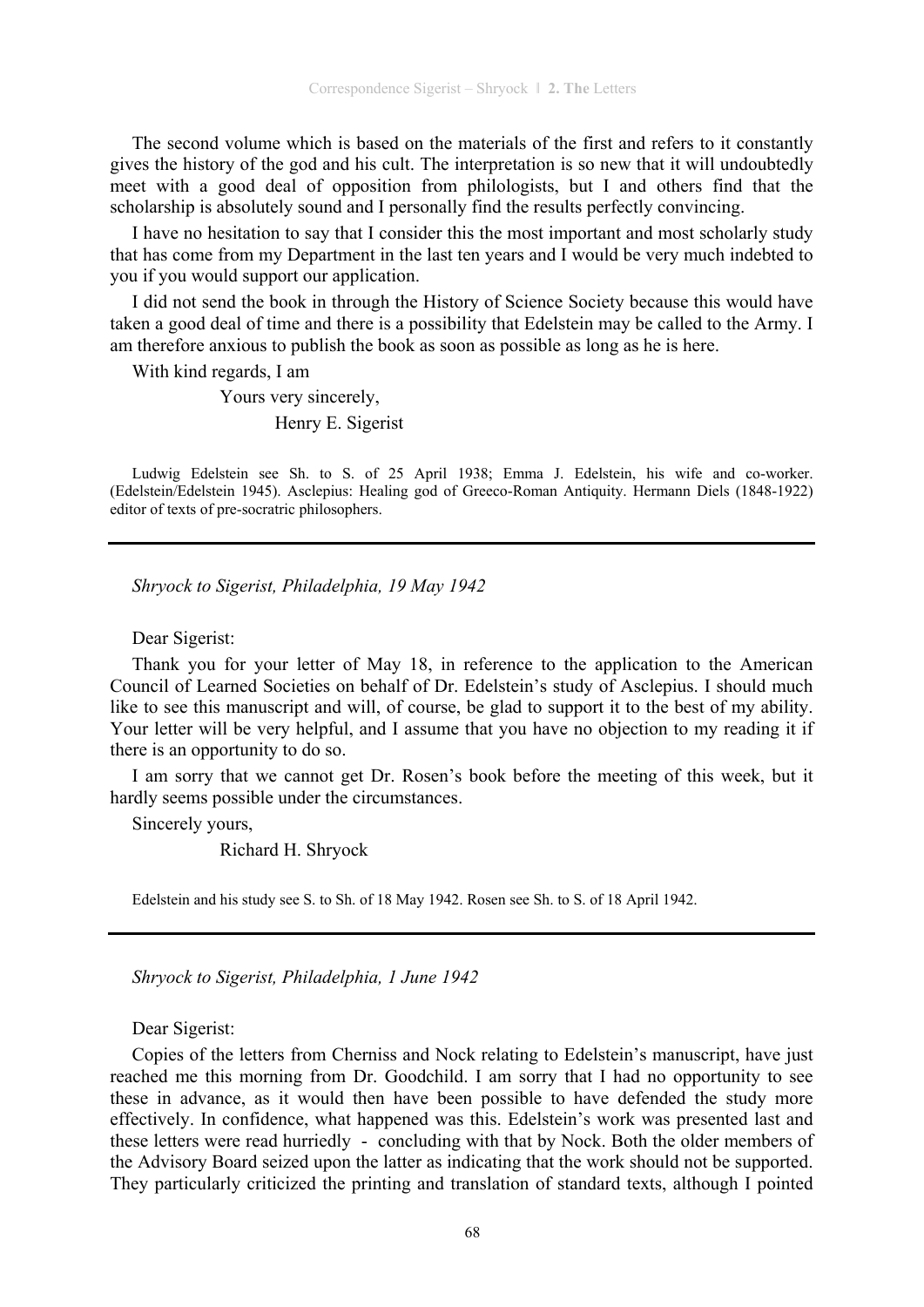The second volume which is based on the materials of the first and refers to it constantly gives the history of the god and his cult. The interpretation is so new that it will undoubtedly meet with a good deal of opposition from philologists, but I and others find that the scholarship is absolutely sound and I personally find the results perfectly convincing.

I have no hesitation to say that I consider this the most important and most scholarly study that has come from my Department in the last ten years and I would be very much indebted to you if you would support our application.

I did not send the book in through the History of Science Society because this would have taken a good deal of time and there is a possibility that Edelstein may be called to the Army. I am therefore anxious to publish the book as soon as possible as long as he is here.

With kind regards, I am

Yours very sincerely,

Henry E. Sigerist

Ludwig Edelstein see Sh. to S. of 25 April 1938; Emma J. Edelstein, his wife and co-worker. (Edelstein/Edelstein 1945). Asclepius: Healing god of Greeco-Roman Antiquity. Hermann Diels (1848-1922) editor of texts of pre-socratric philosophers.

---

*Shryock to Sigerist, Philadelphia, 19 May 1942*

Dear Sigerist:

Thank you for your letter of May 18, in reference to the application to the American Council of Learned Societies on behalf of Dr. Edelstein's study of Asclepius. I should much like to see this manuscript and will, of course, be glad to support it to the best of my ability. Your letter will be very helpful, and I assume that you have no objection to my reading it if there is an opportunity to do so.

I am sorry that we cannot get Dr. Rosen's book before the meeting of this week, but it hardly seems possible under the circumstances.

Sincerely yours,

Richard H. Shryock

Edelstein and his study see S. to Sh. of 18 May 1942. Rosen see Sh. to S. of 18 April 1942.

---

*Shryock to Sigerist, Philadelphia, 1 June 1942*

Dear Sigerist:

Copies of the letters from Cherniss and Nock relating to Edelstein's manuscript, have just reached me this morning from Dr. Goodchild. I am sorry that I had no opportunity to see these in advance, as it would then have been possible to have defended the study more effectively. In confidence, what happened was this. Edelstein's work was presented last and these letters were read hurriedly - concluding with that by Nock. Both the older members of the Advisory Board seized upon the latter as indicating that the work should not be supported. They particularly criticized the printing and translation of standard texts, although I pointed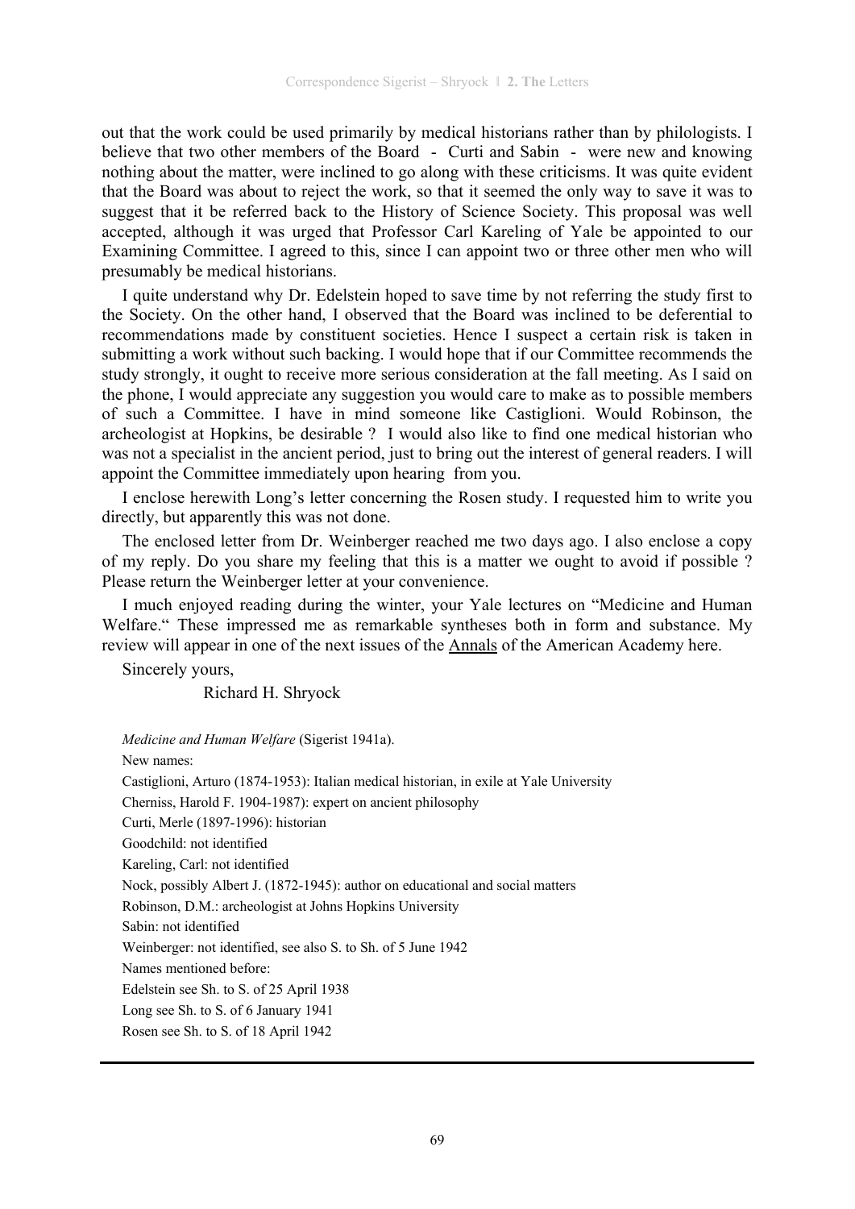out that the work could be used primarily by medical historians rather than by philologists. I believe that two other members of the Board - Curti and Sabin - were new and knowing nothing about the matter, were inclined to go along with these criticisms. It was quite evident that the Board was about to reject the work, so that it seemed the only way to save it was to suggest that it be referred back to the History of Science Society. This proposal was well accepted, although it was urged that Professor Carl Kareling of Yale be appointed to our Examining Committee. I agreed to this, since I can appoint two or three other men who will presumably be medical historians.

I quite understand why Dr. Edelstein hoped to save time by not referring the study first to the Society. On the other hand, I observed that the Board was inclined to be deferential to recommendations made by constituent societies. Hence I suspect a certain risk is taken in submitting a work without such backing. I would hope that if our Committee recommends the study strongly, it ought to receive more serious consideration at the fall meeting. As I said on the phone, I would appreciate any suggestion you would care to make as to possible members of such a Committee. I have in mind someone like Castiglioni. Would Robinson, the archeologist at Hopkins, be desirable ? I would also like to find one medical historian who was not a specialist in the ancient period, just to bring out the interest of general readers. I will appoint the Committee immediately upon hearing from you.

I enclose herewith Long's letter concerning the Rosen study. I requested him to write you directly, but apparently this was not done.

The enclosed letter from Dr. Weinberger reached me two days ago. I also enclose a copy of my reply. Do you share my feeling that this is a matter we ought to avoid if possible ? Please return the Weinberger letter at your convenience.

I much enjoyed reading during the winter, your Yale lectures on "Medicine and Human Welfare." These impressed me as remarkable syntheses both in form and substance. My review will appear in one of the next issues of the Annals of the American Academy here.

Sincerely yours,

Richard H. Shryock

*Medicine and Human Welfare* (Sigerist 1941a).

New names:

Castiglioni, Arturo (1874-1953): Italian medical historian, in exile at Yale University

Cherniss, Harold F. 1904-1987): expert on ancient philosophy

Curti, Merle (1897-1996): historian

Goodchild: not identified

Kareling, Carl: not identified

Nock, possibly Albert J. (1872-1945): author on educational and social matters

Robinson, D.M.: archeologist at Johns Hopkins University

Sabin: not identified

Weinberger: not identified, see also S. to Sh. of 5 June 1942

Names mentioned before:

Edelstein see Sh. to S. of 25 April 1938

Long see Sh. to S. of 6 January 1941

Rosen see Sh. to S. of 18 April 1942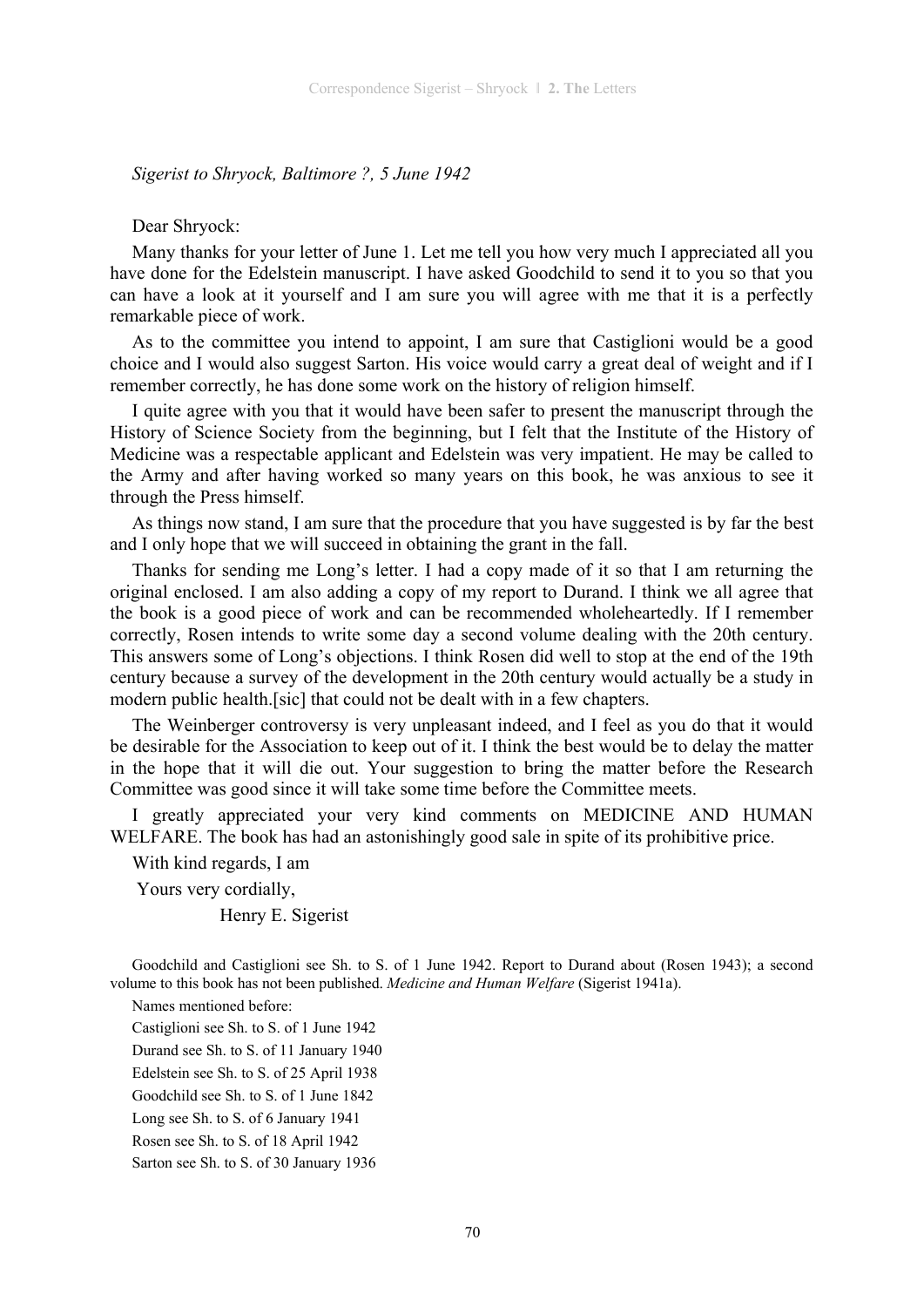*Sigerist to Shryock, Baltimore ?, 5 June 1942*

Dear Shryock:

Many thanks for your letter of June 1. Let me tell you how very much I appreciated all you have done for the Edelstein manuscript. I have asked Goodchild to send it to you so that you can have a look at it yourself and I am sure you will agree with me that it is a perfectly remarkable piece of work.

As to the committee you intend to appoint, I am sure that Castiglioni would be a good choice and I would also suggest Sarton. His voice would carry a great deal of weight and if I remember correctly, he has done some work on the history of religion himself.

I quite agree with you that it would have been safer to present the manuscript through the History of Science Society from the beginning, but I felt that the Institute of the History of Medicine was a respectable applicant and Edelstein was very impatient. He may be called to the Army and after having worked so many years on this book, he was anxious to see it through the Press himself.

As things now stand, I am sure that the procedure that you have suggested is by far the best and I only hope that we will succeed in obtaining the grant in the fall.

Thanks for sending me Long's letter. I had a copy made of it so that I am returning the original enclosed. I am also adding a copy of my report to Durand. I think we all agree that the book is a good piece of work and can be recommended wholeheartedly. If I remember correctly, Rosen intends to write some day a second volume dealing with the 20th century. This answers some of Long's objections. I think Rosen did well to stop at the end of the 19th century because a survey of the development in the 20th century would actually be a study in modern public health.[sic] that could not be dealt with in a few chapters.

The Weinberger controversy is very unpleasant indeed, and I feel as you do that it would be desirable for the Association to keep out of it. I think the best would be to delay the matter in the hope that it will die out. Your suggestion to bring the matter before the Research Committee was good since it will take some time before the Committee meets.

I greatly appreciated your very kind comments on MEDICINE AND HUMAN WELFARE. The book has had an astonishingly good sale in spite of its prohibitive price.

With kind regards, I am

Yours very cordially,

Henry E. Sigerist

Goodchild and Castiglioni see Sh. to S. of 1 June 1942. Report to Durand about (Rosen 1943); a second volume to this book has not been published. *Medicine and Human Welfare* (Sigerist 1941a).

Names mentioned before:

Castiglioni see Sh. to S. of 1 June 1942

Durand see Sh. to S. of 11 January 1940

Edelstein see Sh. to S. of 25 April 1938

Goodchild see Sh. to S. of 1 June 1842

Long see Sh. to S. of 6 January 1941

Rosen see Sh. to S. of 18 April 1942

Sarton see Sh. to S. of 30 January 1936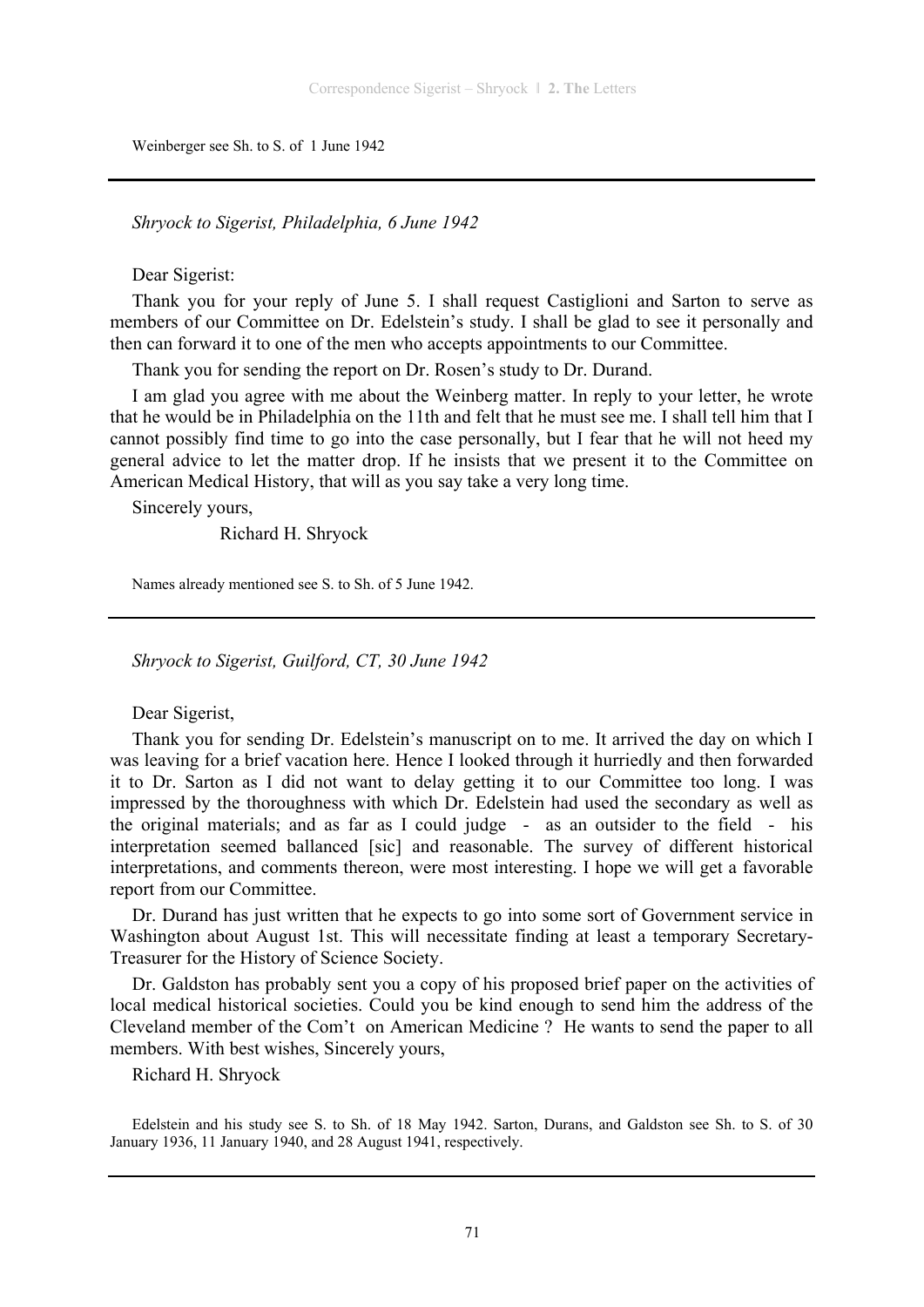Weinberger see Sh. to S. of 1 June 1942

---

*Shryock to Sigerist, Philadelphia, 6 June 1942*

Dear Sigerist:

Thank you for your reply of June 5. I shall request Castiglioni and Sarton to serve as members of our Committee on Dr. Edelstein's study. I shall be glad to see it personally and then can forward it to one of the men who accepts appointments to our Committee.

Thank you for sending the report on Dr. Rosen's study to Dr. Durand.

I am glad you agree with me about the Weinberg matter. In reply to your letter, he wrote that he would be in Philadelphia on the 11th and felt that he must see me. I shall tell him that I cannot possibly find time to go into the case personally, but I fear that he will not heed my general advice to let the matter drop. If he insists that we present it to the Committee on American Medical History, that will as you say take a very long time.

Sincerely yours,

Richard H. Shryock

Names already mentioned see S. to Sh. of 5 June 1942.

---

*Shryock to Sigerist, Guilford, CT, 30 June 1942*

Dear Sigerist,

Thank you for sending Dr. Edelstein's manuscript on to me. It arrived the day on which I was leaving for a brief vacation here. Hence I looked through it hurriedly and then forwarded it to Dr. Sarton as I did not want to delay getting it to our Committee too long. I was impressed by the thoroughness with which Dr. Edelstein had used the secondary as well as the original materials; and as far as I could judge - as an outsider to the field - his interpretation seemed ballanced [sic] and reasonable. The survey of different historical interpretations, and comments thereon, were most interesting. I hope we will get a favorable report from our Committee.

Dr. Durand has just written that he expects to go into some sort of Government service in Washington about August 1st. This will necessitate finding at least a temporary Secretary-Treasurer for the History of Science Society.

Dr. Galdston has probably sent you a copy of his proposed brief paper on the activities of local medical historical societies. Could you be kind enough to send him the address of the Cleveland member of the Com't on American Medicine ? He wants to send the paper to all members. With best wishes, Sincerely yours,

Richard H. Shryock

Edelstein and his study see S. to Sh. of 18 May 1942. Sarton, Durans, and Galdston see Sh. to S. of 30 January 1936, 11 January 1940, and 28 August 1941, respectively.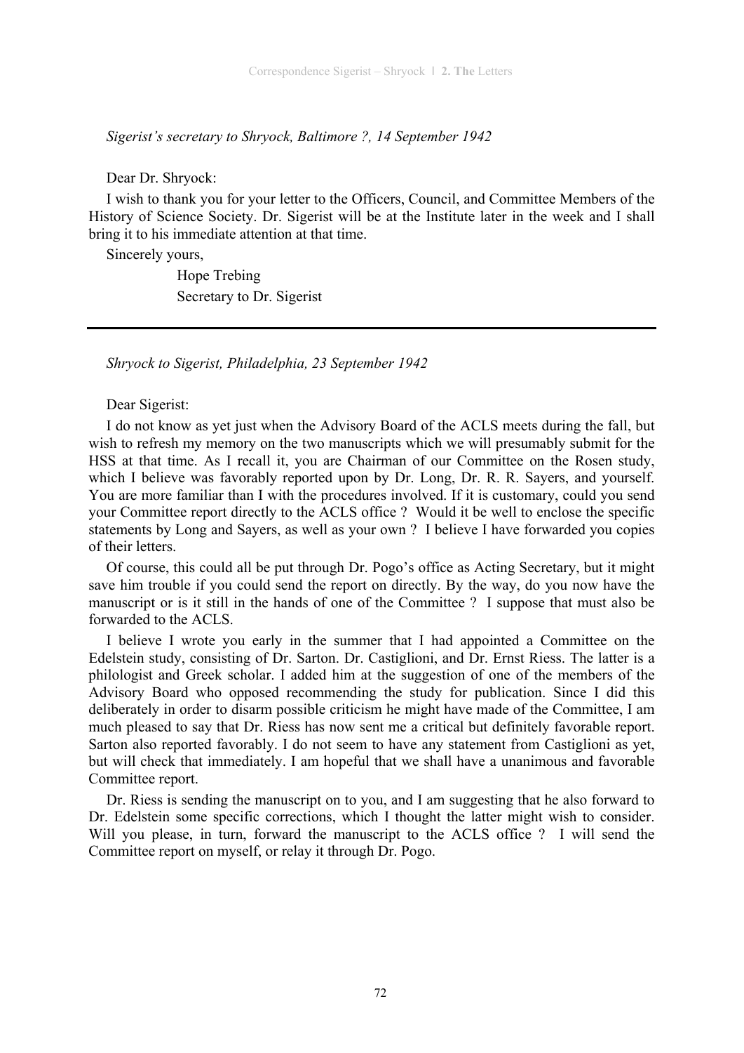*Sigerist's secretary to Shryock, Baltimore ?, 14 September 1942*

Dear Dr. Shryock:

I wish to thank you for your letter to the Officers, Council, and Committee Members of the History of Science Society. Dr. Sigerist will be at the Institute later in the week and I shall bring it to his immediate attention at that time.

Sincerely yours,

Hope Trebing
Secretary to Dr. Sigerist

---

*Shryock to Sigerist, Philadelphia, 23 September 1942*

Dear Sigerist:

I do not know as yet just when the Advisory Board of the ACLS meets during the fall, but wish to refresh my memory on the two manuscripts which we will presumably submit for the HSS at that time. As I recall it, you are Chairman of our Committee on the Rosen study, which I believe was favorably reported upon by Dr. Long, Dr. R. R. Sayers, and yourself. You are more familiar than I with the procedures involved. If it is customary, could you send your Committee report directly to the ACLS office ? Would it be well to enclose the specific statements by Long and Sayers, as well as your own ? I believe I have forwarded you copies of their letters.

Of course, this could all be put through Dr. Pogo's office as Acting Secretary, but it might save him trouble if you could send the report on directly. By the way, do you now have the manuscript or is it still in the hands of one of the Committee ? I suppose that must also be forwarded to the ACLS.

I believe I wrote you early in the summer that I had appointed a Committee on the Edelstein study, consisting of Dr. Sarton. Dr. Castiglioni, and Dr. Ernst Riess. The latter is a philologist and Greek scholar. I added him at the suggestion of one of the members of the Advisory Board who opposed recommending the study for publication. Since I did this deliberately in order to disarm possible criticism he might have made of the Committee, I am much pleased to say that Dr. Riess has now sent me a critical but definitely favorable report. Sarton also reported favorably. I do not seem to have any statement from Castiglioni as yet, but will check that immediately. I am hopeful that we shall have a unanimous and favorable Committee report.

Dr. Riess is sending the manuscript on to you, and I am suggesting that he also forward to Dr. Edelstein some specific corrections, which I thought the latter might wish to consider. Will you please, in turn, forward the manuscript to the ACLS office ? I will send the Committee report on myself, or relay it through Dr. Pogo.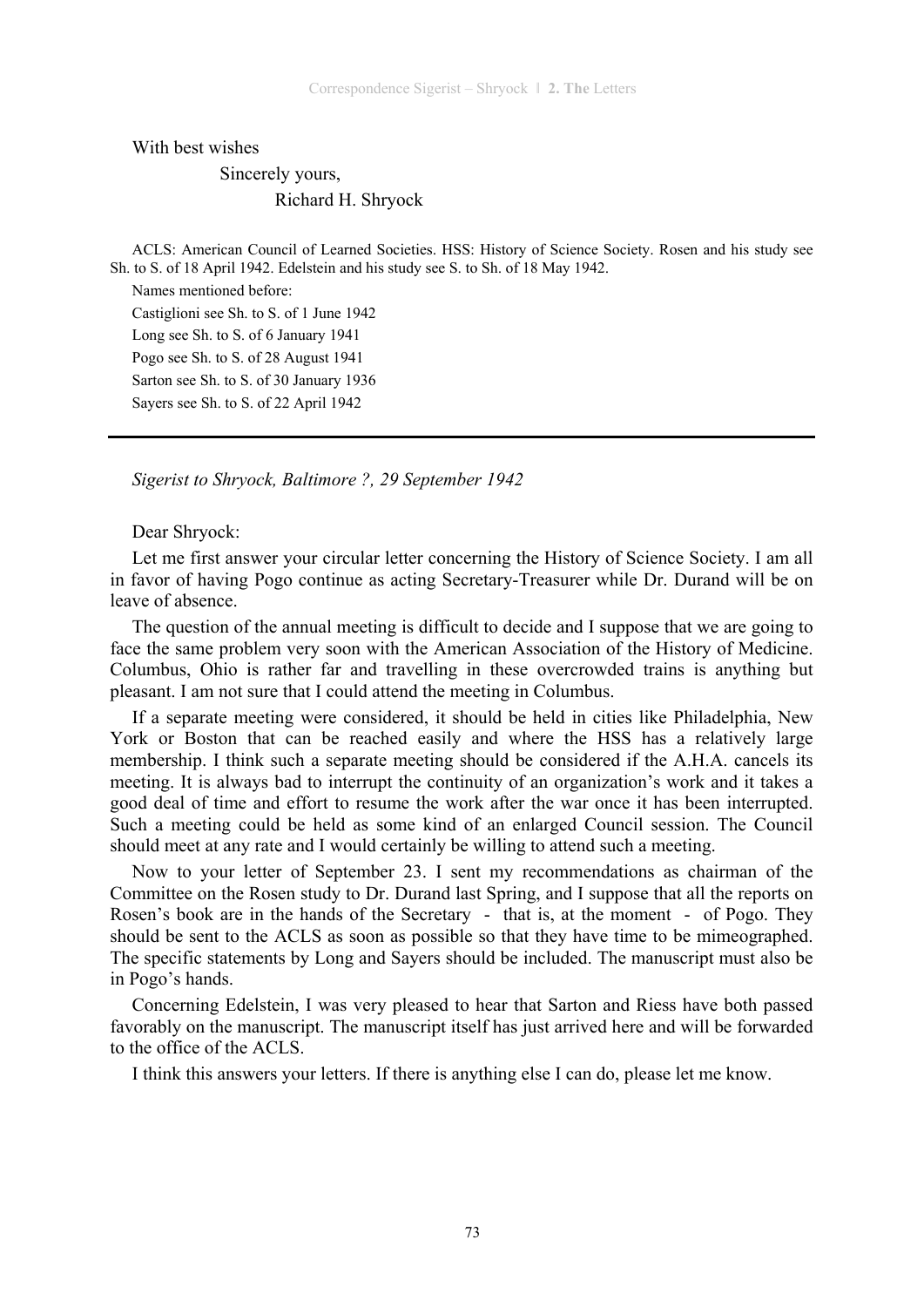With best wishes

Sincerely yours,

Richard H. Shryock

ACLS: American Council of Learned Societies. HSS: History of Science Society. Rosen and his study see Sh. to S. of 18 April 1942. Edelstein and his study see S. to Sh. of 18 May 1942.

Names mentioned before:

Castiglioni see Sh. to S. of 1 June 1942

Long see Sh. to S. of 6 January 1941

Pogo see Sh. to S. of 28 August 1941

Sarton see Sh. to S. of 30 January 1936

Sayers see Sh. to S. of 22 April 1942

---

*Sigerist to Shryock, Baltimore ?, 29 September 1942*

Dear Shryock:

Let me first answer your circular letter concerning the History of Science Society. I am all in favor of having Pogo continue as acting Secretary-Treasurer while Dr. Durand will be on leave of absence.

The question of the annual meeting is difficult to decide and I suppose that we are going to face the same problem very soon with the American Association of the History of Medicine. Columbus, Ohio is rather far and travelling in these overcrowded trains is anything but pleasant. I am not sure that I could attend the meeting in Columbus.

If a separate meeting were considered, it should be held in cities like Philadelphia, New York or Boston that can be reached easily and where the HSS has a relatively large membership. I think such a separate meeting should be considered if the A.H.A. cancels its meeting. It is always bad to interrupt the continuity of an organization's work and it takes a good deal of time and effort to resume the work after the war once it has been interrupted. Such a meeting could be held as some kind of an enlarged Council session. The Council should meet at any rate and I would certainly be willing to attend such a meeting.

Now to your letter of September 23. I sent my recommendations as chairman of the Committee on the Rosen study to Dr. Durand last Spring, and I suppose that all the reports on Rosen's book are in the hands of the Secretary - that is, at the moment - of Pogo. They should be sent to the ACLS as soon as possible so that they have time to be mimeographed. The specific statements by Long and Sayers should be included. The manuscript must also be in Pogo's hands.

Concerning Edelstein, I was very pleased to hear that Sarton and Riess have both passed favorably on the manuscript. The manuscript itself has just arrived here and will be forwarded to the office of the ACLS.

I think this answers your letters. If there is anything else I can do, please let me know.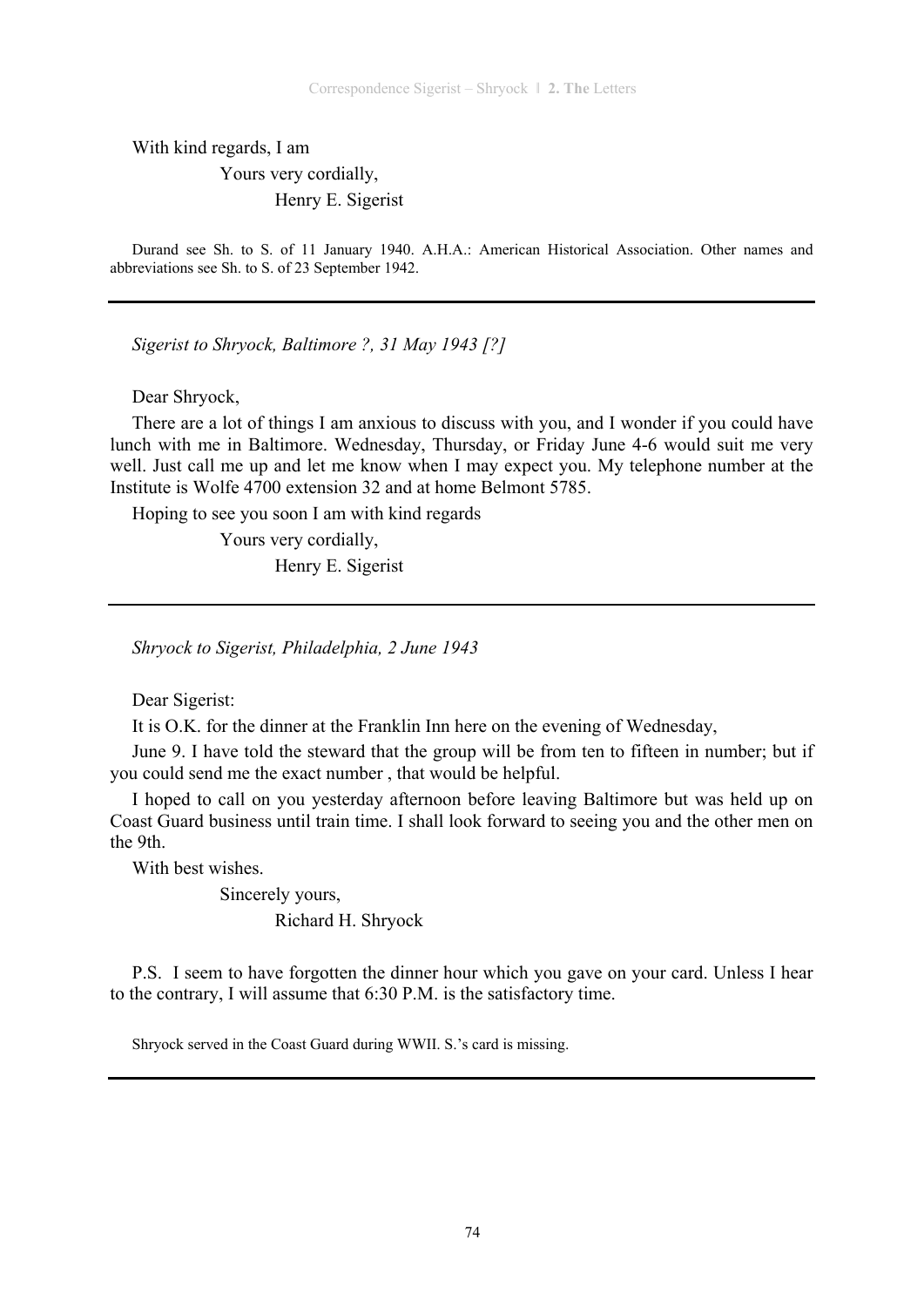With kind regards, I am

Yours very cordially,

Henry E. Sigerist

Durand see Sh. to S. of 11 January 1940. A.H.A.: American Historical Association. Other names and abbreviations see Sh. to S. of 23 September 1942.

---

*Sigerist to Shryock, Baltimore ?, 31 May 1943 [?]*

Dear Shryock,

There are a lot of things I am anxious to discuss with you, and I wonder if you could have lunch with me in Baltimore. Wednesday, Thursday, or Friday June 4-6 would suit me very well. Just call me up and let me know when I may expect you. My telephone number at the Institute is Wolfe 4700 extension 32 and at home Belmont 5785.

Hoping to see you soon I am with kind regards

Yours very cordially,

Henry E. Sigerist

---

*Shryock to Sigerist, Philadelphia, 2 June 1943*

Dear Sigerist:

It is O.K. for the dinner at the Franklin Inn here on the evening of Wednesday,

June 9. I have told the steward that the group will be from ten to fifteen in number; but if you could send me the exact number , that would be helpful.

I hoped to call on you yesterday afternoon before leaving Baltimore but was held up on Coast Guard business until train time. I shall look forward to seeing you and the other men on the 9th.

With best wishes.

Sincerely yours,

Richard H. Shryock

P.S. I seem to have forgotten the dinner hour which you gave on your card. Unless I hear to the contrary, I will assume that 6:30 P.M. is the satisfactory time.

Shryock served in the Coast Guard during WWII. S.'s card is missing.

---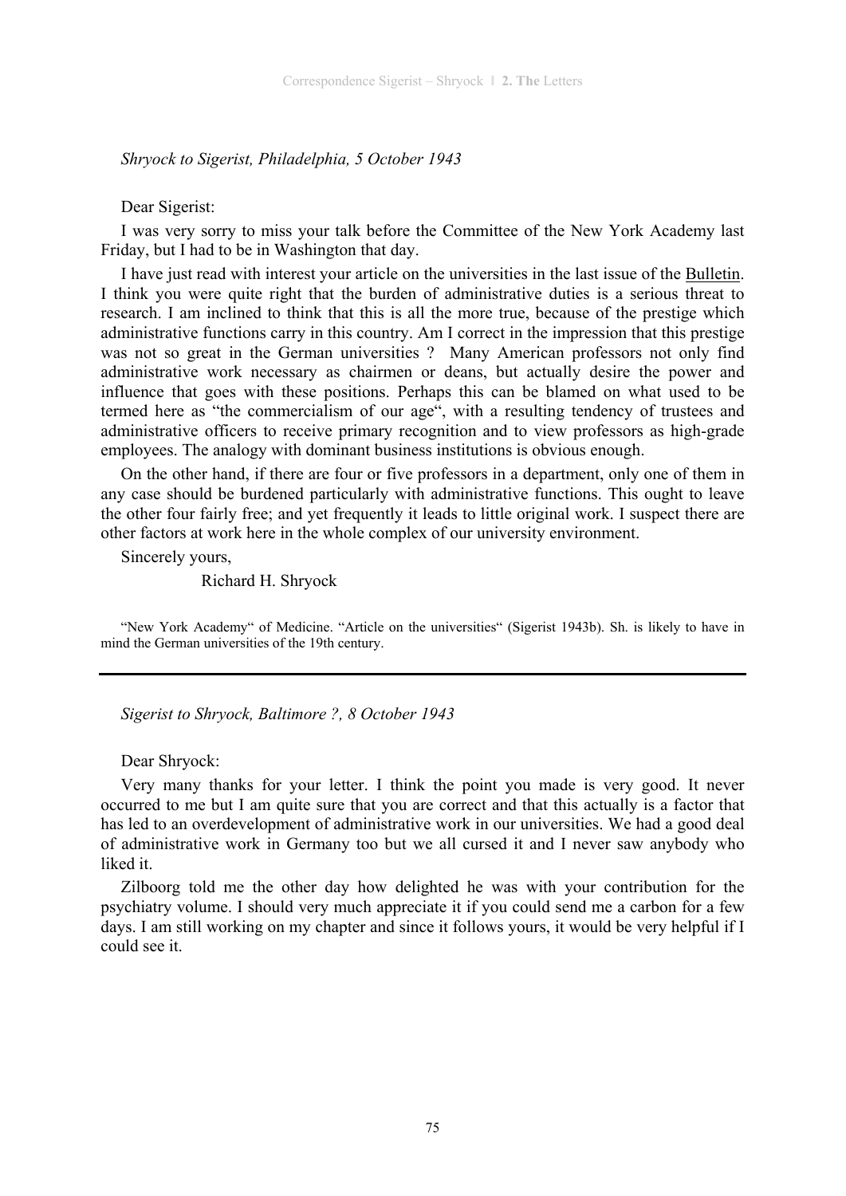*Shryock to Sigerist, Philadelphia, 5 October 1943*

Dear Sigerist:

I was very sorry to miss your talk before the Committee of the New York Academy last Friday, but I had to be in Washington that day.

I have just read with interest your article on the universities in the last issue of the Bulletin. I think you were quite right that the burden of administrative duties is a serious threat to research. I am inclined to think that this is all the more true, because of the prestige which administrative functions carry in this country. Am I correct in the impression that this prestige was not so great in the German universities ? Many American professors not only find administrative work necessary as chairmen or deans, but actually desire the power and influence that goes with these positions. Perhaps this can be blamed on what used to be termed here as "the commercialism of our age", with a resulting tendency of trustees and administrative officers to receive primary recognition and to view professors as high-grade employees. The analogy with dominant business institutions is obvious enough.

On the other hand, if there are four or five professors in a department, only one of them in any case should be burdened particularly with administrative functions. This ought to leave the other four fairly free; and yet frequently it leads to little original work. I suspect there are other factors at work here in the whole complex of our university environment.

Sincerely yours,

Richard H. Shryock

"New York Academy" of Medicine. "Article on the universities" (Sigerist 1943b). Sh. is likely to have in mind the German universities of the 19th century.

---

*Sigerist to Shryock, Baltimore ?, 8 October 1943*

Dear Shryock:

Very many thanks for your letter. I think the point you made is very good. It never occurred to me but I am quite sure that you are correct and that this actually is a factor that has led to an overdevelopment of administrative work in our universities. We had a good deal of administrative work in Germany too but we all cursed it and I never saw anybody who liked it.

Zilboorg told me the other day how delighted he was with your contribution for the psychiatry volume. I should very much appreciate it if you could send me a carbon for a few days. I am still working on my chapter and since it follows yours, it would be very helpful if I could see it.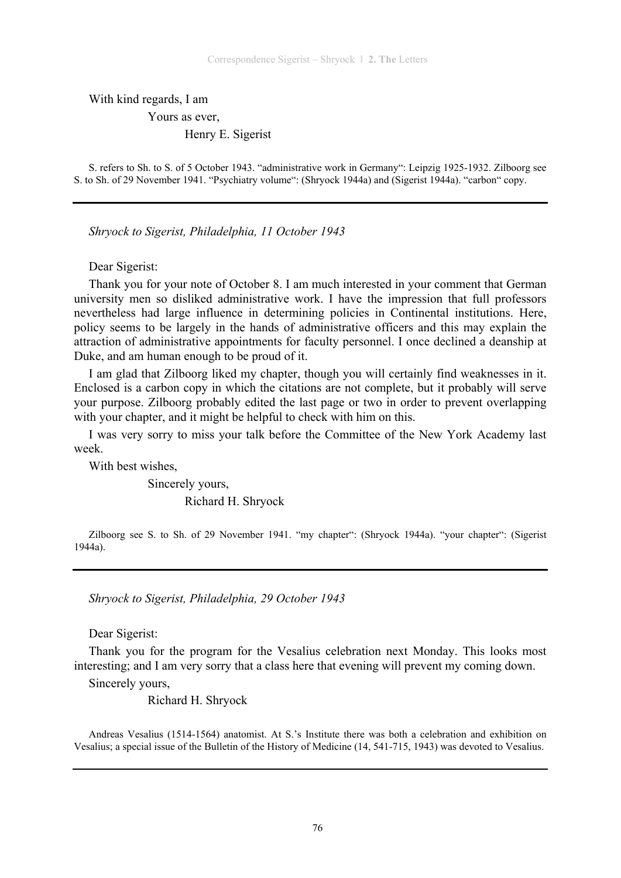With kind regards, I am

Yours as ever,

Henry E. Sigerist

S. refers to Sh. to S. of 5 October 1943. "administrative work in Germany": Leipzig 1925-1932. Zilboorg see S. to Sh. of 29 November 1941. "Psychiatry volume": (Shryock 1944a) and (Sigerist 1944a). "carbon" copy.

---

*Shryock to Sigerist, Philadelphia, 11 October 1943*

Dear Sigerist:

Thank you for your note of October 8. I am much interested in your comment that German university men so disliked administrative work. I have the impression that full professors nevertheless had large influence in determining policies in Continental institutions. Here, policy seems to be largely in the hands of administrative officers and this may explain the attraction of administrative appointments for faculty personnel. I once declined a deanship at Duke, and am human enough to be proud of it.

I am glad that Zilboorg liked my chapter, though you will certainly find weaknesses in it. Enclosed is a carbon copy in which the citations are not complete, but it probably will serve your purpose. Zilboorg probably edited the last page or two in order to prevent overlapping with your chapter, and it might be helpful to check with him on this.

I was very sorry to miss your talk before the Committee of the New York Academy last week.

With best wishes,

Sincerely yours,

Richard H. Shryock

Zilboorg see S. to Sh. of 29 November 1941. "my chapter": (Shryock 1944a). "your chapter": (Sigerist 1944a).

---

*Shryock to Sigerist, Philadelphia, 29 October 1943*

Dear Sigerist:

Thank you for the program for the Vesalius celebration next Monday. This looks most interesting; and I am very sorry that a class here that evening will prevent my coming down.

Sincerely yours,

Richard H. Shryock

Andreas Vesalius (1514-1564) anatomist. At S.'s Institute there was both a celebration and exhibition on Vesalius; a special issue of the Bulletin of the History of Medicine (14, 541-715, 1943) was devoted to Vesalius.

---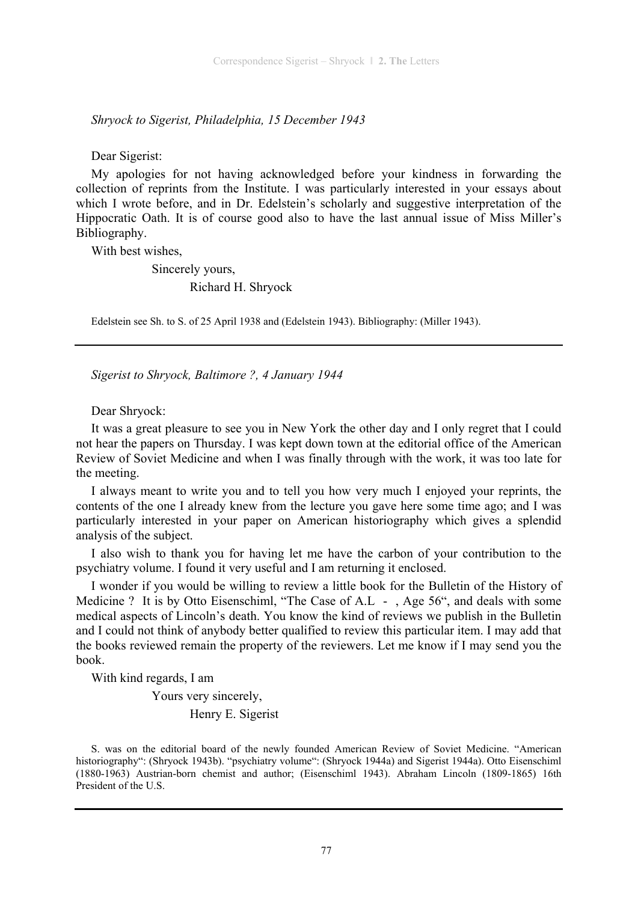*Shryock to Sigerist, Philadelphia, 15 December 1943*

Dear Sigerist:

My apologies for not having acknowledged before your kindness in forwarding the collection of reprints from the Institute. I was particularly interested in your essays about which I wrote before, and in Dr. Edelstein's scholarly and suggestive interpretation of the Hippocratic Oath. It is of course good also to have the last annual issue of Miss Miller's Bibliography.

With best wishes,

Sincerely yours,

Richard H. Shryock

Edelstein see Sh. to S. of 25 April 1938 and (Edelstein 1943). Bibliography: (Miller 1943).

---

*Sigerist to Shryock, Baltimore ?, 4 January 1944*

Dear Shryock:

It was a great pleasure to see you in New York the other day and I only regret that I could not hear the papers on Thursday. I was kept down town at the editorial office of the American Review of Soviet Medicine and when I was finally through with the work, it was too late for the meeting.

I always meant to write you and to tell you how very much I enjoyed your reprints, the contents of the one I already knew from the lecture you gave here some time ago; and I was particularly interested in your paper on American historiography which gives a splendid analysis of the subject.

I also wish to thank you for having let me have the carbon of your contribution to the psychiatry volume. I found it very useful and I am returning it enclosed.

I wonder if you would be willing to review a little book for the Bulletin of the History of Medicine ? It is by Otto Eisenschiml, "The Case of A.L - , Age 56", and deals with some medical aspects of Lincoln's death. You know the kind of reviews we publish in the Bulletin and I could not think of anybody better qualified to review this particular item. I may add that the books reviewed remain the property of the reviewers. Let me know if I may send you the book.

With kind regards, I am

Yours very sincerely,

Henry E. Sigerist

S. was on the editorial board of the newly founded American Review of Soviet Medicine. "American historiography": (Shryock 1943b). "psychiatry volume": (Shryock 1944a) and Sigerist 1944a). Otto Eisenschiml (1880-1963) Austrian-born chemist and author; (Eisenschiml 1943). Abraham Lincoln (1809-1865) 16th President of the U.S.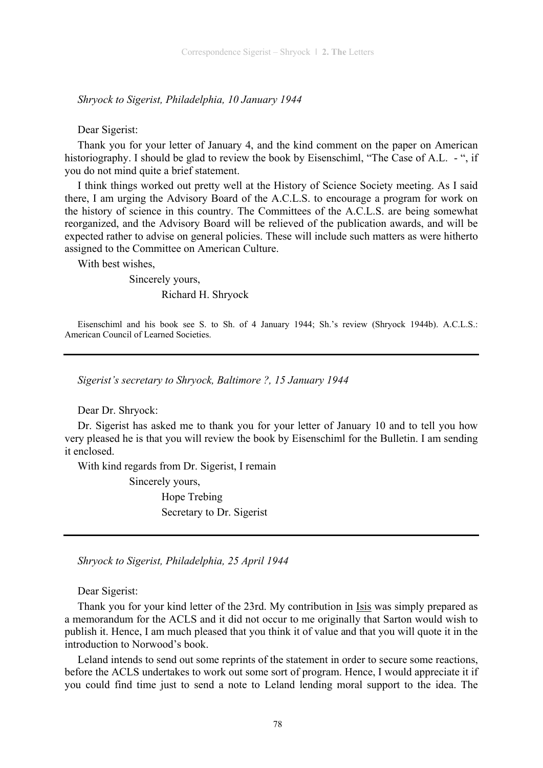*Shryock to Sigerist, Philadelphia, 10 January 1944*

Dear Sigerist:

Thank you for your letter of January 4, and the kind comment on the paper on American historiography. I should be glad to review the book by Eisenschiml, "The Case of A.L. - ", if you do not mind quite a brief statement.

I think things worked out pretty well at the History of Science Society meeting. As I said there, I am urging the Advisory Board of the A.C.L.S. to encourage a program for work on the history of science in this country. The Committees of the A.C.L.S. are being somewhat reorganized, and the Advisory Board will be relieved of the publication awards, and will be expected rather to advise on general policies. These will include such matters as were hitherto assigned to the Committee on American Culture.

With best wishes,

Sincerely yours,

Richard H. Shryock

Eisenschiml and his book see S. to Sh. of 4 January 1944; Sh.'s review (Shryock 1944b). A.C.L.S.: American Council of Learned Societies.

---

*Sigerist's secretary to Shryock, Baltimore ?, 15 January 1944*

Dear Dr. Shryock:

Dr. Sigerist has asked me to thank you for your letter of January 10 and to tell you how very pleased he is that you will review the book by Eisenschiml for the Bulletin. I am sending it enclosed.

With kind regards from Dr. Sigerist, I remain

Sincerely yours,

Hope Trebing

Secretary to Dr. Sigerist

---

*Shryock to Sigerist, Philadelphia, 25 April 1944*

Dear Sigerist:

Thank you for your kind letter of the 23rd. My contribution in Isis was simply prepared as a memorandum for the ACLS and it did not occur to me originally that Sarton would wish to publish it. Hence, I am much pleased that you think it of value and that you will quote it in the introduction to Norwood's book.

Leland intends to send out some reprints of the statement in order to secure some reactions, before the ACLS undertakes to work out some sort of program. Hence, I would appreciate it if you could find time just to send a note to Leland lending moral support to the idea. The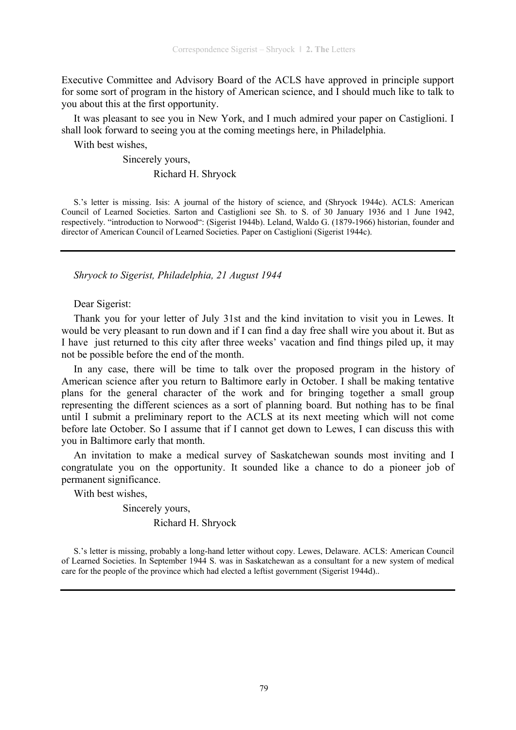Executive Committee and Advisory Board of the ACLS have approved in principle support for some sort of program in the history of American science, and I should much like to talk to you about this at the first opportunity.

It was pleasant to see you in New York, and I much admired your paper on Castiglioni. I shall look forward to seeing you at the coming meetings here, in Philadelphia.

With best wishes,

Sincerely yours,

Richard H. Shryock

S.'s letter is missing. Isis: A journal of the history of science, and (Shryock 1944c). ACLS: American Council of Learned Societies. Sarton and Castiglioni see Sh. to S. of 30 January 1936 and 1 June 1942, respectively. "introduction to Norwood": (Sigerist 1944b). Leland, Waldo G. (1879-1966) historian, founder and director of American Council of Learned Societies. Paper on Castiglioni (Sigerist 1944c).

---

*Shryock to Sigerist, Philadelphia, 21 August 1944*

Dear Sigerist:

Thank you for your letter of July 31st and the kind invitation to visit you in Lewes. It would be very pleasant to run down and if I can find a day free shall wire you about it. But as I have just returned to this city after three weeks' vacation and find things piled up, it may not be possible before the end of the month.

In any case, there will be time to talk over the proposed program in the history of American science after you return to Baltimore early in October. I shall be making tentative plans for the general character of the work and for bringing together a small group representing the different sciences as a sort of planning board. But nothing has to be final until I submit a preliminary report to the ACLS at its next meeting which will not come before late October. So I assume that if I cannot get down to Lewes, I can discuss this with you in Baltimore early that month.

An invitation to make a medical survey of Saskatchewan sounds most inviting and I congratulate you on the opportunity. It sounded like a chance to do a pioneer job of permanent significance.

With best wishes,

Sincerely yours,

Richard H. Shryock

S.'s letter is missing, probably a long-hand letter without copy. Lewes, Delaware. ACLS: American Council of Learned Societies. In September 1944 S. was in Saskatchewan as a consultant for a new system of medical care for the people of the province which had elected a leftist government (Sigerist 1944d)..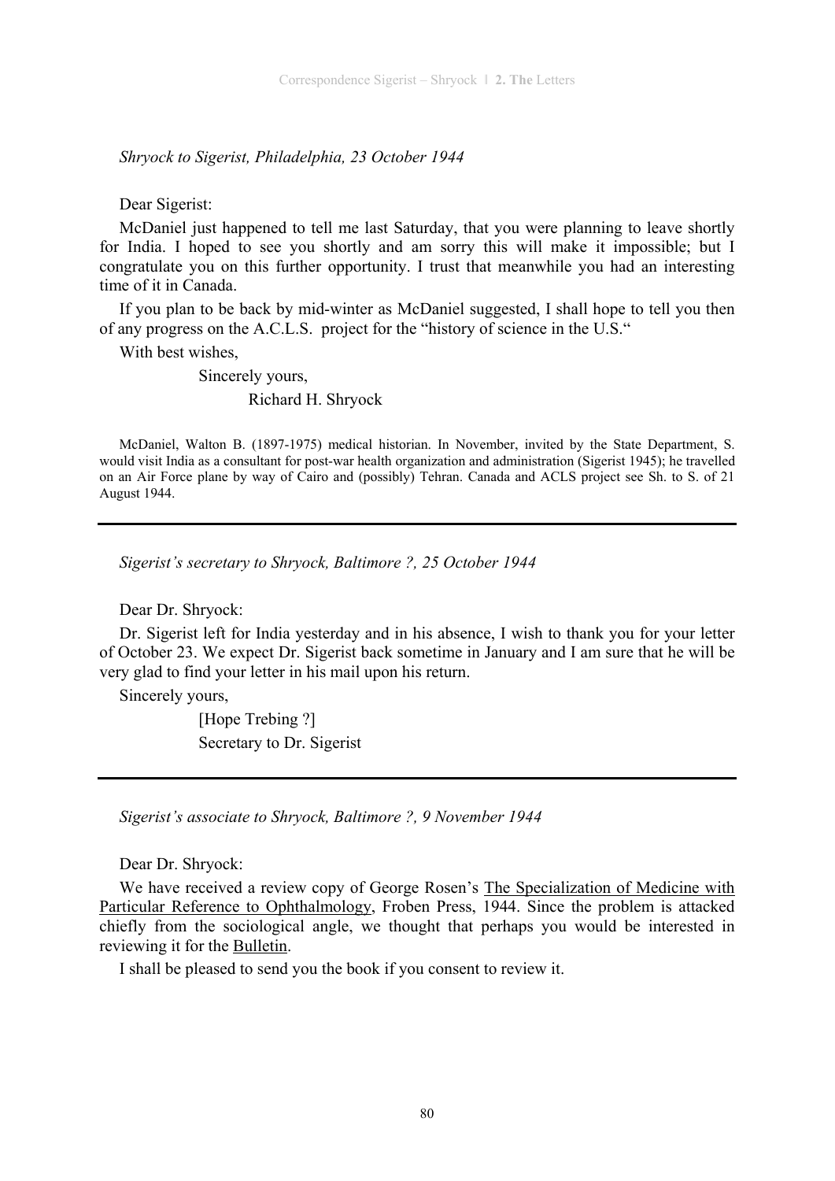*Shryock to Sigerist, Philadelphia, 23 October 1944*

Dear Sigerist:

McDaniel just happened to tell me last Saturday, that you were planning to leave shortly for India. I hoped to see you shortly and am sorry this will make it impossible; but I congratulate you on this further opportunity. I trust that meanwhile you had an interesting time of it in Canada.

If you plan to be back by mid-winter as McDaniel suggested, I shall hope to tell you then of any progress on the A.C.L.S. project for the "history of science in the U.S."

With best wishes,

Sincerely yours,

Richard H. Shryock

McDaniel, Walton B. (1897-1975) medical historian. In November, invited by the State Department, S. would visit India as a consultant for post-war health organization and administration (Sigerist 1945); he travelled on an Air Force plane by way of Cairo and (possibly) Tehran. Canada and ACLS project see Sh. to S. of 21 August 1944.

---

*Sigerist's secretary to Shryock, Baltimore ?, 25 October 1944*

Dear Dr. Shryock:

Dr. Sigerist left for India yesterday and in his absence, I wish to thank you for your letter of October 23. We expect Dr. Sigerist back sometime in January and I am sure that he will be very glad to find your letter in his mail upon his return.

Sincerely yours,

[Hope Trebing ?]
Secretary to Dr. Sigerist

---

*Sigerist's associate to Shryock, Baltimore ?, 9 November 1944*

Dear Dr. Shryock:

We have received a review copy of George Rosen's The Specialization of Medicine with Particular Reference to Ophthalmology, Froben Press, 1944. Since the problem is attacked chiefly from the sociological angle, we thought that perhaps you would be interested in reviewing it for the Bulletin.

I shall be pleased to send you the book if you consent to review it.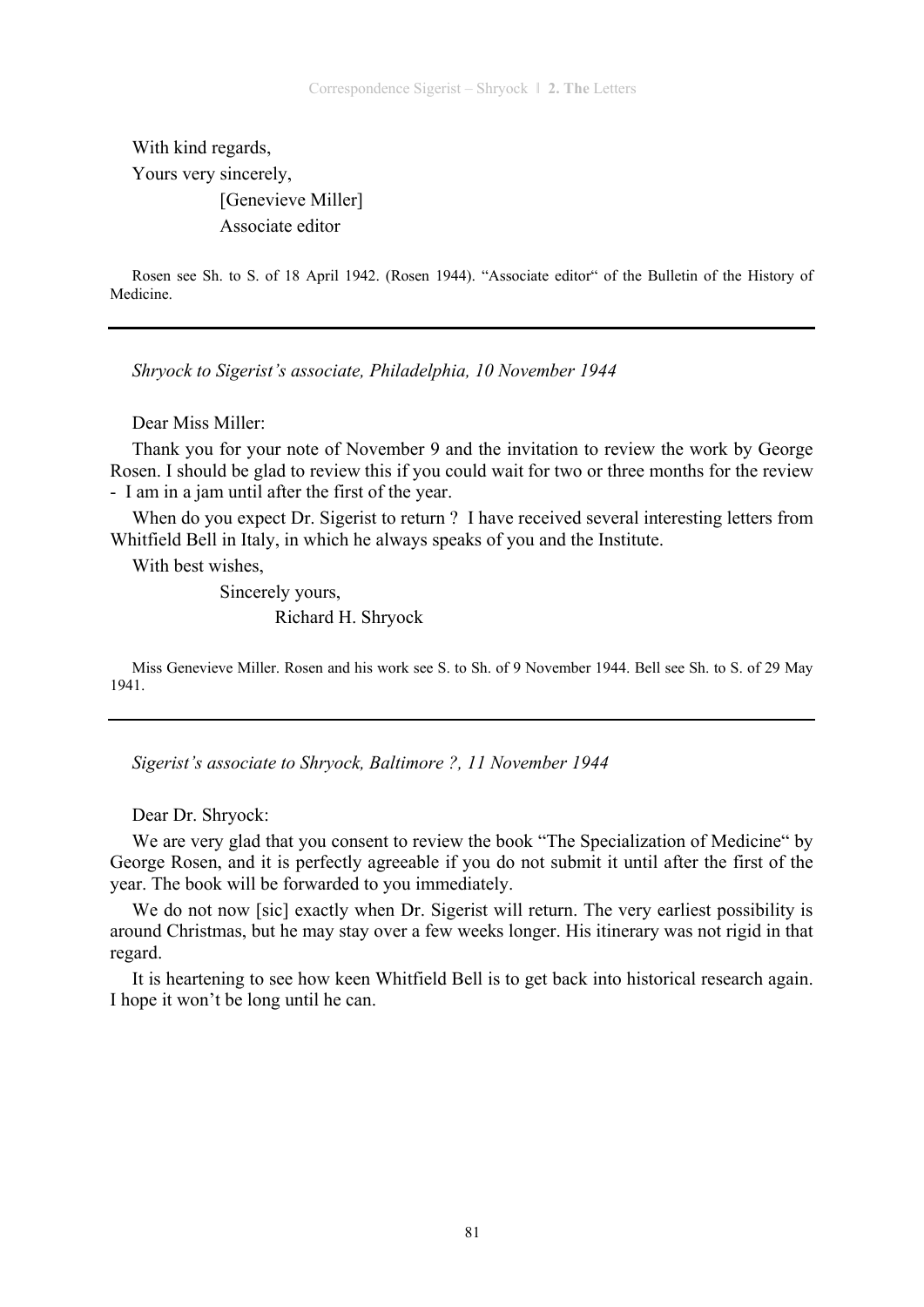With kind regards,

Yours very sincerely,

[Genevieve Miller]

Associate editor

Rosen see Sh. to S. of 18 April 1942. (Rosen 1944). "Associate editor" of the Bulletin of the History of Medicine.

---

*Shryock to Sigerist's associate, Philadelphia, 10 November 1944*

Dear Miss Miller:

Thank you for your note of November 9 and the invitation to review the work by George Rosen. I should be glad to review this if you could wait for two or three months for the review - I am in a jam until after the first of the year.

When do you expect Dr. Sigerist to return ? I have received several interesting letters from Whitfield Bell in Italy, in which he always speaks of you and the Institute.

With best wishes,

Sincerely yours,

Richard H. Shryock

Miss Genevieve Miller. Rosen and his work see S. to Sh. of 9 November 1944. Bell see Sh. to S. of 29 May 1941.

---

*Sigerist's associate to Shryock, Baltimore ?, 11 November 1944*

Dear Dr. Shryock:

We are very glad that you consent to review the book "The Specialization of Medicine" by George Rosen, and it is perfectly agreeable if you do not submit it until after the first of the year. The book will be forwarded to you immediately.

We do not now [sic] exactly when Dr. Sigerist will return. The very earliest possibility is around Christmas, but he may stay over a few weeks longer. His itinerary was not rigid in that regard.

It is heartening to see how keen Whitfield Bell is to get back into historical research again. I hope it won't be long until he can.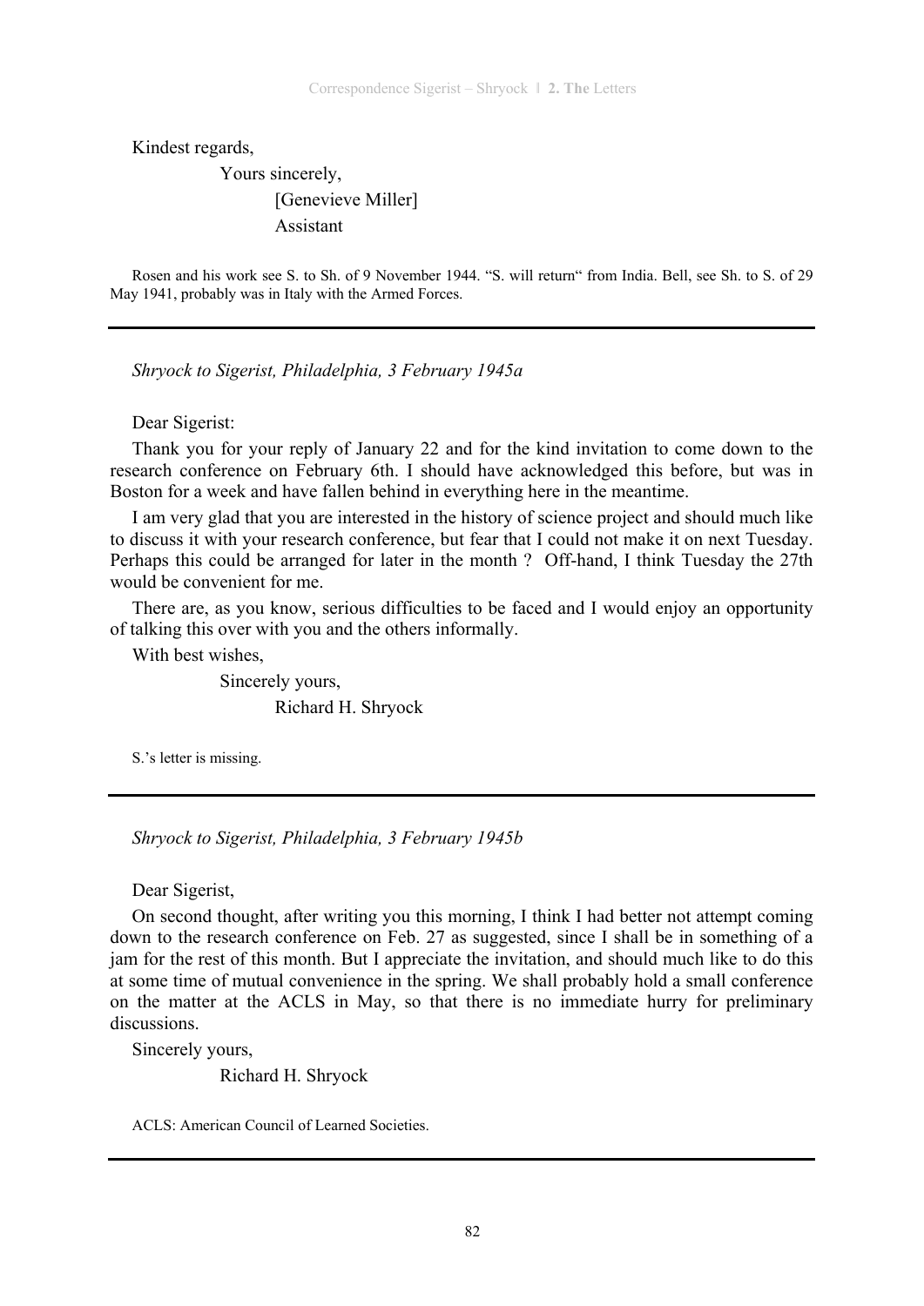Kindest regards,

Yours sincerely,

[Genevieve Miller]

Assistant

Rosen and his work see S. to Sh. of 9 November 1944. "S. will return" from India. Bell, see Sh. to S. of 29 May 1941, probably was in Italy with the Armed Forces.

---

*Shryock to Sigerist, Philadelphia, 3 February 1945a*

Dear Sigerist:

Thank you for your reply of January 22 and for the kind invitation to come down to the research conference on February 6th. I should have acknowledged this before, but was in Boston for a week and have fallen behind in everything here in the meantime.

I am very glad that you are interested in the history of science project and should much like to discuss it with your research conference, but fear that I could not make it on next Tuesday. Perhaps this could be arranged for later in the month ? Off-hand, I think Tuesday the 27th would be convenient for me.

There are, as you know, serious difficulties to be faced and I would enjoy an opportunity of talking this over with you and the others informally.

With best wishes,

Sincerely yours,

Richard H. Shryock

S.'s letter is missing.

---

*Shryock to Sigerist, Philadelphia, 3 February 1945b*

Dear Sigerist,

On second thought, after writing you this morning, I think I had better not attempt coming down to the research conference on Feb. 27 as suggested, since I shall be in something of a jam for the rest of this month. But I appreciate the invitation, and should much like to do this at some time of mutual convenience in the spring. We shall probably hold a small conference on the matter at the ACLS in May, so that there is no immediate hurry for preliminary discussions.

Sincerely yours,

Richard H. Shryock

ACLS: American Council of Learned Societies.

---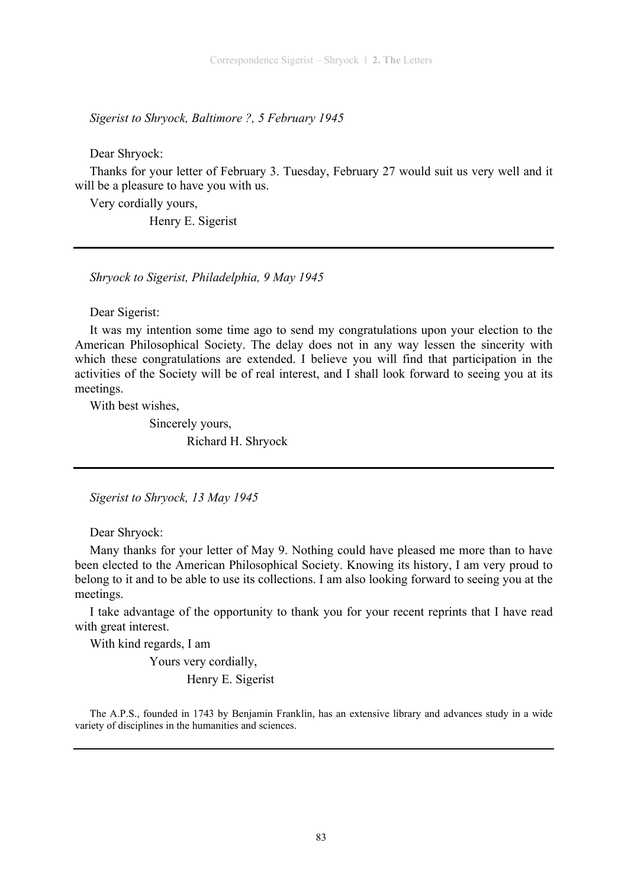*Sigerist to Shryock, Baltimore ?, 5 February 1945*

Dear Shryock:

Thanks for your letter of February 3. Tuesday, February 27 would suit us very well and it will be a pleasure to have you with us.

Very cordially yours,

Henry E. Sigerist

---

*Shryock to Sigerist, Philadelphia, 9 May 1945*

Dear Sigerist:

It was my intention some time ago to send my congratulations upon your election to the American Philosophical Society. The delay does not in any way lessen the sincerity with which these congratulations are extended. I believe you will find that participation in the activities of the Society will be of real interest, and I shall look forward to seeing you at its meetings.

With best wishes,

Sincerely yours,

Richard H. Shryock

---

*Sigerist to Shryock, 13 May 1945*

Dear Shryock:

Many thanks for your letter of May 9. Nothing could have pleased me more than to have been elected to the American Philosophical Society. Knowing its history, I am very proud to belong to it and to be able to use its collections. I am also looking forward to seeing you at the meetings.

I take advantage of the opportunity to thank you for your recent reprints that I have read with great interest.

With kind regards, I am

Yours very cordially,

Henry E. Sigerist

The A.P.S., founded in 1743 by Benjamin Franklin, has an extensive library and advances study in a wide variety of disciplines in the humanities and sciences.

---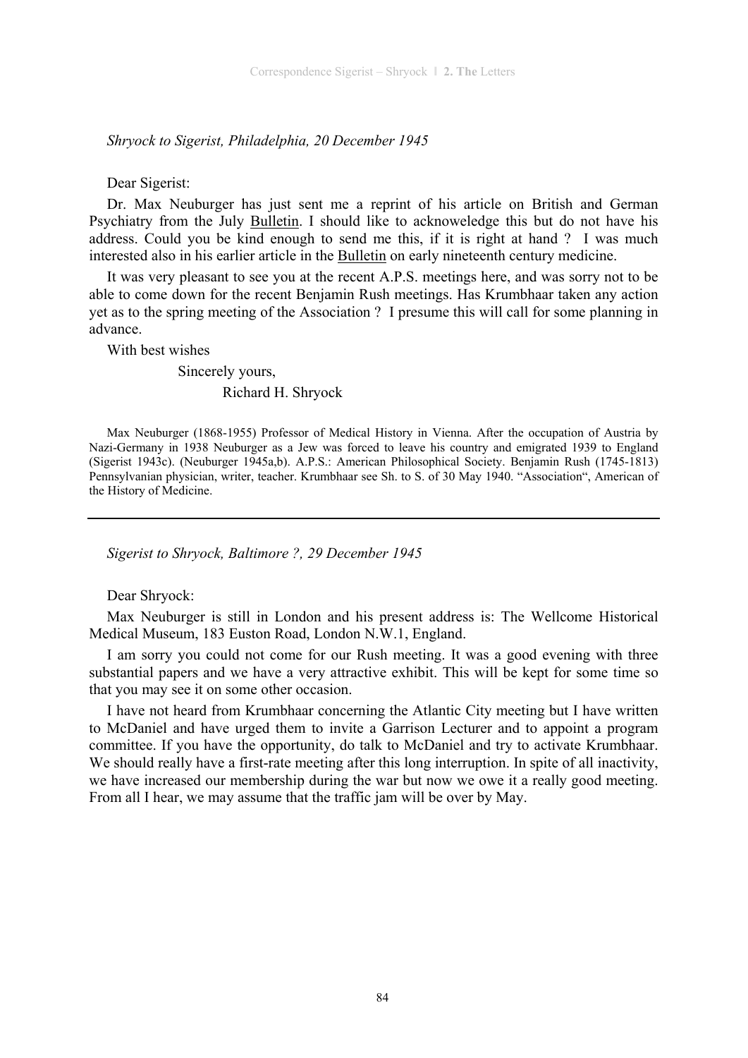*Shryock to Sigerist, Philadelphia, 20 December 1945*

Dear Sigerist:

Dr. Max Neuburger has just sent me a reprint of his article on British and German Psychiatry from the July Bulletin. I should like to acknoweledge this but do not have his address. Could you be kind enough to send me this, if it is right at hand ? I was much interested also in his earlier article in the Bulletin on early nineteenth century medicine.

It was very pleasant to see you at the recent A.P.S. meetings here, and was sorry not to be able to come down for the recent Benjamin Rush meetings. Has Krumbhaar taken any action yet as to the spring meeting of the Association ? I presume this will call for some planning in advance.

With best wishes

Sincerely yours,

Richard H. Shryock

Max Neuburger (1868-1955) Professor of Medical History in Vienna. After the occupation of Austria by Nazi-Germany in 1938 Neuburger as a Jew was forced to leave his country and emigrated 1939 to England (Sigerist 1943c). (Neuburger 1945a,b). A.P.S.: American Philosophical Society. Benjamin Rush (1745-1813) Pennsylvanian physician, writer, teacher. Krumbhaar see Sh. to S. of 30 May 1940. "Association", American of the History of Medicine.

---

*Sigerist to Shryock, Baltimore ?, 29 December 1945*

Dear Shryock:

Max Neuburger is still in London and his present address is: The Wellcome Historical Medical Museum, 183 Euston Road, London N.W.1, England.

I am sorry you could not come for our Rush meeting. It was a good evening with three substantial papers and we have a very attractive exhibit. This will be kept for some time so that you may see it on some other occasion.

I have not heard from Krumbhaar concerning the Atlantic City meeting but I have written to McDaniel and have urged them to invite a Garrison Lecturer and to appoint a program committee. If you have the opportunity, do talk to McDaniel and try to activate Krumbhaar. We should really have a first-rate meeting after this long interruption. In spite of all inactivity, we have increased our membership during the war but now we owe it a really good meeting. From all I hear, we may assume that the traffic jam will be over by May.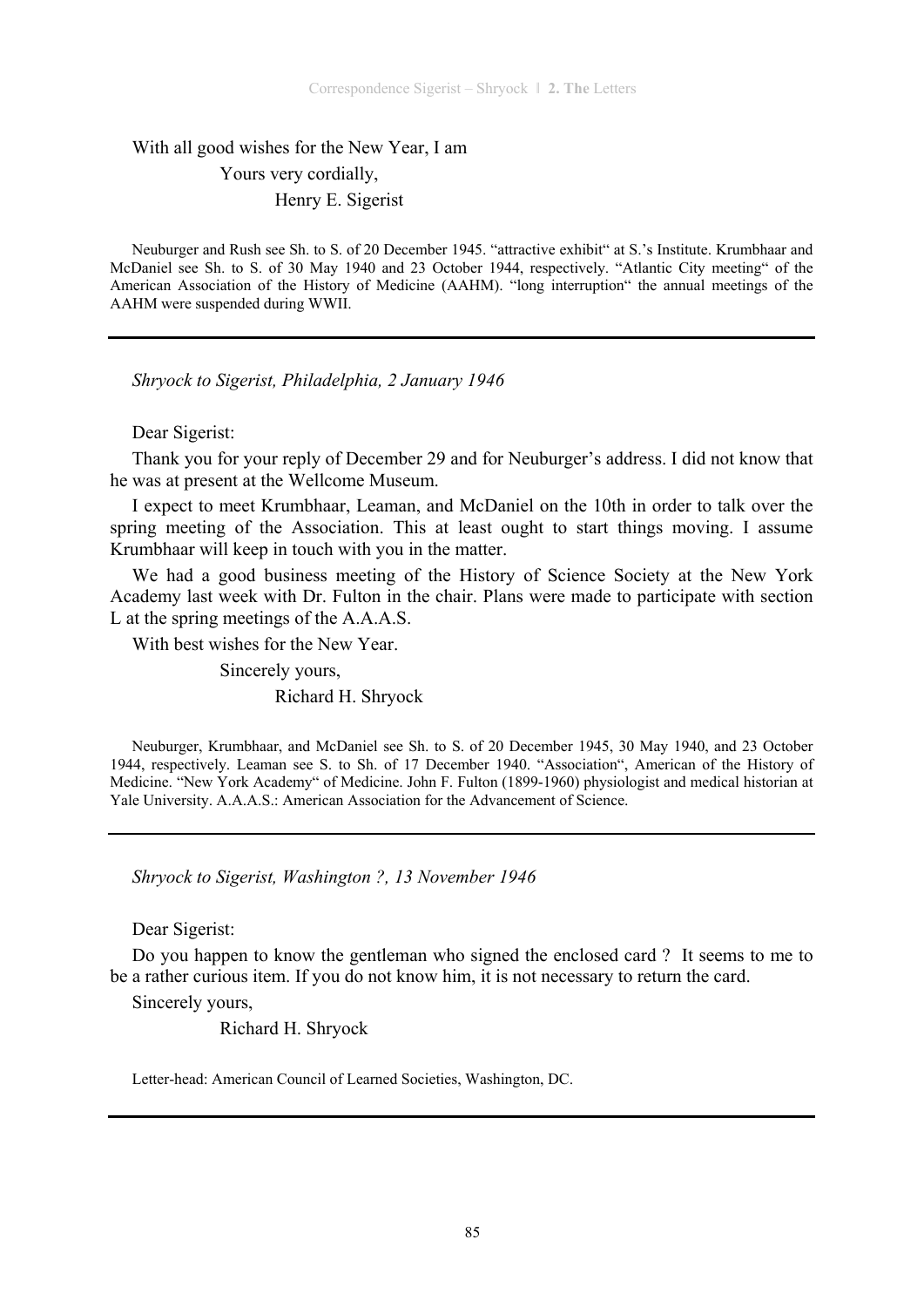With all good wishes for the New Year, I am

Yours very cordially,

Henry E. Sigerist

Neuburger and Rush see Sh. to S. of 20 December 1945. "attractive exhibit" at S.'s Institute. Krumbhaar and McDaniel see Sh. to S. of 30 May 1940 and 23 October 1944, respectively. "Atlantic City meeting" of the American Association of the History of Medicine (AAHM). "long interruption" the annual meetings of the AAHM were suspended during WWII.

---

*Shryock to Sigerist, Philadelphia, 2 January 1946*

Dear Sigerist:

Thank you for your reply of December 29 and for Neuburger's address. I did not know that he was at present at the Wellcome Museum.

I expect to meet Krumbhaar, Leaman, and McDaniel on the 10th in order to talk over the spring meeting of the Association. This at least ought to start things moving. I assume Krumbhaar will keep in touch with you in the matter.

We had a good business meeting of the History of Science Society at the New York Academy last week with Dr. Fulton in the chair. Plans were made to participate with section L at the spring meetings of the A.A.A.S.

With best wishes for the New Year.

Sincerely yours,

Richard H. Shryock

Neuburger, Krumbhaar, and McDaniel see Sh. to S. of 20 December 1945, 30 May 1940, and 23 October 1944, respectively. Leaman see S. to Sh. of 17 December 1940. "Association", American of the History of Medicine. "New York Academy" of Medicine. John F. Fulton (1899-1960) physiologist and medical historian at Yale University. A.A.A.S.: American Association for the Advancement of Science.

---

*Shryock to Sigerist, Washington ?, 13 November 1946*

Dear Sigerist:

Do you happen to know the gentleman who signed the enclosed card ? It seems to me to be a rather curious item. If you do not know him, it is not necessary to return the card.

Sincerely yours,

Richard H. Shryock

Letter-head: American Council of Learned Societies, Washington, DC.

---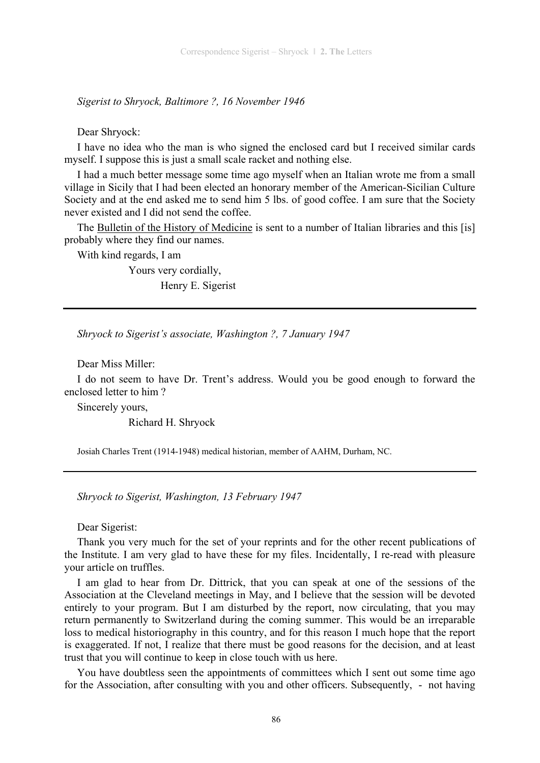*Sigerist to Shryock, Baltimore ?, 16 November 1946*

Dear Shryock:

I have no idea who the man is who signed the enclosed card but I received similar cards myself. I suppose this is just a small scale racket and nothing else.

I had a much better message some time ago myself when an Italian wrote me from a small village in Sicily that I had been elected an honorary member of the American-Sicilian Culture Society and at the end asked me to send him 5 lbs. of good coffee. I am sure that the Society never existed and I did not send the coffee.

The Bulletin of the History of Medicine is sent to a number of Italian libraries and this [is] probably where they find our names.

With kind regards, I am

Yours very cordially,

Henry E. Sigerist

---

*Shryock to Sigerist's associate, Washington ?, 7 January 1947*

Dear Miss Miller:

I do not seem to have Dr. Trent's address. Would you be good enough to forward the enclosed letter to him ?

Sincerely yours,

Richard H. Shryock

Josiah Charles Trent (1914-1948) medical historian, member of AAHM, Durham, NC.

---

*Shryock to Sigerist, Washington, 13 February 1947*

Dear Sigerist:

Thank you very much for the set of your reprints and for the other recent publications of the Institute. I am very glad to have these for my files. Incidentally, I re-read with pleasure your article on truffles.

I am glad to hear from Dr. Dittrick, that you can speak at one of the sessions of the Association at the Cleveland meetings in May, and I believe that the session will be devoted entirely to your program. But I am disturbed by the report, now circulating, that you may return permanently to Switzerland during the coming summer. This would be an irreparable loss to medical historiography in this country, and for this reason I much hope that the report is exaggerated. If not, I realize that there must be good reasons for the decision, and at least trust that you will continue to keep in close touch with us here.

You have doubtless seen the appointments of committees which I sent out some time ago for the Association, after consulting with you and other officers. Subsequently, - not having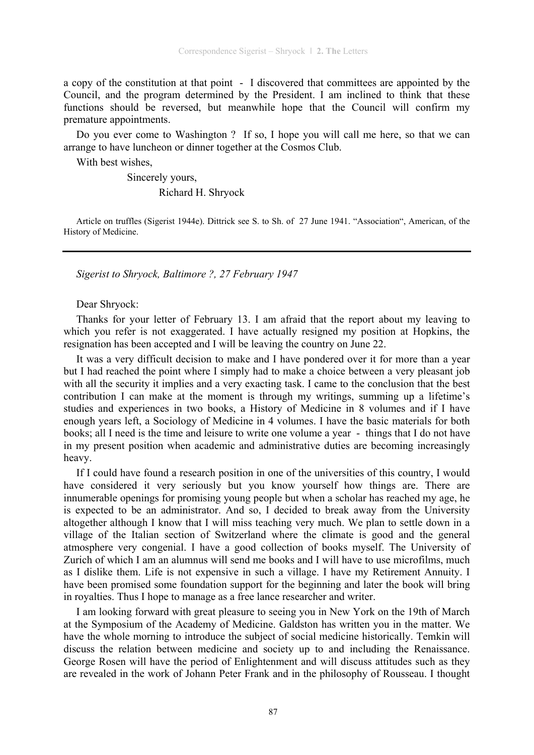a copy of the constitution at that point - I discovered that committees are appointed by the Council, and the program determined by the President. I am inclined to think that these functions should be reversed, but meanwhile hope that the Council will confirm my premature appointments.

Do you ever come to Washington ? If so, I hope you will call me here, so that we can arrange to have luncheon or dinner together at the Cosmos Club.

With best wishes,

Sincerely yours,

Richard H. Shryock

Article on truffles (Sigerist 1944e). Dittrick see S. to Sh. of 27 June 1941. "Association", American, of the History of Medicine.

---

*Sigerist to Shryock, Baltimore ?, 27 February 1947*

Dear Shryock:

Thanks for your letter of February 13. I am afraid that the report about my leaving to which you refer is not exaggerated. I have actually resigned my position at Hopkins, the resignation has been accepted and I will be leaving the country on June 22.

It was a very difficult decision to make and I have pondered over it for more than a year but I had reached the point where I simply had to make a choice between a very pleasant job with all the security it implies and a very exacting task. I came to the conclusion that the best contribution I can make at the moment is through my writings, summing up a lifetime's studies and experiences in two books, a History of Medicine in 8 volumes and if I have enough years left, a Sociology of Medicine in 4 volumes. I have the basic materials for both books; all I need is the time and leisure to write one volume a year - things that I do not have in my present position when academic and administrative duties are becoming increasingly heavy.

If I could have found a research position in one of the universities of this country, I would have considered it very seriously but you know yourself how things are. There are innumerable openings for promising young people but when a scholar has reached my age, he is expected to be an administrator. And so, I decided to break away from the University altogether although I know that I will miss teaching very much. We plan to settle down in a village of the Italian section of Switzerland where the climate is good and the general atmosphere very congenial. I have a good collection of books myself. The University of Zurich of which I am an alumnus will send me books and I will have to use microfilms, much as I dislike them. Life is not expensive in such a village. I have my Retirement Annuity. I have been promised some foundation support for the beginning and later the book will bring in royalties. Thus I hope to manage as a free lance researcher and writer.

I am looking forward with great pleasure to seeing you in New York on the 19th of March at the Symposium of the Academy of Medicine. Galdston has written you in the matter. We have the whole morning to introduce the subject of social medicine historically. Temkin will discuss the relation between medicine and society up to and including the Renaissance. George Rosen will have the period of Enlightenment and will discuss attitudes such as they are revealed in the work of Johann Peter Frank and in the philosophy of Rousseau. I thought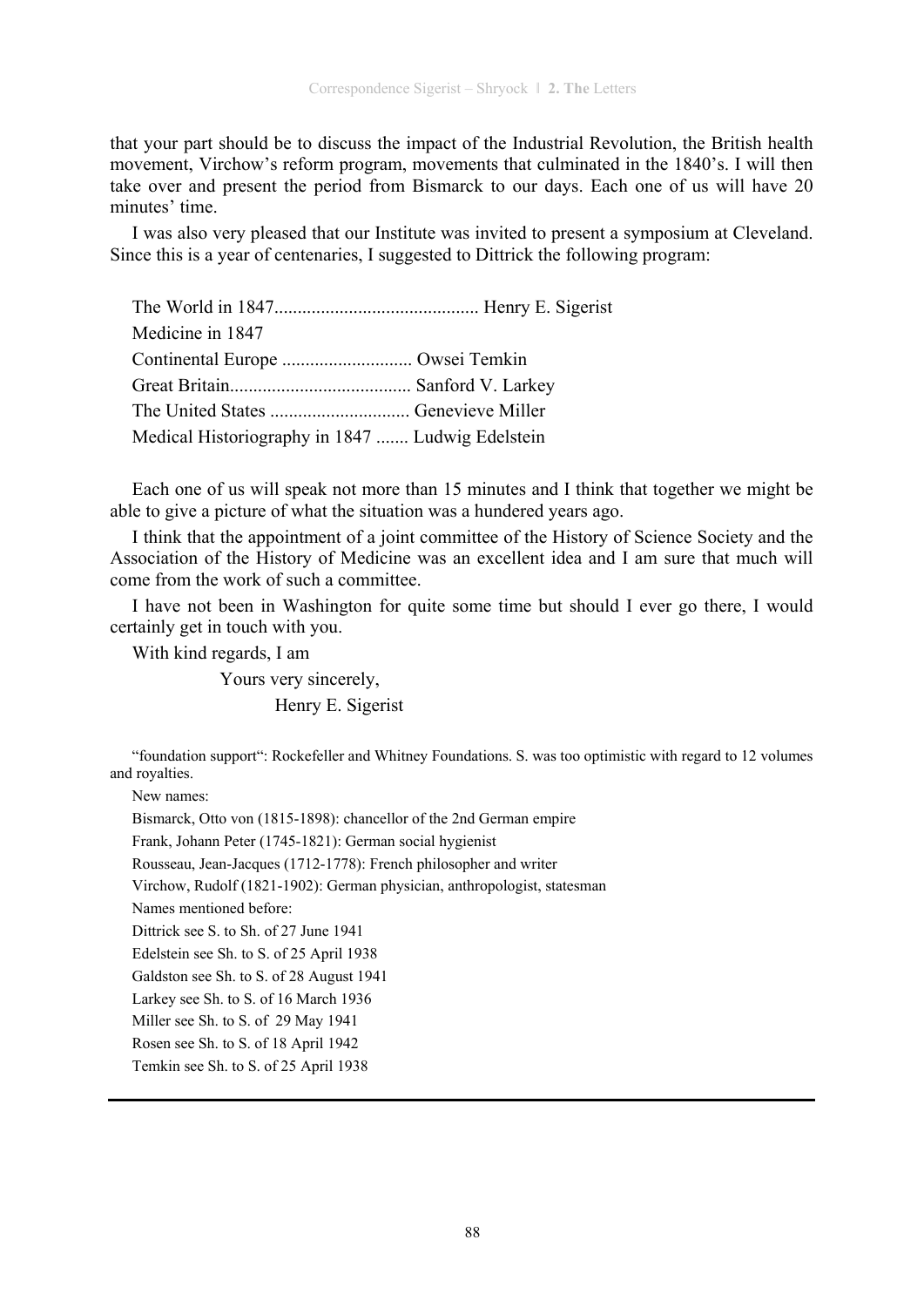that your part should be to discuss the impact of the Industrial Revolution, the British health movement, Virchow's reform program, movements that culminated in the 1840's. I will then take over and present the period from Bismarck to our days. Each one of us will have 20 minutes' time.

I was also very pleased that our Institute was invited to present a symposium at Cleveland. Since this is a year of centenaries, I suggested to Dittrick the following program:

The World in 1847........................................... Henry E. Sigerist
Medicine in 1847
Continental Europe ........................... Owsei Temkin
Great Britain...................................... Sanford V. Larkey
The United States ............................. Genevieve Miller
Medical Historiography in 1847 ....... Ludwig Edelstein

Each one of us will speak not more than 15 minutes and I think that together we might be able to give a picture of what the situation was a hundered years ago.

I think that the appointment of a joint committee of the History of Science Society and the Association of the History of Medicine was an excellent idea and I am sure that much will come from the work of such a committee.

I have not been in Washington for quite some time but should I ever go there, I would certainly get in touch with you.

With kind regards, I am

Yours very sincerely,
Henry E. Sigerist

"foundation support": Rockefeller and Whitney Foundations. S. was too optimistic with regard to 12 volumes and royalties.

New names:
Bismarck, Otto von (1815-1898): chancellor of the 2nd German empire
Frank, Johann Peter (1745-1821): German social hygienist
Rousseau, Jean-Jacques (1712-1778): French philosopher and writer
Virchow, Rudolf (1821-1902): German physician, anthropologist, statesman

Names mentioned before:
Dittrick see S. to Sh. of 27 June 1941
Edelstein see Sh. to S. of 25 April 1938
Galdston see Sh. to S. of 28 August 1941
Larkey see Sh. to S. of 16 March 1936
Miller see Sh. to S. of 29 May 1941
Rosen see Sh. to S. of 18 April 1942
Temkin see Sh. to S. of 25 April 1938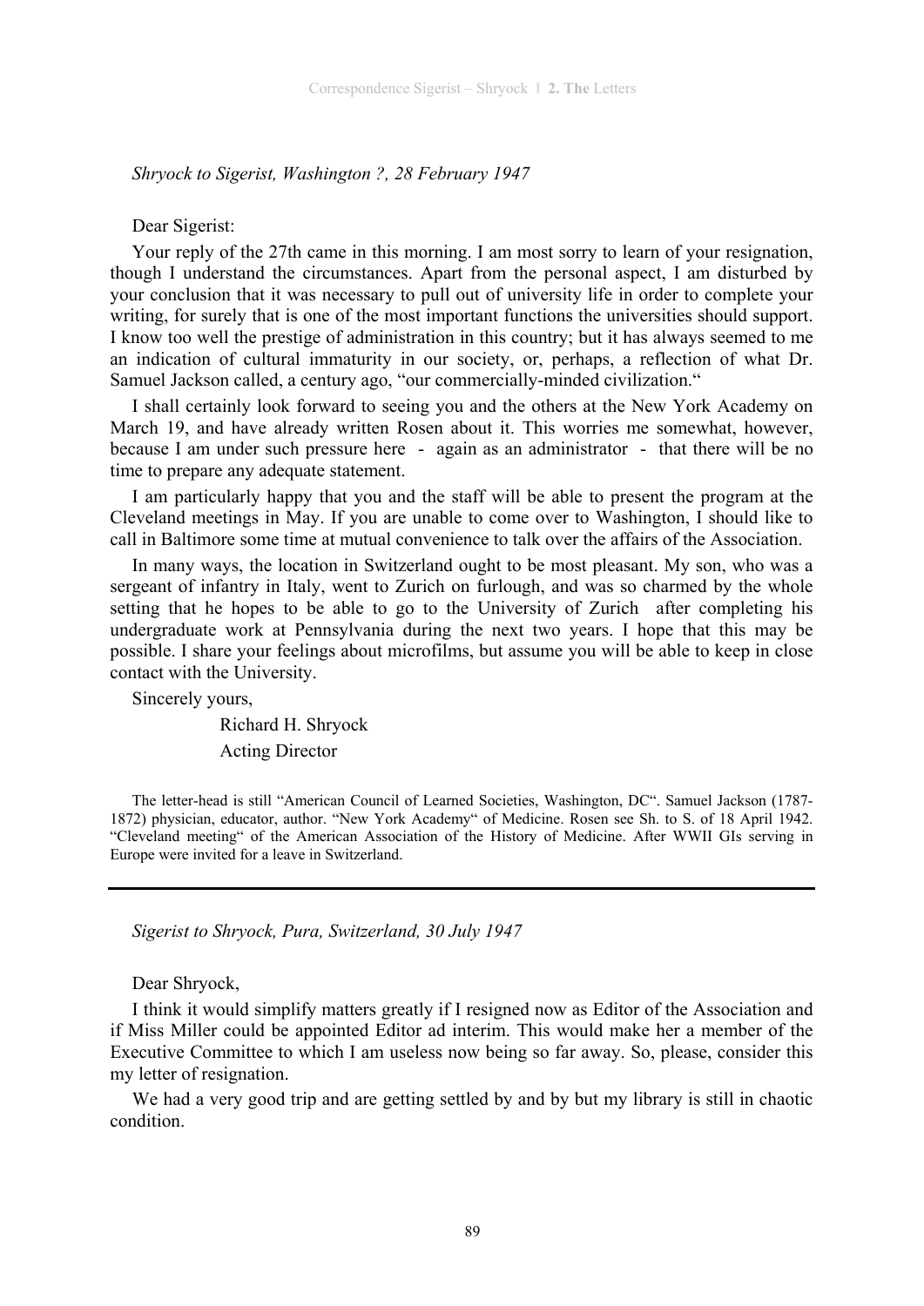*Shryock to Sigerist, Washington ?, 28 February 1947*

Dear Sigerist:

Your reply of the 27th came in this morning. I am most sorry to learn of your resignation, though I understand the circumstances. Apart from the personal aspect, I am disturbed by your conclusion that it was necessary to pull out of university life in order to complete your writing, for surely that is one of the most important functions the universities should support. I know too well the prestige of administration in this country; but it has always seemed to me an indication of cultural immaturity in our society, or, perhaps, a reflection of what Dr. Samuel Jackson called, a century ago, "our commercially-minded civilization."

I shall certainly look forward to seeing you and the others at the New York Academy on March 19, and have already written Rosen about it. This worries me somewhat, however, because I am under such pressure here - again as an administrator - that there will be no time to prepare any adequate statement.

I am particularly happy that you and the staff will be able to present the program at the Cleveland meetings in May. If you are unable to come over to Washington, I should like to call in Baltimore some time at mutual convenience to talk over the affairs of the Association.

In many ways, the location in Switzerland ought to be most pleasant. My son, who was a sergeant of infantry in Italy, went to Zurich on furlough, and was so charmed by the whole setting that he hopes to be able to go to the University of Zurich after completing his undergraduate work at Pennsylvania during the next two years. I hope that this may be possible. I share your feelings about microfilms, but assume you will be able to keep in close contact with the University.

Sincerely yours,

Richard H. Shryock
Acting Director

The letter-head is still "American Council of Learned Societies, Washington, DC". Samuel Jackson (1787-1872) physician, educator, author. "New York Academy" of Medicine. Rosen see Sh. to S. of 18 April 1942. "Cleveland meeting" of the American Association of the History of Medicine. After WWII GIs serving in Europe were invited for a leave in Switzerland.

---

*Sigerist to Shryock, Pura, Switzerland, 30 July 1947*

Dear Shryock,

I think it would simplify matters greatly if I resigned now as Editor of the Association and if Miss Miller could be appointed Editor ad interim. This would make her a member of the Executive Committee to which I am useless now being so far away. So, please, consider this my letter of resignation.

We had a very good trip and are getting settled by and by but my library is still in chaotic condition.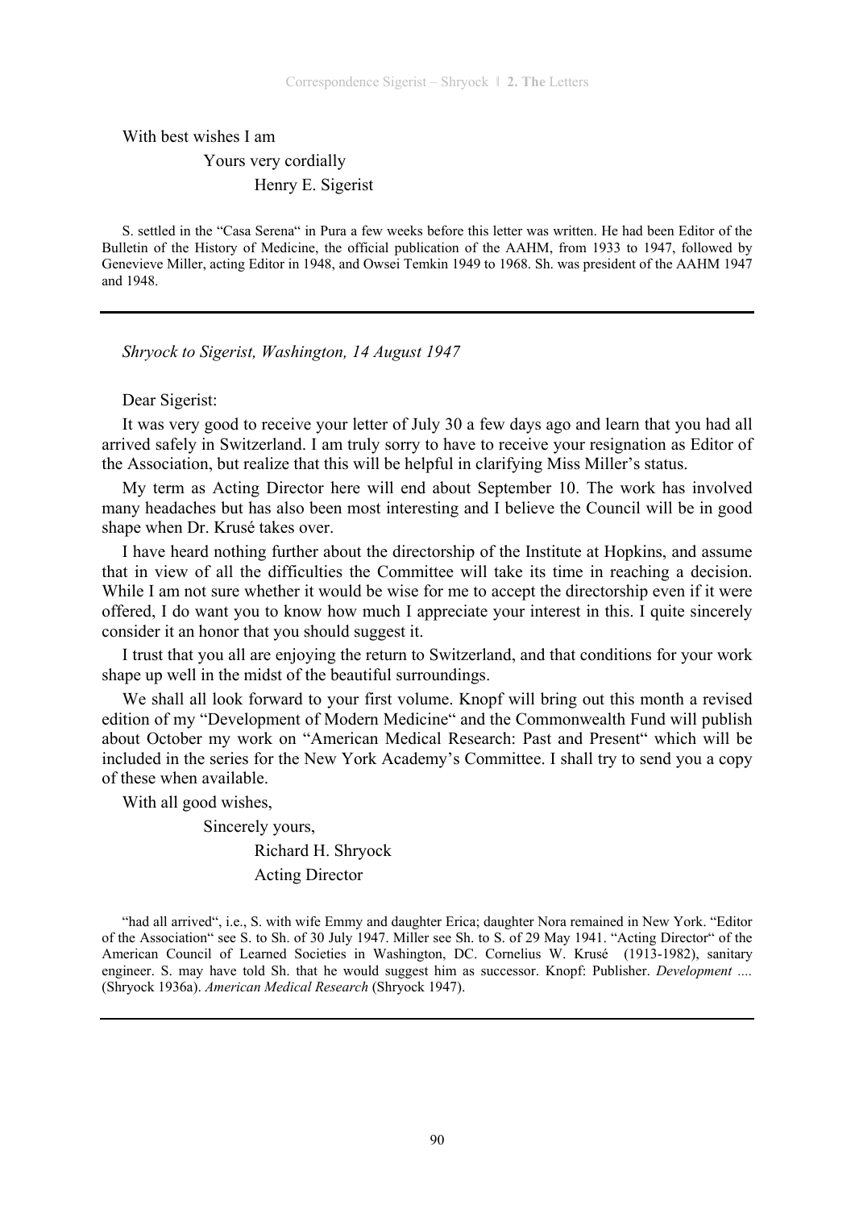With best wishes I am

Yours very cordially

Henry E. Sigerist

S. settled in the "Casa Serena" in Pura a few weeks before this letter was written. He had been Editor of the Bulletin of the History of Medicine, the official publication of the AAHM, from 1933 to 1947, followed by Genevieve Miller, acting Editor in 1948, and Owsei Temkin 1949 to 1968. Sh. was president of the AAHM 1947 and 1948.

---

*Shryock to Sigerist, Washington, 14 August 1947*

Dear Sigerist:

It was very good to receive your letter of July 30 a few days ago and learn that you had all arrived safely in Switzerland. I am truly sorry to have to receive your resignation as Editor of the Association, but realize that this will be helpful in clarifying Miss Miller's status.

My term as Acting Director here will end about September 10. The work has involved many headaches but has also been most interesting and I believe the Council will be in good shape when Dr. Krusé takes over.

I have heard nothing further about the directorship of the Institute at Hopkins, and assume that in view of all the difficulties the Committee will take its time in reaching a decision. While I am not sure whether it would be wise for me to accept the directorship even if it were offered, I do want you to know how much I appreciate your interest in this. I quite sincerely consider it an honor that you should suggest it.

I trust that you all are enjoying the return to Switzerland, and that conditions for your work shape up well in the midst of the beautiful surroundings.

We shall all look forward to your first volume. Knopf will bring out this month a revised edition of my "Development of Modern Medicine" and the Commonwealth Fund will publish about October my work on "American Medical Research: Past and Present" which will be included in the series for the New York Academy's Committee. I shall try to send you a copy of these when available.

With all good wishes,

Sincerely yours,

Richard H. Shryock

Acting Director

"had all arrived", i.e., S. with wife Emmy and daughter Erica; daughter Nora remained in New York. "Editor of the Association" see S. to Sh. of 30 July 1947. Miller see Sh. to S. of 29 May 1941. "Acting Director" of the American Council of Learned Societies in Washington, DC. Cornelius W. Krusé (1913-1982), sanitary engineer. S. may have told Sh. that he would suggest him as successor. Knopf: Publisher. *Development ....* (Shryock 1936a). *American Medical Research* (Shryock 1947).

---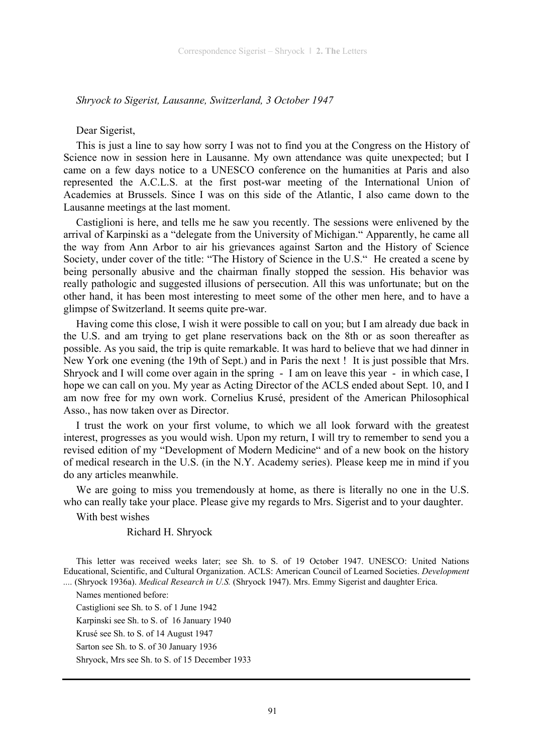*Shryock to Sigerist, Lausanne, Switzerland, 3 October 1947*

Dear Sigerist,

This is just a line to say how sorry I was not to find you at the Congress on the History of Science now in session here in Lausanne. My own attendance was quite unexpected; but I came on a few days notice to a UNESCO conference on the humanities at Paris and also represented the A.C.L.S. at the first post-war meeting of the International Union of Academies at Brussels. Since I was on this side of the Atlantic, I also came down to the Lausanne meetings at the last moment.

Castiglioni is here, and tells me he saw you recently. The sessions were enlivened by the arrival of Karpinski as a "delegate from the University of Michigan." Apparently, he came all the way from Ann Arbor to air his grievances against Sarton and the History of Science Society, under cover of the title: "The History of Science in the U.S." He created a scene by being personally abusive and the chairman finally stopped the session. His behavior was really pathologic and suggested illusions of persecution. All this was unfortunate; but on the other hand, it has been most interesting to meet some of the other men here, and to have a glimpse of Switzerland. It seems quite pre-war.

Having come this close, I wish it were possible to call on you; but I am already due back in the U.S. and am trying to get plane reservations back on the 8th or as soon thereafter as possible. As you said, the trip is quite remarkable. It was hard to believe that we had dinner in New York one evening (the 19th of Sept.) and in Paris the next ! It is just possible that Mrs. Shryock and I will come over again in the spring - I am on leave this year - in which case, I hope we can call on you. My year as Acting Director of the ACLS ended about Sept. 10, and I am now free for my own work. Cornelius Krusé, president of the American Philosophical Asso., has now taken over as Director.

I trust the work on your first volume, to which we all look forward with the greatest interest, progresses as you would wish. Upon my return, I will try to remember to send you a revised edition of my "Development of Modern Medicine" and of a new book on the history of medical research in the U.S. (in the N.Y. Academy series). Please keep me in mind if you do any articles meanwhile.

We are going to miss you tremendously at home, as there is literally no one in the U.S. who can really take your place. Please give my regards to Mrs. Sigerist and to your daughter.

With best wishes

Richard H. Shryock

This letter was received weeks later; see Sh. to S. of 19 October 1947. UNESCO: United Nations Educational, Scientific, and Cultural Organization. ACLS: American Council of Learned Societies. *Development ....* (Shryock 1936a). *Medical Research in U.S.* (Shryock 1947). Mrs. Emmy Sigerist and daughter Erica.

Names mentioned before:

Castiglioni see Sh. to S. of 1 June 1942

Karpinski see Sh. to S. of 16 January 1940

Krusé see Sh. to S. of 14 August 1947

Sarton see Sh. to S. of 30 January 1936

Shryock, Mrs see Sh. to S. of 15 December 1933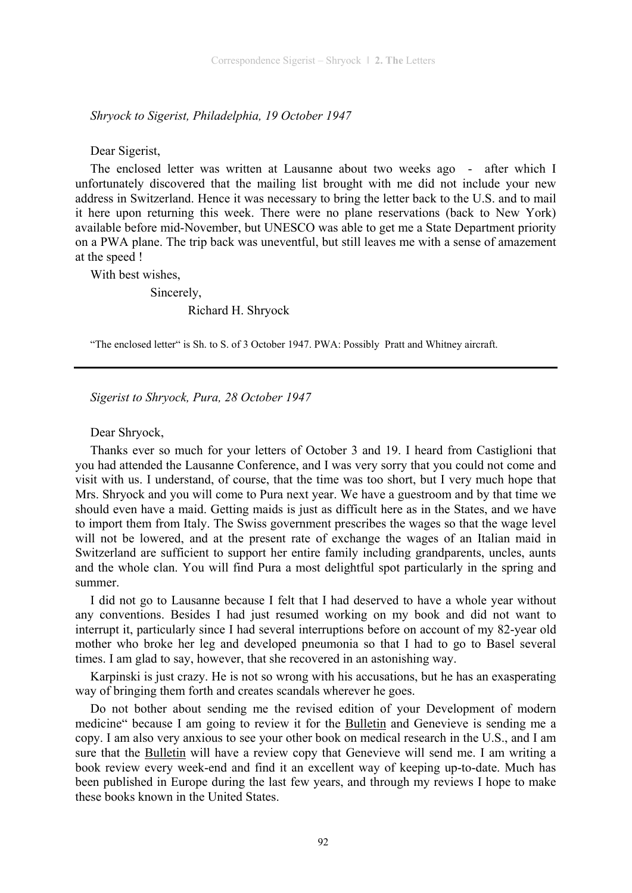*Shryock to Sigerist, Philadelphia, 19 October 1947*

Dear Sigerist,

The enclosed letter was written at Lausanne about two weeks ago - after which I unfortunately discovered that the mailing list brought with me did not include your new address in Switzerland. Hence it was necessary to bring the letter back to the U.S. and to mail it here upon returning this week. There were no plane reservations (back to New York) available before mid-November, but UNESCO was able to get me a State Department priority on a PWA plane. The trip back was uneventful, but still leaves me with a sense of amazement at the speed !

With best wishes,

Sincerely,

Richard H. Shryock

"The enclosed letter" is Sh. to S. of 3 October 1947. PWA: Possibly Pratt and Whitney aircraft.

---

*Sigerist to Shryock, Pura, 28 October 1947*

Dear Shryock,

Thanks ever so much for your letters of October 3 and 19. I heard from Castiglioni that you had attended the Lausanne Conference, and I was very sorry that you could not come and visit with us. I understand, of course, that the time was too short, but I very much hope that Mrs. Shryock and you will come to Pura next year. We have a guestroom and by that time we should even have a maid. Getting maids is just as difficult here as in the States, and we have to import them from Italy. The Swiss government prescribes the wages so that the wage level will not be lowered, and at the present rate of exchange the wages of an Italian maid in Switzerland are sufficient to support her entire family including grandparents, uncles, aunts and the whole clan. You will find Pura a most delightful spot particularly in the spring and summer.

I did not go to Lausanne because I felt that I had deserved to have a whole year without any conventions. Besides I had just resumed working on my book and did not want to interrupt it, particularly since I had several interruptions before on account of my 82-year old mother who broke her leg and developed pneumonia so that I had to go to Basel several times. I am glad to say, however, that she recovered in an astonishing way.

Karpinski is just crazy. He is not so wrong with his accusations, but he has an exasperating way of bringing them forth and creates scandals wherever he goes.

Do not bother about sending me the revised edition of your Development of modern medicine" because I am going to review it for the Bulletin and Genevieve is sending me a copy. I am also very anxious to see your other book on medical research in the U.S., and I am sure that the Bulletin will have a review copy that Genevieve will send me. I am writing a book review every week-end and find it an excellent way of keeping up-to-date. Much has been published in Europe during the last few years, and through my reviews I hope to make these books known in the United States.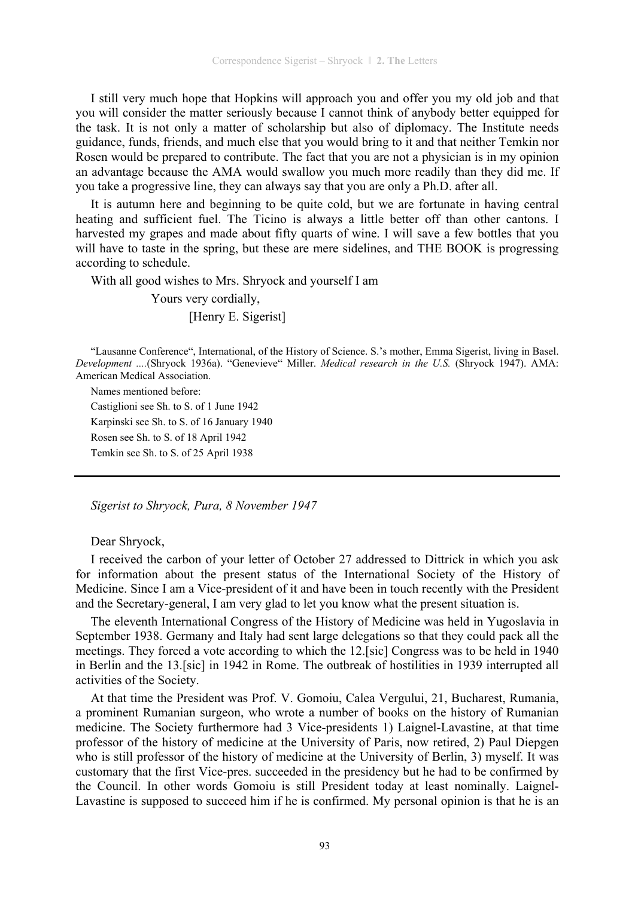I still very much hope that Hopkins will approach you and offer you my old job and that you will consider the matter seriously because I cannot think of anybody better equipped for the task. It is not only a matter of scholarship but also of diplomacy. The Institute needs guidance, funds, friends, and much else that you would bring to it and that neither Temkin nor Rosen would be prepared to contribute. The fact that you are not a physician is in my opinion an advantage because the AMA would swallow you much more readily than they did me. If you take a progressive line, they can always say that you are only a Ph.D. after all.

It is autumn here and beginning to be quite cold, but we are fortunate in having central heating and sufficient fuel. The Ticino is always a little better off than other cantons. I harvested my grapes and made about fifty quarts of wine. I will save a few bottles that you will have to taste in the spring, but these are mere sidelines, and THE BOOK is progressing according to schedule.

With all good wishes to Mrs. Shryock and yourself I am

Yours very cordially,

[Henry E. Sigerist]

"Lausanne Conference", International, of the History of Science. S.'s mother, Emma Sigerist, living in Basel. *Development ....*(Shryock 1936a). "Genevieve" Miller. *Medical research in the U.S.* (Shryock 1947). AMA: American Medical Association.

Names mentioned before:
Castiglioni see Sh. to S. of 1 June 1942
Karpinski see Sh. to S. of 16 January 1940
Rosen see Sh. to S. of 18 April 1942
Temkin see Sh. to S. of 25 April 1938

---

*Sigerist to Shryock, Pura, 8 November 1947*

Dear Shryock,

I received the carbon of your letter of October 27 addressed to Dittrick in which you ask for information about the present status of the International Society of the History of Medicine. Since I am a Vice-president of it and have been in touch recently with the President and the Secretary-general, I am very glad to let you know what the present situation is.

The eleventh International Congress of the History of Medicine was held in Yugoslavia in September 1938. Germany and Italy had sent large delegations so that they could pack all the meetings. They forced a vote according to which the 12.[sic] Congress was to be held in 1940 in Berlin and the 13.[sic] in 1942 in Rome. The outbreak of hostilities in 1939 interrupted all activities of the Society.

At that time the President was Prof. V. Gomoiu, Calea Vergului, 21, Bucharest, Rumania, a prominent Rumanian surgeon, who wrote a number of books on the history of Rumanian medicine. The Society furthermore had 3 Vice-presidents 1) Laignel-Lavastine, at that time professor of the history of medicine at the University of Paris, now retired, 2) Paul Diepgen who is still professor of the history of medicine at the University of Berlin, 3) myself. It was customary that the first Vice-pres. succeeded in the presidency but he had to be confirmed by the Council. In other words Gomoiu is still President today at least nominally. Laignel-Lavastine is supposed to succeed him if he is confirmed. My personal opinion is that he is an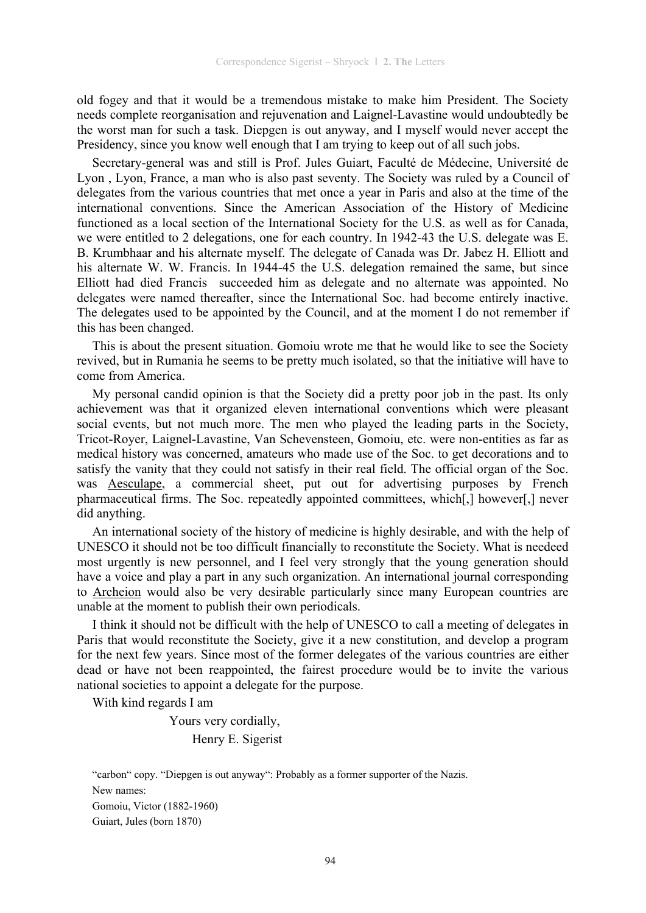old fogey and that it would be a tremendous mistake to make him President. The Society needs complete reorganisation and rejuvenation and Laignel-Lavastine would undoubtedly be the worst man for such a task. Diepgen is out anyway, and I myself would never accept the Presidency, since you know well enough that I am trying to keep out of all such jobs.

Secretary-general was and still is Prof. Jules Guiart, Faculté de Médecine, Université de Lyon , Lyon, France, a man who is also past seventy. The Society was ruled by a Council of delegates from the various countries that met once a year in Paris and also at the time of the international conventions. Since the American Association of the History of Medicine functioned as a local section of the International Society for the U.S. as well as for Canada, we were entitled to 2 delegations, one for each country. In 1942-43 the U.S. delegate was E. B. Krumbhaar and his alternate myself. The delegate of Canada was Dr. Jabez H. Elliott and his alternate W. W. Francis. In 1944-45 the U.S. delegation remained the same, but since Elliott had died Francis succeeded him as delegate and no alternate was appointed. No delegates were named thereafter, since the International Soc. had become entirely inactive. The delegates used to be appointed by the Council, and at the moment I do not remember if this has been changed.

This is about the present situation. Gomoiu wrote me that he would like to see the Society revived, but in Rumania he seems to be pretty much isolated, so that the initiative will have to come from America.

My personal candid opinion is that the Society did a pretty poor job in the past. Its only achievement was that it organized eleven international conventions which were pleasant social events, but not much more. The men who played the leading parts in the Society, Tricot-Royer, Laignel-Lavastine, Van Schevensteen, Gomoiu, etc. were non-entities as far as medical history was concerned, amateurs who made use of the Soc. to get decorations and to satisfy the vanity that they could not satisfy in their real field. The official organ of the Soc. was Aesculape, a commercial sheet, put out for advertising purposes by French pharmaceutical firms. The Soc. repeatedly appointed committees, which[,] however[,] never did anything.

An international society of the history of medicine is highly desirable, and with the help of UNESCO it should not be too difficult financially to reconstitute the Society. What is needeed most urgently is new personnel, and I feel very strongly that the young generation should have a voice and play a part in any such organization. An international journal corresponding to Archeion would also be very desirable particularly since many European countries are unable at the moment to publish their own periodicals.

I think it should not be difficult with the help of UNESCO to call a meeting of delegates in Paris that would reconstitute the Society, give it a new constitution, and develop a program for the next few years. Since most of the former delegates of the various countries are either dead or have not been reappointed, the fairest procedure would be to invite the various national societies to appoint a delegate for the purpose.

With kind regards I am

Yours very cordially,

Henry E. Sigerist

"carbon" copy. "Diepgen is out anyway": Probably as a former supporter of the Nazis.

New names:

Gomoiu, Victor (1882-1960)

Guiart, Jules (born 1870)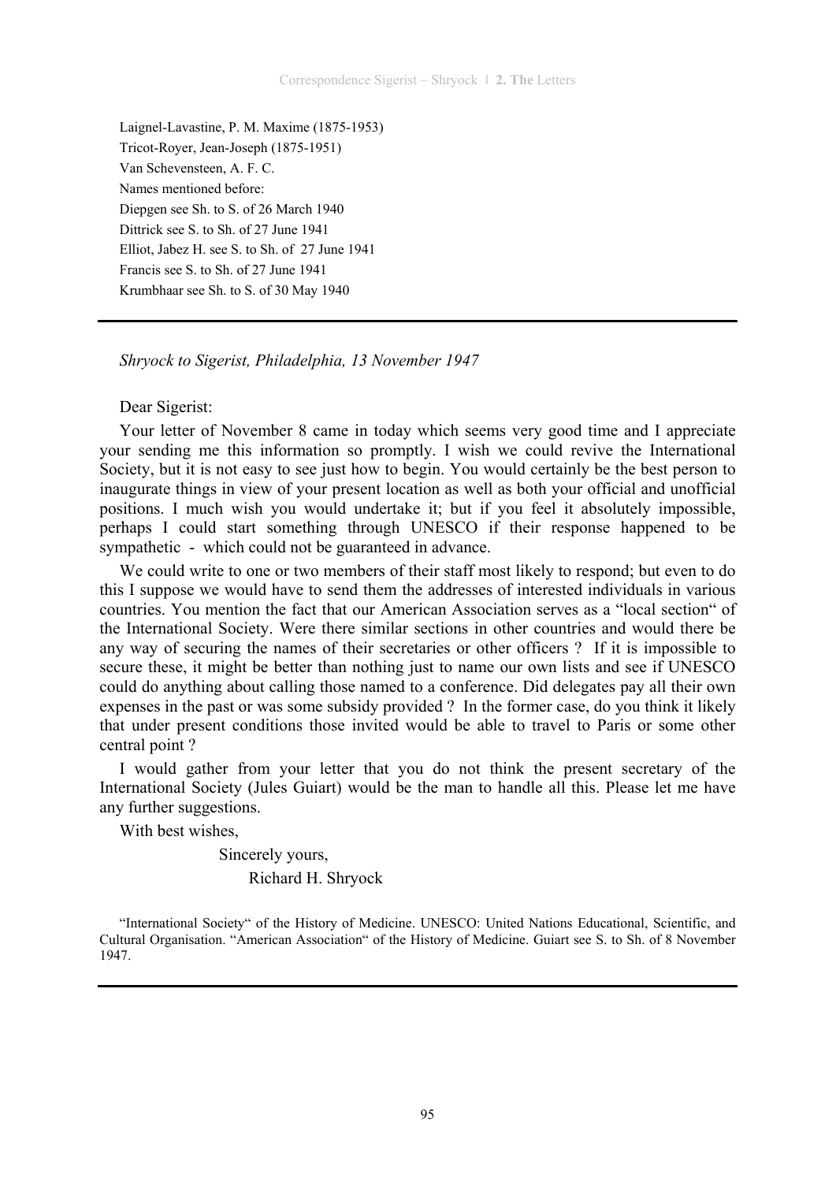Laignel-Lavastine, P. M. Maxime (1875-1953)
Tricot-Royer, Jean-Joseph (1875-1951)
Van Schevensteen, A. F. C.
Names mentioned before:
Diepgen see Sh. to S. of 26 March 1940
Dittrick see S. to Sh. of 27 June 1941
Elliot, Jabez H. see S. to Sh. of 27 June 1941
Francis see S. to Sh. of 27 June 1941
Krumbhaar see Sh. to S. of 30 May 1940

---

*Shryock to Sigerist, Philadelphia, 13 November 1947*

Dear Sigerist:

Your letter of November 8 came in today which seems very good time and I appreciate your sending me this information so promptly. I wish we could revive the International Society, but it is not easy to see just how to begin. You would certainly be the best person to inaugurate things in view of your present location as well as both your official and unofficial positions. I much wish you would undertake it; but if you feel it absolutely impossible, perhaps I could start something through UNESCO if their response happened to be sympathetic - which could not be guaranteed in advance.

We could write to one or two members of their staff most likely to respond; but even to do this I suppose we would have to send them the addresses of interested individuals in various countries. You mention the fact that our American Association serves as a "local section" of the International Society. Were there similar sections in other countries and would there be any way of securing the names of their secretaries or other officers ? If it is impossible to secure these, it might be better than nothing just to name our own lists and see if UNESCO could do anything about calling those named to a conference. Did delegates pay all their own expenses in the past or was some subsidy provided ? In the former case, do you think it likely that under present conditions those invited would be able to travel to Paris or some other central point ?

I would gather from your letter that you do not think the present secretary of the International Society (Jules Guiart) would be the man to handle all this. Please let me have any further suggestions.

With best wishes,

Sincerely yours,
Richard H. Shryock

"International Society" of the History of Medicine. UNESCO: United Nations Educational, Scientific, and Cultural Organisation. "American Association" of the History of Medicine. Guiart see S. to Sh. of 8 November 1947.

---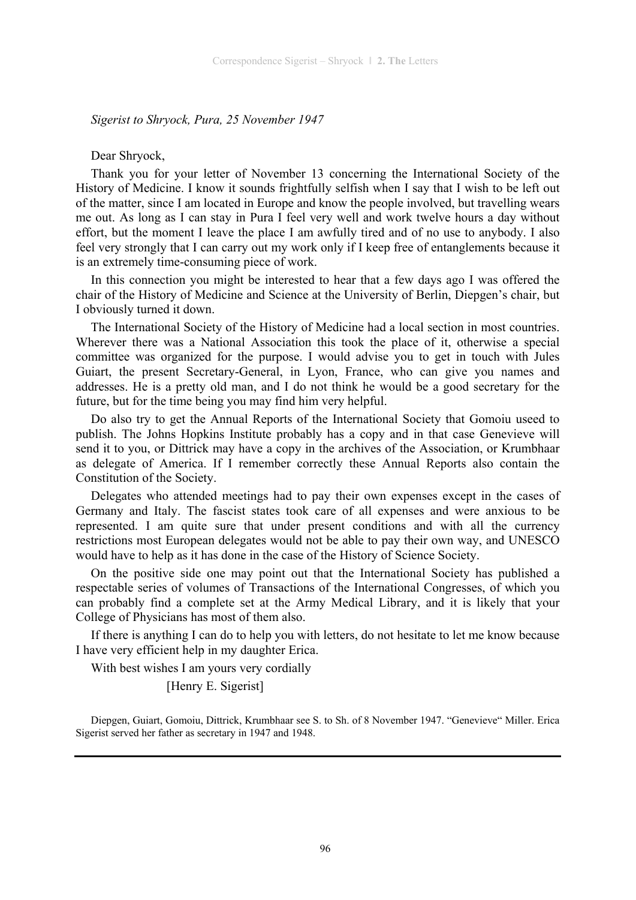*Sigerist to Shryock, Pura, 25 November 1947*

Dear Shryock,

Thank you for your letter of November 13 concerning the International Society of the History of Medicine. I know it sounds frightfully selfish when I say that I wish to be left out of the matter, since I am located in Europe and know the people involved, but travelling wears me out. As long as I can stay in Pura I feel very well and work twelve hours a day without effort, but the moment I leave the place I am awfully tired and of no use to anybody. I also feel very strongly that I can carry out my work only if I keep free of entanglements because it is an extremely time-consuming piece of work.

In this connection you might be interested to hear that a few days ago I was offered the chair of the History of Medicine and Science at the University of Berlin, Diepgen's chair, but I obviously turned it down.

The International Society of the History of Medicine had a local section in most countries. Wherever there was a National Association this took the place of it, otherwise a special committee was organized for the purpose. I would advise you to get in touch with Jules Guiart, the present Secretary-General, in Lyon, France, who can give you names and addresses. He is a pretty old man, and I do not think he would be a good secretary for the future, but for the time being you may find him very helpful.

Do also try to get the Annual Reports of the International Society that Gomoiu useed to publish. The Johns Hopkins Institute probably has a copy and in that case Genevieve will send it to you, or Dittrick may have a copy in the archives of the Association, or Krumbhaar as delegate of America. If I remember correctly these Annual Reports also contain the Constitution of the Society.

Delegates who attended meetings had to pay their own expenses except in the cases of Germany and Italy. The fascist states took care of all expenses and were anxious to be represented. I am quite sure that under present conditions and with all the currency restrictions most European delegates would not be able to pay their own way, and UNESCO would have to help as it has done in the case of the History of Science Society.

On the positive side one may point out that the International Society has published a respectable series of volumes of Transactions of the International Congresses, of which you can probably find a complete set at the Army Medical Library, and it is likely that your College of Physicians has most of them also.

If there is anything I can do to help you with letters, do not hesitate to let me know because I have very efficient help in my daughter Erica.

With best wishes I am yours very cordially

[Henry E. Sigerist]

Diepgen, Guiart, Gomoiu, Dittrick, Krumbhaar see S. to Sh. of 8 November 1947. "Genevieve" Miller. Erica Sigerist served her father as secretary in 1947 and 1948.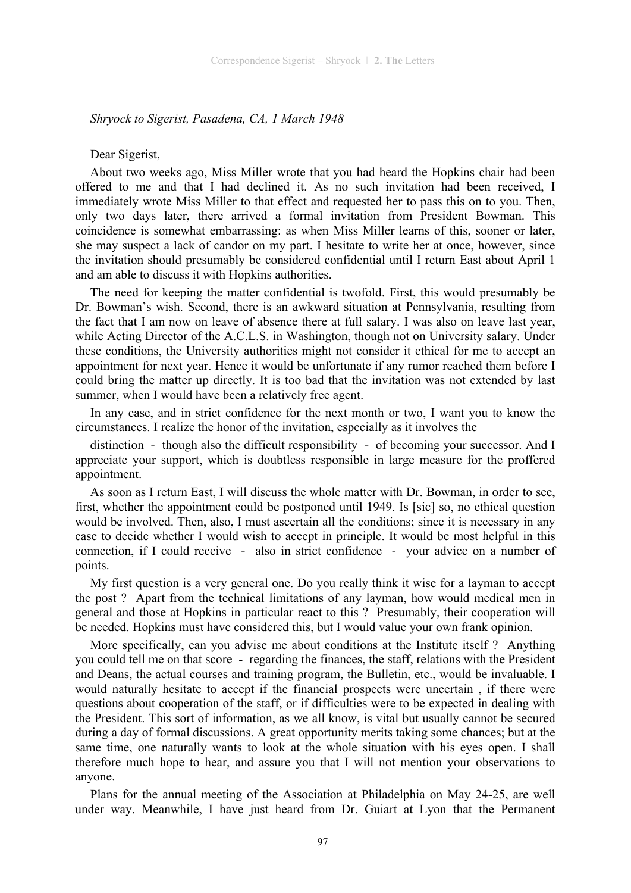*Shryock to Sigerist, Pasadena, CA, 1 March 1948*

Dear Sigerist,

About two weeks ago, Miss Miller wrote that you had heard the Hopkins chair had been offered to me and that I had declined it. As no such invitation had been received, I immediately wrote Miss Miller to that effect and requested her to pass this on to you. Then, only two days later, there arrived a formal invitation from President Bowman. This coincidence is somewhat embarrassing: as when Miss Miller learns of this, sooner or later, she may suspect a lack of candor on my part. I hesitate to write her at once, however, since the invitation should presumably be considered confidential until I return East about April 1 and am able to discuss it with Hopkins authorities.

The need for keeping the matter confidential is twofold. First, this would presumably be Dr. Bowman's wish. Second, there is an awkward situation at Pennsylvania, resulting from the fact that I am now on leave of absence there at full salary. I was also on leave last year, while Acting Director of the A.C.L.S. in Washington, though not on University salary. Under these conditions, the University authorities might not consider it ethical for me to accept an appointment for next year. Hence it would be unfortunate if any rumor reached them before I could bring the matter up directly. It is too bad that the invitation was not extended by last summer, when I would have been a relatively free agent.

In any case, and in strict confidence for the next month or two, I want you to know the circumstances. I realize the honor of the invitation, especially as it involves the distinction - though also the difficult responsibility - of becoming your successor. And I appreciate your support, which is doubtless responsible in large measure for the proffered appointment.

As soon as I return East, I will discuss the whole matter with Dr. Bowman, in order to see, first, whether the appointment could be postponed until 1949. Is [sic] so, no ethical question would be involved. Then, also, I must ascertain all the conditions; since it is necessary in any case to decide whether I would wish to accept in principle. It would be most helpful in this connection, if I could receive - also in strict confidence - your advice on a number of points.

My first question is a very general one. Do you really think it wise for a layman to accept the post ? Apart from the technical limitations of any layman, how would medical men in general and those at Hopkins in particular react to this ? Presumably, their cooperation will be needed. Hopkins must have considered this, but I would value your own frank opinion.

More specifically, can you advise me about conditions at the Institute itself ? Anything you could tell me on that score - regarding the finances, the staff, relations with the President and Deans, the actual courses and training program, the Bulletin, etc., would be invaluable. I would naturally hesitate to accept if the financial prospects were uncertain , if there were questions about cooperation of the staff, or if difficulties were to be expected in dealing with the President. This sort of information, as we all know, is vital but usually cannot be secured during a day of formal discussions. A great opportunity merits taking some chances; but at the same time, one naturally wants to look at the whole situation with his eyes open. I shall therefore much hope to hear, and assure you that I will not mention your observations to anyone.

Plans for the annual meeting of the Association at Philadelphia on May 24-25, are well under way. Meanwhile, I have just heard from Dr. Guiart at Lyon that the Permanent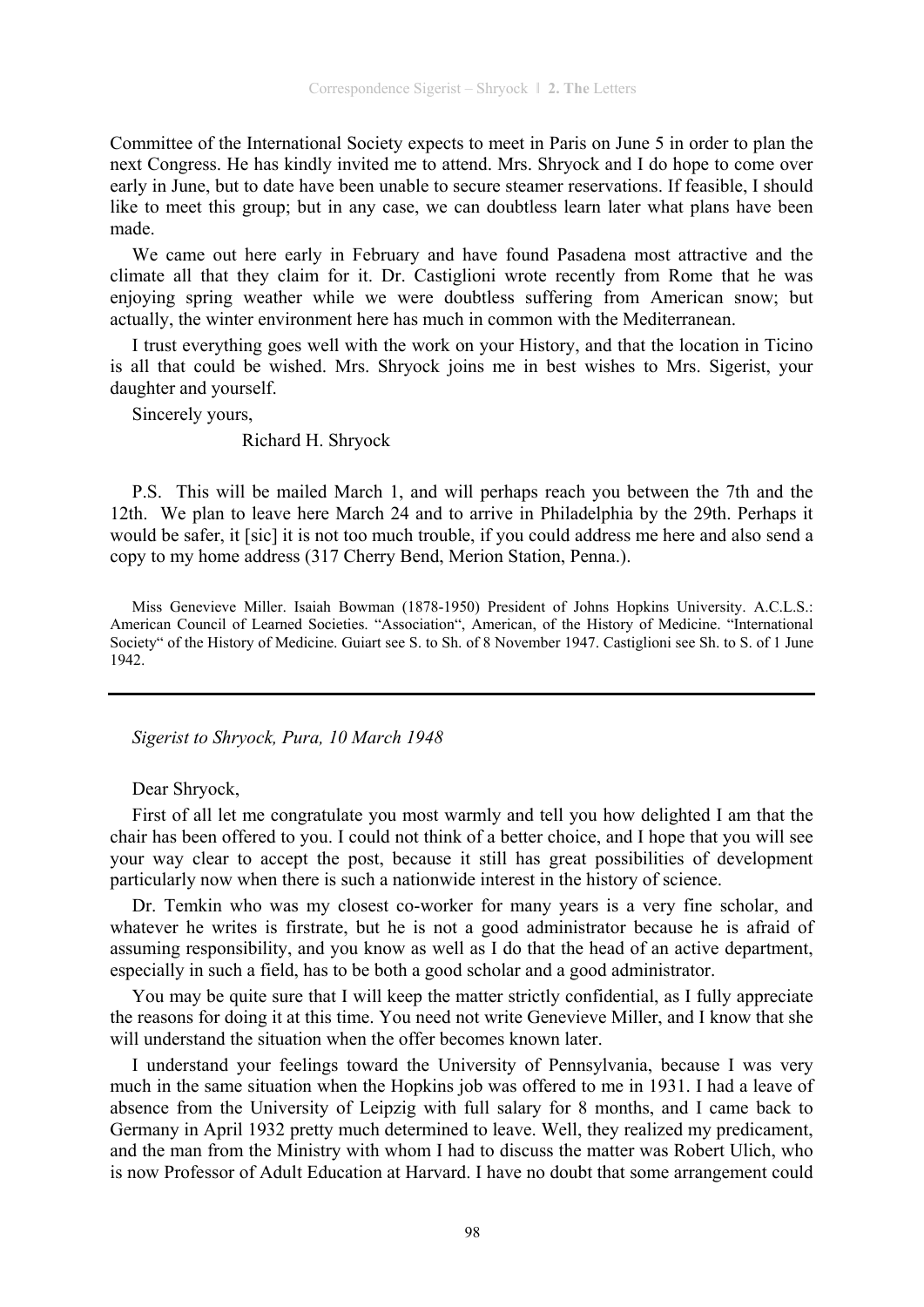Committee of the International Society expects to meet in Paris on June 5 in order to plan the next Congress. He has kindly invited me to attend. Mrs. Shryock and I do hope to come over early in June, but to date have been unable to secure steamer reservations. If feasible, I should like to meet this group; but in any case, we can doubtless learn later what plans have been made.

We came out here early in February and have found Pasadena most attractive and the climate all that they claim for it. Dr. Castiglioni wrote recently from Rome that he was enjoying spring weather while we were doubtless suffering from American snow; but actually, the winter environment here has much in common with the Mediterranean.

I trust everything goes well with the work on your History, and that the location in Ticino is all that could be wished. Mrs. Shryock joins me in best wishes to Mrs. Sigerist, your daughter and yourself.

Sincerely yours,

Richard H. Shryock

P.S. This will be mailed March 1, and will perhaps reach you between the 7th and the 12th. We plan to leave here March 24 and to arrive in Philadelphia by the 29th. Perhaps it would be safer, it [sic] it is not too much trouble, if you could address me here and also send a copy to my home address (317 Cherry Bend, Merion Station, Penna.).

Miss Genevieve Miller. Isaiah Bowman (1878-1950) President of Johns Hopkins University. A.C.L.S.: American Council of Learned Societies. "Association", American, of the History of Medicine. "International Society" of the History of Medicine. Guiart see S. to Sh. of 8 November 1947. Castiglioni see Sh. to S. of 1 June 1942.

---

*Sigerist to Shryock, Pura, 10 March 1948*

Dear Shryock,

First of all let me congratulate you most warmly and tell you how delighted I am that the chair has been offered to you. I could not think of a better choice, and I hope that you will see your way clear to accept the post, because it still has great possibilities of development particularly now when there is such a nationwide interest in the history of science.

Dr. Temkin who was my closest co-worker for many years is a very fine scholar, and whatever he writes is firstrate, but he is not a good administrator because he is afraid of assuming responsibility, and you know as well as I do that the head of an active department, especially in such a field, has to be both a good scholar and a good administrator.

You may be quite sure that I will keep the matter strictly confidential, as I fully appreciate the reasons for doing it at this time. You need not write Genevieve Miller, and I know that she will understand the situation when the offer becomes known later.

I understand your feelings toward the University of Pennsylvania, because I was very much in the same situation when the Hopkins job was offered to me in 1931. I had a leave of absence from the University of Leipzig with full salary for 8 months, and I came back to Germany in April 1932 pretty much determined to leave. Well, they realized my predicament, and the man from the Ministry with whom I had to discuss the matter was Robert Ulich, who is now Professor of Adult Education at Harvard. I have no doubt that some arrangement could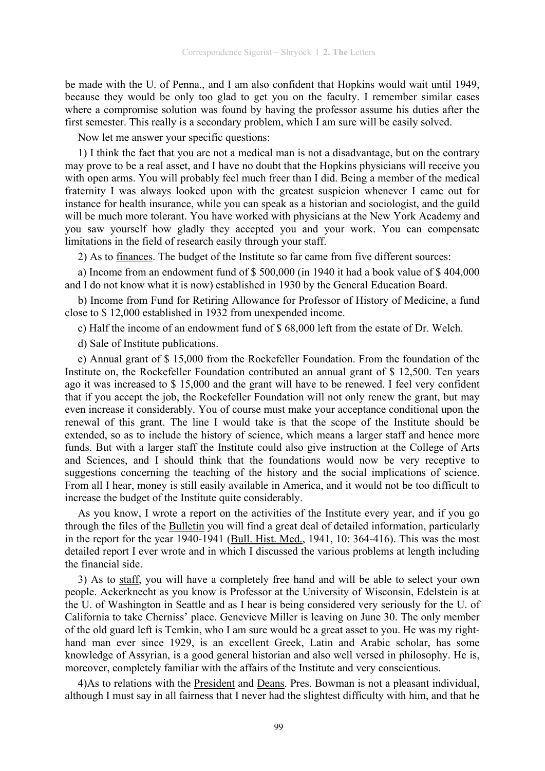be made with the U. of Penna., and I am also confident that Hopkins would wait until 1949, because they would be only too glad to get you on the faculty. I remember similar cases where a compromise solution was found by having the professor assume his duties after the first semester. This really is a secondary problem, which I am sure will be easily solved.

Now let me answer your specific questions:

1) I think the fact that you are not a medical man is not a disadvantage, but on the contrary may prove to be a real asset, and I have no doubt that the Hopkins physicians will receive you with open arms. You will probably feel much freer than I did. Being a member of the medical fraternity I was always looked upon with the greatest suspicion whenever I came out for instance for health insurance, while you can speak as a historian and sociologist, and the guild will be much more tolerant. You have worked with physicians at the New York Academy and you saw yourself how gladly they accepted you and your work. You can compensate limitations in the field of research easily through your staff.

2) As to finances. The budget of the Institute so far came from five different sources:

a) Income from an endowment fund of $ 500,000 (in 1940 it had a book value of $ 404,000 and I do not know what it is now) established in 1930 by the General Education Board.

b) Income from Fund for Retiring Allowance for Professor of History of Medicine, a fund close to $ 12,000 established in 1932 from unexpended income.

c) Half the income of an endowment fund of $ 68,000 left from the estate of Dr. Welch.

d) Sale of Institute publications.

e) Annual grant of $ 15,000 from the Rockefeller Foundation. From the foundation of the Institute on, the Rockefeller Foundation contributed an annual grant of $ 12,500. Ten years ago it was increased to $ 15,000 and the grant will have to be renewed. I feel very confident that if you accept the job, the Rockefeller Foundation will not only renew the grant, but may even increase it considerably. You of course must make your acceptance conditional upon the renewal of this grant. The line I would take is that the scope of the Institute should be extended, so as to include the history of science, which means a larger staff and hence more funds. But with a larger staff the Institute could also give instruction at the College of Arts and Sciences, and I should think that the foundations would now be very receptive to suggestions concerning the teaching of the history and the social implications of science. From all I hear, money is still easily available in America, and it would not be too difficult to increase the budget of the Institute quite considerably.

As you know, I wrote a report on the activities of the Institute every year, and if you go through the files of the Bulletin you will find a great deal of detailed information, particularly in the report for the year 1940-1941 (Bull. Hist. Med., 1941, 10: 364-416). This was the most detailed report I ever wrote and in which I discussed the various problems at length including the financial side.

3) As to staff, you will have a completely free hand and will be able to select your own people. Ackerknecht as you know is Professor at the University of Wisconsin, Edelstein is at the U. of Washington in Seattle and as I hear is being considered very seriously for the U. of California to take Cherniss' place. Genevieve Miller is leaving on June 30. The only member of the old guard left is Temkin, who I am sure would be a great asset to you. He was my right-hand man ever since 1929, is an excellent Greek, Latin and Arabic scholar, has some knowledge of Assyrian, is a good general historian and also well versed in philosophy. He is, moreover, completely familiar with the affairs of the Institute and very conscientious.

4)As to relations with the President and Deans. Pres. Bowman is not a pleasant individual, although I must say in all fairness that I never had the slightest difficulty with him, and that he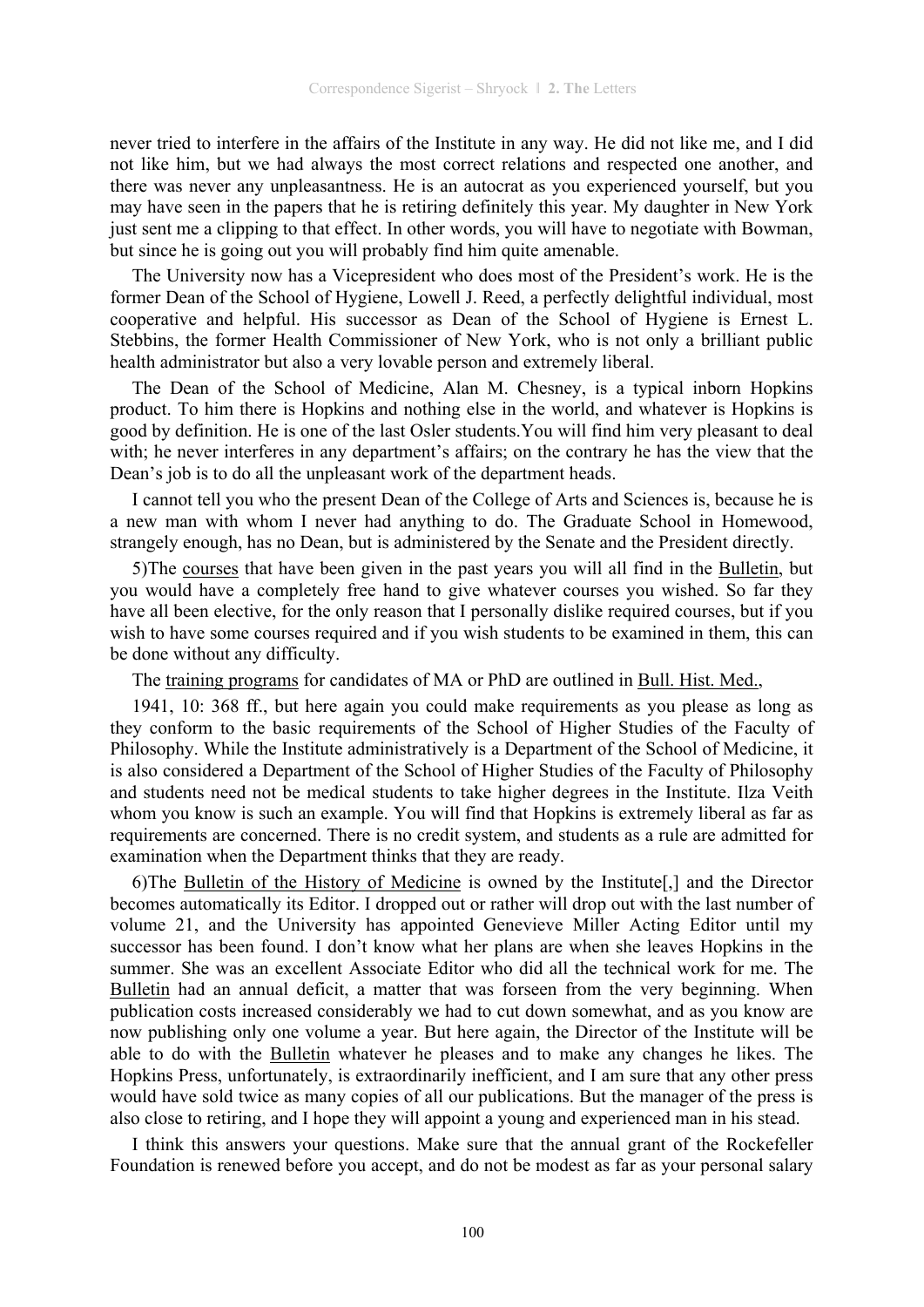never tried to interfere in the affairs of the Institute in any way. He did not like me, and I did not like him, but we had always the most correct relations and respected one another, and there was never any unpleasantness. He is an autocrat as you experienced yourself, but you may have seen in the papers that he is retiring definitely this year. My daughter in New York just sent me a clipping to that effect. In other words, you will have to negotiate with Bowman, but since he is going out you will probably find him quite amenable.

The University now has a Vicepresident who does most of the President's work. He is the former Dean of the School of Hygiene, Lowell J. Reed, a perfectly delightful individual, most cooperative and helpful. His successor as Dean of the School of Hygiene is Ernest L. Stebbins, the former Health Commissioner of New York, who is not only a brilliant public health administrator but also a very lovable person and extremely liberal.

The Dean of the School of Medicine, Alan M. Chesney, is a typical inborn Hopkins product. To him there is Hopkins and nothing else in the world, and whatever is Hopkins is good by definition. He is one of the last Osler students.You will find him very pleasant to deal with; he never interferes in any department's affairs; on the contrary he has the view that the Dean's job is to do all the unpleasant work of the department heads.

I cannot tell you who the present Dean of the College of Arts and Sciences is, because he is a new man with whom I never had anything to do. The Graduate School in Homewood, strangely enough, has no Dean, but is administered by the Senate and the President directly.

5)The <u>courses</u> that have been given in the past years you will all find in the <u>Bulletin</u>, but you would have a completely free hand to give whatever courses you wished. So far they have all been elective, for the only reason that I personally dislike required courses, but if you wish to have some courses required and if you wish students to be examined in them, this can be done without any difficulty.

The <u>training programs</u> for candidates of MA or PhD are outlined in <u>Bull. Hist. Med.</u>,

1941, 10: 368 ff., but here again you could make requirements as you please as long as they conform to the basic requirements of the School of Higher Studies of the Faculty of Philosophy. While the Institute administratively is a Department of the School of Medicine, it is also considered a Department of the School of Higher Studies of the Faculty of Philosophy and students need not be medical students to take higher degrees in the Institute. Ilza Veith whom you know is such an example. You will find that Hopkins is extremely liberal as far as requirements are concerned. There is no credit system, and students as a rule are admitted for examination when the Department thinks that they are ready.

6)The <u>Bulletin of the History of Medicine</u> is owned by the Institute[,] and the Director becomes automatically its Editor. I dropped out or rather will drop out with the last number of volume 21, and the University has appointed Genevieve Miller Acting Editor until my successor has been found. I don't know what her plans are when she leaves Hopkins in the summer. She was an excellent Associate Editor who did all the technical work for me. The <u>Bulletin</u> had an annual deficit, a matter that was forseen from the very beginning. When publication costs increased considerably we had to cut down somewhat, and as you know are now publishing only one volume a year. But here again, the Director of the Institute will be able to do with the <u>Bulletin</u> whatever he pleases and to make any changes he likes. The Hopkins Press, unfortunately, is extraordinarily inefficient, and I am sure that any other press would have sold twice as many copies of all our publications. But the manager of the press is also close to retiring, and I hope they will appoint a young and experienced man in his stead.

I think this answers your questions. Make sure that the annual grant of the Rockefeller Foundation is renewed before you accept, and do not be modest as far as your personal salary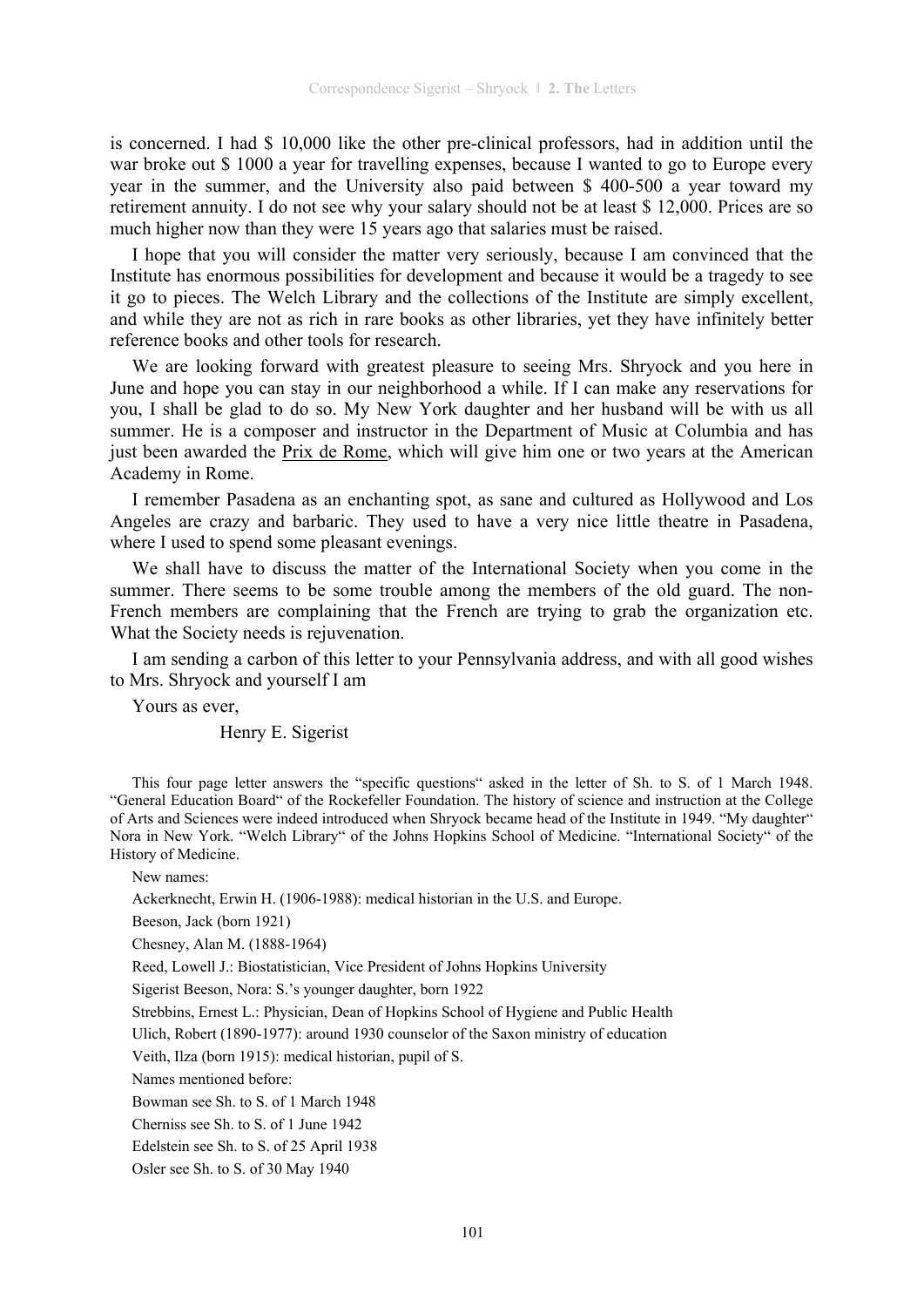is concerned. I had $ 10,000 like the other pre-clinical professors, had in addition until the war broke out $ 1000 a year for travelling expenses, because I wanted to go to Europe every year in the summer, and the University also paid between $ 400-500 a year toward my retirement annuity. I do not see why your salary should not be at least $ 12,000. Prices are so much higher now than they were 15 years ago that salaries must be raised.

I hope that you will consider the matter very seriously, because I am convinced that the Institute has enormous possibilities for development and because it would be a tragedy to see it go to pieces. The Welch Library and the collections of the Institute are simply excellent, and while they are not as rich in rare books as other libraries, yet they have infinitely better reference books and other tools for research.

We are looking forward with greatest pleasure to seeing Mrs. Shryock and you here in June and hope you can stay in our neighborhood a while. If I can make any reservations for you, I shall be glad to do so. My New York daughter and her husband will be with us all summer. He is a composer and instructor in the Department of Music at Columbia and has just been awarded the Prix de Rome, which will give him one or two years at the American Academy in Rome.

I remember Pasadena as an enchanting spot, as sane and cultured as Hollywood and Los Angeles are crazy and barbaric. They used to have a very nice little theatre in Pasadena, where I used to spend some pleasant evenings.

We shall have to discuss the matter of the International Society when you come in the summer. There seems to be some trouble among the members of the old guard. The non-French members are complaining that the French are trying to grab the organization etc. What the Society needs is rejuvenation.

I am sending a carbon of this letter to your Pennsylvania address, and with all good wishes to Mrs. Shryock and yourself I am

Yours as ever,

Henry E. Sigerist

This four page letter answers the "specific questions" asked in the letter of Sh. to S. of 1 March 1948. "General Education Board" of the Rockefeller Foundation. The history of science and instruction at the College of Arts and Sciences were indeed introduced when Shryock became head of the Institute in 1949. "My daughter" Nora in New York. "Welch Library" of the Johns Hopkins School of Medicine. "International Society" of the History of Medicine.

New names:

Ackerknecht, Erwin H. (1906-1988): medical historian in the U.S. and Europe.

Beeson, Jack (born 1921)

Chesney, Alan M. (1888-1964)

Reed, Lowell J.: Biostatistician, Vice President of Johns Hopkins University

Sigerist Beeson, Nora: S.'s younger daughter, born 1922

Strebbins, Ernest L.: Physician, Dean of Hopkins School of Hygiene and Public Health

Ulich, Robert (1890-1977): around 1930 counselor of the Saxon ministry of education

Veith, Ilza (born 1915): medical historian, pupil of S.

Names mentioned before:

Bowman see Sh. to S. of 1 March 1948

Cherniss see Sh. to S. of 1 June 1942

Edelstein see Sh. to S. of 25 April 1938

Osler see Sh. to S. of 30 May 1940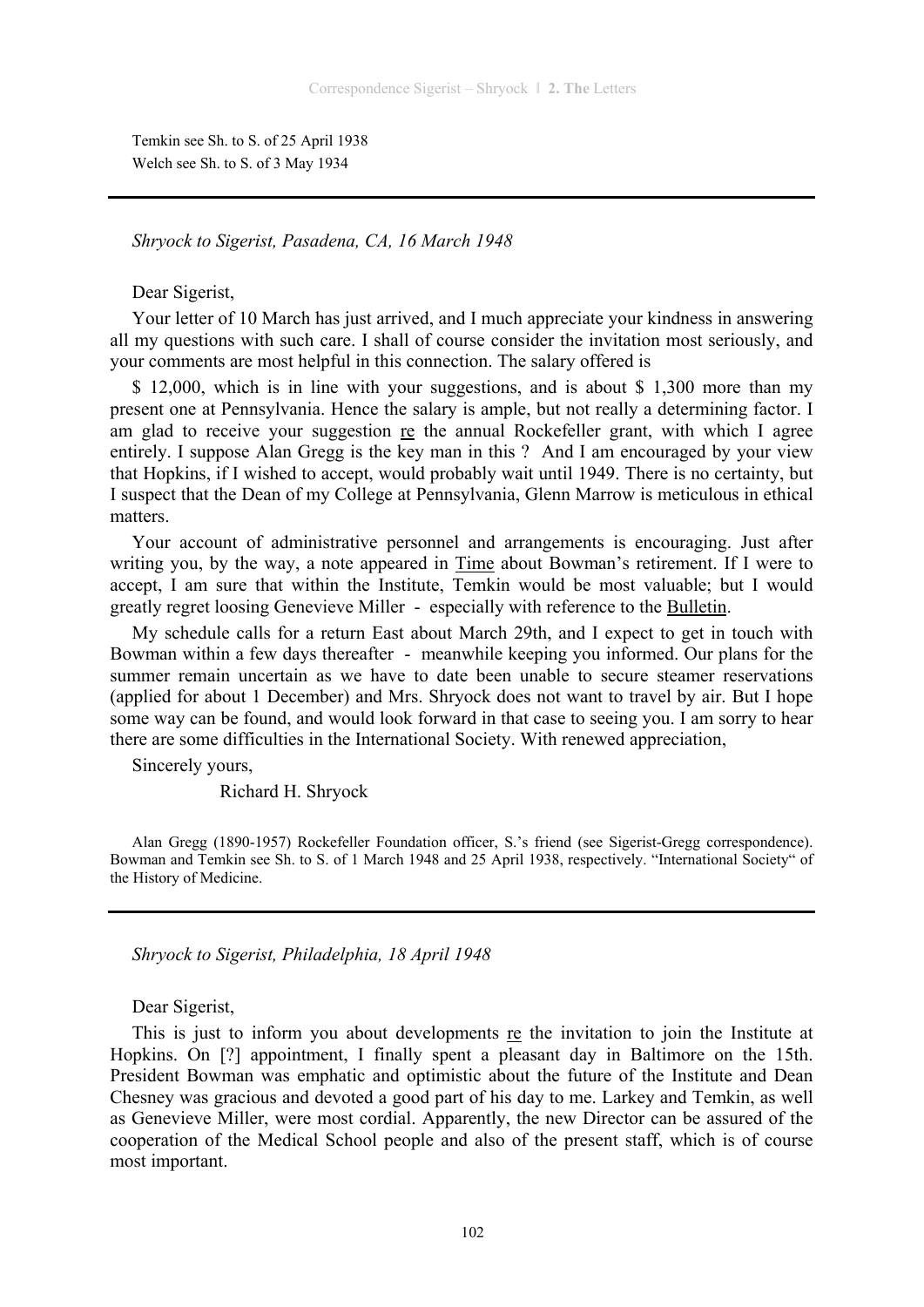Temkin see Sh. to S. of 25 April 1938
Welch see Sh. to S. of 3 May 1934

---

*Shryock to Sigerist, Pasadena, CA, 16 March 1948*

Dear Sigerist,

Your letter of 10 March has just arrived, and I much appreciate your kindness in answering all my questions with such care. I shall of course consider the invitation most seriously, and your comments are most helpful in this connection. The salary offered is

$ 12,000, which is in line with your suggestions, and is about $ 1,300 more than my present one at Pennsylvania. Hence the salary is ample, but not really a determining factor. I am glad to receive your suggestion re the annual Rockefeller grant, with which I agree entirely. I suppose Alan Gregg is the key man in this ? And I am encouraged by your view that Hopkins, if I wished to accept, would probably wait until 1949. There is no certainty, but I suspect that the Dean of my College at Pennsylvania, Glenn Marrow is meticulous in ethical matters.

Your account of administrative personnel and arrangements is encouraging. Just after writing you, by the way, a note appeared in Time about Bowman's retirement. If I were to accept, I am sure that within the Institute, Temkin would be most valuable; but I would greatly regret loosing Genevieve Miller - especially with reference to the Bulletin.

My schedule calls for a return East about March 29th, and I expect to get in touch with Bowman within a few days thereafter - meanwhile keeping you informed. Our plans for the summer remain uncertain as we have to date been unable to secure steamer reservations (applied for about 1 December) and Mrs. Shryock does not want to travel by air. But I hope some way can be found, and would look forward in that case to seeing you. I am sorry to hear there are some difficulties in the International Society. With renewed appreciation,

Sincerely yours,

Richard H. Shryock

Alan Gregg (1890-1957) Rockefeller Foundation officer, S.'s friend (see Sigerist-Gregg correspondence). Bowman and Temkin see Sh. to S. of 1 March 1948 and 25 April 1938, respectively. "International Society" of the History of Medicine.

---

*Shryock to Sigerist, Philadelphia, 18 April 1948*

Dear Sigerist,

This is just to inform you about developments re the invitation to join the Institute at Hopkins. On [?] appointment, I finally spent a pleasant day in Baltimore on the 15th. President Bowman was emphatic and optimistic about the future of the Institute and Dean Chesney was gracious and devoted a good part of his day to me. Larkey and Temkin, as well as Genevieve Miller, were most cordial. Apparently, the new Director can be assured of the cooperation of the Medical School people and also of the present staff, which is of course most important.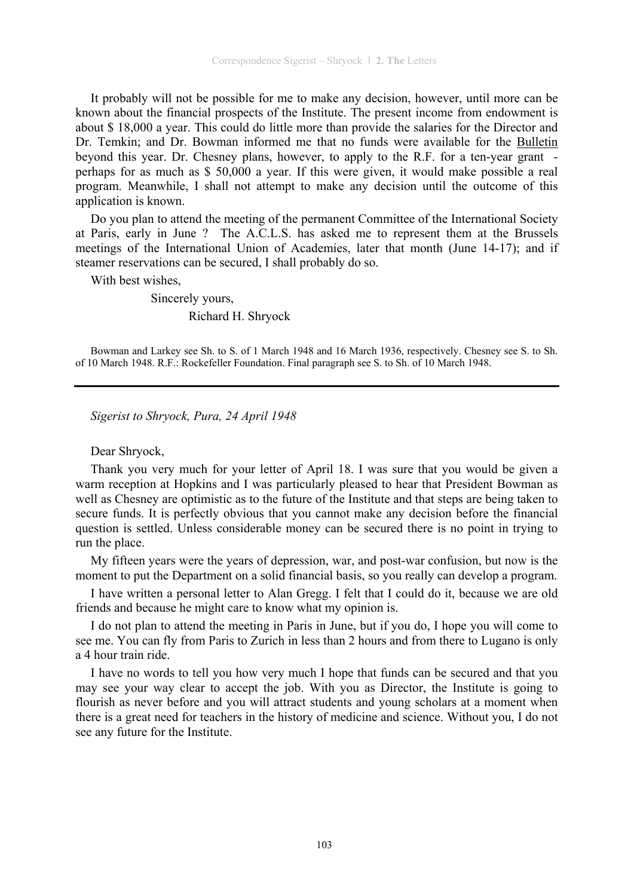It probably will not be possible for me to make any decision, however, until more can be known about the financial prospects of the Institute. The present income from endowment is about $ 18,000 a year. This could do little more than provide the salaries for the Director and Dr. Temkin; and Dr. Bowman informed me that no funds were available for the Bulletin beyond this year. Dr. Chesney plans, however, to apply to the R.F. for a ten-year grant - perhaps for as much as $ 50,000 a year. If this were given, it would make possible a real program. Meanwhile, I shall not attempt to make any decision until the outcome of this application is known.

Do you plan to attend the meeting of the permanent Committee of the International Society at Paris, early in June ? The A.C.L.S. has asked me to represent them at the Brussels meetings of the International Union of Academies, later that month (June 14-17); and if steamer reservations can be secured, I shall probably do so.

With best wishes,

Sincerely yours,

Richard H. Shryock

Bowman and Larkey see Sh. to S. of 1 March 1948 and 16 March 1936, respectively. Chesney see S. to Sh. of 10 March 1948. R.F.: Rockefeller Foundation. Final paragraph see S. to Sh. of 10 March 1948.

---

*Sigerist to Shryock, Pura, 24 April 1948*

Dear Shryock,

Thank you very much for your letter of April 18. I was sure that you would be given a warm reception at Hopkins and I was particularly pleased to hear that President Bowman as well as Chesney are optimistic as to the future of the Institute and that steps are being taken to secure funds. It is perfectly obvious that you cannot make any decision before the financial question is settled. Unless considerable money can be secured there is no point in trying to run the place.

My fifteen years were the years of depression, war, and post-war confusion, but now is the moment to put the Department on a solid financial basis, so you really can develop a program.

I have written a personal letter to Alan Gregg. I felt that I could do it, because we are old friends and because he might care to know what my opinion is.

I do not plan to attend the meeting in Paris in June, but if you do, I hope you will come to see me. You can fly from Paris to Zurich in less than 2 hours and from there to Lugano is only a 4 hour train ride.

I have no words to tell you how very much I hope that funds can be secured and that you may see your way clear to accept the job. With you as Director, the Institute is going to flourish as never before and you will attract students and young scholars at a moment when there is a great need for teachers in the history of medicine and science. Without you, I do not see any future for the Institute.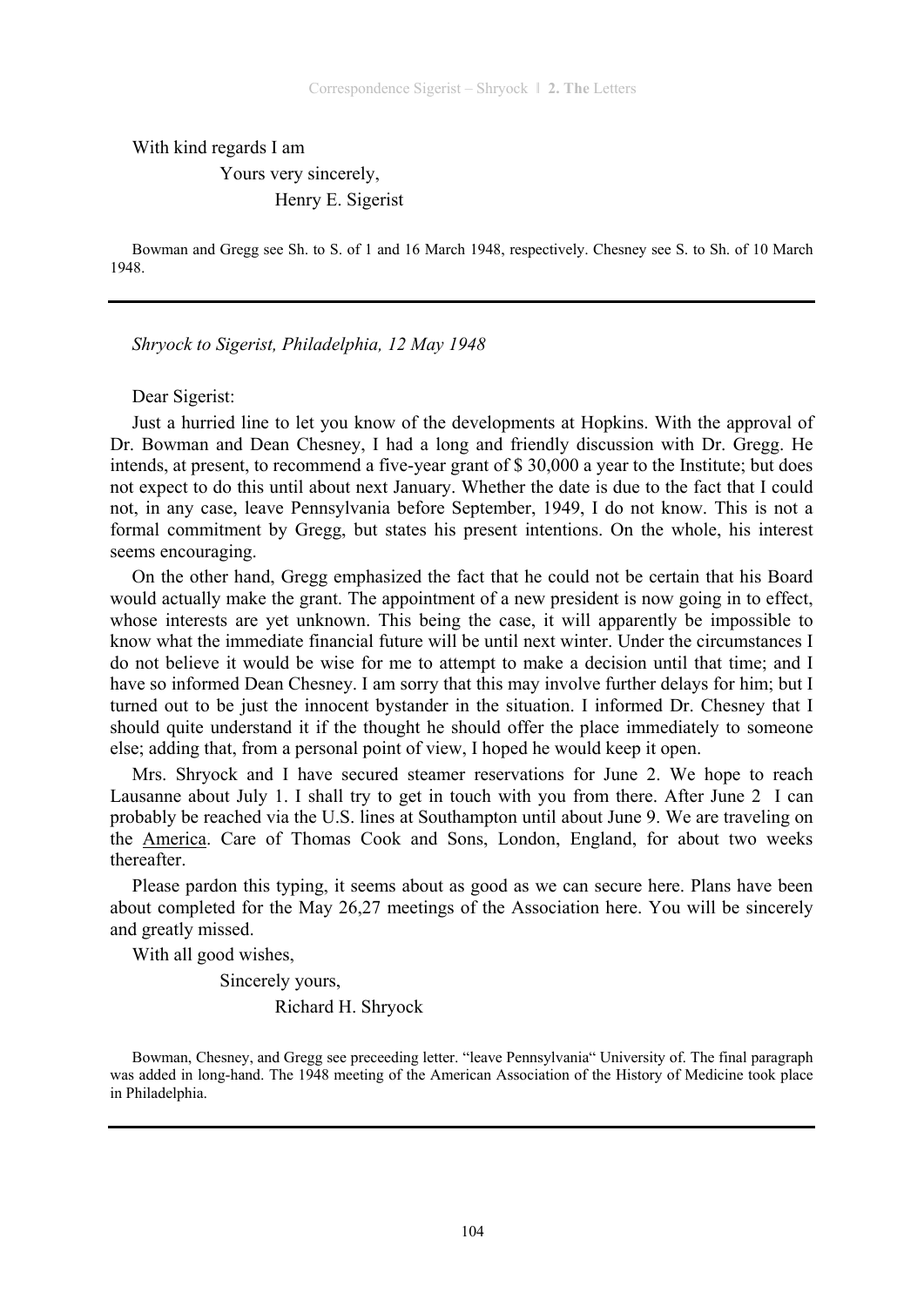With kind regards I am

Yours very sincerely,

Henry E. Sigerist

Bowman and Gregg see Sh. to S. of 1 and 16 March 1948, respectively. Chesney see S. to Sh. of 10 March 1948.

---

*Shryock to Sigerist, Philadelphia, 12 May 1948*

Dear Sigerist:

Just a hurried line to let you know of the developments at Hopkins. With the approval of Dr. Bowman and Dean Chesney, I had a long and friendly discussion with Dr. Gregg. He intends, at present, to recommend a five-year grant of $ 30,000 a year to the Institute; but does not expect to do this until about next January. Whether the date is due to the fact that I could not, in any case, leave Pennsylvania before September, 1949, I do not know. This is not a formal commitment by Gregg, but states his present intentions. On the whole, his interest seems encouraging.

On the other hand, Gregg emphasized the fact that he could not be certain that his Board would actually make the grant. The appointment of a new president is now going in to effect, whose interests are yet unknown. This being the case, it will apparently be impossible to know what the immediate financial future will be until next winter. Under the circumstances I do not believe it would be wise for me to attempt to make a decision until that time; and I have so informed Dean Chesney. I am sorry that this may involve further delays for him; but I turned out to be just the innocent bystander in the situation. I informed Dr. Chesney that I should quite understand it if the thought he should offer the place immediately to someone else; adding that, from a personal point of view, I hoped he would keep it open.

Mrs. Shryock and I have secured steamer reservations for June 2. We hope to reach Lausanne about July 1. I shall try to get in touch with you from there. After June 2 I can probably be reached via the U.S. lines at Southampton until about June 9. We are traveling on the America. Care of Thomas Cook and Sons, London, England, for about two weeks thereafter.

Please pardon this typing, it seems about as good as we can secure here. Plans have been about completed for the May 26,27 meetings of the Association here. You will be sincerely and greatly missed.

With all good wishes,

Sincerely yours,

Richard H. Shryock

Bowman, Chesney, and Gregg see preceeding letter. “leave Pennsylvania“ University of. The final paragraph was added in long-hand. The 1948 meeting of the American Association of the History of Medicine took place in Philadelphia.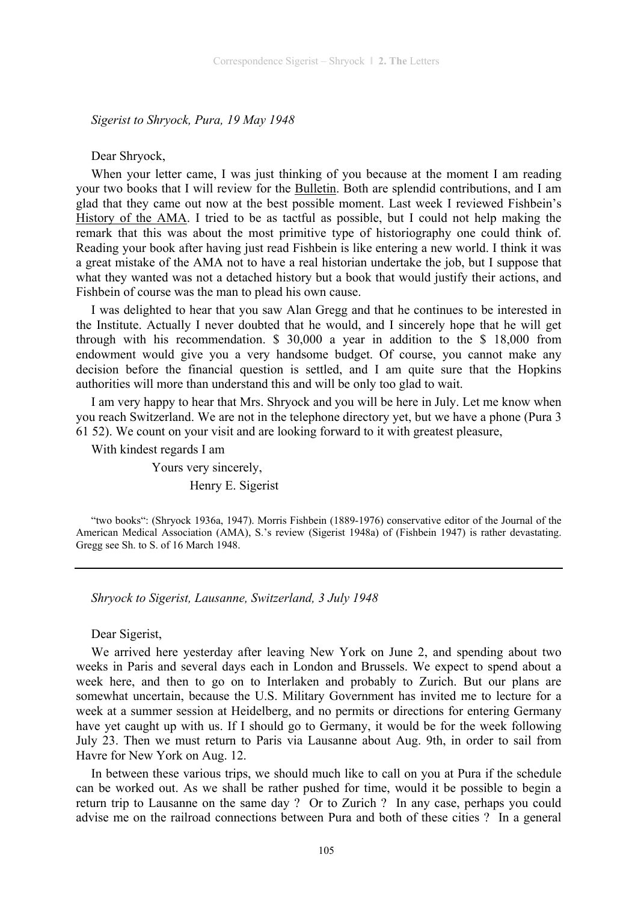*Sigerist to Shryock, Pura, 19 May 1948*

Dear Shryock,

When your letter came, I was just thinking of you because at the moment I am reading your two books that I will review for the Bulletin. Both are splendid contributions, and I am glad that they came out now at the best possible moment. Last week I reviewed Fishbein's History of the AMA. I tried to be as tactful as possible, but I could not help making the remark that this was about the most primitive type of historiography one could think of. Reading your book after having just read Fishbein is like entering a new world. I think it was a great mistake of the AMA not to have a real historian undertake the job, but I suppose that what they wanted was not a detached history but a book that would justify their actions, and Fishbein of course was the man to plead his own cause.

I was delighted to hear that you saw Alan Gregg and that he continues to be interested in the Institute. Actually I never doubted that he would, and I sincerely hope that he will get through with his recommendation. $ 30,000 a year in addition to the $ 18,000 from endowment would give you a very handsome budget. Of course, you cannot make any decision before the financial question is settled, and I am quite sure that the Hopkins authorities will more than understand this and will be only too glad to wait.

I am very happy to hear that Mrs. Shryock and you will be here in July. Let me know when you reach Switzerland. We are not in the telephone directory yet, but we have a phone (Pura 3 61 52). We count on your visit and are looking forward to it with greatest pleasure,

With kindest regards I am

Yours very sincerely,

Henry E. Sigerist

"two books": (Shryock 1936a, 1947). Morris Fishbein (1889-1976) conservative editor of the Journal of the American Medical Association (AMA), S.'s review (Sigerist 1948a) of (Fishbein 1947) is rather devastating. Gregg see Sh. to S. of 16 March 1948.

---

*Shryock to Sigerist, Lausanne, Switzerland, 3 July 1948*

Dear Sigerist,

We arrived here yesterday after leaving New York on June 2, and spending about two weeks in Paris and several days each in London and Brussels. We expect to spend about a week here, and then to go on to Interlaken and probably to Zurich. But our plans are somewhat uncertain, because the U.S. Military Government has invited me to lecture for a week at a summer session at Heidelberg, and no permits or directions for entering Germany have yet caught up with us. If I should go to Germany, it would be for the week following July 23. Then we must return to Paris via Lausanne about Aug. 9th, in order to sail from Havre for New York on Aug. 12.

In between these various trips, we should much like to call on you at Pura if the schedule can be worked out. As we shall be rather pushed for time, would it be possible to begin a return trip to Lausanne on the same day ? Or to Zurich ? In any case, perhaps you could advise me on the railroad connections between Pura and both of these cities ? In a general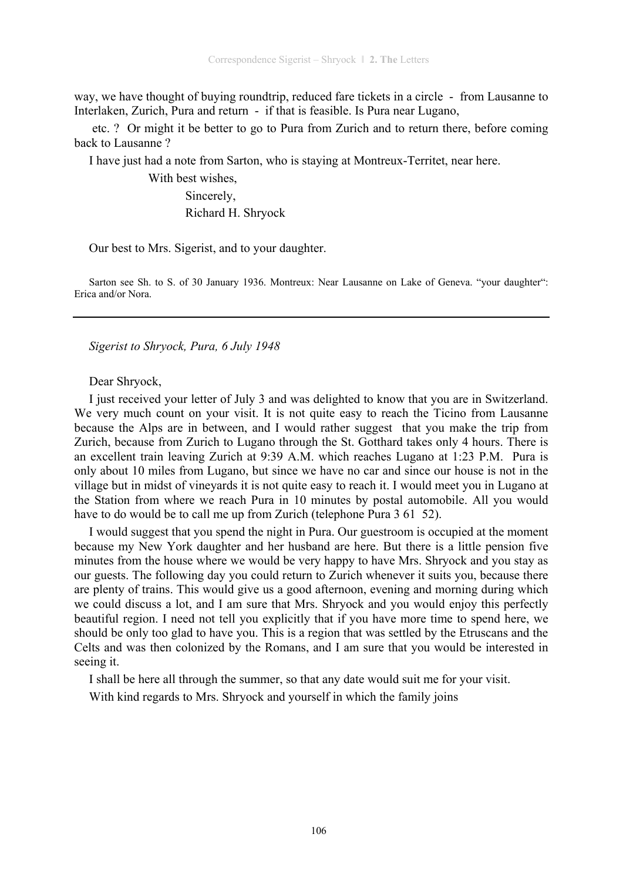way, we have thought of buying roundtrip, reduced fare tickets in a circle - from Lausanne to Interlaken, Zurich, Pura and return - if that is feasible. Is Pura near Lugano, etc. ? Or might it be better to go to Pura from Zurich and to return there, before coming back to Lausanne ?

I have just had a note from Sarton, who is staying at Montreux-Territet, near here.

With best wishes,

Sincerely,

Richard H. Shryock

Our best to Mrs. Sigerist, and to your daughter.

Sarton see Sh. to S. of 30 January 1936. Montreux: Near Lausanne on Lake of Geneva. "your daughter": Erica and/or Nora.

---

*Sigerist to Shryock, Pura, 6 July 1948*

Dear Shryock,

I just received your letter of July 3 and was delighted to know that you are in Switzerland. We very much count on your visit. It is not quite easy to reach the Ticino from Lausanne because the Alps are in between, and I would rather suggest that you make the trip from Zurich, because from Zurich to Lugano through the St. Gotthard takes only 4 hours. There is an excellent train leaving Zurich at 9:39 A.M. which reaches Lugano at 1:23 P.M. Pura is only about 10 miles from Lugano, but since we have no car and since our house is not in the village but in midst of vineyards it is not quite easy to reach it. I would meet you in Lugano at the Station from where we reach Pura in 10 minutes by postal automobile. All you would have to do would be to call me up from Zurich (telephone Pura 3 61 52).

I would suggest that you spend the night in Pura. Our guestroom is occupied at the moment because my New York daughter and her husband are here. But there is a little pension five minutes from the house where we would be very happy to have Mrs. Shryock and you stay as our guests. The following day you could return to Zurich whenever it suits you, because there are plenty of trains. This would give us a good afternoon, evening and morning during which we could discuss a lot, and I am sure that Mrs. Shryock and you would enjoy this perfectly beautiful region. I need not tell you explicitly that if you have more time to spend here, we should be only too glad to have you. This is a region that was settled by the Etruscans and the Celts and was then colonized by the Romans, and I am sure that you would be interested in seeing it.

I shall be here all through the summer, so that any date would suit me for your visit.

With kind regards to Mrs. Shryock and yourself in which the family joins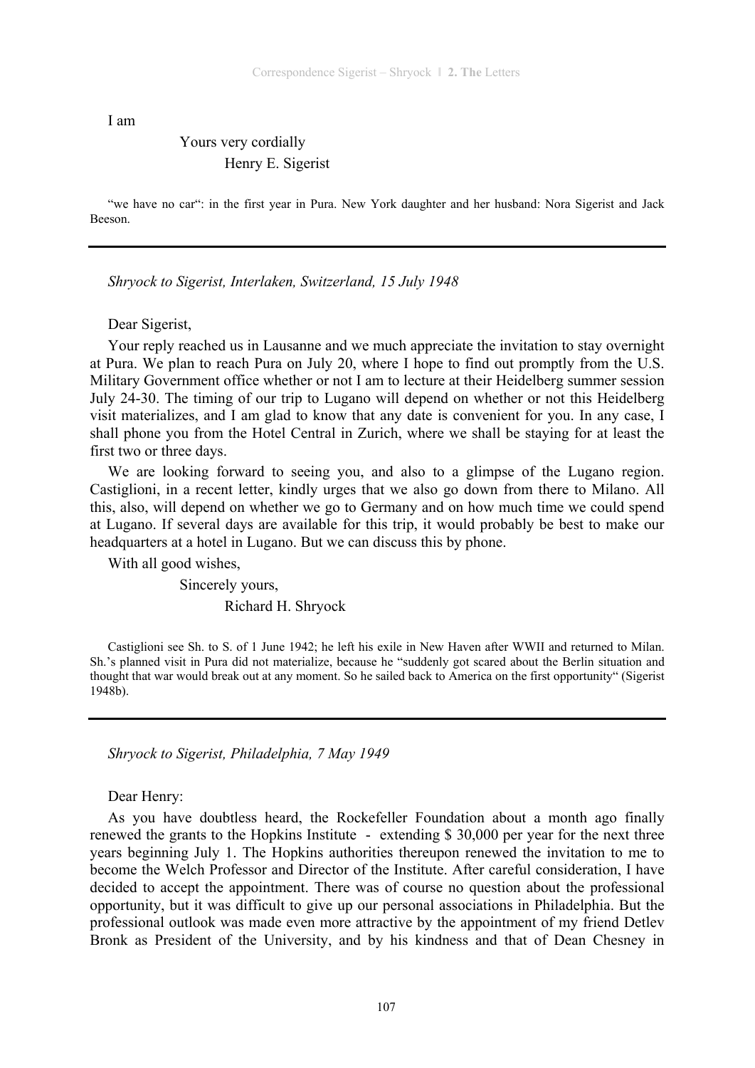I am

Yours very cordially
Henry E. Sigerist

"we have no car": in the first year in Pura. New York daughter and her husband: Nora Sigerist and Jack Beeson.

---

*Shryock to Sigerist, Interlaken, Switzerland, 15 July 1948*

Dear Sigerist,

Your reply reached us in Lausanne and we much appreciate the invitation to stay overnight at Pura. We plan to reach Pura on July 20, where I hope to find out promptly from the U.S. Military Government office whether or not I am to lecture at their Heidelberg summer session July 24-30. The timing of our trip to Lugano will depend on whether or not this Heidelberg visit materializes, and I am glad to know that any date is convenient for you. In any case, I shall phone you from the Hotel Central in Zurich, where we shall be staying for at least the first two or three days.

We are looking forward to seeing you, and also to a glimpse of the Lugano region. Castiglioni, in a recent letter, kindly urges that we also go down from there to Milano. All this, also, will depend on whether we go to Germany and on how much time we could spend at Lugano. If several days are available for this trip, it would probably be best to make our headquarters at a hotel in Lugano. But we can discuss this by phone.

With all good wishes,

Sincerely yours,
Richard H. Shryock

Castiglioni see Sh. to S. of 1 June 1942; he left his exile in New Haven after WWII and returned to Milan. Sh.'s planned visit in Pura did not materialize, because he "suddenly got scared about the Berlin situation and thought that war would break out at any moment. So he sailed back to America on the first opportunity" (Sigerist 1948b).

---

*Shryock to Sigerist, Philadelphia, 7 May 1949*

Dear Henry:

As you have doubtless heard, the Rockefeller Foundation about a month ago finally renewed the grants to the Hopkins Institute - extending $ 30,000 per year for the next three years beginning July 1. The Hopkins authorities thereupon renewed the invitation to me to become the Welch Professor and Director of the Institute. After careful consideration, I have decided to accept the appointment. There was of course no question about the professional opportunity, but it was difficult to give up our personal associations in Philadelphia. But the professional outlook was made even more attractive by the appointment of my friend Detlev Bronk as President of the University, and by his kindness and that of Dean Chesney in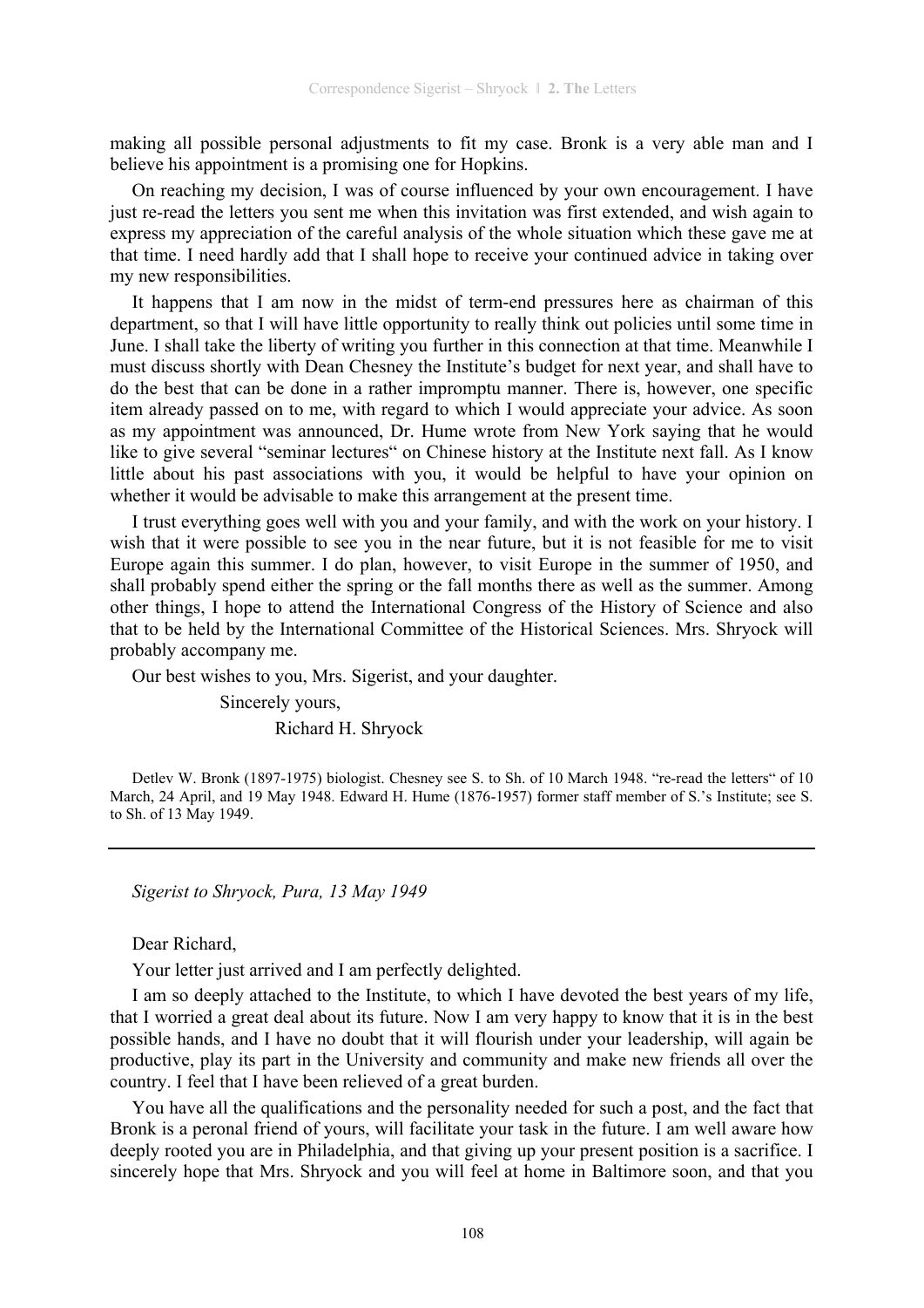making all possible personal adjustments to fit my case. Bronk is a very able man and I believe his appointment is a promising one for Hopkins.

On reaching my decision, I was of course influenced by your own encouragement. I have just re-read the letters you sent me when this invitation was first extended, and wish again to express my appreciation of the careful analysis of the whole situation which these gave me at that time. I need hardly add that I shall hope to receive your continued advice in taking over my new responsibilities.

It happens that I am now in the midst of term-end pressures here as chairman of this department, so that I will have little opportunity to really think out policies until some time in June. I shall take the liberty of writing you further in this connection at that time. Meanwhile I must discuss shortly with Dean Chesney the Institute's budget for next year, and shall have to do the best that can be done in a rather impromptu manner. There is, however, one specific item already passed on to me, with regard to which I would appreciate your advice. As soon as my appointment was announced, Dr. Hume wrote from New York saying that he would like to give several "seminar lectures" on Chinese history at the Institute next fall. As I know little about his past associations with you, it would be helpful to have your opinion on whether it would be advisable to make this arrangement at the present time.

I trust everything goes well with you and your family, and with the work on your history. I wish that it were possible to see you in the near future, but it is not feasible for me to visit Europe again this summer. I do plan, however, to visit Europe in the summer of 1950, and shall probably spend either the spring or the fall months there as well as the summer. Among other things, I hope to attend the International Congress of the History of Science and also that to be held by the International Committee of the Historical Sciences. Mrs. Shryock will probably accompany me.

Our best wishes to you, Mrs. Sigerist, and your daughter.

Sincerely yours,

Richard H. Shryock

Detlev W. Bronk (1897-1975) biologist. Chesney see S. to Sh. of 10 March 1948. "re-read the letters" of 10 March, 24 April, and 19 May 1948. Edward H. Hume (1876-1957) former staff member of S.'s Institute; see S. to Sh. of 13 May 1949.

---

*Sigerist to Shryock, Pura, 13 May 1949*

Dear Richard,

Your letter just arrived and I am perfectly delighted.

I am so deeply attached to the Institute, to which I have devoted the best years of my life, that I worried a great deal about its future. Now I am very happy to know that it is in the best possible hands, and I have no doubt that it will flourish under your leadership, will again be productive, play its part in the University and community and make new friends all over the country. I feel that I have been relieved of a great burden.

You have all the qualifications and the personality needed for such a post, and the fact that Bronk is a peronal friend of yours, will facilitate your task in the future. I am well aware how deeply rooted you are in Philadelphia, and that giving up your present position is a sacrifice. I sincerely hope that Mrs. Shryock and you will feel at home in Baltimore soon, and that you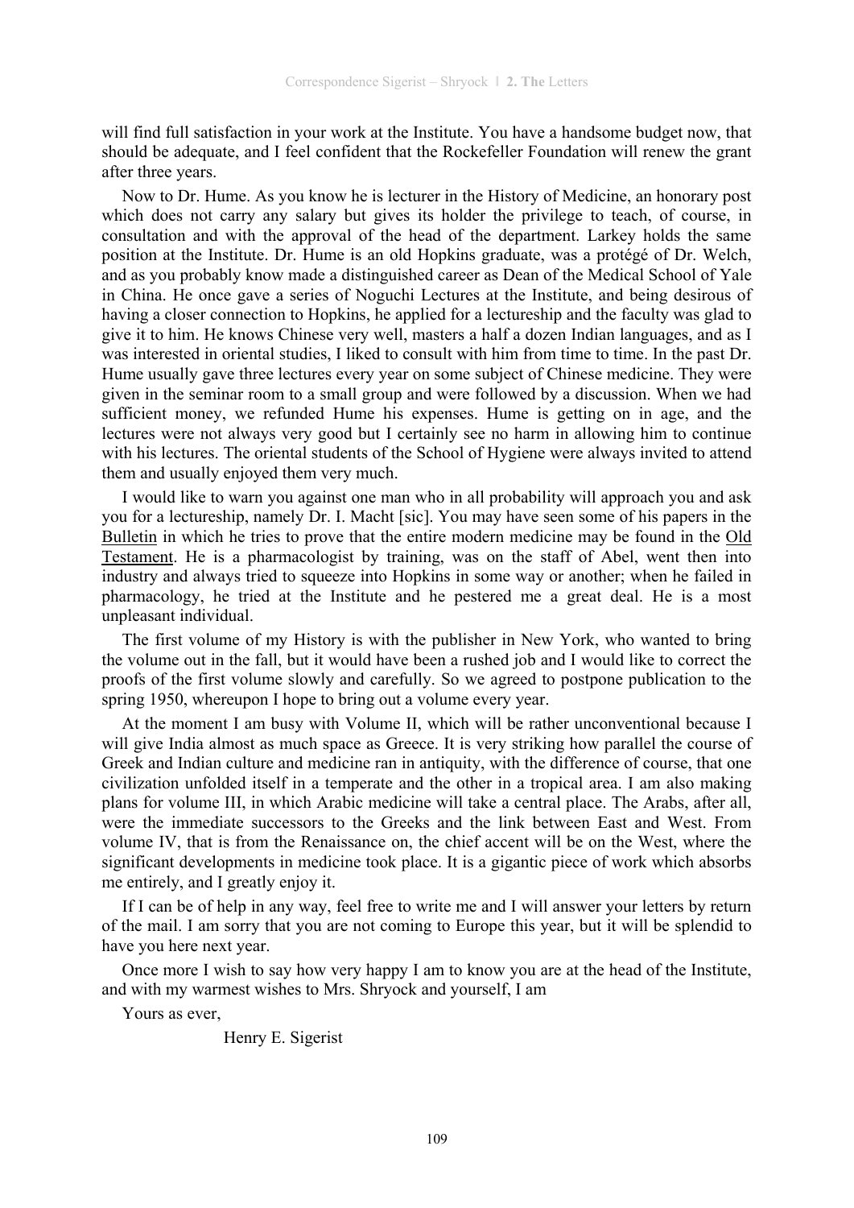will find full satisfaction in your work at the Institute. You have a handsome budget now, that should be adequate, and I feel confident that the Rockefeller Foundation will renew the grant after three years.

Now to Dr. Hume. As you know he is lecturer in the History of Medicine, an honorary post which does not carry any salary but gives its holder the privilege to teach, of course, in consultation and with the approval of the head of the department. Larkey holds the same position at the Institute. Dr. Hume is an old Hopkins graduate, was a protégé of Dr. Welch, and as you probably know made a distinguished career as Dean of the Medical School of Yale in China. He once gave a series of Noguchi Lectures at the Institute, and being desirous of having a closer connection to Hopkins, he applied for a lectureship and the faculty was glad to give it to him. He knows Chinese very well, masters a half a dozen Indian languages, and as I was interested in oriental studies, I liked to consult with him from time to time. In the past Dr. Hume usually gave three lectures every year on some subject of Chinese medicine. They were given in the seminar room to a small group and were followed by a discussion. When we had sufficient money, we refunded Hume his expenses. Hume is getting on in age, and the lectures were not always very good but I certainly see no harm in allowing him to continue with his lectures. The oriental students of the School of Hygiene were always invited to attend them and usually enjoyed them very much.

I would like to warn you against one man who in all probability will approach you and ask you for a lectureship, namely Dr. I. Macht [sic]. You may have seen some of his papers in the Bulletin in which he tries to prove that the entire modern medicine may be found in the Old Testament. He is a pharmacologist by training, was on the staff of Abel, went then into industry and always tried to squeeze into Hopkins in some way or another; when he failed in pharmacology, he tried at the Institute and he pestered me a great deal. He is a most unpleasant individual.

The first volume of my History is with the publisher in New York, who wanted to bring the volume out in the fall, but it would have been a rushed job and I would like to correct the proofs of the first volume slowly and carefully. So we agreed to postpone publication to the spring 1950, whereupon I hope to bring out a volume every year.

At the moment I am busy with Volume II, which will be rather unconventional because I will give India almost as much space as Greece. It is very striking how parallel the course of Greek and Indian culture and medicine ran in antiquity, with the difference of course, that one civilization unfolded itself in a temperate and the other in a tropical area. I am also making plans for volume III, in which Arabic medicine will take a central place. The Arabs, after all, were the immediate successors to the Greeks and the link between East and West. From volume IV, that is from the Renaissance on, the chief accent will be on the West, where the significant developments in medicine took place. It is a gigantic piece of work which absorbs me entirely, and I greatly enjoy it.

If I can be of help in any way, feel free to write me and I will answer your letters by return of the mail. I am sorry that you are not coming to Europe this year, but it will be splendid to have you here next year.

Once more I wish to say how very happy I am to know you are at the head of the Institute, and with my warmest wishes to Mrs. Shryock and yourself, I am

Yours as ever,

Henry E. Sigerist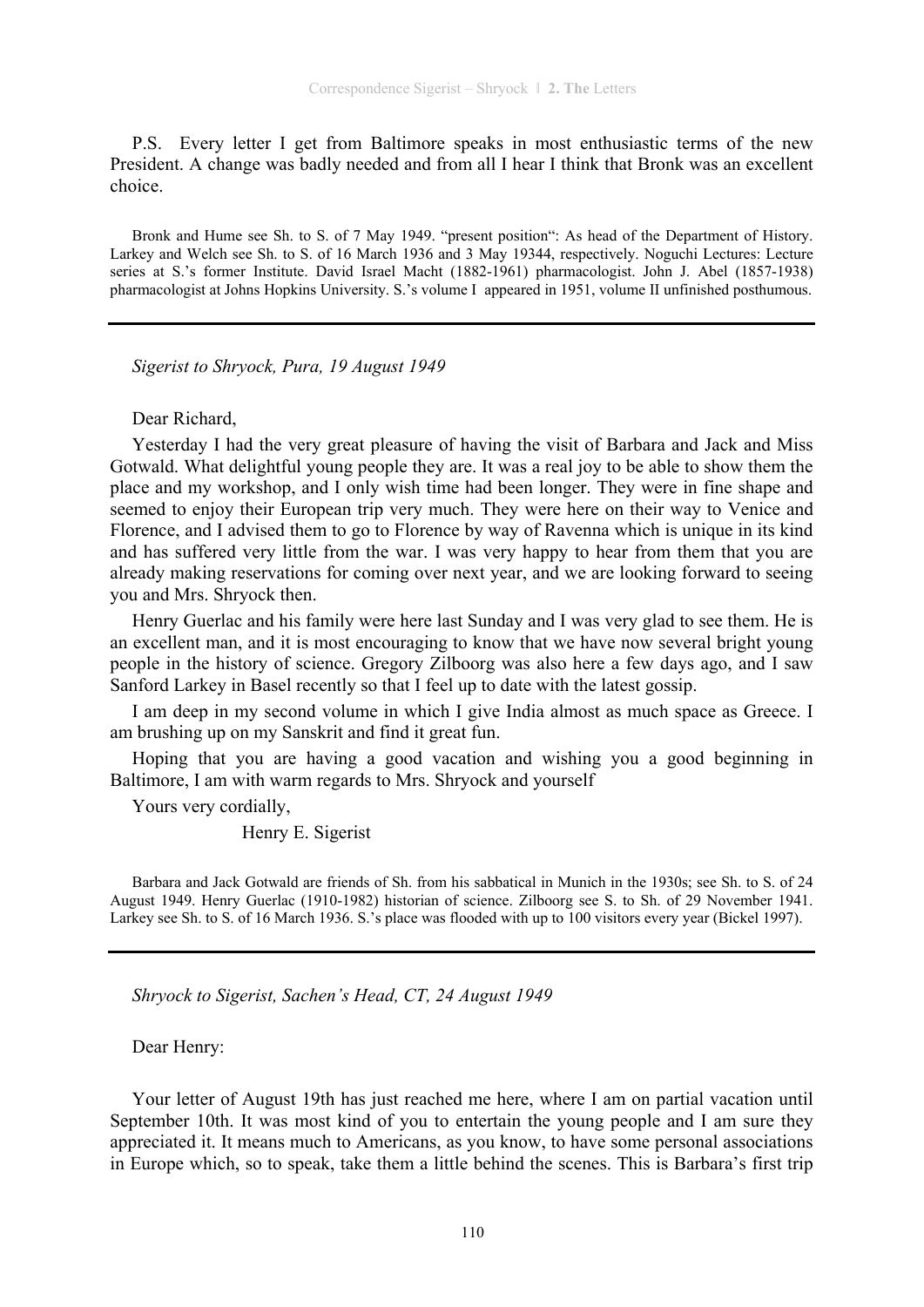P.S. Every letter I get from Baltimore speaks in most enthusiastic terms of the new President. A change was badly needed and from all I hear I think that Bronk was an excellent choice.

Bronk and Hume see Sh. to S. of 7 May 1949. "present position": As head of the Department of History. Larkey and Welch see Sh. to S. of 16 March 1936 and 3 May 19344, respectively. Noguchi Lectures: Lecture series at S.'s former Institute. David Israel Macht (1882-1961) pharmacologist. John J. Abel (1857-1938) pharmacologist at Johns Hopkins University. S.'s volume I appeared in 1951, volume II unfinished posthumous.

---

*Sigerist to Shryock, Pura, 19 August 1949*

Dear Richard,

Yesterday I had the very great pleasure of having the visit of Barbara and Jack and Miss Gotwald. What delightful young people they are. It was a real joy to be able to show them the place and my workshop, and I only wish time had been longer. They were in fine shape and seemed to enjoy their European trip very much. They were here on their way to Venice and Florence, and I advised them to go to Florence by way of Ravenna which is unique in its kind and has suffered very little from the war. I was very happy to hear from them that you are already making reservations for coming over next year, and we are looking forward to seeing you and Mrs. Shryock then.

Henry Guerlac and his family were here last Sunday and I was very glad to see them. He is an excellent man, and it is most encouraging to know that we have now several bright young people in the history of science. Gregory Zilboorg was also here a few days ago, and I saw Sanford Larkey in Basel recently so that I feel up to date with the latest gossip.

I am deep in my second volume in which I give India almost as much space as Greece. I am brushing up on my Sanskrit and find it great fun.

Hoping that you are having a good vacation and wishing you a good beginning in Baltimore, I am with warm regards to Mrs. Shryock and yourself

Yours very cordially,

Henry E. Sigerist

Barbara and Jack Gotwald are friends of Sh. from his sabbatical in Munich in the 1930s; see Sh. to S. of 24 August 1949. Henry Guerlac (1910-1982) historian of science. Zilboorg see S. to Sh. of 29 November 1941. Larkey see Sh. to S. of 16 March 1936. S.'s place was flooded with up to 100 visitors every year (Bickel 1997).

---

*Shryock to Sigerist, Sachen's Head, CT, 24 August 1949*

Dear Henry:

Your letter of August 19th has just reached me here, where I am on partial vacation until September 10th. It was most kind of you to entertain the young people and I am sure they appreciated it. It means much to Americans, as you know, to have some personal associations in Europe which, so to speak, take them a little behind the scenes. This is Barbara's first trip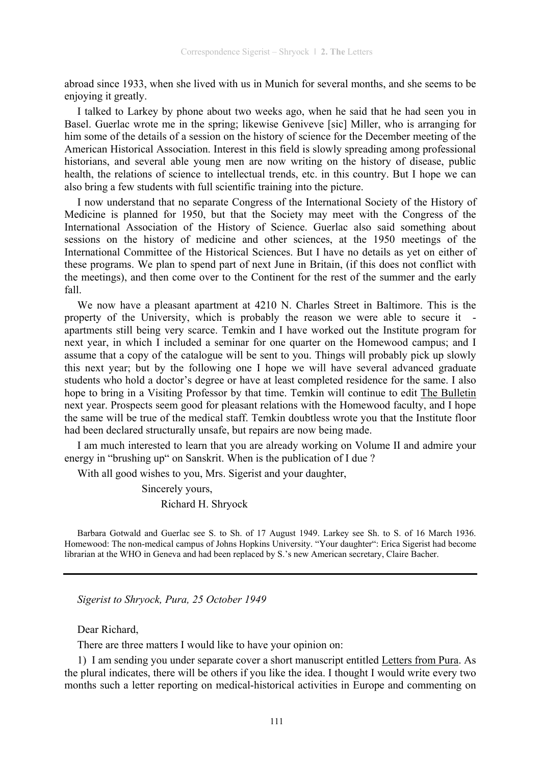abroad since 1933, when she lived with us in Munich for several months, and she seems to be enjoying it greatly.

I talked to Larkey by phone about two weeks ago, when he said that he had seen you in Basel. Guerlac wrote me in the spring; likewise Geniveve [sic] Miller, who is arranging for him some of the details of a session on the history of science for the December meeting of the American Historical Association. Interest in this field is slowly spreading among professional historians, and several able young men are now writing on the history of disease, public health, the relations of science to intellectual trends, etc. in this country. But I hope we can also bring a few students with full scientific training into the picture.

I now understand that no separate Congress of the International Society of the History of Medicine is planned for 1950, but that the Society may meet with the Congress of the International Association of the History of Science. Guerlac also said something about sessions on the history of medicine and other sciences, at the 1950 meetings of the International Committee of the Historical Sciences. But I have no details as yet on either of these programs. We plan to spend part of next June in Britain, (if this does not conflict with the meetings), and then come over to the Continent for the rest of the summer and the early fall.

We now have a pleasant apartment at 4210 N. Charles Street in Baltimore. This is the property of the University, which is probably the reason we were able to secure it - apartments still being very scarce. Temkin and I have worked out the Institute program for next year, in which I included a seminar for one quarter on the Homewood campus; and I assume that a copy of the catalogue will be sent to you. Things will probably pick up slowly this next year; but by the following one I hope we will have several advanced graduate students who hold a doctor's degree or have at least completed residence for the same. I also hope to bring in a Visiting Professor by that time. Temkin will continue to edit The Bulletin next year. Prospects seem good for pleasant relations with the Homewood faculty, and I hope the same will be true of the medical staff. Temkin doubtless wrote you that the Institute floor had been declared structurally unsafe, but repairs are now being made.

I am much interested to learn that you are already working on Volume II and admire your energy in "brushing up" on Sanskrit. When is the publication of I due ?

With all good wishes to you, Mrs. Sigerist and your daughter,

Sincerely yours,

Richard H. Shryock

Barbara Gotwald and Guerlac see S. to Sh. of 17 August 1949. Larkey see Sh. to S. of 16 March 1936. Homewood: The non-medical campus of Johns Hopkins University. "Your daughter": Erica Sigerist had become librarian at the WHO in Geneva and had been replaced by S.'s new American secretary, Claire Bacher.

---

*Sigerist to Shryock, Pura, 25 October 1949*

Dear Richard,

There are three matters I would like to have your opinion on:

1) I am sending you under separate cover a short manuscript entitled Letters from Pura. As the plural indicates, there will be others if you like the idea. I thought I would write every two months such a letter reporting on medical-historical activities in Europe and commenting on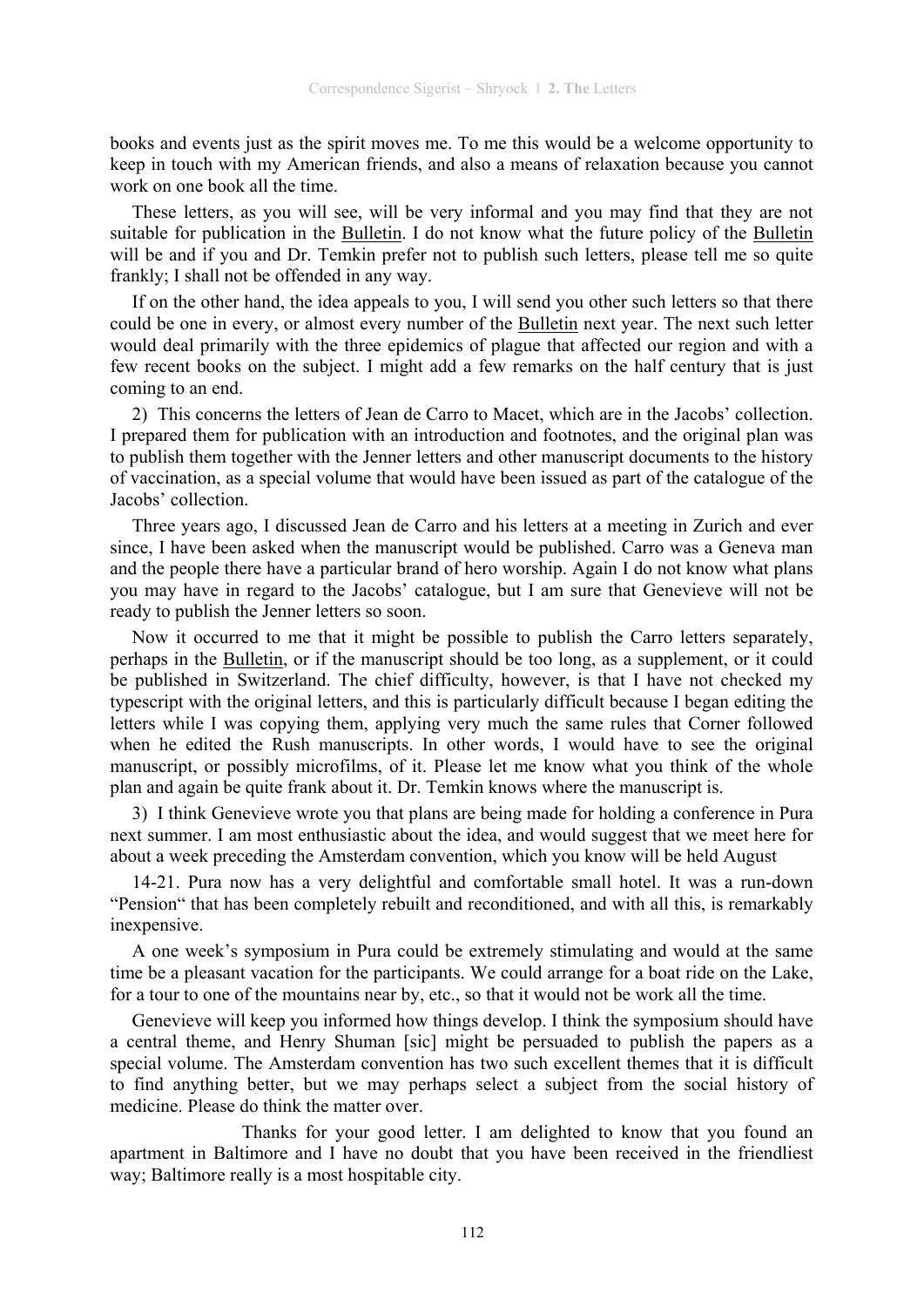books and events just as the spirit moves me. To me this would be a welcome opportunity to keep in touch with my American friends, and also a means of relaxation because you cannot work on one book all the time.

These letters, as you will see, will be very informal and you may find that they are not suitable for publication in the Bulletin. I do not know what the future policy of the Bulletin will be and if you and Dr. Temkin prefer not to publish such letters, please tell me so quite frankly; I shall not be offended in any way.

If on the other hand, the idea appeals to you, I will send you other such letters so that there could be one in every, or almost every number of the Bulletin next year. The next such letter would deal primarily with the three epidemics of plague that affected our region and with a few recent books on the subject. I might add a few remarks on the half century that is just coming to an end.

2) This concerns the letters of Jean de Carro to Macet, which are in the Jacobs' collection. I prepared them for publication with an introduction and footnotes, and the original plan was to publish them together with the Jenner letters and other manuscript documents to the history of vaccination, as a special volume that would have been issued as part of the catalogue of the Jacobs' collection.

Three years ago, I discussed Jean de Carro and his letters at a meeting in Zurich and ever since, I have been asked when the manuscript would be published. Carro was a Geneva man and the people there have a particular brand of hero worship. Again I do not know what plans you may have in regard to the Jacobs' catalogue, but I am sure that Genevieve will not be ready to publish the Jenner letters so soon.

Now it occurred to me that it might be possible to publish the Carro letters separately, perhaps in the Bulletin, or if the manuscript should be too long, as a supplement, or it could be published in Switzerland. The chief difficulty, however, is that I have not checked my typescript with the original letters, and this is particularly difficult because I began editing the letters while I was copying them, applying very much the same rules that Corner followed when he edited the Rush manuscripts. In other words, I would have to see the original manuscript, or possibly microfilms, of it. Please let me know what you think of the whole plan and again be quite frank about it. Dr. Temkin knows where the manuscript is.

3) I think Genevieve wrote you that plans are being made for holding a conference in Pura next summer. I am most enthusiastic about the idea, and would suggest that we meet here for about a week preceding the Amsterdam convention, which you know will be held August 14-21. Pura now has a very delightful and comfortable small hotel. It was a run-down "Pension" that has been completely rebuilt and reconditioned, and with all this, is remarkably inexpensive.

A one week's symposium in Pura could be extremely stimulating and would at the same time be a pleasant vacation for the participants. We could arrange for a boat ride on the Lake, for a tour to one of the mountains near by, etc., so that it would not be work all the time.

Genevieve will keep you informed how things develop. I think the symposium should have a central theme, and Henry Shuman [sic] might be persuaded to publish the papers as a special volume. The Amsterdam convention has two such excellent themes that it is difficult to find anything better, but we may perhaps select a subject from the social history of medicine. Please do think the matter over.

Thanks for your good letter. I am delighted to know that you found an apartment in Baltimore and I have no doubt that you have been received in the friendliest way; Baltimore really is a most hospitable city.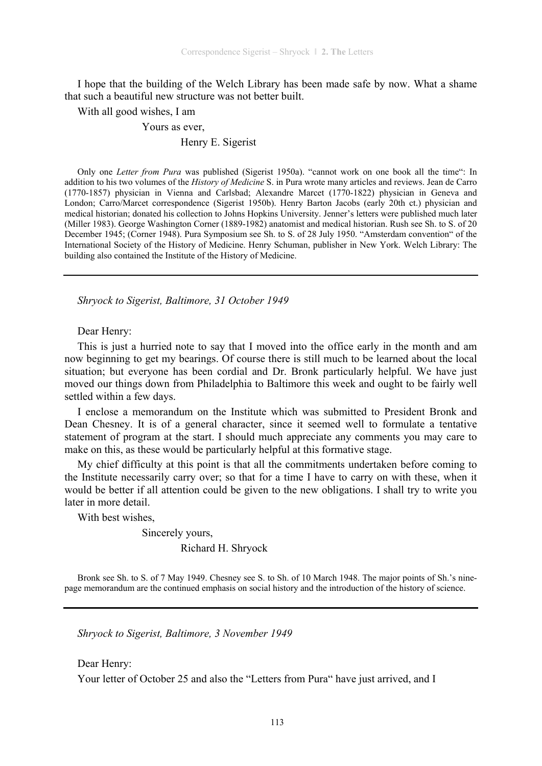I hope that the building of the Welch Library has been made safe by now. What a shame that such a beautiful new structure was not better built.

With all good wishes, I am

Yours as ever,

Henry E. Sigerist

Only one *Letter from Pura* was published (Sigerist 1950a). "cannot work on one book all the time": In addition to his two volumes of the *History of Medicine* S. in Pura wrote many articles and reviews. Jean de Carro (1770-1857) physician in Vienna and Carlsbad; Alexandre Marcet (1770-1822) physician in Geneva and London; Carro/Marcet correspondence (Sigerist 1950b). Henry Barton Jacobs (early 20th ct.) physician and medical historian; donated his collection to Johns Hopkins University. Jenner's letters were published much later (Miller 1983). George Washington Corner (1889-1982) anatomist and medical historian. Rush see Sh. to S. of 20 December 1945; (Corner 1948). Pura Symposium see Sh. to S. of 28 July 1950. "Amsterdam convention" of the International Society of the History of Medicine. Henry Schuman, publisher in New York. Welch Library: The building also contained the Institute of the History of Medicine.

---

*Shryock to Sigerist, Baltimore, 31 October 1949*

Dear Henry:

This is just a hurried note to say that I moved into the office early in the month and am now beginning to get my bearings. Of course there is still much to be learned about the local situation; but everyone has been cordial and Dr. Bronk particularly helpful. We have just moved our things down from Philadelphia to Baltimore this week and ought to be fairly well settled within a few days.

I enclose a memorandum on the Institute which was submitted to President Bronk and Dean Chesney. It is of a general character, since it seemed well to formulate a tentative statement of program at the start. I should much appreciate any comments you may care to make on this, as these would be particularly helpful at this formative stage.

My chief difficulty at this point is that all the commitments undertaken before coming to the Institute necessarily carry over; so that for a time I have to carry on with these, when it would be better if all attention could be given to the new obligations. I shall try to write you later in more detail.

With best wishes,

Sincerely yours,

Richard H. Shryock

Bronk see Sh. to S. of 7 May 1949. Chesney see S. to Sh. of 10 March 1948. The major points of Sh.'s nine-page memorandum are the continued emphasis on social history and the introduction of the history of science.

---

*Shryock to Sigerist, Baltimore, 3 November 1949*

Dear Henry:

Your letter of October 25 and also the "Letters from Pura" have just arrived, and I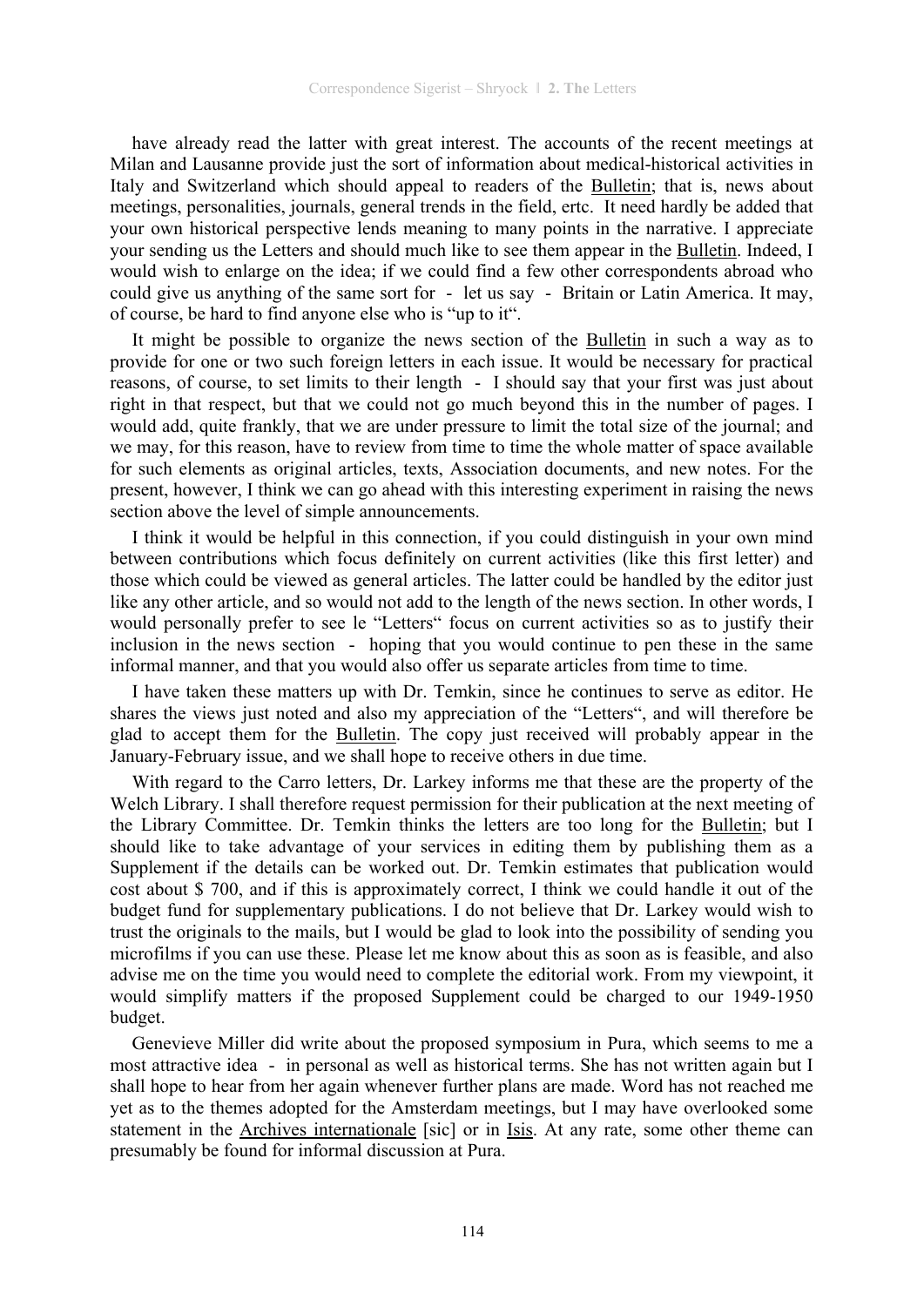have already read the latter with great interest. The accounts of the recent meetings at Milan and Lausanne provide just the sort of information about medical-historical activities in Italy and Switzerland which should appeal to readers of the Bulletin; that is, news about meetings, personalities, journals, general trends in the field, ertc. It need hardly be added that your own historical perspective lends meaning to many points in the narrative. I appreciate your sending us the Letters and should much like to see them appear in the Bulletin. Indeed, I would wish to enlarge on the idea; if we could find a few other correspondents abroad who could give us anything of the same sort for - let us say - Britain or Latin America. It may, of course, be hard to find anyone else who is "up to it".

It might be possible to organize the news section of the Bulletin in such a way as to provide for one or two such foreign letters in each issue. It would be necessary for practical reasons, of course, to set limits to their length - I should say that your first was just about right in that respect, but that we could not go much beyond this in the number of pages. I would add, quite frankly, that we are under pressure to limit the total size of the journal; and we may, for this reason, have to review from time to time the whole matter of space available for such elements as original articles, texts, Association documents, and new notes. For the present, however, I think we can go ahead with this interesting experiment in raising the news section above the level of simple announcements.

I think it would be helpful in this connection, if you could distinguish in your own mind between contributions which focus definitely on current activities (like this first letter) and those which could be viewed as general articles. The latter could be handled by the editor just like any other article, and so would not add to the length of the news section. In other words, I would personally prefer to see le "Letters" focus on current activities so as to justify their inclusion in the news section - hoping that you would continue to pen these in the same informal manner, and that you would also offer us separate articles from time to time.

I have taken these matters up with Dr. Temkin, since he continues to serve as editor. He shares the views just noted and also my appreciation of the "Letters", and will therefore be glad to accept them for the Bulletin. The copy just received will probably appear in the January-February issue, and we shall hope to receive others in due time.

With regard to the Carro letters, Dr. Larkey informs me that these are the property of the Welch Library. I shall therefore request permission for their publication at the next meeting of the Library Committee. Dr. Temkin thinks the letters are too long for the Bulletin; but I should like to take advantage of your services in editing them by publishing them as a Supplement if the details can be worked out. Dr. Temkin estimates that publication would cost about $ 700, and if this is approximately correct, I think we could handle it out of the budget fund for supplementary publications. I do not believe that Dr. Larkey would wish to trust the originals to the mails, but I would be glad to look into the possibility of sending you microfilms if you can use these. Please let me know about this as soon as is feasible, and also advise me on the time you would need to complete the editorial work. From my viewpoint, it would simplify matters if the proposed Supplement could be charged to our 1949-1950 budget.

Genevieve Miller did write about the proposed symposium in Pura, which seems to me a most attractive idea - in personal as well as historical terms. She has not written again but I shall hope to hear from her again whenever further plans are made. Word has not reached me yet as to the themes adopted for the Amsterdam meetings, but I may have overlooked some statement in the Archives internationale [sic] or in Isis. At any rate, some other theme can presumably be found for informal discussion at Pura.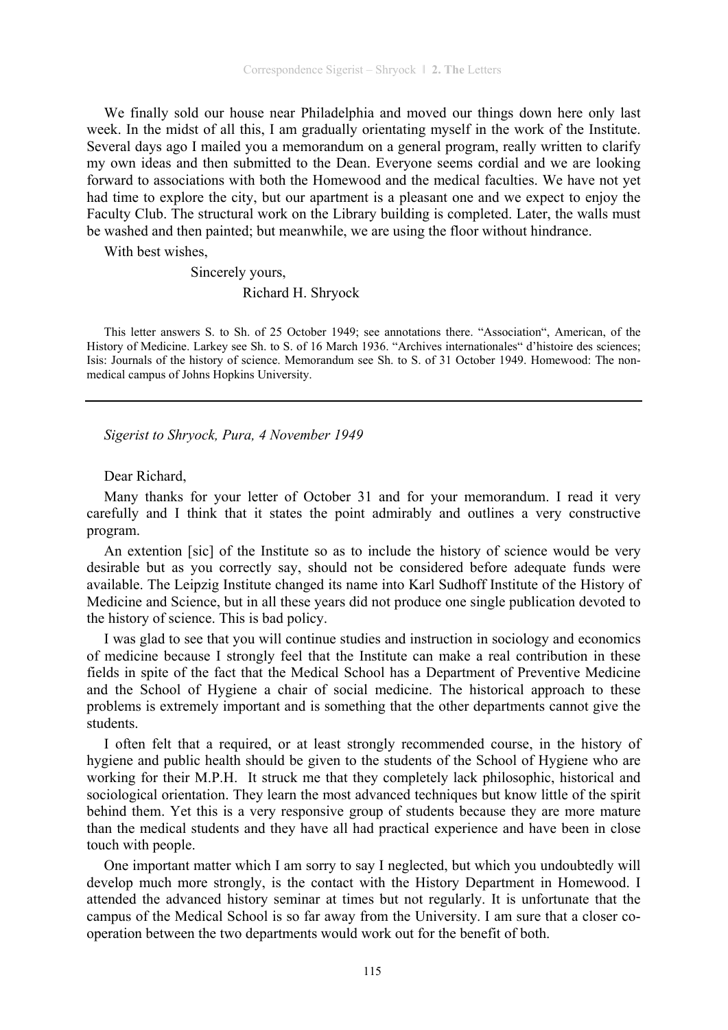We finally sold our house near Philadelphia and moved our things down here only last week. In the midst of all this, I am gradually orientating myself in the work of the Institute. Several days ago I mailed you a memorandum on a general program, really written to clarify my own ideas and then submitted to the Dean. Everyone seems cordial and we are looking forward to associations with both the Homewood and the medical faculties. We have not yet had time to explore the city, but our apartment is a pleasant one and we expect to enjoy the Faculty Club. The structural work on the Library building is completed. Later, the walls must be washed and then painted; but meanwhile, we are using the floor without hindrance.

With best wishes,

Sincerely yours,

Richard H. Shryock

This letter answers S. to Sh. of 25 October 1949; see annotations there. "Association", American, of the History of Medicine. Larkey see Sh. to S. of 16 March 1936. "Archives internationales" d'histoire des sciences; Isis: Journals of the history of science. Memorandum see Sh. to S. of 31 October 1949. Homewood: The non-medical campus of Johns Hopkins University.

---

*Sigerist to Shryock, Pura, 4 November 1949*

Dear Richard,

Many thanks for your letter of October 31 and for your memorandum. I read it very carefully and I think that it states the point admirably and outlines a very constructive program.

An extention [sic] of the Institute so as to include the history of science would be very desirable but as you correctly say, should not be considered before adequate funds were available. The Leipzig Institute changed its name into Karl Sudhoff Institute of the History of Medicine and Science, but in all these years did not produce one single publication devoted to the history of science. This is bad policy.

I was glad to see that you will continue studies and instruction in sociology and economics of medicine because I strongly feel that the Institute can make a real contribution in these fields in spite of the fact that the Medical School has a Department of Preventive Medicine and the School of Hygiene a chair of social medicine. The historical approach to these problems is extremely important and is something that the other departments cannot give the students.

I often felt that a required, or at least strongly recommended course, in the history of hygiene and public health should be given to the students of the School of Hygiene who are working for their M.P.H. It struck me that they completely lack philosophic, historical and sociological orientation. They learn the most advanced techniques but know little of the spirit behind them. Yet this is a very responsive group of students because they are more mature than the medical students and they have all had practical experience and have been in close touch with people.

One important matter which I am sorry to say I neglected, but which you undoubtedly will develop much more strongly, is the contact with the History Department in Homewood. I attended the advanced history seminar at times but not regularly. It is unfortunate that the campus of the Medical School is so far away from the University. I am sure that a closer co-operation between the two departments would work out for the benefit of both.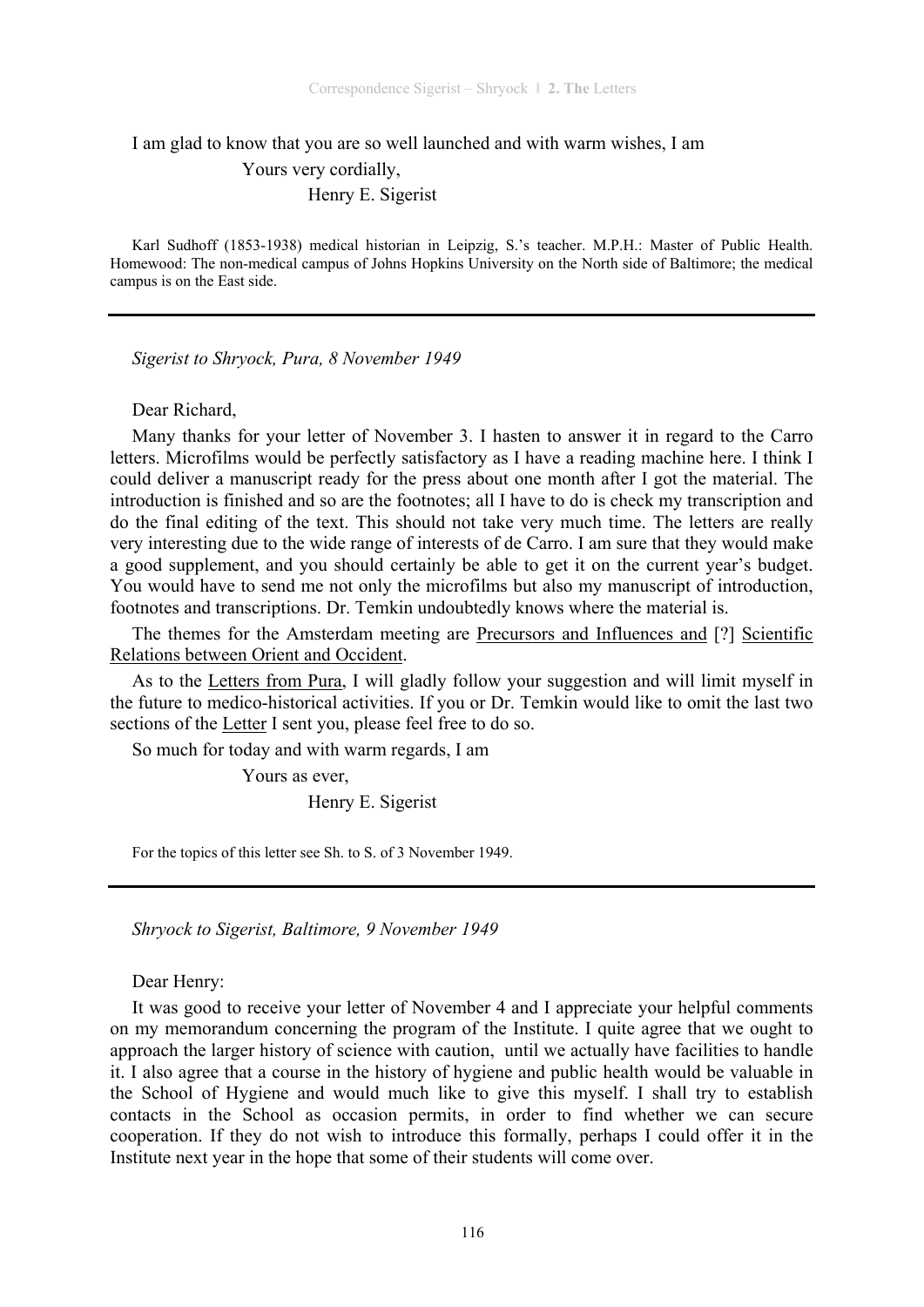I am glad to know that you are so well launched and with warm wishes, I am

Yours very cordially,

Henry E. Sigerist

Karl Sudhoff (1853-1938) medical historian in Leipzig, S.'s teacher. M.P.H.: Master of Public Health. Homewood: The non-medical campus of Johns Hopkins University on the North side of Baltimore; the medical campus is on the East side.

---

*Sigerist to Shryock, Pura, 8 November 1949*

Dear Richard,

Many thanks for your letter of November 3. I hasten to answer it in regard to the Carro letters. Microfilms would be perfectly satisfactory as I have a reading machine here. I think I could deliver a manuscript ready for the press about one month after I got the material. The introduction is finished and so are the footnotes; all I have to do is check my transcription and do the final editing of the text. This should not take very much time. The letters are really very interesting due to the wide range of interests of de Carro. I am sure that they would make a good supplement, and you should certainly be able to get it on the current year's budget. You would have to send me not only the microfilms but also my manuscript of introduction, footnotes and transcriptions. Dr. Temkin undoubtedly knows where the material is.

The themes for the Amsterdam meeting are Precursors and Influences and [?] Scientific Relations between Orient and Occident.

As to the Letters from Pura, I will gladly follow your suggestion and will limit myself in the future to medico-historical activities. If you or Dr. Temkin would like to omit the last two sections of the Letter I sent you, please feel free to do so.

So much for today and with warm regards, I am

Yours as ever,

Henry E. Sigerist

For the topics of this letter see Sh. to S. of 3 November 1949.

---

*Shryock to Sigerist, Baltimore, 9 November 1949*

Dear Henry:

It was good to receive your letter of November 4 and I appreciate your helpful comments on my memorandum concerning the program of the Institute. I quite agree that we ought to approach the larger history of science with caution, until we actually have facilities to handle it. I also agree that a course in the history of hygiene and public health would be valuable in the School of Hygiene and would much like to give this myself. I shall try to establish contacts in the School as occasion permits, in order to find whether we can secure cooperation. If they do not wish to introduce this formally, perhaps I could offer it in the Institute next year in the hope that some of their students will come over.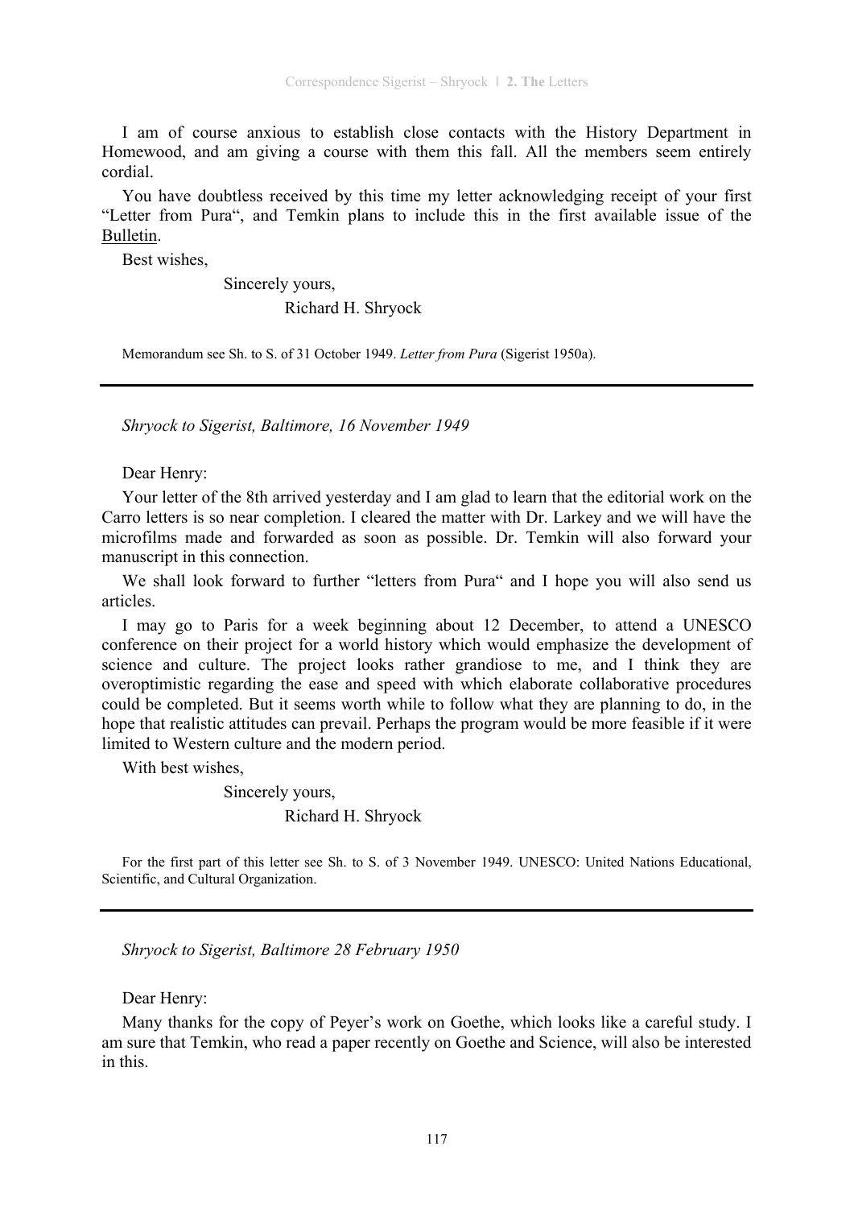I am of course anxious to establish close contacts with the History Department in Homewood, and am giving a course with them this fall. All the members seem entirely cordial.

You have doubtless received by this time my letter acknowledging receipt of your first "Letter from Pura", and Temkin plans to include this in the first available issue of the Bulletin.

Best wishes,

Sincerely yours,

Richard H. Shryock

Memorandum see Sh. to S. of 31 October 1949. *Letter from Pura* (Sigerist 1950a).

---

*Shryock to Sigerist, Baltimore, 16 November 1949*

Dear Henry:

Your letter of the 8th arrived yesterday and I am glad to learn that the editorial work on the Carro letters is so near completion. I cleared the matter with Dr. Larkey and we will have the microfilms made and forwarded as soon as possible. Dr. Temkin will also forward your manuscript in this connection.

We shall look forward to further "letters from Pura" and I hope you will also send us articles.

I may go to Paris for a week beginning about 12 December, to attend a UNESCO conference on their project for a world history which would emphasize the development of science and culture. The project looks rather grandiose to me, and I think they are overoptimistic regarding the ease and speed with which elaborate collaborative procedures could be completed. But it seems worth while to follow what they are planning to do, in the hope that realistic attitudes can prevail. Perhaps the program would be more feasible if it were limited to Western culture and the modern period.

With best wishes,

Sincerely yours,

Richard H. Shryock

For the first part of this letter see Sh. to S. of 3 November 1949. UNESCO: United Nations Educational, Scientific, and Cultural Organization.

---

*Shryock to Sigerist, Baltimore 28 February 1950*

Dear Henry:

Many thanks for the copy of Peyer's work on Goethe, which looks like a careful study. I am sure that Temkin, who read a paper recently on Goethe and Science, will also be interested in this.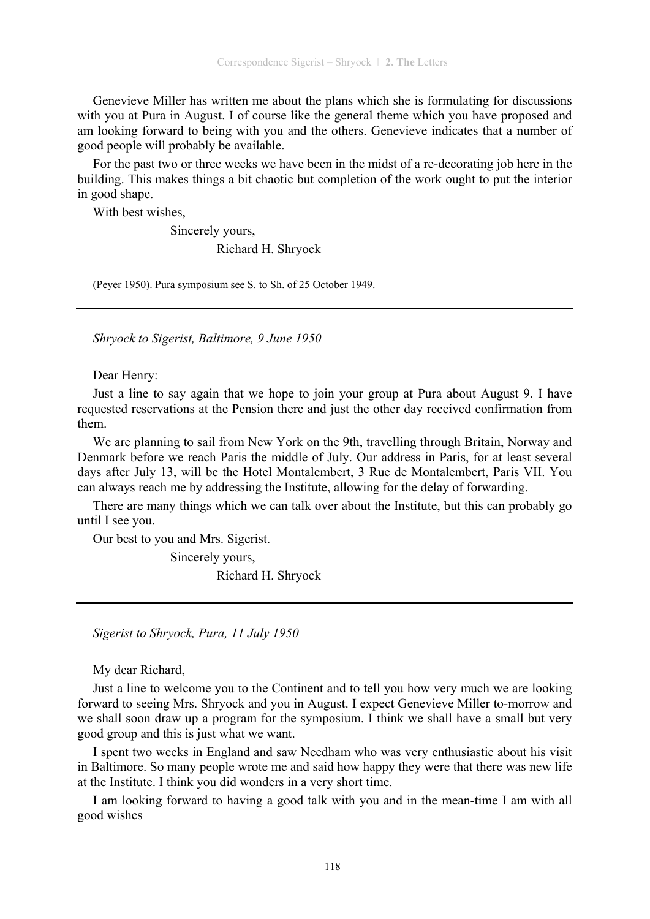Genevieve Miller has written me about the plans which she is formulating for discussions with you at Pura in August. I of course like the general theme which you have proposed and am looking forward to being with you and the others. Genevieve indicates that a number of good people will probably be available.

For the past two or three weeks we have been in the midst of a re-decorating job here in the building. This makes things a bit chaotic but completion of the work ought to put the interior in good shape.

With best wishes,

Sincerely yours,

Richard H. Shryock

(Peyer 1950). Pura symposium see S. to Sh. of 25 October 1949.

---

*Shryock to Sigerist, Baltimore, 9 June 1950*

Dear Henry:

Just a line to say again that we hope to join your group at Pura about August 9. I have requested reservations at the Pension there and just the other day received confirmation from them.

We are planning to sail from New York on the 9th, travelling through Britain, Norway and Denmark before we reach Paris the middle of July. Our address in Paris, for at least several days after July 13, will be the Hotel Montalembert, 3 Rue de Montalembert, Paris VII. You can always reach me by addressing the Institute, allowing for the delay of forwarding.

There are many things which we can talk over about the Institute, but this can probably go until I see you.

Our best to you and Mrs. Sigerist.

Sincerely yours,

Richard H. Shryock

---

*Sigerist to Shryock, Pura, 11 July 1950*

My dear Richard,

Just a line to welcome you to the Continent and to tell you how very much we are looking forward to seeing Mrs. Shryock and you in August. I expect Genevieve Miller to-morrow and we shall soon draw up a program for the symposium. I think we shall have a small but very good group and this is just what we want.

I spent two weeks in England and saw Needham who was very enthusiastic about his visit in Baltimore. So many people wrote me and said how happy they were that there was new life at the Institute. I think you did wonders in a very short time.

I am looking forward to having a good talk with you and in the mean-time I am with all good wishes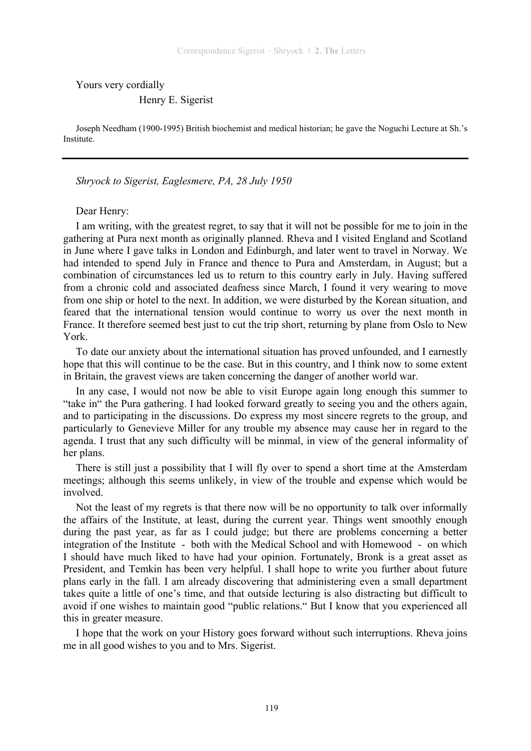Yours very cordially

Henry E. Sigerist

Joseph Needham (1900-1995) British biochemist and medical historian; he gave the Noguchi Lecture at Sh.'s Institute.

---

*Shryock to Sigerist, Eaglesmere, PA, 28 July 1950*

Dear Henry:

I am writing, with the greatest regret, to say that it will not be possible for me to join in the gathering at Pura next month as originally planned. Rheva and I visited England and Scotland in June where I gave talks in London and Edinburgh, and later went to travel in Norway. We had intended to spend July in France and thence to Pura and Amsterdam, in August; but a combination of circumstances led us to return to this country early in July. Having suffered from a chronic cold and associated deafness since March, I found it very wearing to move from one ship or hotel to the next. In addition, we were disturbed by the Korean situation, and feared that the international tension would continue to worry us over the next month in France. It therefore seemed best just to cut the trip short, returning by plane from Oslo to New York.

To date our anxiety about the international situation has proved unfounded, and I earnestly hope that this will continue to be the case. But in this country, and I think now to some extent in Britain, the gravest views are taken concerning the danger of another world war.

In any case, I would not now be able to visit Europe again long enough this summer to "take in" the Pura gathering. I had looked forward greatly to seeing you and the others again, and to participating in the discussions. Do express my most sincere regrets to the group, and particularly to Genevieve Miller for any trouble my absence may cause her in regard to the agenda. I trust that any such difficulty will be minmal, in view of the general informality of her plans.

There is still just a possibility that I will fly over to spend a short time at the Amsterdam meetings; although this seems unlikely, in view of the trouble and expense which would be involved.

Not the least of my regrets is that there now will be no opportunity to talk over informally the affairs of the Institute, at least, during the current year. Things went smoothly enough during the past year, as far as I could judge; but there are problems concerning a better integration of the Institute - both with the Medical School and with Homewood - on which I should have much liked to have had your opinion. Fortunately, Bronk is a great asset as President, and Temkin has been very helpful. I shall hope to write you further about future plans early in the fall. I am already discovering that administering even a small department takes quite a little of one's time, and that outside lecturing is also distracting but difficult to avoid if one wishes to maintain good "public relations." But I know that you experienced all this in greater measure.

I hope that the work on your History goes forward without such interruptions. Rheva joins me in all good wishes to you and to Mrs. Sigerist.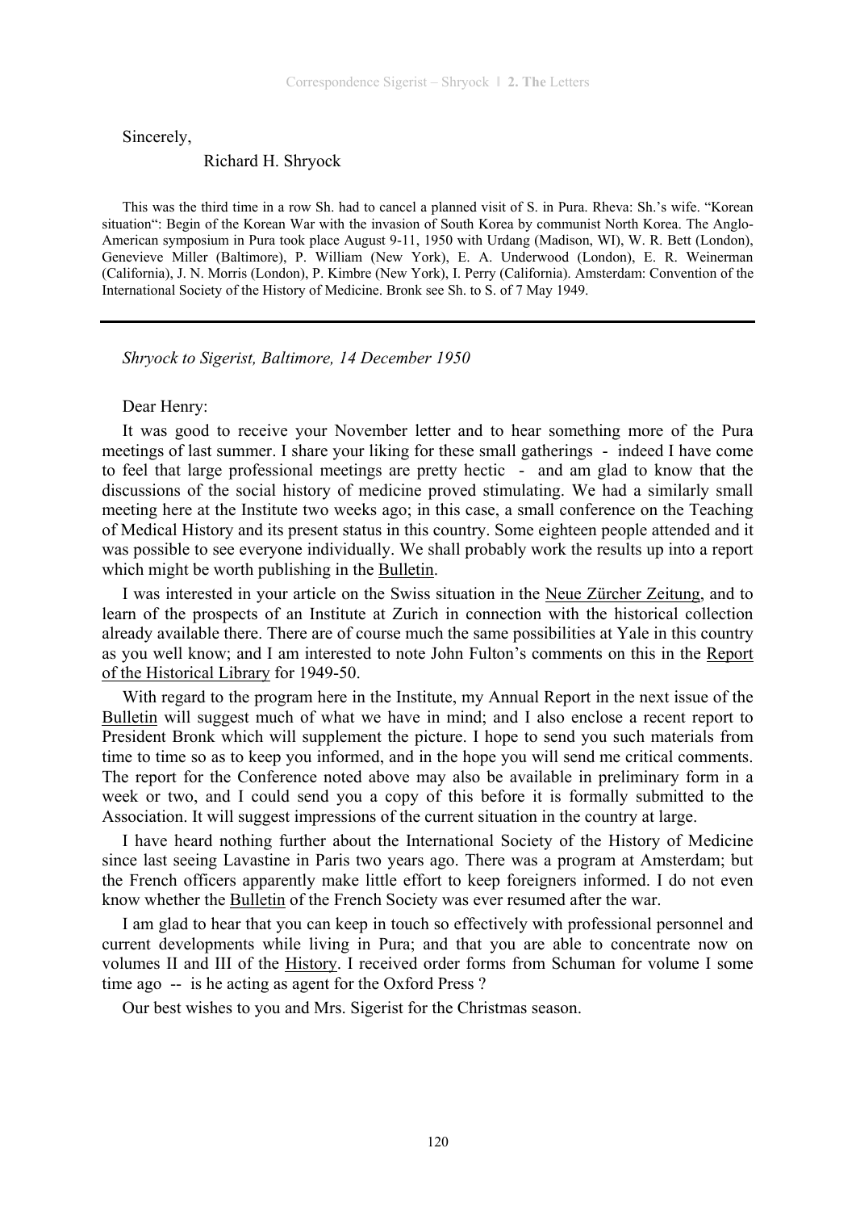Sincerely,

Richard H. Shryock

This was the third time in a row Sh. had to cancel a planned visit of S. in Pura. Rheva: Sh.'s wife. "Korean situation": Begin of the Korean War with the invasion of South Korea by communist North Korea. The Anglo-American symposium in Pura took place August 9-11, 1950 with Urdang (Madison, WI), W. R. Bett (London), Genevieve Miller (Baltimore), P. William (New York), E. A. Underwood (London), E. R. Weinerman (California), J. N. Morris (London), P. Kimbre (New York), I. Perry (California). Amsterdam: Convention of the International Society of the History of Medicine. Bronk see Sh. to S. of 7 May 1949.

---

*Shryock to Sigerist, Baltimore, 14 December 1950*

Dear Henry:

It was good to receive your November letter and to hear something more of the Pura meetings of last summer. I share your liking for these small gatherings - indeed I have come to feel that large professional meetings are pretty hectic - and am glad to know that the discussions of the social history of medicine proved stimulating. We had a similarly small meeting here at the Institute two weeks ago; in this case, a small conference on the Teaching of Medical History and its present status in this country. Some eighteen people attended and it was possible to see everyone individually. We shall probably work the results up into a report which might be worth publishing in the Bulletin.

I was interested in your article on the Swiss situation in the Neue Zürcher Zeitung, and to learn of the prospects of an Institute at Zurich in connection with the historical collection already available there. There are of course much the same possibilities at Yale in this country as you well know; and I am interested to note John Fulton's comments on this in the Report of the Historical Library for 1949-50.

With regard to the program here in the Institute, my Annual Report in the next issue of the Bulletin will suggest much of what we have in mind; and I also enclose a recent report to President Bronk which will supplement the picture. I hope to send you such materials from time to time so as to keep you informed, and in the hope you will send me critical comments. The report for the Conference noted above may also be available in preliminary form in a week or two, and I could send you a copy of this before it is formally submitted to the Association. It will suggest impressions of the current situation in the country at large.

I have heard nothing further about the International Society of the History of Medicine since last seeing Lavastine in Paris two years ago. There was a program at Amsterdam; but the French officers apparently make little effort to keep foreigners informed. I do not even know whether the Bulletin of the French Society was ever resumed after the war.

I am glad to hear that you can keep in touch so effectively with professional personnel and current developments while living in Pura; and that you are able to concentrate now on volumes II and III of the History. I received order forms from Schuman for volume I some time ago -- is he acting as agent for the Oxford Press ?

Our best wishes to you and Mrs. Sigerist for the Christmas season.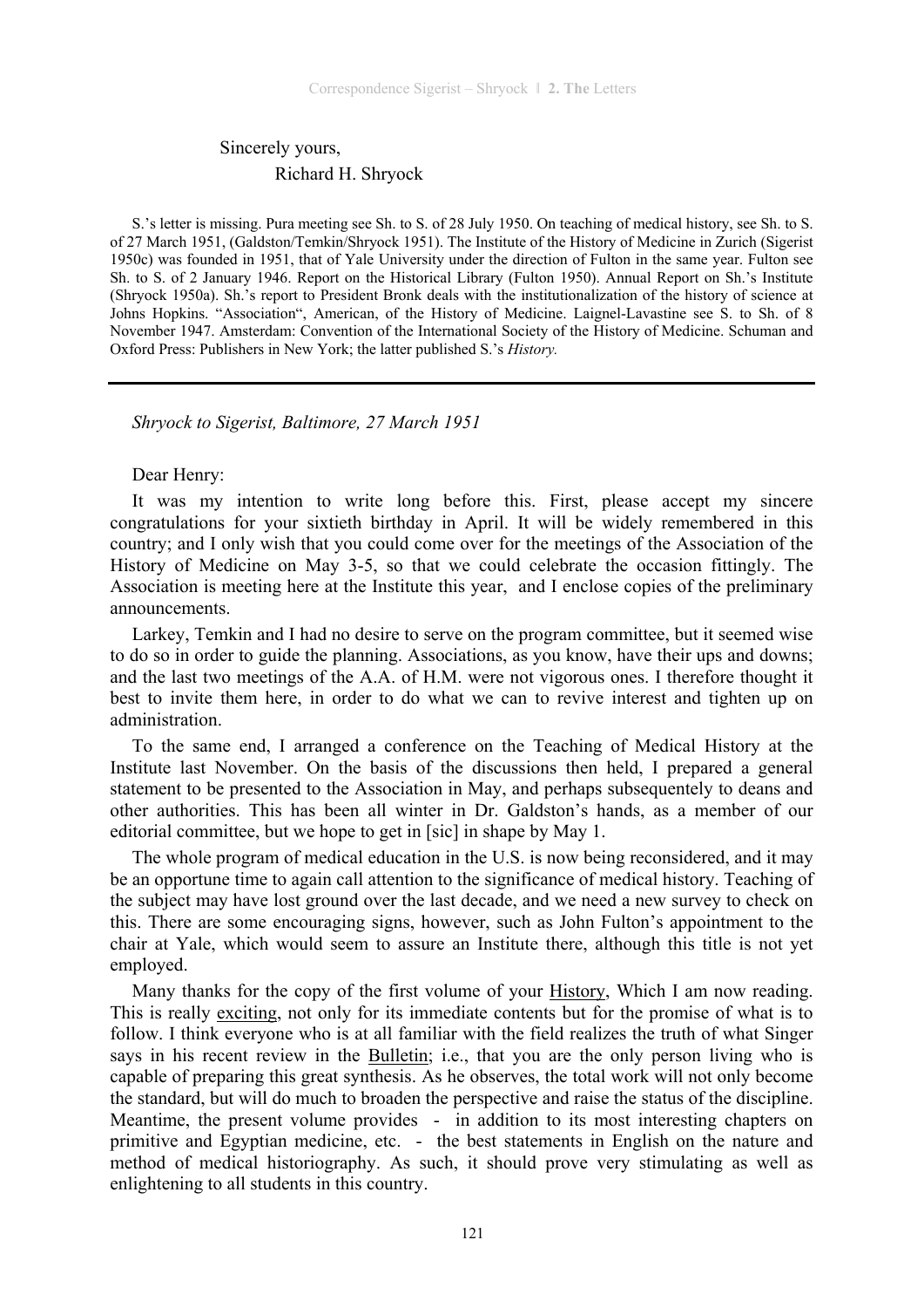Sincerely yours,

Richard H. Shryock

S.'s letter is missing. Pura meeting see Sh. to S. of 28 July 1950. On teaching of medical history, see Sh. to S. of 27 March 1951, (Galdston/Temkin/Shryock 1951). The Institute of the History of Medicine in Zurich (Sigerist 1950c) was founded in 1951, that of Yale University under the direction of Fulton in the same year. Fulton see Sh. to S. of 2 January 1946. Report on the Historical Library (Fulton 1950). Annual Report on Sh.'s Institute (Shryock 1950a). Sh.'s report to President Bronk deals with the institutionalization of the history of science at Johns Hopkins. "Association", American, of the History of Medicine. Laignel-Lavastine see S. to Sh. of 8 November 1947. Amsterdam: Convention of the International Society of the History of Medicine. Schuman and Oxford Press: Publishers in New York; the latter published S.'s *History.*

---

*Shryock to Sigerist, Baltimore, 27 March 1951*

Dear Henry:

It was my intention to write long before this. First, please accept my sincere congratulations for your sixtieth birthday in April. It will be widely remembered in this country; and I only wish that you could come over for the meetings of the Association of the History of Medicine on May 3-5, so that we could celebrate the occasion fittingly. The Association is meeting here at the Institute this year, and I enclose copies of the preliminary announcements.

Larkey, Temkin and I had no desire to serve on the program committee, but it seemed wise to do so in order to guide the planning. Associations, as you know, have their ups and downs; and the last two meetings of the A.A. of H.M. were not vigorous ones. I therefore thought it best to invite them here, in order to do what we can to revive interest and tighten up on administration.

To the same end, I arranged a conference on the Teaching of Medical History at the Institute last November. On the basis of the discussions then held, I prepared a general statement to be presented to the Association in May, and perhaps subsequentely to deans and other authorities. This has been all winter in Dr. Galdston's hands, as a member of our editorial committee, but we hope to get in [sic] in shape by May 1.

The whole program of medical education in the U.S. is now being reconsidered, and it may be an opportune time to again call attention to the significance of medical history. Teaching of the subject may have lost ground over the last decade, and we need a new survey to check on this. There are some encouraging signs, however, such as John Fulton's appointment to the chair at Yale, which would seem to assure an Institute there, although this title is not yet employed.

Many thanks for the copy of the first volume of your History, Which I am now reading. This is really exciting, not only for its immediate contents but for the promise of what is to follow. I think everyone who is at all familiar with the field realizes the truth of what Singer says in his recent review in the Bulletin; i.e., that you are the only person living who is capable of preparing this great synthesis. As he observes, the total work will not only become the standard, but will do much to broaden the perspective and raise the status of the discipline. Meantime, the present volume provides - in addition to its most interesting chapters on primitive and Egyptian medicine, etc. - the best statements in English on the nature and method of medical historiography. As such, it should prove very stimulating as well as enlightening to all students in this country.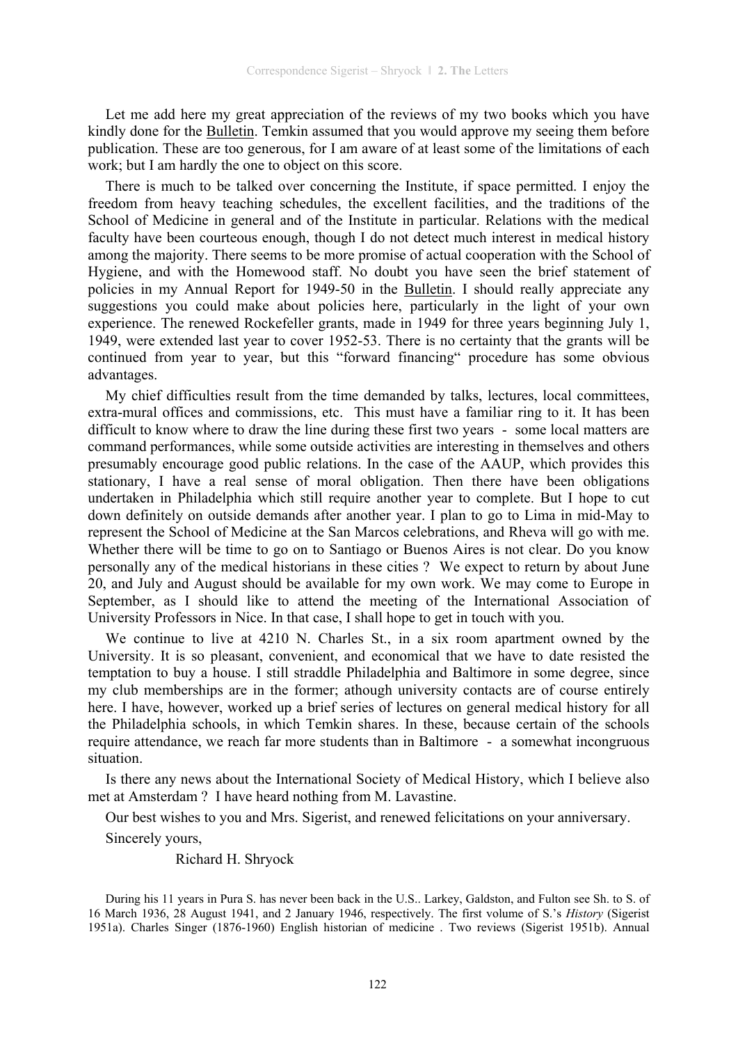Let me add here my great appreciation of the reviews of my two books which you have kindly done for the Bulletin. Temkin assumed that you would approve my seeing them before publication. These are too generous, for I am aware of at least some of the limitations of each work; but I am hardly the one to object on this score.

There is much to be talked over concerning the Institute, if space permitted. I enjoy the freedom from heavy teaching schedules, the excellent facilities, and the traditions of the School of Medicine in general and of the Institute in particular. Relations with the medical faculty have been courteous enough, though I do not detect much interest in medical history among the majority. There seems to be more promise of actual cooperation with the School of Hygiene, and with the Homewood staff. No doubt you have seen the brief statement of policies in my Annual Report for 1949-50 in the Bulletin. I should really appreciate any suggestions you could make about policies here, particularly in the light of your own experience. The renewed Rockefeller grants, made in 1949 for three years beginning July 1, 1949, were extended last year to cover 1952-53. There is no certainty that the grants will be continued from year to year, but this "forward financing" procedure has some obvious advantages.

My chief difficulties result from the time demanded by talks, lectures, local committees, extra-mural offices and commissions, etc. This must have a familiar ring to it. It has been difficult to know where to draw the line during these first two years - some local matters are command performances, while some outside activities are interesting in themselves and others presumably encourage good public relations. In the case of the AAUP, which provides this stationary, I have a real sense of moral obligation. Then there have been obligations undertaken in Philadelphia which still require another year to complete. But I hope to cut down definitely on outside demands after another year. I plan to go to Lima in mid-May to represent the School of Medicine at the San Marcos celebrations, and Rheva will go with me. Whether there will be time to go on to Santiago or Buenos Aires is not clear. Do you know personally any of the medical historians in these cities ? We expect to return by about June 20, and July and August should be available for my own work. We may come to Europe in September, as I should like to attend the meeting of the International Association of University Professors in Nice. In that case, I shall hope to get in touch with you.

We continue to live at 4210 N. Charles St., in a six room apartment owned by the University. It is so pleasant, convenient, and economical that we have to date resisted the temptation to buy a house. I still straddle Philadelphia and Baltimore in some degree, since my club memberships are in the former; athough university contacts are of course entirely here. I have, however, worked up a brief series of lectures on general medical history for all the Philadelphia schools, in which Temkin shares. In these, because certain of the schools require attendance, we reach far more students than in Baltimore - a somewhat incongruous situation.

Is there any news about the International Society of Medical History, which I believe also met at Amsterdam ? I have heard nothing from M. Lavastine.

Our best wishes to you and Mrs. Sigerist, and renewed felicitations on your anniversary.

Sincerely yours,

Richard H. Shryock

During his 11 years in Pura S. has never been back in the U.S.. Larkey, Galdston, and Fulton see Sh. to S. of 16 March 1936, 28 August 1941, and 2 January 1946, respectively. The first volume of S.'s *History* (Sigerist 1951a). Charles Singer (1876-1960) English historian of medicine . Two reviews (Sigerist 1951b). Annual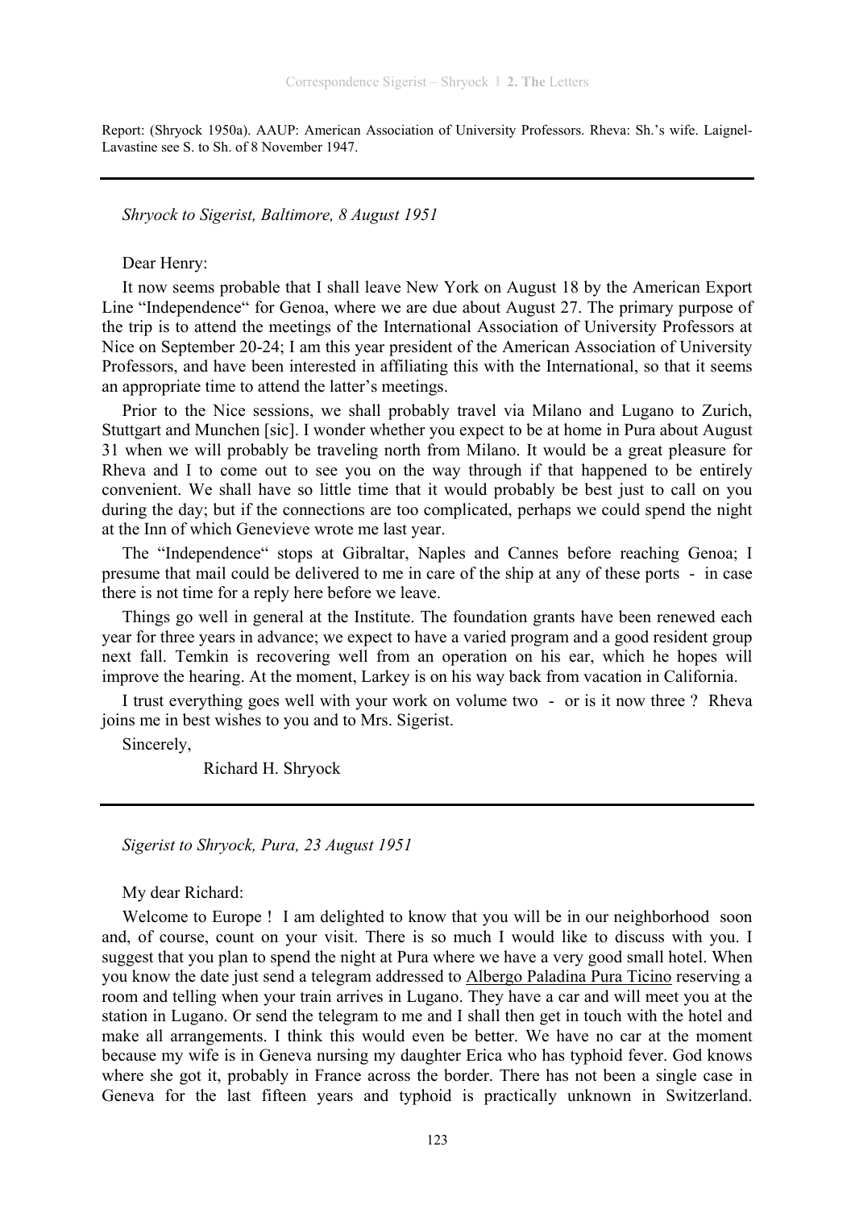Report: (Shryock 1950a). AAUP: American Association of University Professors. Rheva: Sh.'s wife. Laignel-Lavastine see S. to Sh. of 8 November 1947.

---

*Shryock to Sigerist, Baltimore, 8 August 1951*

Dear Henry:

It now seems probable that I shall leave New York on August 18 by the American Export Line "Independence" for Genoa, where we are due about August 27. The primary purpose of the trip is to attend the meetings of the International Association of University Professors at Nice on September 20-24; I am this year president of the American Association of University Professors, and have been interested in affiliating this with the International, so that it seems an appropriate time to attend the latter's meetings.

Prior to the Nice sessions, we shall probably travel via Milano and Lugano to Zurich, Stuttgart and Munchen [sic]. I wonder whether you expect to be at home in Pura about August 31 when we will probably be traveling north from Milano. It would be a great pleasure for Rheva and I to come out to see you on the way through if that happened to be entirely convenient. We shall have so little time that it would probably be best just to call on you during the day; but if the connections are too complicated, perhaps we could spend the night at the Inn of which Genevieve wrote me last year.

The "Independence" stops at Gibraltar, Naples and Cannes before reaching Genoa; I presume that mail could be delivered to me in care of the ship at any of these ports - in case there is not time for a reply here before we leave.

Things go well in general at the Institute. The foundation grants have been renewed each year for three years in advance; we expect to have a varied program and a good resident group next fall. Temkin is recovering well from an operation on his ear, which he hopes will improve the hearing. At the moment, Larkey is on his way back from vacation in California.

I trust everything goes well with your work on volume two - or is it now three ? Rheva joins me in best wishes to you and to Mrs. Sigerist.

Sincerely,

Richard H. Shryock

---

*Sigerist to Shryock, Pura, 23 August 1951*

My dear Richard:

Welcome to Europe ! I am delighted to know that you will be in our neighborhood soon and, of course, count on your visit. There is so much I would like to discuss with you. I suggest that you plan to spend the night at Pura where we have a very good small hotel. When you know the date just send a telegram addressed to Albergo Paladina Pura Ticino reserving a room and telling when your train arrives in Lugano. They have a car and will meet you at the station in Lugano. Or send the telegram to me and I shall then get in touch with the hotel and make all arrangements. I think this would even be better. We have no car at the moment because my wife is in Geneva nursing my daughter Erica who has typhoid fever. God knows where she got it, probably in France across the border. There has not been a single case in Geneva for the last fifteen years and typhoid is practically unknown in Switzerland.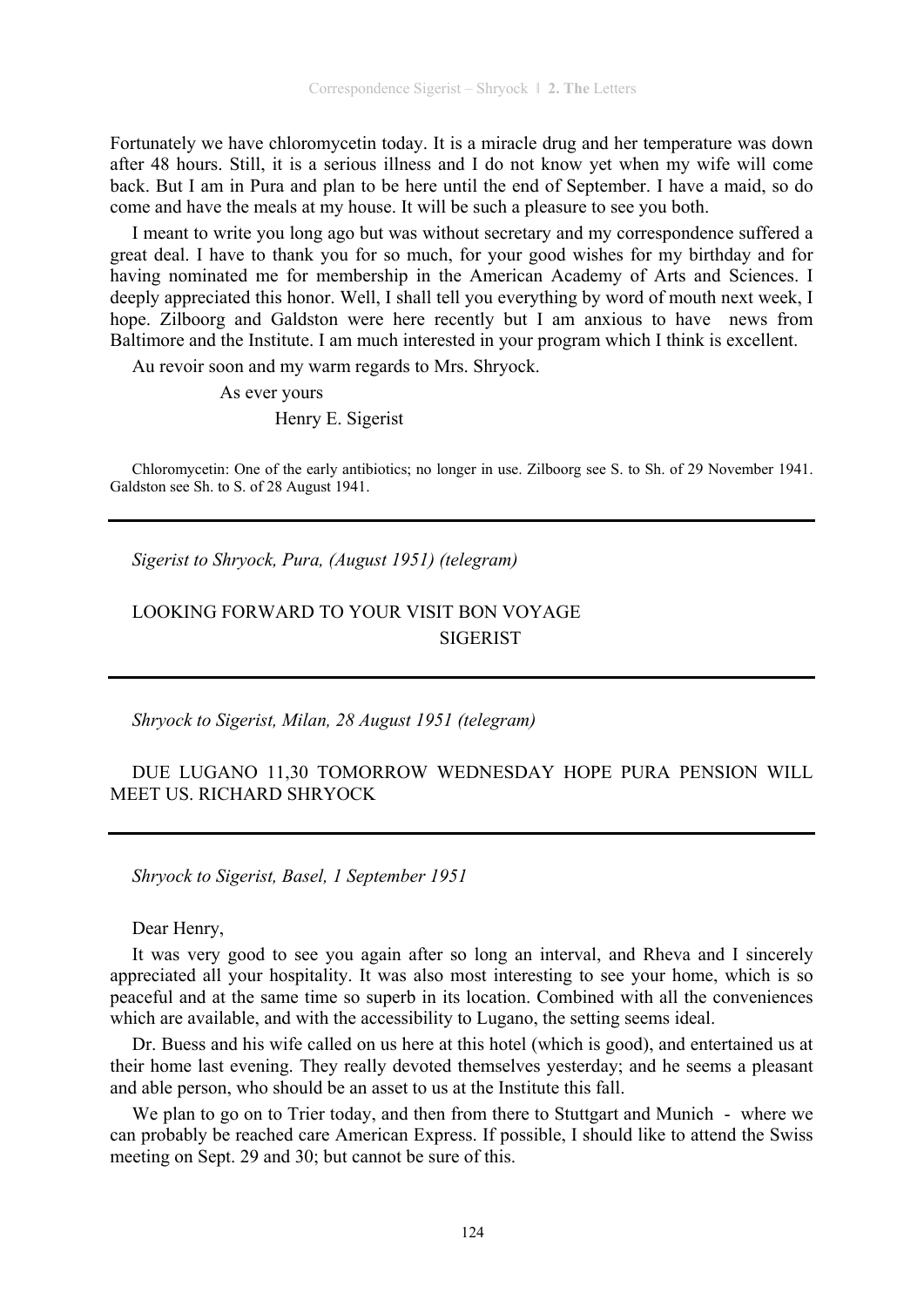Fortunately we have chloromycetin today. It is a miracle drug and her temperature was down after 48 hours. Still, it is a serious illness and I do not know yet when my wife will come back. But I am in Pura and plan to be here until the end of September. I have a maid, so do come and have the meals at my house. It will be such a pleasure to see you both.

I meant to write you long ago but was without secretary and my correspondence suffered a great deal. I have to thank you for so much, for your good wishes for my birthday and for having nominated me for membership in the American Academy of Arts and Sciences. I deeply appreciated this honor. Well, I shall tell you everything by word of mouth next week, I hope. Zilboorg and Galdston were here recently but I am anxious to have news from Baltimore and the Institute. I am much interested in your program which I think is excellent.

Au revoir soon and my warm regards to Mrs. Shryock.

As ever yours

Henry E. Sigerist

Chloromycetin: One of the early antibiotics; no longer in use. Zilboorg see S. to Sh. of 29 November 1941. Galdston see Sh. to S. of 28 August 1941.

---

*Sigerist to Shryock, Pura, (August 1951) (telegram)*

LOOKING FORWARD TO YOUR VISIT BON VOYAGE
SIGERIST

---

*Shryock to Sigerist, Milan, 28 August 1951 (telegram)*

DUE LUGANO 11,30 TOMORROW WEDNESDAY HOPE PURA PENSION WILL MEET US. RICHARD SHRYOCK

---

*Shryock to Sigerist, Basel, 1 September 1951*

Dear Henry,

It was very good to see you again after so long an interval, and Rheva and I sincerely appreciated all your hospitality. It was also most interesting to see your home, which is so peaceful and at the same time so superb in its location. Combined with all the conveniences which are available, and with the accessibility to Lugano, the setting seems ideal.

Dr. Buess and his wife called on us here at this hotel (which is good), and entertained us at their home last evening. They really devoted themselves yesterday; and he seems a pleasant and able person, who should be an asset to us at the Institute this fall.

We plan to go on to Trier today, and then from there to Stuttgart and Munich - where we can probably be reached care American Express. If possible, I should like to attend the Swiss meeting on Sept. 29 and 30; but cannot be sure of this.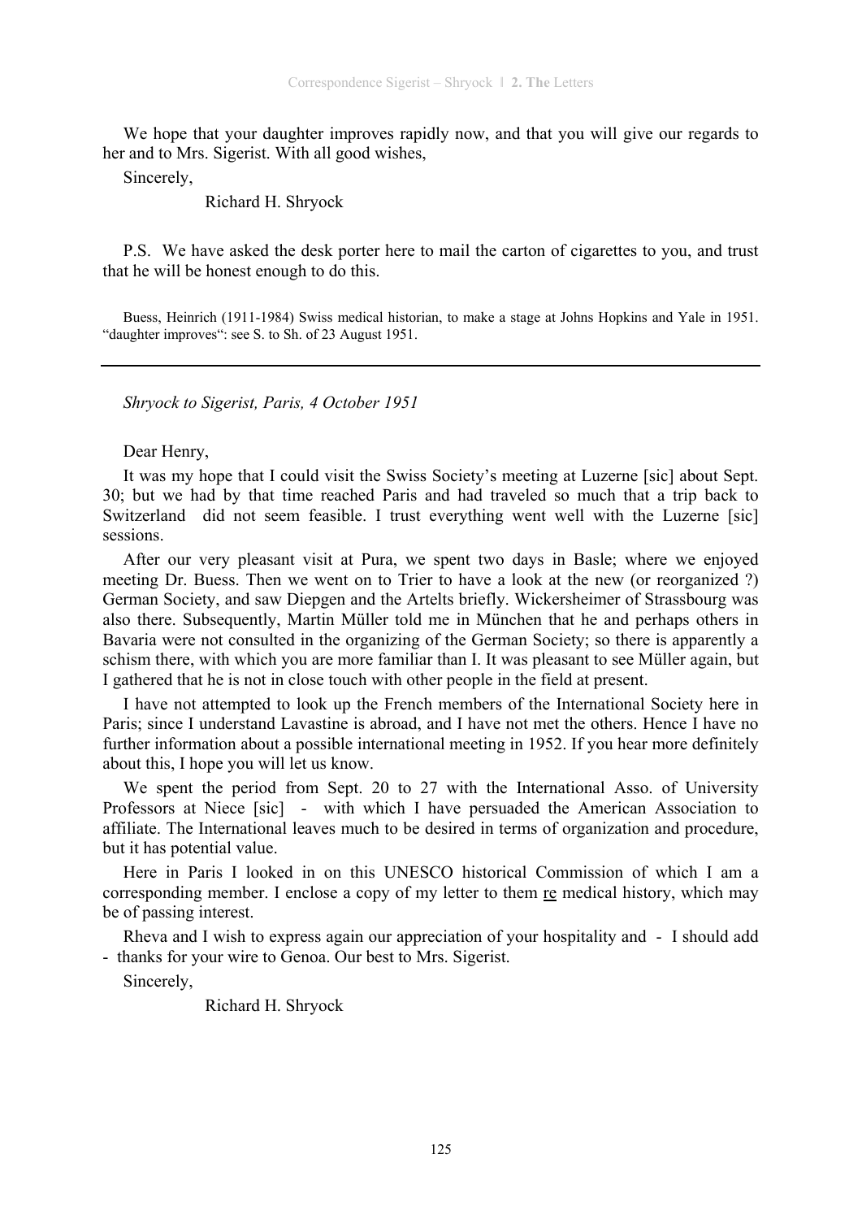We hope that your daughter improves rapidly now, and that you will give our regards to her and to Mrs. Sigerist. With all good wishes,

Sincerely,

Richard H. Shryock

P.S. We have asked the desk porter here to mail the carton of cigarettes to you, and trust that he will be honest enough to do this.

Buess, Heinrich (1911-1984) Swiss medical historian, to make a stage at Johns Hopkins and Yale in 1951. "daughter improves": see S. to Sh. of 23 August 1951.

---

*Shryock to Sigerist, Paris, 4 October 1951*

Dear Henry,

It was my hope that I could visit the Swiss Society's meeting at Luzerne [sic] about Sept. 30; but we had by that time reached Paris and had traveled so much that a trip back to Switzerland did not seem feasible. I trust everything went well with the Luzerne [sic] sessions.

After our very pleasant visit at Pura, we spent two days in Basle; where we enjoyed meeting Dr. Buess. Then we went on to Trier to have a look at the new (or reorganized ?) German Society, and saw Diepgen and the Artelts briefly. Wickersheimer of Strassbourg was also there. Subsequently, Martin Müller told me in München that he and perhaps others in Bavaria were not consulted in the organizing of the German Society; so there is apparently a schism there, with which you are more familiar than I. It was pleasant to see Müller again, but I gathered that he is not in close touch with other people in the field at present.

I have not attempted to look up the French members of the International Society here in Paris; since I understand Lavastine is abroad, and I have not met the others. Hence I have no further information about a possible international meeting in 1952. If you hear more definitely about this, I hope you will let us know.

We spent the period from Sept. 20 to 27 with the International Asso. of University Professors at Niece [sic] - with which I have persuaded the American Association to affiliate. The International leaves much to be desired in terms of organization and procedure, but it has potential value.

Here in Paris I looked in on this UNESCO historical Commission of which I am a corresponding member. I enclose a copy of my letter to them re medical history, which may be of passing interest.

Rheva and I wish to express again our appreciation of your hospitality and - I should add - thanks for your wire to Genoa. Our best to Mrs. Sigerist.

Sincerely,

Richard H. Shryock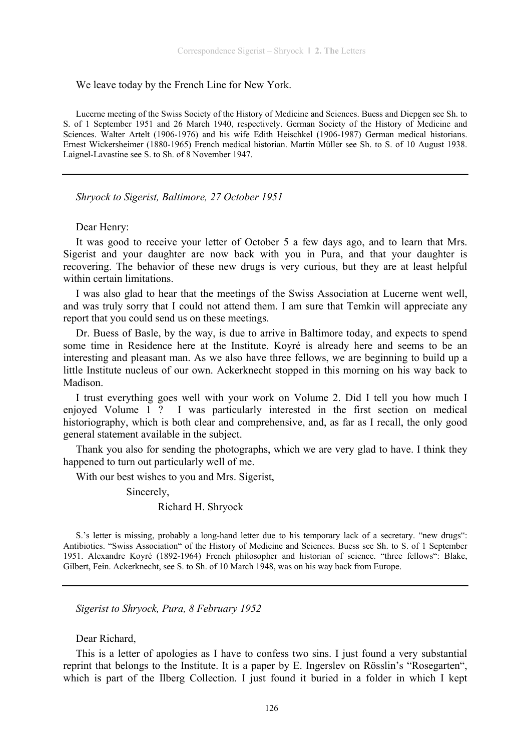We leave today by the French Line for New York.

Lucerne meeting of the Swiss Society of the History of Medicine and Sciences. Buess and Diepgen see Sh. to S. of 1 September 1951 and 26 March 1940, respectively. German Society of the History of Medicine and Sciences. Walter Artelt (1906-1976) and his wife Edith Heischkel (1906-1987) German medical historians. Ernest Wickersheimer (1880-1965) French medical historian. Martin Müller see Sh. to S. of 10 August 1938. Laignel-Lavastine see S. to Sh. of 8 November 1947.

---

*Shryock to Sigerist, Baltimore, 27 October 1951*

Dear Henry:

It was good to receive your letter of October 5 a few days ago, and to learn that Mrs. Sigerist and your daughter are now back with you in Pura, and that your daughter is recovering. The behavior of these new drugs is very curious, but they are at least helpful within certain limitations.

I was also glad to hear that the meetings of the Swiss Association at Lucerne went well, and was truly sorry that I could not attend them. I am sure that Temkin will appreciate any report that you could send us on these meetings.

Dr. Buess of Basle, by the way, is due to arrive in Baltimore today, and expects to spend some time in Residence here at the Institute. Koyré is already here and seems to be an interesting and pleasant man. As we also have three fellows, we are beginning to build up a little Institute nucleus of our own. Ackerknecht stopped in this morning on his way back to Madison.

I trust everything goes well with your work on Volume 2. Did I tell you how much I enjoyed Volume 1 ? I was particularly interested in the first section on medical historiography, which is both clear and comprehensive, and, as far as I recall, the only good general statement available in the subject.

Thank you also for sending the photographs, which we are very glad to have. I think they happened to turn out particularly well of me.

With our best wishes to you and Mrs. Sigerist,

Sincerely,

Richard H. Shryock

S.'s letter is missing, probably a long-hand letter due to his temporary lack of a secretary. "new drugs": Antibiotics. "Swiss Association" of the History of Medicine and Sciences. Buess see Sh. to S. of 1 September 1951. Alexandre Koyré (1892-1964) French philosopher and historian of science. "three fellows": Blake, Gilbert, Fein. Ackerknecht, see S. to Sh. of 10 March 1948, was on his way back from Europe.

---

*Sigerist to Shryock, Pura, 8 February 1952*

Dear Richard,

This is a letter of apologies as I have to confess two sins. I just found a very substantial reprint that belongs to the Institute. It is a paper by E. Ingerslev on Rösslin's "Rosegarten", which is part of the Ilberg Collection. I just found it buried in a folder in which I kept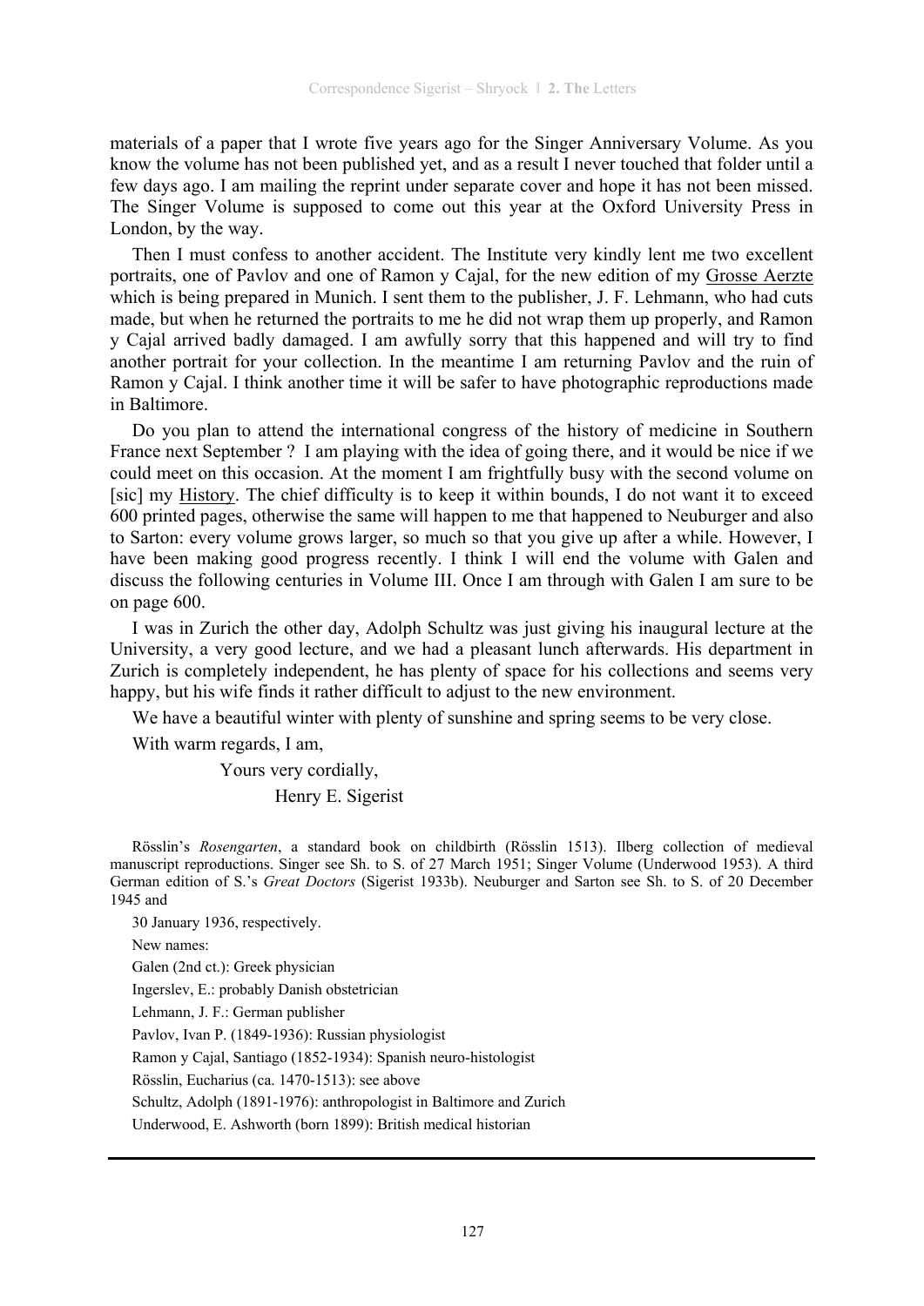materials of a paper that I wrote five years ago for the Singer Anniversary Volume. As you know the volume has not been published yet, and as a result I never touched that folder until a few days ago. I am mailing the reprint under separate cover and hope it has not been missed. The Singer Volume is supposed to come out this year at the Oxford University Press in London, by the way.

Then I must confess to another accident. The Institute very kindly lent me two excellent portraits, one of Pavlov and one of Ramon y Cajal, for the new edition of my Grosse Aerzte which is being prepared in Munich. I sent them to the publisher, J. F. Lehmann, who had cuts made, but when he returned the portraits to me he did not wrap them up properly, and Ramon y Cajal arrived badly damaged. I am awfully sorry that this happened and will try to find another portrait for your collection. In the meantime I am returning Pavlov and the ruin of Ramon y Cajal. I think another time it will be safer to have photographic reproductions made in Baltimore.

Do you plan to attend the international congress of the history of medicine in Southern France next September ? I am playing with the idea of going there, and it would be nice if we could meet on this occasion. At the moment I am frightfully busy with the second volume on [sic] my History. The chief difficulty is to keep it within bounds, I do not want it to exceed 600 printed pages, otherwise the same will happen to me that happened to Neuburger and also to Sarton: every volume grows larger, so much so that you give up after a while. However, I have been making good progress recently. I think I will end the volume with Galen and discuss the following centuries in Volume III. Once I am through with Galen I am sure to be on page 600.

I was in Zurich the other day, Adolph Schultz was just giving his inaugural lecture at the University, a very good lecture, and we had a pleasant lunch afterwards. His department in Zurich is completely independent, he has plenty of space for his collections and seems very happy, but his wife finds it rather difficult to adjust to the new environment.

We have a beautiful winter with plenty of sunshine and spring seems to be very close.

With warm regards, I am,

Yours very cordially,

Henry E. Sigerist

Rösslin's *Rosengarten*, a standard book on childbirth (Rösslin 1513). Ilberg collection of medieval manuscript reproductions. Singer see Sh. to S. of 27 March 1951; Singer Volume (Underwood 1953). A third German edition of S.'s *Great Doctors* (Sigerist 1933b). Neuburger and Sarton see Sh. to S. of 20 December 1945 and

30 January 1936, respectively.

New names:

Galen (2nd ct.): Greek physician

Ingerslev, E.: probably Danish obstetrician

Lehmann, J. F.: German publisher

Pavlov, Ivan P. (1849-1936): Russian physiologist

Ramon y Cajal, Santiago (1852-1934): Spanish neuro-histologist

Rösslin, Eucharius (ca. 1470-1513): see above

Schultz, Adolph (1891-1976): anthropologist in Baltimore and Zurich

Underwood, E. Ashworth (born 1899): British medical historian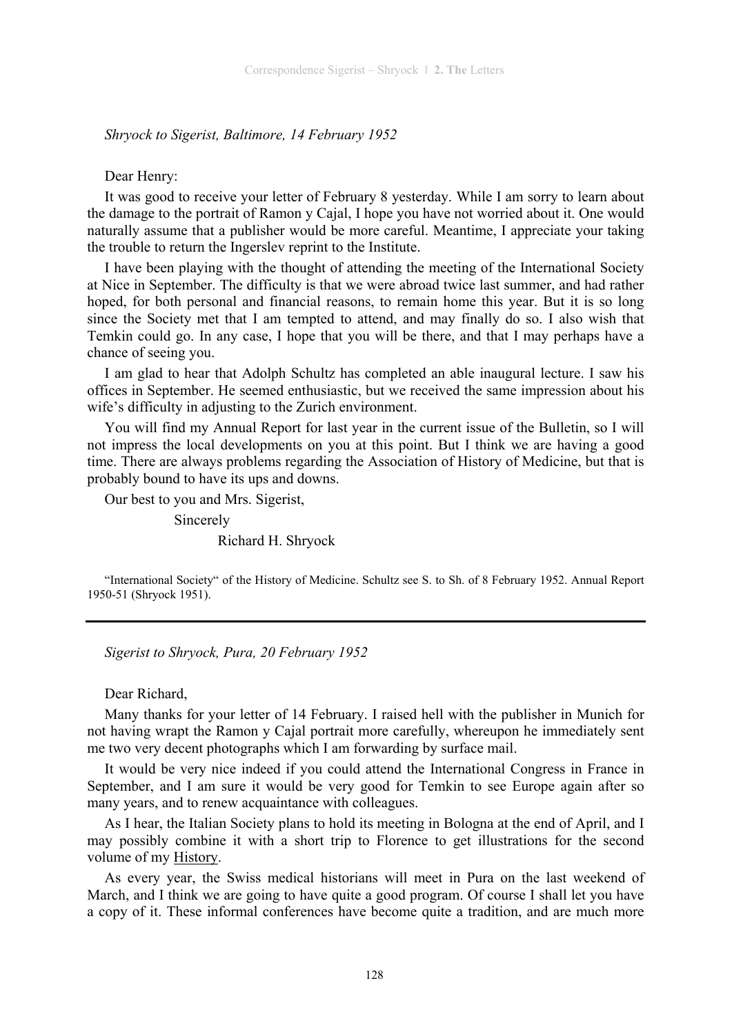*Shryock to Sigerist, Baltimore, 14 February 1952*

Dear Henry:

It was good to receive your letter of February 8 yesterday. While I am sorry to learn about the damage to the portrait of Ramon y Cajal, I hope you have not worried about it. One would naturally assume that a publisher would be more careful. Meantime, I appreciate your taking the trouble to return the Ingerslev reprint to the Institute.

I have been playing with the thought of attending the meeting of the International Society at Nice in September. The difficulty is that we were abroad twice last summer, and had rather hoped, for both personal and financial reasons, to remain home this year. But it is so long since the Society met that I am tempted to attend, and may finally do so. I also wish that Temkin could go. In any case, I hope that you will be there, and that I may perhaps have a chance of seeing you.

I am glad to hear that Adolph Schultz has completed an able inaugural lecture. I saw his offices in September. He seemed enthusiastic, but we received the same impression about his wife's difficulty in adjusting to the Zurich environment.

You will find my Annual Report for last year in the current issue of the Bulletin, so I will not impress the local developments on you at this point. But I think we are having a good time. There are always problems regarding the Association of History of Medicine, but that is probably bound to have its ups and downs.

Our best to you and Mrs. Sigerist,

Sincerely

Richard H. Shryock

"International Society" of the History of Medicine. Schultz see S. to Sh. of 8 February 1952. Annual Report 1950-51 (Shryock 1951).

---

*Sigerist to Shryock, Pura, 20 February 1952*

Dear Richard,

Many thanks for your letter of 14 February. I raised hell with the publisher in Munich for not having wrapt the Ramon y Cajal portrait more carefully, whereupon he immediately sent me two very decent photographs which I am forwarding by surface mail.

It would be very nice indeed if you could attend the International Congress in France in September, and I am sure it would be very good for Temkin to see Europe again after so many years, and to renew acquaintance with colleagues.

As I hear, the Italian Society plans to hold its meeting in Bologna at the end of April, and I may possibly combine it with a short trip to Florence to get illustrations for the second volume of my History.

As every year, the Swiss medical historians will meet in Pura on the last weekend of March, and I think we are going to have quite a good program. Of course I shall let you have a copy of it. These informal conferences have become quite a tradition, and are much more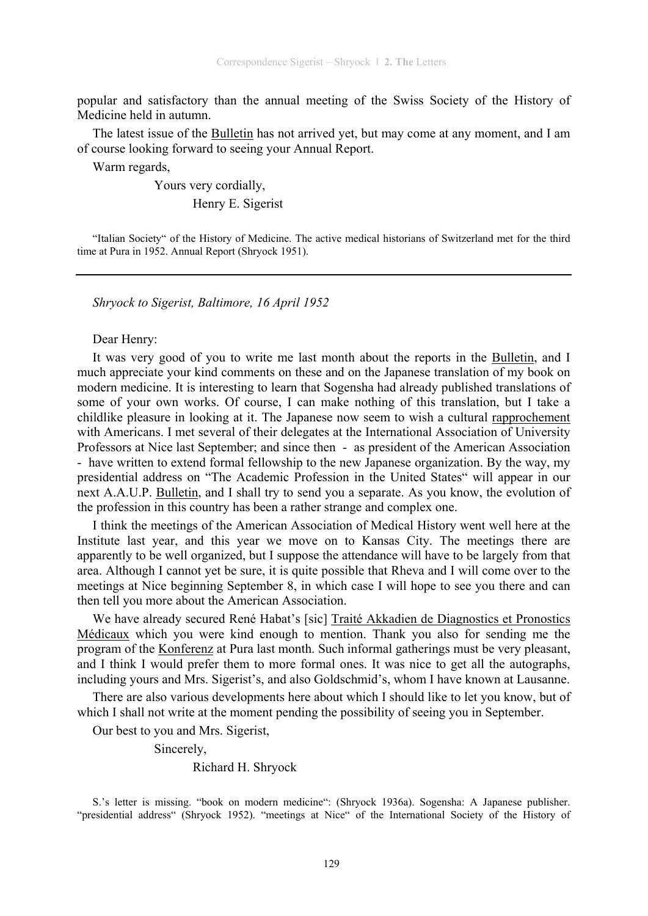popular and satisfactory than the annual meeting of the Swiss Society of the History of Medicine held in autumn.

The latest issue of the Bulletin has not arrived yet, but may come at any moment, and I am of course looking forward to seeing your Annual Report.

Warm regards,

Yours very cordially,

Henry E. Sigerist

"Italian Society" of the History of Medicine. The active medical historians of Switzerland met for the third time at Pura in 1952. Annual Report (Shryock 1951).

---

*Shryock to Sigerist, Baltimore, 16 April 1952*

Dear Henry:

It was very good of you to write me last month about the reports in the Bulletin, and I much appreciate your kind comments on these and on the Japanese translation of my book on modern medicine. It is interesting to learn that Sogensha had already published translations of some of your own works. Of course, I can make nothing of this translation, but I take a childlike pleasure in looking at it. The Japanese now seem to wish a cultural rapprochement with Americans. I met several of their delegates at the International Association of University Professors at Nice last September; and since then - as president of the American Association - have written to extend formal fellowship to the new Japanese organization. By the way, my presidential address on "The Academic Profession in the United States" will appear in our next A.A.U.P. Bulletin, and I shall try to send you a separate. As you know, the evolution of the profession in this country has been a rather strange and complex one.

I think the meetings of the American Association of Medical History went well here at the Institute last year, and this year we move on to Kansas City. The meetings there are apparently to be well organized, but I suppose the attendance will have to be largely from that area. Although I cannot yet be sure, it is quite possible that Rheva and I will come over to the meetings at Nice beginning September 8, in which case I will hope to see you there and can then tell you more about the American Association.

We have already secured René Habat's [sic] Traité Akkadien de Diagnostics et Pronostics Médicaux which you were kind enough to mention. Thank you also for sending me the program of the Konferenz at Pura last month. Such informal gatherings must be very pleasant, and I think I would prefer them to more formal ones. It was nice to get all the autographs, including yours and Mrs. Sigerist's, and also Goldschmid's, whom I have known at Lausanne.

There are also various developments here about which I should like to let you know, but of which I shall not write at the moment pending the possibility of seeing you in September.

Our best to you and Mrs. Sigerist,

Sincerely,

Richard H. Shryock

S.'s letter is missing. "book on modern medicine": (Shryock 1936a). Sogensha: A Japanese publisher. "presidential address" (Shryock 1952). "meetings at Nice" of the International Society of the History of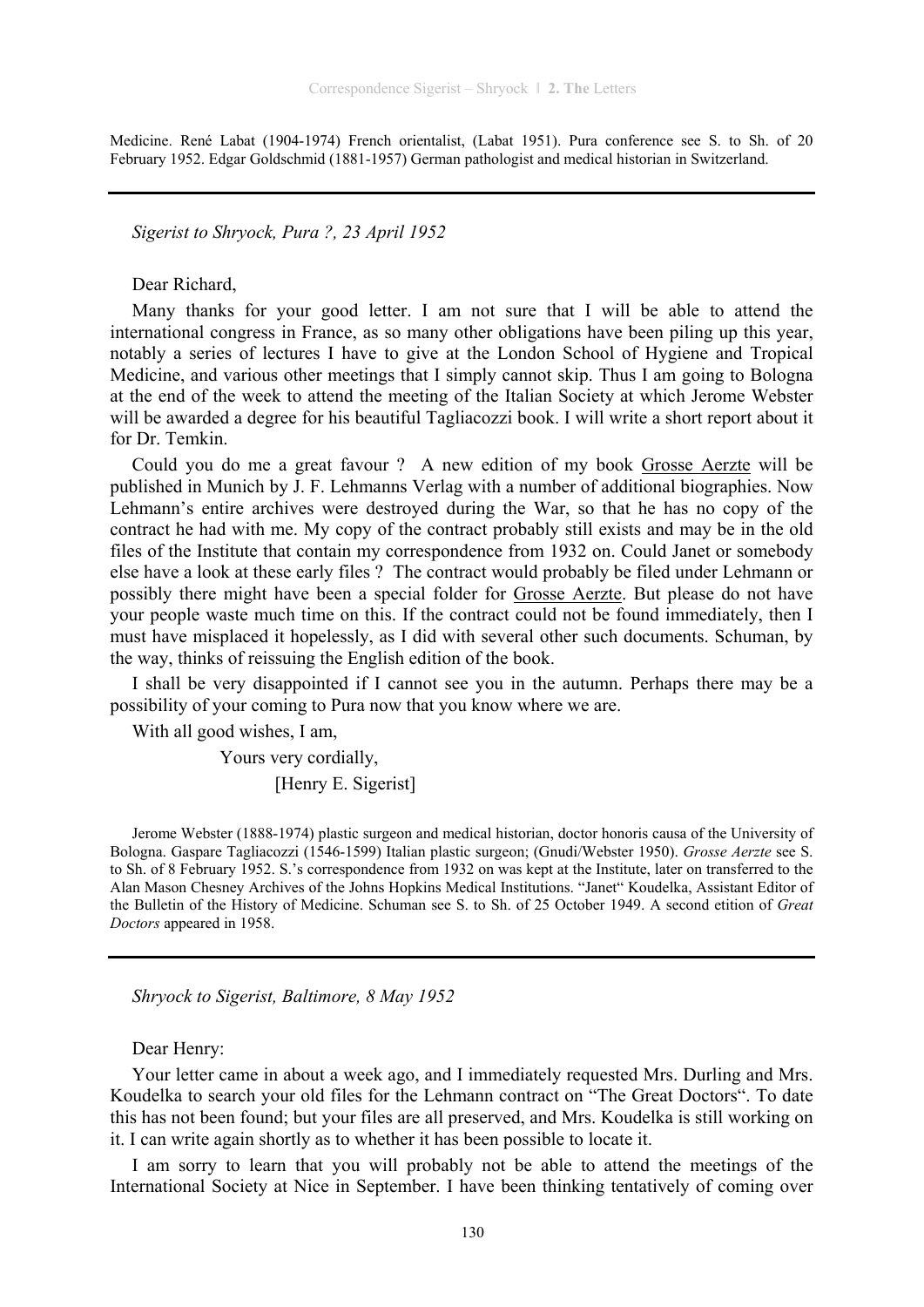Medicine. René Labat (1904-1974) French orientalist, (Labat 1951). Pura conference see S. to Sh. of 20 February 1952. Edgar Goldschmid (1881-1957) German pathologist and medical historian in Switzerland.

---

*Sigerist to Shryock, Pura ?, 23 April 1952*

Dear Richard,

Many thanks for your good letter. I am not sure that I will be able to attend the international congress in France, as so many other obligations have been piling up this year, notably a series of lectures I have to give at the London School of Hygiene and Tropical Medicine, and various other meetings that I simply cannot skip. Thus I am going to Bologna at the end of the week to attend the meeting of the Italian Society at which Jerome Webster will be awarded a degree for his beautiful Tagliacozzi book. I will write a short report about it for Dr. Temkin.

Could you do me a great favour ? A new edition of my book Grosse Aerzte will be published in Munich by J. F. Lehmanns Verlag with a number of additional biographies. Now Lehmann's entire archives were destroyed during the War, so that he has no copy of the contract he had with me. My copy of the contract probably still exists and may be in the old files of the Institute that contain my correspondence from 1932 on. Could Janet or somebody else have a look at these early files ? The contract would probably be filed under Lehmann or possibly there might have been a special folder for Grosse Aerzte. But please do not have your people waste much time on this. If the contract could not be found immediately, then I must have misplaced it hopelessly, as I did with several other such documents. Schuman, by the way, thinks of reissuing the English edition of the book.

I shall be very disappointed if I cannot see you in the autumn. Perhaps there may be a possibility of your coming to Pura now that you know where we are.

With all good wishes, I am,

Yours very cordially,

[Henry E. Sigerist]

Jerome Webster (1888-1974) plastic surgeon and medical historian, doctor honoris causa of the University of Bologna. Gaspare Tagliacozzi (1546-1599) Italian plastic surgeon; (Gnudi/Webster 1950). *Grosse Aerzte* see S. to Sh. of 8 February 1952. S.'s correspondence from 1932 on was kept at the Institute, later on transferred to the Alan Mason Chesney Archives of the Johns Hopkins Medical Institutions. "Janet" Koudelka, Assistant Editor of the Bulletin of the History of Medicine. Schuman see S. to Sh. of 25 October 1949. A second etition of *Great Doctors* appeared in 1958.

---

*Shryock to Sigerist, Baltimore, 8 May 1952*

Dear Henry:

Your letter came in about a week ago, and I immediately requested Mrs. Durling and Mrs. Koudelka to search your old files for the Lehmann contract on "The Great Doctors". To date this has not been found; but your files are all preserved, and Mrs. Koudelka is still working on it. I can write again shortly as to whether it has been possible to locate it.

I am sorry to learn that you will probably not be able to attend the meetings of the International Society at Nice in September. I have been thinking tentatively of coming over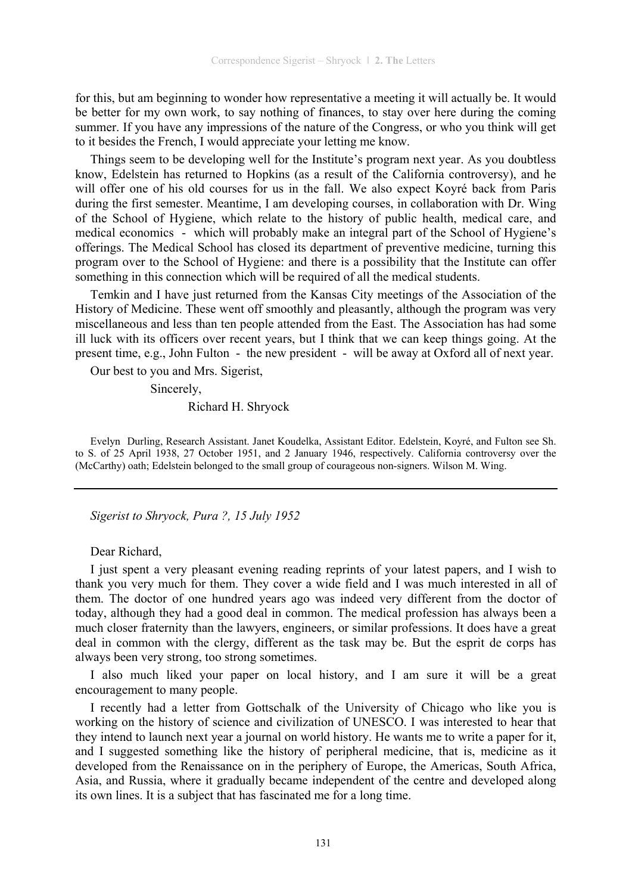for this, but am beginning to wonder how representative a meeting it will actually be. It would be better for my own work, to say nothing of finances, to stay over here during the coming summer. If you have any impressions of the nature of the Congress, or who you think will get to it besides the French, I would appreciate your letting me know.

Things seem to be developing well for the Institute's program next year. As you doubtless know, Edelstein has returned to Hopkins (as a result of the California controversy), and he will offer one of his old courses for us in the fall. We also expect Koyré back from Paris during the first semester. Meantime, I am developing courses, in collaboration with Dr. Wing of the School of Hygiene, which relate to the history of public health, medical care, and medical economics - which will probably make an integral part of the School of Hygiene's offerings. The Medical School has closed its department of preventive medicine, turning this program over to the School of Hygiene: and there is a possibility that the Institute can offer something in this connection which will be required of all the medical students.

Temkin and I have just returned from the Kansas City meetings of the Association of the History of Medicine. These went off smoothly and pleasantly, although the program was very miscellaneous and less than ten people attended from the East. The Association has had some ill luck with its officers over recent years, but I think that we can keep things going. At the present time, e.g., John Fulton - the new president - will be away at Oxford all of next year.

Our best to you and Mrs. Sigerist,

Sincerely,

Richard H. Shryock

Evelyn Durling, Research Assistant. Janet Koudelka, Assistant Editor. Edelstein, Koyré, and Fulton see Sh. to S. of 25 April 1938, 27 October 1951, and 2 January 1946, respectively. California controversy over the (McCarthy) oath; Edelstein belonged to the small group of courageous non-signers. Wilson M. Wing.

---

*Sigerist to Shryock, Pura ?, 15 July 1952*

Dear Richard,

I just spent a very pleasant evening reading reprints of your latest papers, and I wish to thank you very much for them. They cover a wide field and I was much interested in all of them. The doctor of one hundred years ago was indeed very different from the doctor of today, although they had a good deal in common. The medical profession has always been a much closer fraternity than the lawyers, engineers, or similar professions. It does have a great deal in common with the clergy, different as the task may be. But the esprit de corps has always been very strong, too strong sometimes.

I also much liked your paper on local history, and I am sure it will be a great encouragement to many people.

I recently had a letter from Gottschalk of the University of Chicago who like you is working on the history of science and civilization of UNESCO. I was interested to hear that they intend to launch next year a journal on world history. He wants me to write a paper for it, and I suggested something like the history of peripheral medicine, that is, medicine as it developed from the Renaissance on in the periphery of Europe, the Americas, South Africa, Asia, and Russia, where it gradually became independent of the centre and developed along its own lines. It is a subject that has fascinated me for a long time.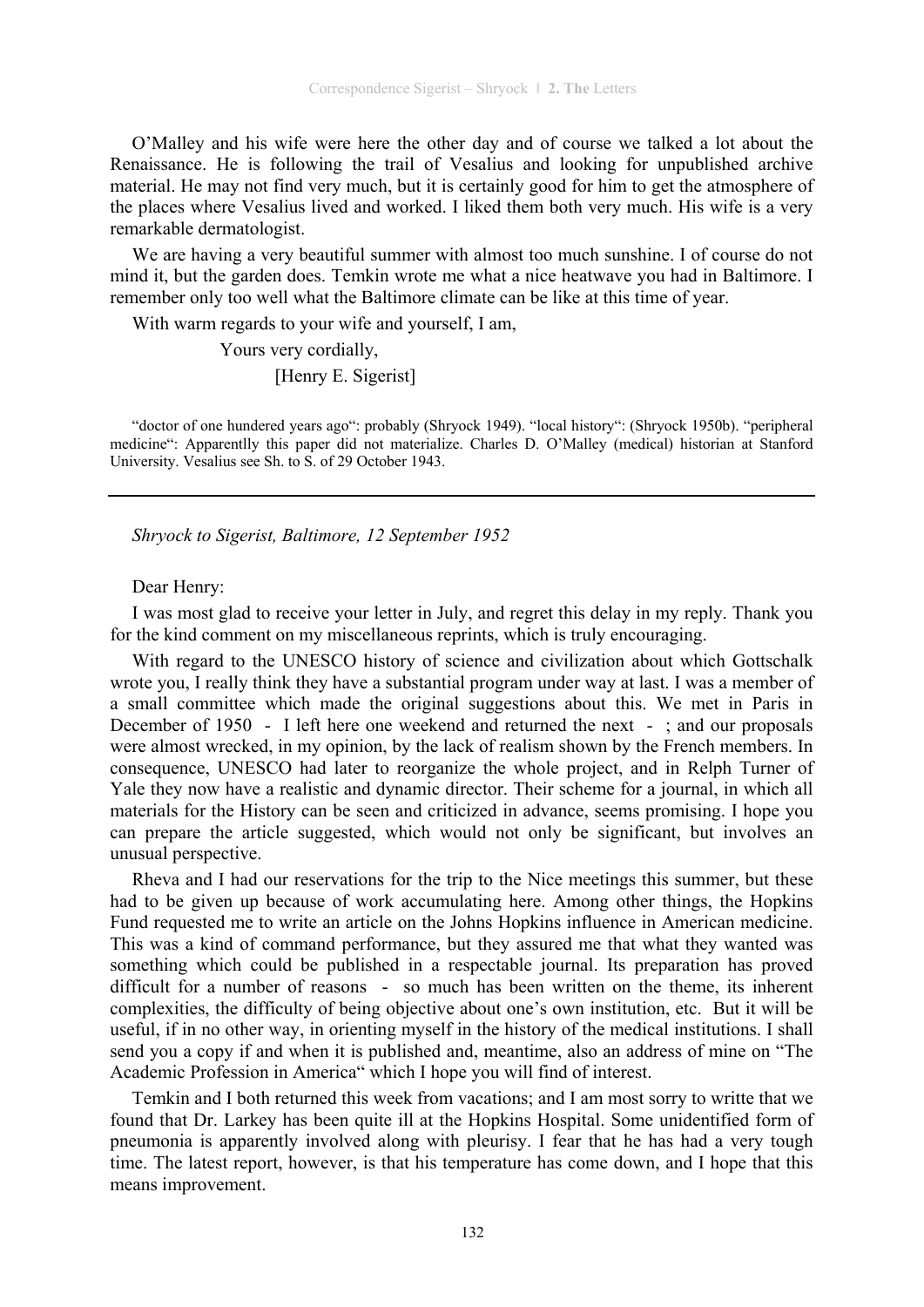O'Malley and his wife were here the other day and of course we talked a lot about the Renaissance. He is following the trail of Vesalius and looking for unpublished archive material. He may not find very much, but it is certainly good for him to get the atmosphere of the places where Vesalius lived and worked. I liked them both very much. His wife is a very remarkable dermatologist.

We are having a very beautiful summer with almost too much sunshine. I of course do not mind it, but the garden does. Temkin wrote me what a nice heatwave you had in Baltimore. I remember only too well what the Baltimore climate can be like at this time of year.

With warm regards to your wife and yourself, I am,

Yours very cordially,

[Henry E. Sigerist]

"doctor of one hundered years ago": probably (Shryock 1949). "local history": (Shryock 1950b). "peripheral medicine": Apparentlly this paper did not materialize. Charles D. O'Malley (medical) historian at Stanford University. Vesalius see Sh. to S. of 29 October 1943.

---

*Shryock to Sigerist, Baltimore, 12 September 1952*

Dear Henry:

I was most glad to receive your letter in July, and regret this delay in my reply. Thank you for the kind comment on my miscellaneous reprints, which is truly encouraging.

With regard to the UNESCO history of science and civilization about which Gottschalk wrote you, I really think they have a substantial program under way at last. I was a member of a small committee which made the original suggestions about this. We met in Paris in December of 1950 - I left here one weekend and returned the next - ; and our proposals were almost wrecked, in my opinion, by the lack of realism shown by the French members. In consequence, UNESCO had later to reorganize the whole project, and in Relph Turner of Yale they now have a realistic and dynamic director. Their scheme for a journal, in which all materials for the History can be seen and criticized in advance, seems promising. I hope you can prepare the article suggested, which would not only be significant, but involves an unusual perspective.

Rheva and I had our reservations for the trip to the Nice meetings this summer, but these had to be given up because of work accumulating here. Among other things, the Hopkins Fund requested me to write an article on the Johns Hopkins influence in American medicine. This was a kind of command performance, but they assured me that what they wanted was something which could be published in a respectable journal. Its preparation has proved difficult for a number of reasons - so much has been written on the theme, its inherent complexities, the difficulty of being objective about one's own institution, etc. But it will be useful, if in no other way, in orienting myself in the history of the medical institutions. I shall send you a copy if and when it is published and, meantime, also an address of mine on "The Academic Profession in America" which I hope you will find of interest.

Temkin and I both returned this week from vacations; and I am most sorry to writte that we found that Dr. Larkey has been quite ill at the Hopkins Hospital. Some unidentified form of pneumonia is apparently involved along with pleurisy. I fear that he has had a very tough time. The latest report, however, is that his temperature has come down, and I hope that this means improvement.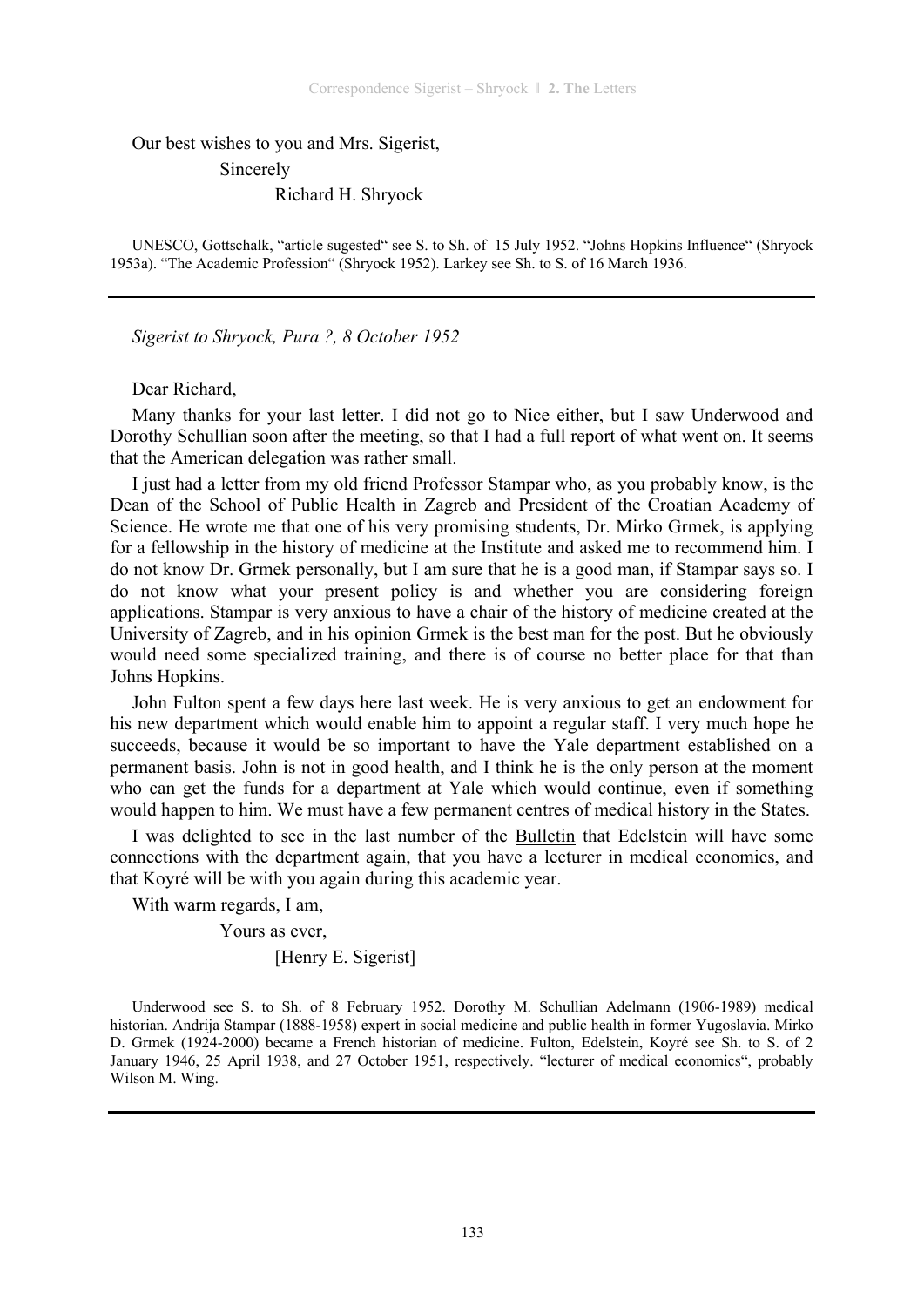Our best wishes to you and Mrs. Sigerist,

Sincerely

Richard H. Shryock

UNESCO, Gottschalk, “article sugested“ see S. to Sh. of 15 July 1952. “Johns Hopkins Influence“ (Shryock 1953a). “The Academic Profession“ (Shryock 1952). Larkey see Sh. to S. of 16 March 1936.

---

*Sigerist to Shryock, Pura ?, 8 October 1952*

Dear Richard,

Many thanks for your last letter. I did not go to Nice either, but I saw Underwood and Dorothy Schullian soon after the meeting, so that I had a full report of what went on. It seems that the American delegation was rather small.

I just had a letter from my old friend Professor Stampar who, as you probably know, is the Dean of the School of Public Health in Zagreb and President of the Croatian Academy of Science. He wrote me that one of his very promising students, Dr. Mirko Grmek, is applying for a fellowship in the history of medicine at the Institute and asked me to recommend him. I do not know Dr. Grmek personally, but I am sure that he is a good man, if Stampar says so. I do not know what your present policy is and whether you are considering foreign applications. Stampar is very anxious to have a chair of the history of medicine created at the University of Zagreb, and in his opinion Grmek is the best man for the post. But he obviously would need some specialized training, and there is of course no better place for that than Johns Hopkins.

John Fulton spent a few days here last week. He is very anxious to get an endowment for his new department which would enable him to appoint a regular staff. I very much hope he succeeds, because it would be so important to have the Yale department established on a permanent basis. John is not in good health, and I think he is the only person at the moment who can get the funds for a department at Yale which would continue, even if something would happen to him. We must have a few permanent centres of medical history in the States.

I was delighted to see in the last number of the Bulletin that Edelstein will have some connections with the department again, that you have a lecturer in medical economics, and that Koyré will be with you again during this academic year.

With warm regards, I am,

Yours as ever,

[Henry E. Sigerist]

Underwood see S. to Sh. of 8 February 1952. Dorothy M. Schullian Adelmann (1906-1989) medical historian. Andrija Stampar (1888-1958) expert in social medicine and public health in former Yugoslavia. Mirko D. Grmek (1924-2000) became a French historian of medicine. Fulton, Edelstein, Koyré see Sh. to S. of 2 January 1946, 25 April 1938, and 27 October 1951, respectively. “lecturer of medical economics“, probably Wilson M. Wing.

---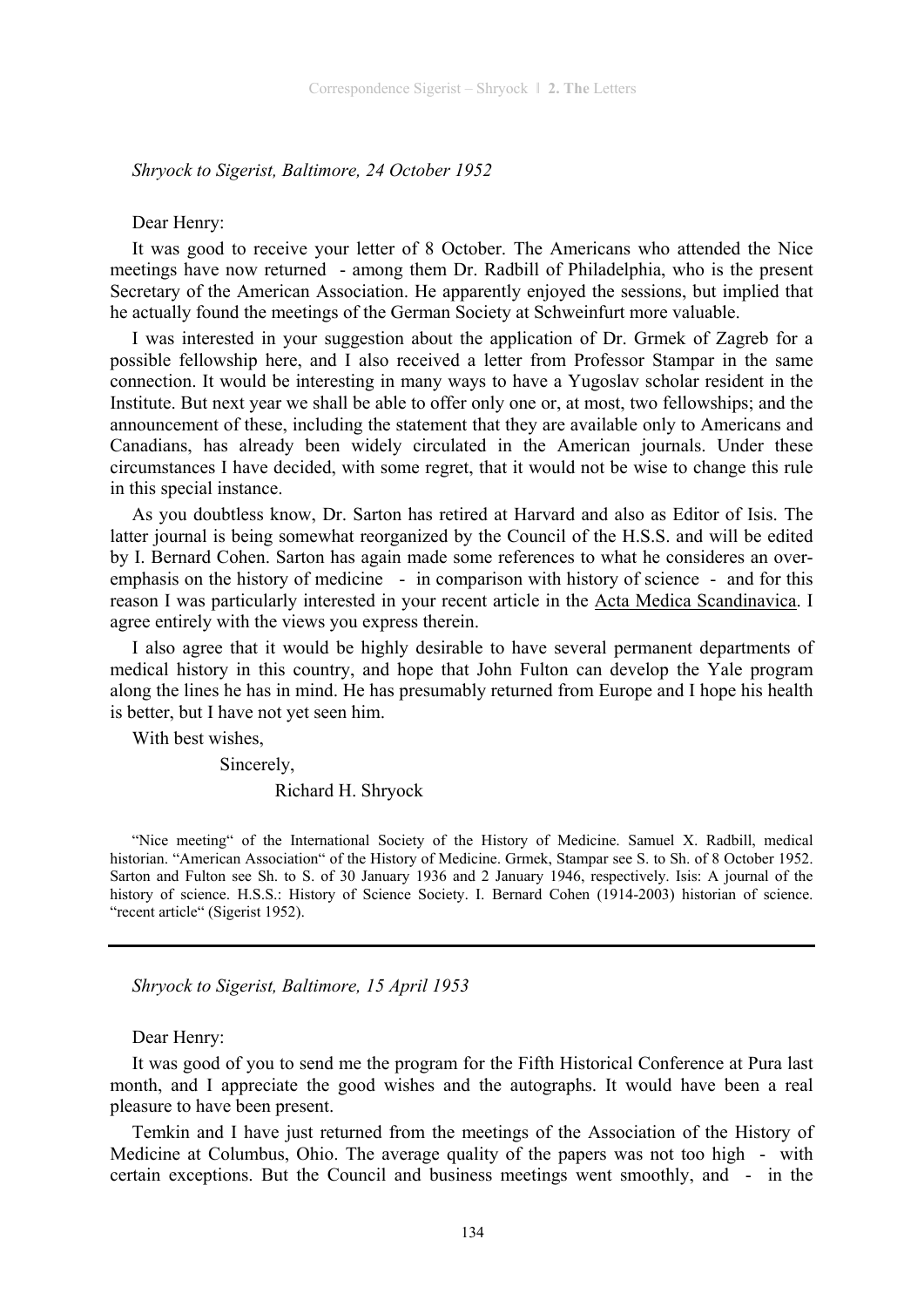*Shryock to Sigerist, Baltimore, 24 October 1952*

Dear Henry:

It was good to receive your letter of 8 October. The Americans who attended the Nice meetings have now returned - among them Dr. Radbill of Philadelphia, who is the present Secretary of the American Association. He apparently enjoyed the sessions, but implied that he actually found the meetings of the German Society at Schweinfurt more valuable.

I was interested in your suggestion about the application of Dr. Grmek of Zagreb for a possible fellowship here, and I also received a letter from Professor Stampar in the same connection. It would be interesting in many ways to have a Yugoslav scholar resident in the Institute. But next year we shall be able to offer only one or, at most, two fellowships; and the announcement of these, including the statement that they are available only to Americans and Canadians, has already been widely circulated in the American journals. Under these circumstances I have decided, with some regret, that it would not be wise to change this rule in this special instance.

As you doubtless know, Dr. Sarton has retired at Harvard and also as Editor of Isis. The latter journal is being somewhat reorganized by the Council of the H.S.S. and will be edited by I. Bernard Cohen. Sarton has again made some references to what he consideres an over-emphasis on the history of medicine - in comparison with history of science - and for this reason I was particularly interested in your recent article in the <u>Acta Medica Scandinavica</u>. I agree entirely with the views you express therein.

I also agree that it would be highly desirable to have several permanent departments of medical history in this country, and hope that John Fulton can develop the Yale program along the lines he has in mind. He has presumably returned from Europe and I hope his health is better, but I have not yet seen him.

With best wishes,

Sincerely,

Richard H. Shryock

"Nice meeting" of the International Society of the History of Medicine. Samuel X. Radbill, medical historian. "American Association" of the History of Medicine. Grmek, Stampar see S. to Sh. of 8 October 1952. Sarton and Fulton see Sh. to S. of 30 January 1936 and 2 January 1946, respectively. Isis: A journal of the history of science. H.S.S.: History of Science Society. I. Bernard Cohen (1914-2003) historian of science. "recent article" (Sigerist 1952).

---

*Shryock to Sigerist, Baltimore, 15 April 1953*

Dear Henry:

It was good of you to send me the program for the Fifth Historical Conference at Pura last month, and I appreciate the good wishes and the autographs. It would have been a real pleasure to have been present.

Temkin and I have just returned from the meetings of the Association of the History of Medicine at Columbus, Ohio. The average quality of the papers was not too high - with certain exceptions. But the Council and business meetings went smoothly, and - in the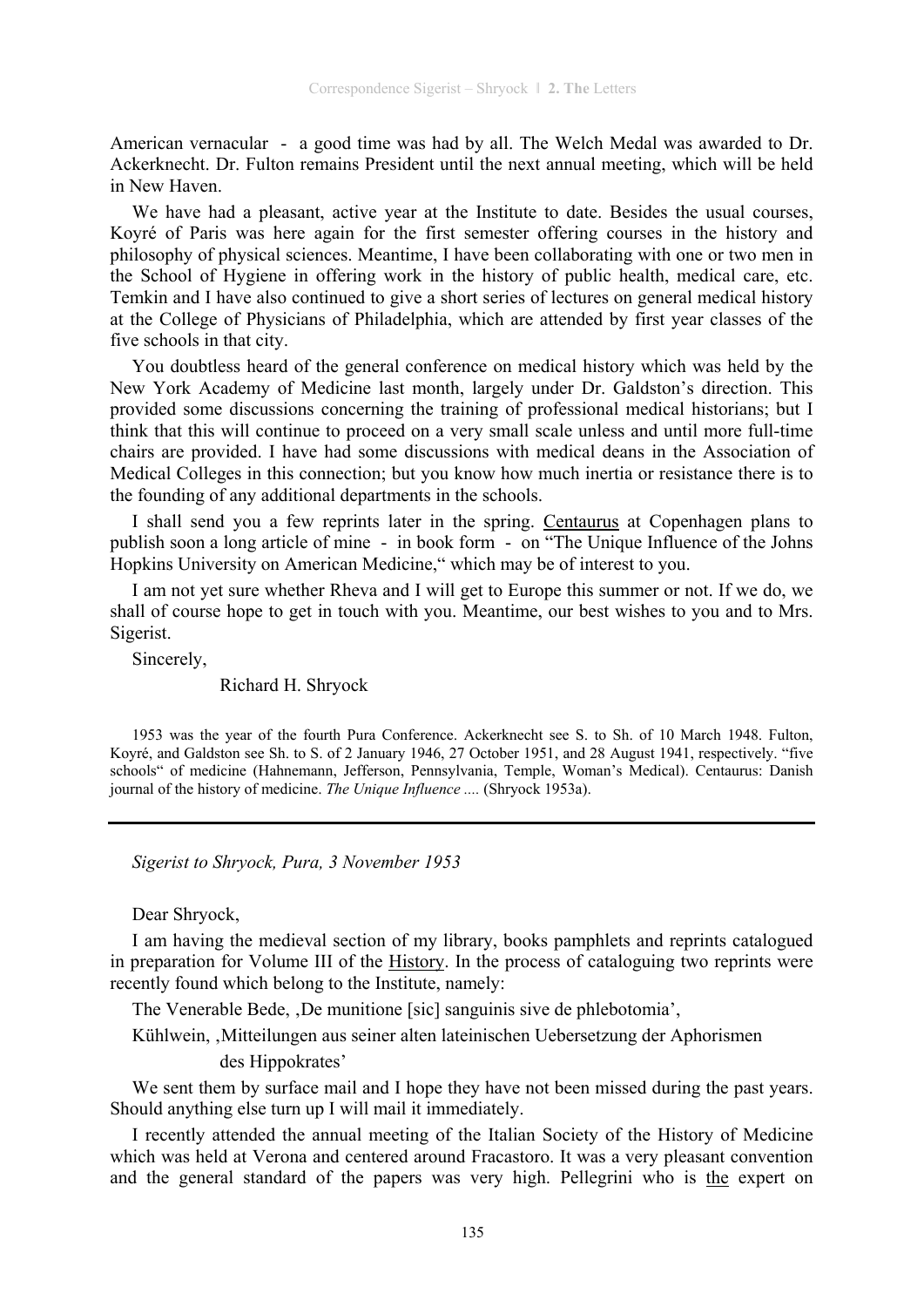American vernacular - a good time was had by all. The Welch Medal was awarded to Dr. Ackerknecht. Dr. Fulton remains President until the next annual meeting, which will be held in New Haven.

We have had a pleasant, active year at the Institute to date. Besides the usual courses, Koyré of Paris was here again for the first semester offering courses in the history and philosophy of physical sciences. Meantime, I have been collaborating with one or two men in the School of Hygiene in offering work in the history of public health, medical care, etc. Temkin and I have also continued to give a short series of lectures on general medical history at the College of Physicians of Philadelphia, which are attended by first year classes of the five schools in that city.

You doubtless heard of the general conference on medical history which was held by the New York Academy of Medicine last month, largely under Dr. Galdston's direction. This provided some discussions concerning the training of professional medical historians; but I think that this will continue to proceed on a very small scale unless and until more full-time chairs are provided. I have had some discussions with medical deans in the Association of Medical Colleges in this connection; but you know how much inertia or resistance there is to the founding of any additional departments in the schools.

I shall send you a few reprints later in the spring. Centaurus at Copenhagen plans to publish soon a long article of mine - in book form - on "The Unique Influence of the Johns Hopkins University on American Medicine," which may be of interest to you.

I am not yet sure whether Rheva and I will get to Europe this summer or not. If we do, we shall of course hope to get in touch with you. Meantime, our best wishes to you and to Mrs. Sigerist.

Sincerely,

Richard H. Shryock

1953 was the year of the fourth Pura Conference. Ackerknecht see S. to Sh. of 10 March 1948. Fulton, Koyré, and Galdston see Sh. to S. of 2 January 1946, 27 October 1951, and 28 August 1941, respectively. "five schools" of medicine (Hahnemann, Jefferson, Pennsylvania, Temple, Woman's Medical). Centaurus: Danish journal of the history of medicine. *The Unique Influence ....* (Shryock 1953a).

---

*Sigerist to Shryock, Pura, 3 November 1953*

Dear Shryock,

I am having the medieval section of my library, books pamphlets and reprints catalogued in preparation for Volume III of the History. In the process of cataloguing two reprints were recently found which belong to the Institute, namely:

The Venerable Bede, ‚De munitione [sic] sanguinis sive de phlebotomia',

Kühlwein, ‚Mitteilungen aus seiner alten lateinischen Uebersetzung der Aphorismen des Hippokrates'

We sent them by surface mail and I hope they have not been missed during the past years. Should anything else turn up I will mail it immediately.

I recently attended the annual meeting of the Italian Society of the History of Medicine which was held at Verona and centered around Fracastoro. It was a very pleasant convention and the general standard of the papers was very high. Pellegrini who is the expert on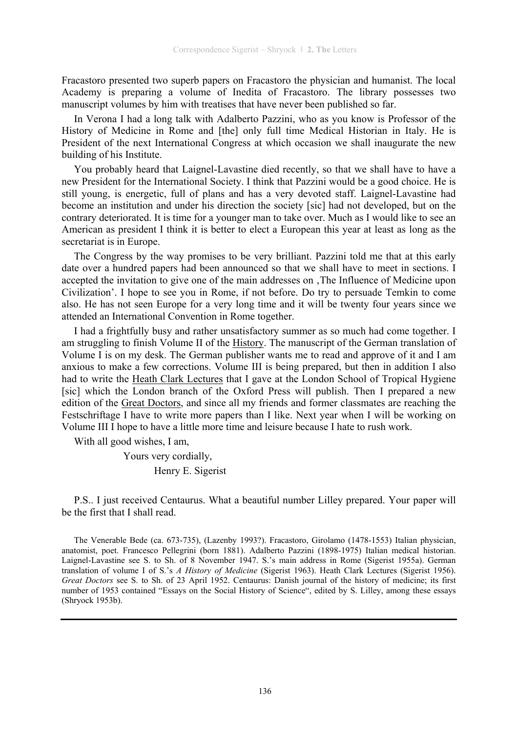Fracastoro presented two superb papers on Fracastoro the physician and humanist. The local Academy is preparing a volume of Inedita of Fracastoro. The library possesses two manuscript volumes by him with treatises that have never been published so far.

In Verona I had a long talk with Adalberto Pazzini, who as you know is Professor of the History of Medicine in Rome and [the] only full time Medical Historian in Italy. He is President of the next International Congress at which occasion we shall inaugurate the new building of his Institute.

You probably heard that Laignel-Lavastine died recently, so that we shall have to have a new President for the International Society. I think that Pazzini would be a good choice. He is still young, is energetic, full of plans and has a very devoted staff. Laignel-Lavastine had become an institution and under his direction the society [sic] had not developed, but on the contrary deteriorated. It is time for a younger man to take over. Much as I would like to see an American as president I think it is better to elect a European this year at least as long as the secretariat is in Europe.

The Congress by the way promises to be very brilliant. Pazzini told me that at this early date over a hundred papers had been announced so that we shall have to meet in sections. I accepted the invitation to give one of the main addresses on ‚The Influence of Medicine upon Civilization'. I hope to see you in Rome, if not before. Do try to persuade Temkin to come also. He has not seen Europe for a very long time and it will be twenty four years since we attended an International Convention in Rome together.

I had a frightfully busy and rather unsatisfactory summer as so much had come together. I am struggling to finish Volume II of the History. The manuscript of the German translation of Volume I is on my desk. The German publisher wants me to read and approve of it and I am anxious to make a few corrections. Volume III is being prepared, but then in addition I also had to write the Heath Clark Lectures that I gave at the London School of Tropical Hygiene [sic] which the London branch of the Oxford Press will publish. Then I prepared a new edition of the Great Doctors, and since all my friends and former classmates are reaching the Festschriftage I have to write more papers than I like. Next year when I will be working on Volume III I hope to have a little more time and leisure because I hate to rush work.

With all good wishes, I am,

Yours very cordially,

Henry E. Sigerist

P.S.. I just received Centaurus. What a beautiful number Lilley prepared. Your paper will be the first that I shall read.

The Venerable Bede (ca. 673-735), (Lazenby 1993?). Fracastoro, Girolamo (1478-1553) Italian physician, anatomist, poet. Francesco Pellegrini (born 1881). Adalberto Pazzini (1898-1975) Italian medical historian. Laignel-Lavastine see S. to Sh. of 8 November 1947. S.'s main address in Rome (Sigerist 1955a). German translation of volume I of S.'s *A History of Medicine* (Sigerist 1963). Heath Clark Lectures (Sigerist 1956). *Great Doctors* see S. to Sh. of 23 April 1952. Centaurus: Danish journal of the history of medicine; its first number of 1953 contained "Essays on the Social History of Science", edited by S. Lilley, among these essays (Shryock 1953b).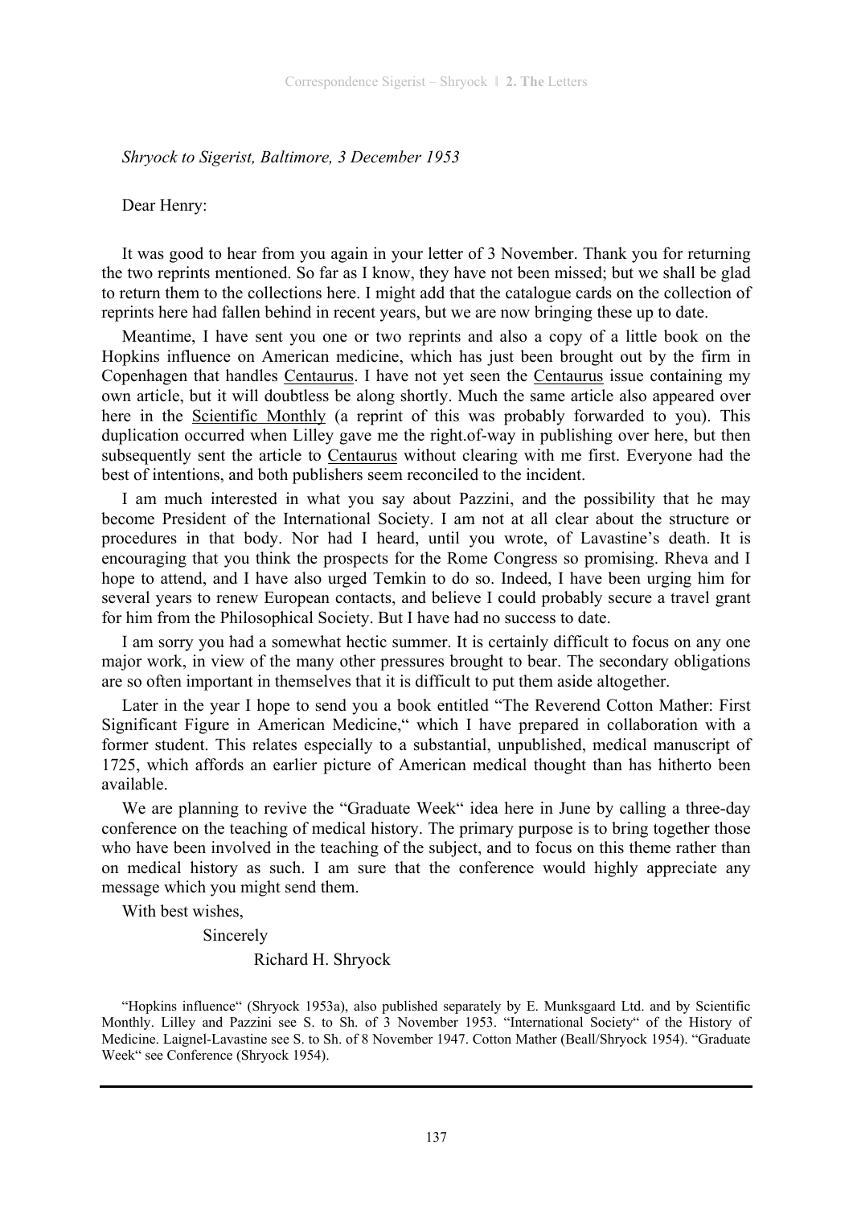*Shryock to Sigerist, Baltimore, 3 December 1953*

Dear Henry:

It was good to hear from you again in your letter of 3 November. Thank you for returning the two reprints mentioned. So far as I know, they have not been missed; but we shall be glad to return them to the collections here. I might add that the catalogue cards on the collection of reprints here had fallen behind in recent years, but we are now bringing these up to date.

Meantime, I have sent you one or two reprints and also a copy of a little book on the Hopkins influence on American medicine, which has just been brought out by the firm in Copenhagen that handles Centaurus. I have not yet seen the Centaurus issue containing my own article, but it will doubtless be along shortly. Much the same article also appeared over here in the Scientific Monthly (a reprint of this was probably forwarded to you). This duplication occurred when Lilley gave me the right.of-way in publishing over here, but then subsequently sent the article to Centaurus without clearing with me first. Everyone had the best of intentions, and both publishers seem reconciled to the incident.

I am much interested in what you say about Pazzini, and the possibility that he may become President of the International Society. I am not at all clear about the structure or procedures in that body. Nor had I heard, until you wrote, of Lavastine's death. It is encouraging that you think the prospects for the Rome Congress so promising. Rheva and I hope to attend, and I have also urged Temkin to do so. Indeed, I have been urging him for several years to renew European contacts, and believe I could probably secure a travel grant for him from the Philosophical Society. But I have had no success to date.

I am sorry you had a somewhat hectic summer. It is certainly difficult to focus on any one major work, in view of the many other pressures brought to bear. The secondary obligations are so often important in themselves that it is difficult to put them aside altogether.

Later in the year I hope to send you a book entitled "The Reverend Cotton Mather: First Significant Figure in American Medicine," which I have prepared in collaboration with a former student. This relates especially to a substantial, unpublished, medical manuscript of 1725, which affords an earlier picture of American medical thought than has hitherto been available.

We are planning to revive the "Graduate Week" idea here in June by calling a three-day conference on the teaching of medical history. The primary purpose is to bring together those who have been involved in the teaching of the subject, and to focus on this theme rather than on medical history as such. I am sure that the conference would highly appreciate any message which you might send them.

With best wishes,

Sincerely

Richard H. Shryock

"Hopkins influence" (Shryock 1953a), also published separately by E. Munksgaard Ltd. and by Scientific Monthly. Lilley and Pazzini see S. to Sh. of 3 November 1953. "International Society" of the History of Medicine. Laignel-Lavastine see S. to Sh. of 8 November 1947. Cotton Mather (Beall/Shryock 1954). "Graduate Week" see Conference (Shryock 1954).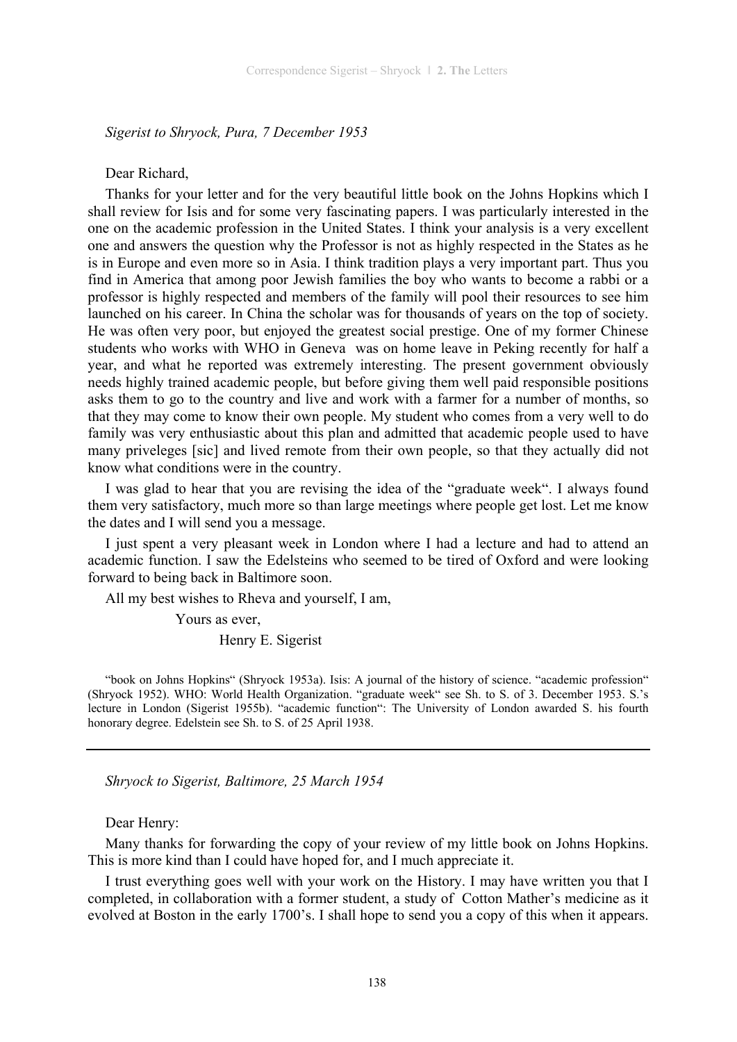*Sigerist to Shryock, Pura, 7 December 1953*

Dear Richard,

Thanks for your letter and for the very beautiful little book on the Johns Hopkins which I shall review for Isis and for some very fascinating papers. I was particularly interested in the one on the academic profession in the United States. I think your analysis is a very excellent one and answers the question why the Professor is not as highly respected in the States as he is in Europe and even more so in Asia. I think tradition plays a very important part. Thus you find in America that among poor Jewish families the boy who wants to become a rabbi or a professor is highly respected and members of the family will pool their resources to see him launched on his career. In China the scholar was for thousands of years on the top of society. He was often very poor, but enjoyed the greatest social prestige. One of my former Chinese students who works with WHO in Geneva was on home leave in Peking recently for half a year, and what he reported was extremely interesting. The present government obviously needs highly trained academic people, but before giving them well paid responsible positions asks them to go to the country and live and work with a farmer for a number of months, so that they may come to know their own people. My student who comes from a very well to do family was very enthusiastic about this plan and admitted that academic people used to have many priveleges [sic] and lived remote from their own people, so that they actually did not know what conditions were in the country.

I was glad to hear that you are revising the idea of the "graduate week". I always found them very satisfactory, much more so than large meetings where people get lost. Let me know the dates and I will send you a message.

I just spent a very pleasant week in London where I had a lecture and had to attend an academic function. I saw the Edelsteins who seemed to be tired of Oxford and were looking forward to being back in Baltimore soon.

All my best wishes to Rheva and yourself, I am,

Yours as ever,

Henry E. Sigerist

"book on Johns Hopkins" (Shryock 1953a). Isis: A journal of the history of science. "academic profession" (Shryock 1952). WHO: World Health Organization. "graduate week" see Sh. to S. of 3. December 1953. S.'s lecture in London (Sigerist 1955b). "academic function": The University of London awarded S. his fourth honorary degree. Edelstein see Sh. to S. of 25 April 1938.

---

*Shryock to Sigerist, Baltimore, 25 March 1954*

Dear Henry:

Many thanks for forwarding the copy of your review of my little book on Johns Hopkins. This is more kind than I could have hoped for, and I much appreciate it.

I trust everything goes well with your work on the History. I may have written you that I completed, in collaboration with a former student, a study of Cotton Mather's medicine as it evolved at Boston in the early 1700's. I shall hope to send you a copy of this when it appears.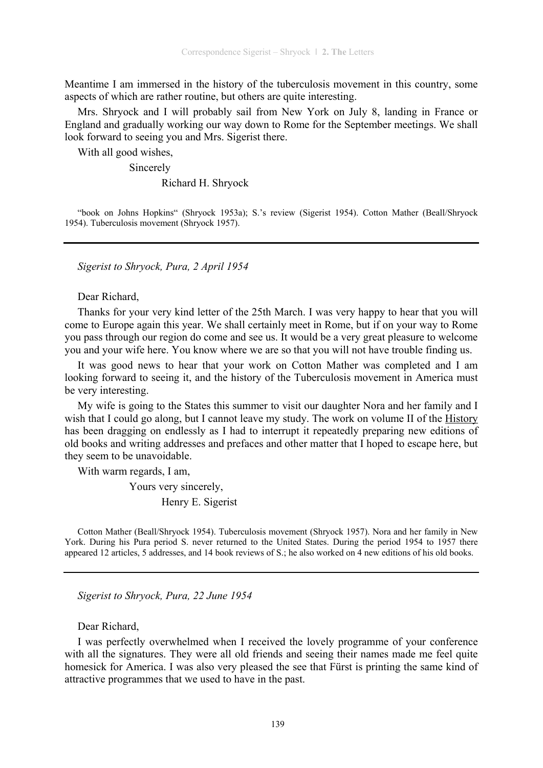Meantime I am immersed in the history of the tuberculosis movement in this country, some aspects of which are rather routine, but others are quite interesting.

Mrs. Shryock and I will probably sail from New York on July 8, landing in France or England and gradually working our way down to Rome for the September meetings. We shall look forward to seeing you and Mrs. Sigerist there.

With all good wishes,

Sincerely

Richard H. Shryock

"book on Johns Hopkins" (Shryock 1953a); S.'s review (Sigerist 1954). Cotton Mather (Beall/Shryock 1954). Tuberculosis movement (Shryock 1957).

---

*Sigerist to Shryock, Pura, 2 April 1954*

Dear Richard,

Thanks for your very kind letter of the 25th March. I was very happy to hear that you will come to Europe again this year. We shall certainly meet in Rome, but if on your way to Rome you pass through our region do come and see us. It would be a very great pleasure to welcome you and your wife here. You know where we are so that you will not have trouble finding us.

It was good news to hear that your work on Cotton Mather was completed and I am looking forward to seeing it, and the history of the Tuberculosis movement in America must be very interesting.

My wife is going to the States this summer to visit our daughter Nora and her family and I wish that I could go along, but I cannot leave my study. The work on volume II of the History has been dragging on endlessly as I had to interrupt it repeatedly preparing new editions of old books and writing addresses and prefaces and other matter that I hoped to escape here, but they seem to be unavoidable.

With warm regards, I am,

Yours very sincerely,

Henry E. Sigerist

Cotton Mather (Beall/Shryock 1954). Tuberculosis movement (Shryock 1957). Nora and her family in New York. During his Pura period S. never returned to the United States. During the period 1954 to 1957 there appeared 12 articles, 5 addresses, and 14 book reviews of S.; he also worked on 4 new editions of his old books.

---

*Sigerist to Shryock, Pura, 22 June 1954*

Dear Richard,

I was perfectly overwhelmed when I received the lovely programme of your conference with all the signatures. They were all old friends and seeing their names made me feel quite homesick for America. I was also very pleased the see that Fürst is printing the same kind of attractive programmes that we used to have in the past.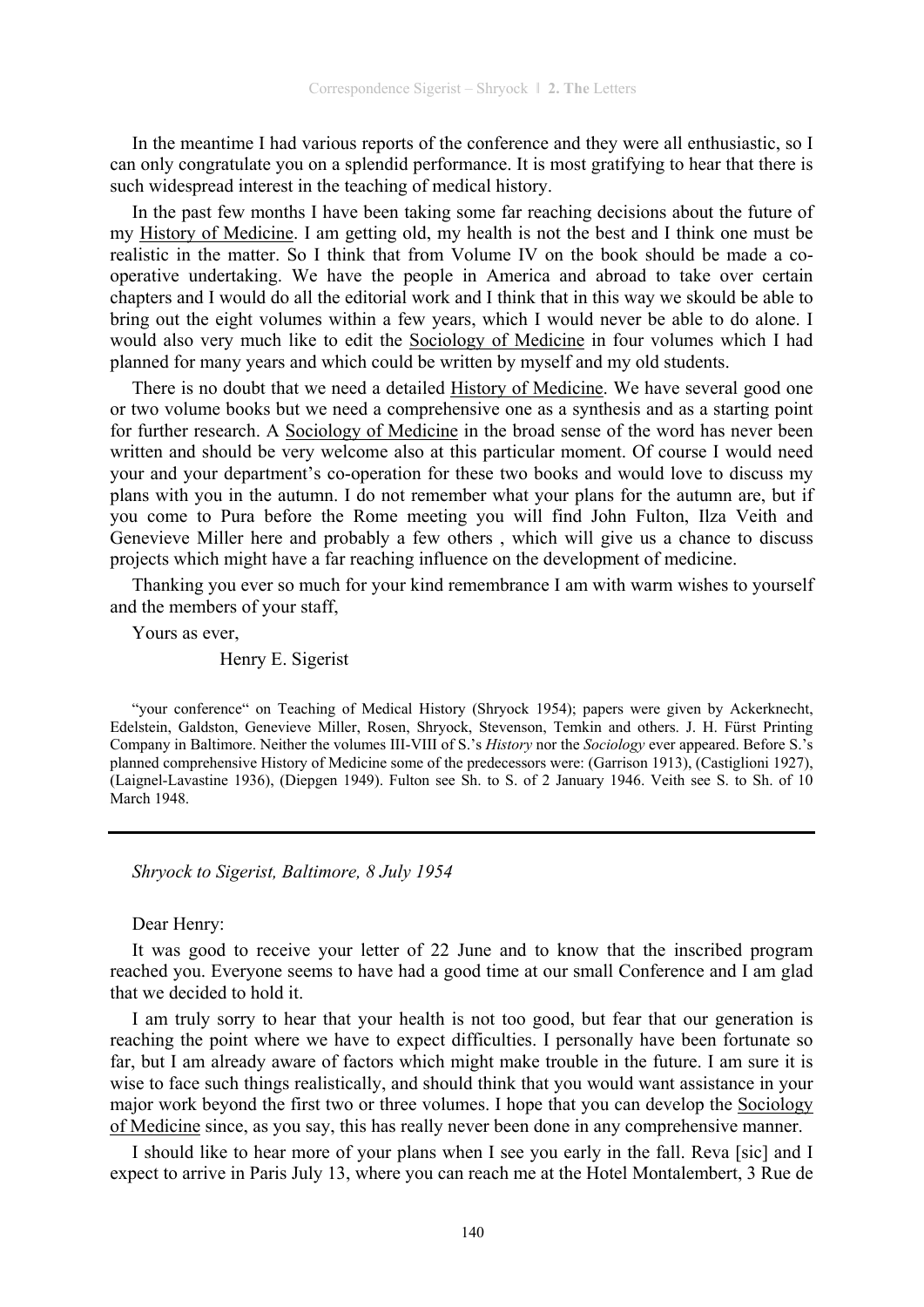In the meantime I had various reports of the conference and they were all enthusiastic, so I can only congratulate you on a splendid performance. It is most gratifying to hear that there is such widespread interest in the teaching of medical history.

In the past few months I have been taking some far reaching decisions about the future of my History of Medicine. I am getting old, my health is not the best and I think one must be realistic in the matter. So I think that from Volume IV on the book should be made a co-operative undertaking. We have the people in America and abroad to take over certain chapters and I would do all the editorial work and I think that in this way we skould be able to bring out the eight volumes within a few years, which I would never be able to do alone. I would also very much like to edit the Sociology of Medicine in four volumes which I had planned for many years and which could be written by myself and my old students.

There is no doubt that we need a detailed History of Medicine. We have several good one or two volume books but we need a comprehensive one as a synthesis and as a starting point for further research. A Sociology of Medicine in the broad sense of the word has never been written and should be very welcome also at this particular moment. Of course I would need your and your department's co-operation for these two books and would love to discuss my plans with you in the autumn. I do not remember what your plans for the autumn are, but if you come to Pura before the Rome meeting you will find John Fulton, Ilza Veith and Genevieve Miller here and probably a few others , which will give us a chance to discuss projects which might have a far reaching influence on the development of medicine.

Thanking you ever so much for your kind remembrance I am with warm wishes to yourself and the members of your staff,

Yours as ever,

Henry E. Sigerist

"your conference" on Teaching of Medical History (Shryock 1954); papers were given by Ackerknecht, Edelstein, Galdston, Genevieve Miller, Rosen, Shryock, Stevenson, Temkin and others. J. H. Fürst Printing Company in Baltimore. Neither the volumes III-VIII of S.'s *History* nor the *Sociology* ever appeared. Before S.'s planned comprehensive History of Medicine some of the predecessors were: (Garrison 1913), (Castiglioni 1927), (Laignel-Lavastine 1936), (Diepgen 1949). Fulton see Sh. to S. of 2 January 1946. Veith see S. to Sh. of 10 March 1948.

---

*Shryock to Sigerist, Baltimore, 8 July 1954*

Dear Henry:

It was good to receive your letter of 22 June and to know that the inscribed program reached you. Everyone seems to have had a good time at our small Conference and I am glad that we decided to hold it.

I am truly sorry to hear that your health is not too good, but fear that our generation is reaching the point where we have to expect difficulties. I personally have been fortunate so far, but I am already aware of factors which might make trouble in the future. I am sure it is wise to face such things realistically, and should think that you would want assistance in your major work beyond the first two or three volumes. I hope that you can develop the Sociology of Medicine since, as you say, this has really never been done in any comprehensive manner.

I should like to hear more of your plans when I see you early in the fall. Reva [sic] and I expect to arrive in Paris July 13, where you can reach me at the Hotel Montalembert, 3 Rue de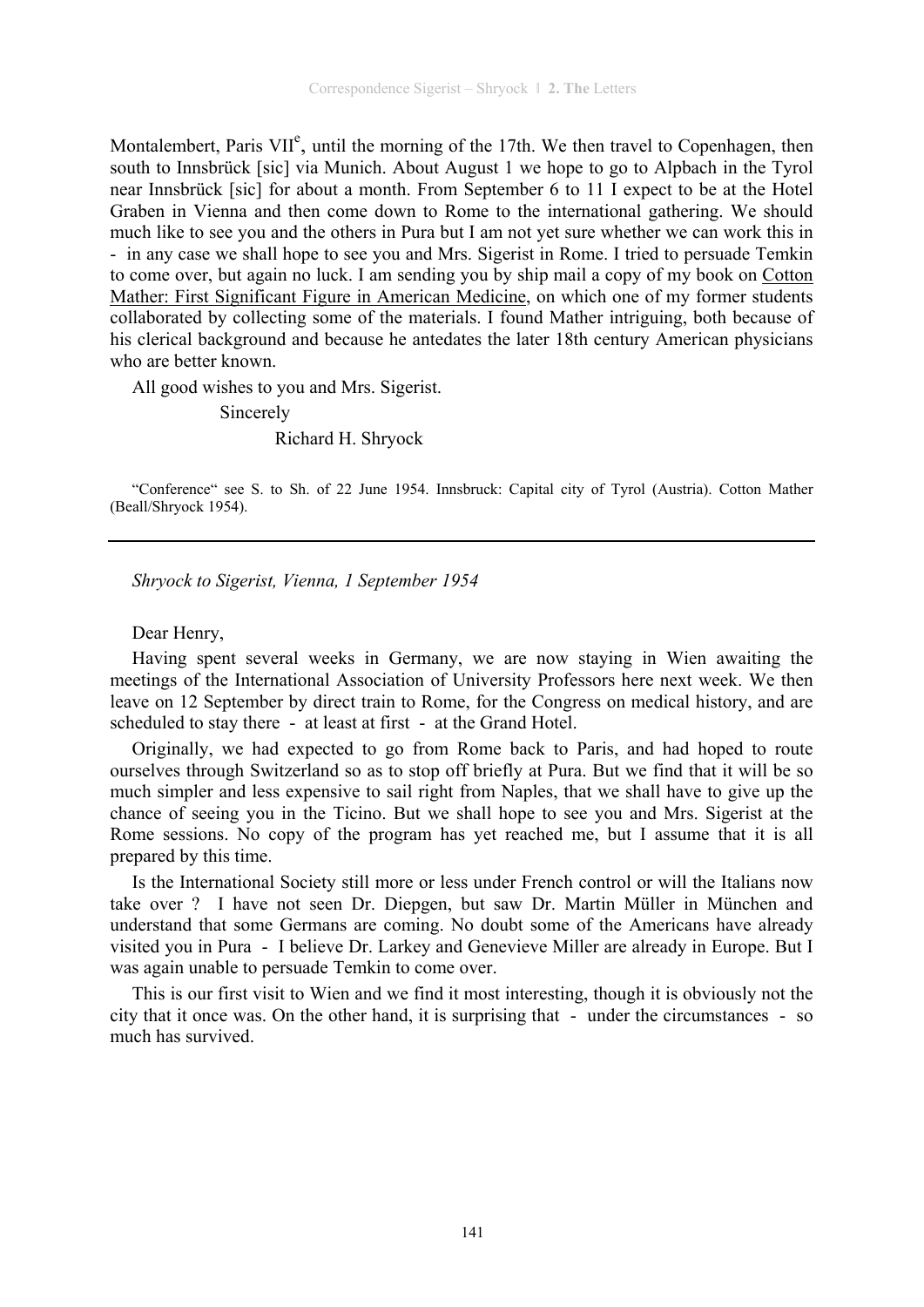Montalembert, Paris VII[e], until the morning of the 17th. We then travel to Copenhagen, then south to Innsbrück [sic] via Munich. About August 1 we hope to go to Alpbach in the Tyrol near Innsbrück [sic] for about a month. From September 6 to 11 I expect to be at the Hotel Graben in Vienna and then come down to Rome to the international gathering. We should much like to see you and the others in Pura but I am not yet sure whether we can work this in - in any case we shall hope to see you and Mrs. Sigerist in Rome. I tried to persuade Temkin to come over, but again no luck. I am sending you by ship mail a copy of my book on Cotton Mather: First Significant Figure in American Medicine, on which one of my former students collaborated by collecting some of the materials. I found Mather intriguing, both because of his clerical background and because he antedates the later 18th century American physicians who are better known.

All good wishes to you and Mrs. Sigerist.

Sincerely

Richard H. Shryock

"Conference" see S. to Sh. of 22 June 1954. Innsbruck: Capital city of Tyrol (Austria). Cotton Mather (Beall/Shryock 1954).

---

*Shryock to Sigerist, Vienna, 1 September 1954*

Dear Henry,

Having spent several weeks in Germany, we are now staying in Wien awaiting the meetings of the International Association of University Professors here next week. We then leave on 12 September by direct train to Rome, for the Congress on medical history, and are scheduled to stay there - at least at first - at the Grand Hotel.

Originally, we had expected to go from Rome back to Paris, and had hoped to route ourselves through Switzerland so as to stop off briefly at Pura. But we find that it will be so much simpler and less expensive to sail right from Naples, that we shall have to give up the chance of seeing you in the Ticino. But we shall hope to see you and Mrs. Sigerist at the Rome sessions. No copy of the program has yet reached me, but I assume that it is all prepared by this time.

Is the International Society still more or less under French control or will the Italians now take over ? I have not seen Dr. Diepgen, but saw Dr. Martin Müller in München and understand that some Germans are coming. No doubt some of the Americans have already visited you in Pura - I believe Dr. Larkey and Genevieve Miller are already in Europe. But I was again unable to persuade Temkin to come over.

This is our first visit to Wien and we find it most interesting, though it is obviously not the city that it once was. On the other hand, it is surprising that - under the circumstances - so much has survived.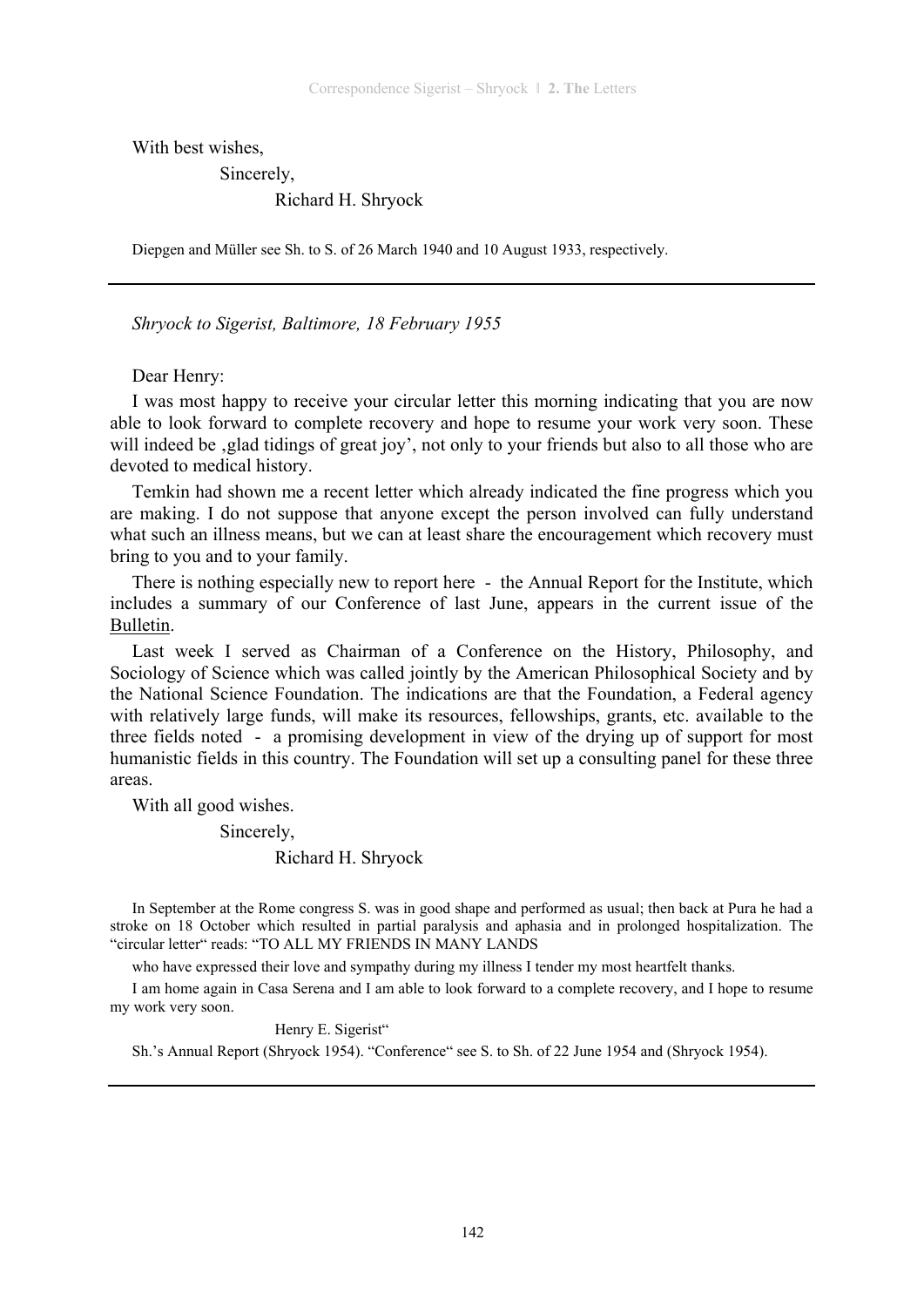With best wishes,

Sincerely,

Richard H. Shryock

Diepgen and Müller see Sh. to S. of 26 March 1940 and 10 August 1933, respectively.

---

*Shryock to Sigerist, Baltimore, 18 February 1955*

Dear Henry:

I was most happy to receive your circular letter this morning indicating that you are now able to look forward to complete recovery and hope to resume your work very soon. These will indeed be ‚glad tidings of great joy', not only to your friends but also to all those who are devoted to medical history.

Temkin had shown me a recent letter which already indicated the fine progress which you are making. I do not suppose that anyone except the person involved can fully understand what such an illness means, but we can at least share the encouragement which recovery must bring to you and to your family.

There is nothing especially new to report here - the Annual Report for the Institute, which includes a summary of our Conference of last June, appears in the current issue of the Bulletin.

Last week I served as Chairman of a Conference on the History, Philosophy, and Sociology of Science which was called jointly by the American Philosophical Society and by the National Science Foundation. The indications are that the Foundation, a Federal agency with relatively large funds, will make its resources, fellowships, grants, etc. available to the three fields noted - a promising development in view of the drying up of support for most humanistic fields in this country. The Foundation will set up a consulting panel for these three areas.

With all good wishes.

Sincerely,

Richard H. Shryock

In September at the Rome congress S. was in good shape and performed as usual; then back at Pura he had a stroke on 18 October which resulted in partial paralysis and aphasia and in prolonged hospitalization. The "circular letter" reads: "TO ALL MY FRIENDS IN MANY LANDS

who have expressed their love and sympathy during my illness I tender my most heartfelt thanks.

I am home again in Casa Serena and I am able to look forward to a complete recovery, and I hope to resume my work very soon.

Henry E. Sigerist"

Sh.'s Annual Report (Shryock 1954). "Conference" see S. to Sh. of 22 June 1954 and (Shryock 1954).

---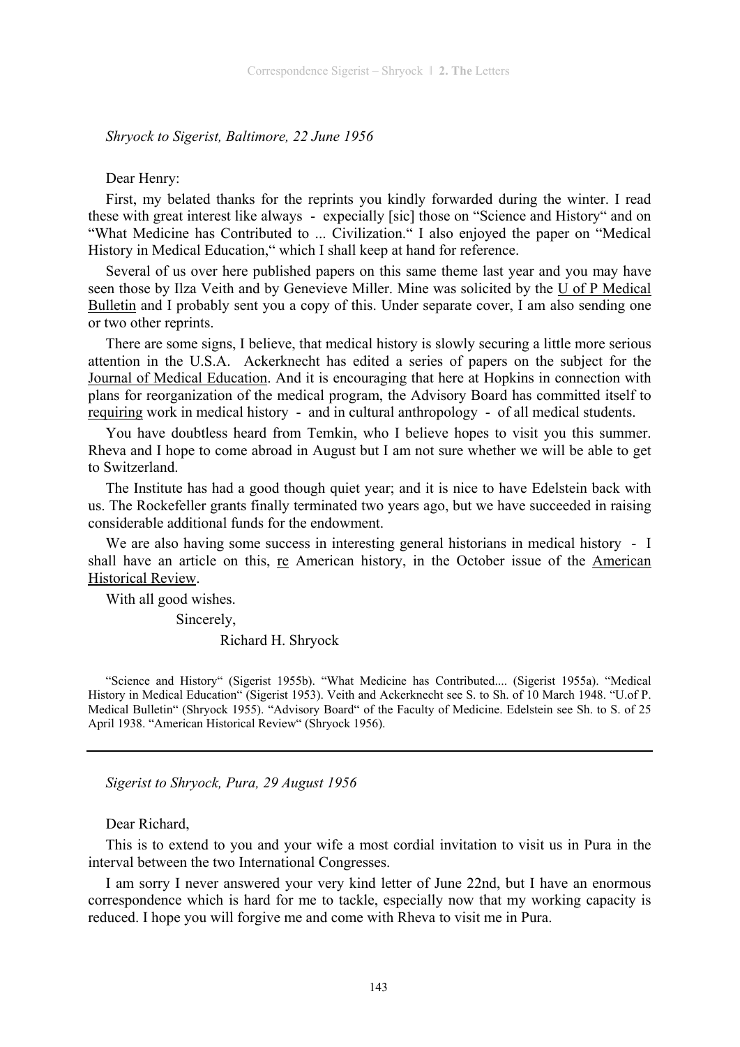*Shryock to Sigerist, Baltimore, 22 June 1956*

Dear Henry:

First, my belated thanks for the reprints you kindly forwarded during the winter. I read these with great interest like always - expecially [sic] those on "Science and History" and on "What Medicine has Contributed to ... Civilization." I also enjoyed the paper on "Medical History in Medical Education," which I shall keep at hand for reference.

Several of us over here published papers on this same theme last year and you may have seen those by Ilza Veith and by Genevieve Miller. Mine was solicited by the U of P Medical Bulletin and I probably sent you a copy of this. Under separate cover, I am also sending one or two other reprints.

There are some signs, I believe, that medical history is slowly securing a little more serious attention in the U.S.A. Ackerknecht has edited a series of papers on the subject for the Journal of Medical Education. And it is encouraging that here at Hopkins in connection with plans for reorganization of the medical program, the Advisory Board has committed itself to requiring work in medical history - and in cultural anthropology - of all medical students.

You have doubtless heard from Temkin, who I believe hopes to visit you this summer. Rheva and I hope to come abroad in August but I am not sure whether we will be able to get to Switzerland.

The Institute has had a good though quiet year; and it is nice to have Edelstein back with us. The Rockefeller grants finally terminated two years ago, but we have succeeded in raising considerable additional funds for the endowment.

We are also having some success in interesting general historians in medical history - I shall have an article on this, re American history, in the October issue of the American Historical Review.

With all good wishes.

Sincerely,

Richard H. Shryock

"Science and History" (Sigerist 1955b). "What Medicine has Contributed.... (Sigerist 1955a). "Medical History in Medical Education" (Sigerist 1953). Veith and Ackerknecht see S. to Sh. of 10 March 1948. "U.of P. Medical Bulletin" (Shryock 1955). "Advisory Board" of the Faculty of Medicine. Edelstein see Sh. to S. of 25 April 1938. "American Historical Review" (Shryock 1956).

---

*Sigerist to Shryock, Pura, 29 August 1956*

Dear Richard,

This is to extend to you and your wife a most cordial invitation to visit us in Pura in the interval between the two International Congresses.

I am sorry I never answered your very kind letter of June 22nd, but I have an enormous correspondence which is hard for me to tackle, especially now that my working capacity is reduced. I hope you will forgive me and come with Rheva to visit me in Pura.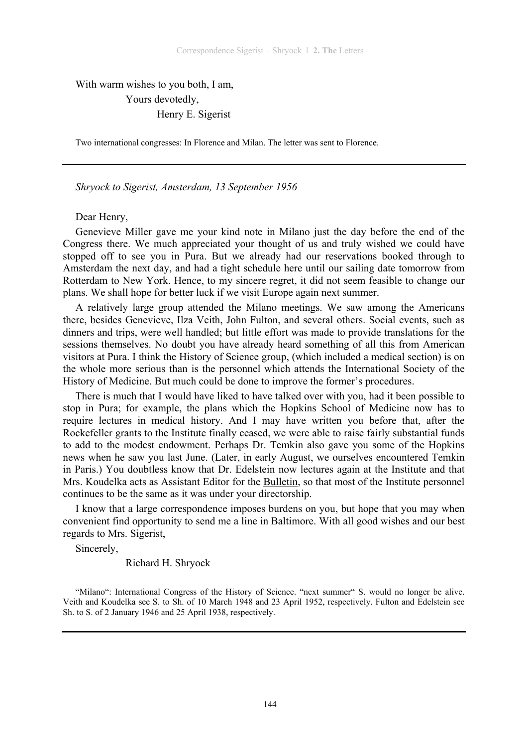With warm wishes to you both, I am,

Yours devotedly,

Henry E. Sigerist

Two international congresses: In Florence and Milan. The letter was sent to Florence.

---

*Shryock to Sigerist, Amsterdam, 13 September 1956*

Dear Henry,

Genevieve Miller gave me your kind note in Milano just the day before the end of the Congress there. We much appreciated your thought of us and truly wished we could have stopped off to see you in Pura. But we already had our reservations booked through to Amsterdam the next day, and had a tight schedule here until our sailing date tomorrow from Rotterdam to New York. Hence, to my sincere regret, it did not seem feasible to change our plans. We shall hope for better luck if we visit Europe again next summer.

A relatively large group attended the Milano meetings. We saw among the Americans there, besides Genevieve, Ilza Veith, John Fulton, and several others. Social events, such as dinners and trips, were well handled; but little effort was made to provide translations for the sessions themselves. No doubt you have already heard something of all this from American visitors at Pura. I think the History of Science group, (which included a medical section) is on the whole more serious than is the personnel which attends the International Society of the History of Medicine. But much could be done to improve the former's procedures.

There is much that I would have liked to have talked over with you, had it been possible to stop in Pura; for example, the plans which the Hopkins School of Medicine now has to require lectures in medical history. And I may have written you before that, after the Rockefeller grants to the Institute finally ceased, we were able to raise fairly substantial funds to add to the modest endowment. Perhaps Dr. Temkin also gave you some of the Hopkins news when he saw you last June. (Later, in early August, we ourselves encountered Temkin in Paris.) You doubtless know that Dr. Edelstein now lectures again at the Institute and that Mrs. Koudelka acts as Assistant Editor for the Bulletin, so that most of the Institute personnel continues to be the same as it was under your directorship.

I know that a large correspondence imposes burdens on you, but hope that you may when convenient find opportunity to send me a line in Baltimore. With all good wishes and our best regards to Mrs. Sigerist,

Sincerely,

Richard H. Shryock

"Milano": International Congress of the History of Science. "next summer" S. would no longer be alive. Veith and Koudelka see S. to Sh. of 10 March 1948 and 23 April 1952, respectively. Fulton and Edelstein see Sh. to S. of 2 January 1946 and 25 April 1938, respectively.

---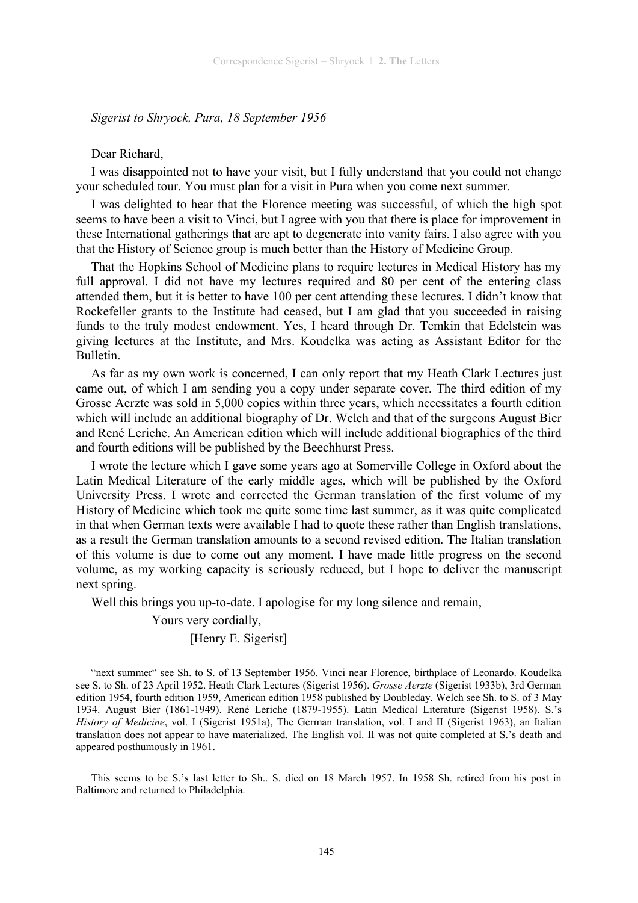*Sigerist to Shryock, Pura, 18 September 1956*

Dear Richard,

I was disappointed not to have your visit, but I fully understand that you could not change your scheduled tour. You must plan for a visit in Pura when you come next summer.

I was delighted to hear that the Florence meeting was successful, of which the high spot seems to have been a visit to Vinci, but I agree with you that there is place for improvement in these International gatherings that are apt to degenerate into vanity fairs. I also agree with you that the History of Science group is much better than the History of Medicine Group.

That the Hopkins School of Medicine plans to require lectures in Medical History has my full approval. I did not have my lectures required and 80 per cent of the entering class attended them, but it is better to have 100 per cent attending these lectures. I didn't know that Rockefeller grants to the Institute had ceased, but I am glad that you succeeded in raising funds to the truly modest endowment. Yes, I heard through Dr. Temkin that Edelstein was giving lectures at the Institute, and Mrs. Koudelka was acting as Assistant Editor for the Bulletin.

As far as my own work is concerned, I can only report that my Heath Clark Lectures just came out, of which I am sending you a copy under separate cover. The third edition of my Grosse Aerzte was sold in 5,000 copies within three years, which necessitates a fourth edition which will include an additional biography of Dr. Welch and that of the surgeons August Bier and René Leriche. An American edition which will include additional biographies of the third and fourth editions will be published by the Beechhurst Press.

I wrote the lecture which I gave some years ago at Somerville College in Oxford about the Latin Medical Literature of the early middle ages, which will be published by the Oxford University Press. I wrote and corrected the German translation of the first volume of my History of Medicine which took me quite some time last summer, as it was quite complicated in that when German texts were available I had to quote these rather than English translations, as a result the German translation amounts to a second revised edition. The Italian translation of this volume is due to come out any moment. I have made little progress on the second volume, as my working capacity is seriously reduced, but I hope to deliver the manuscript next spring.

Well this brings you up-to-date. I apologise for my long silence and remain,

Yours very cordially,

[Henry E. Sigerist]

"next summer" see Sh. to S. of 13 September 1956. Vinci near Florence, birthplace of Leonardo. Koudelka see S. to Sh. of 23 April 1952. Heath Clark Lectures (Sigerist 1956). *Grosse Aerzte* (Sigerist 1933b), 3rd German edition 1954, fourth edition 1959, American edition 1958 published by Doubleday. Welch see Sh. to S. of 3 May 1934. August Bier (1861-1949). René Leriche (1879-1955). Latin Medical Literature (Sigerist 1958). S.'s *History of Medicine*, vol. I (Sigerist 1951a), The German translation, vol. I and II (Sigerist 1963), an Italian translation does not appear to have materialized. The English vol. II was not quite completed at S.'s death and appeared posthumously in 1961.

This seems to be S.'s last letter to Sh.. S. died on 18 March 1957. In 1958 Sh. retired from his post in Baltimore and returned to Philadelphia.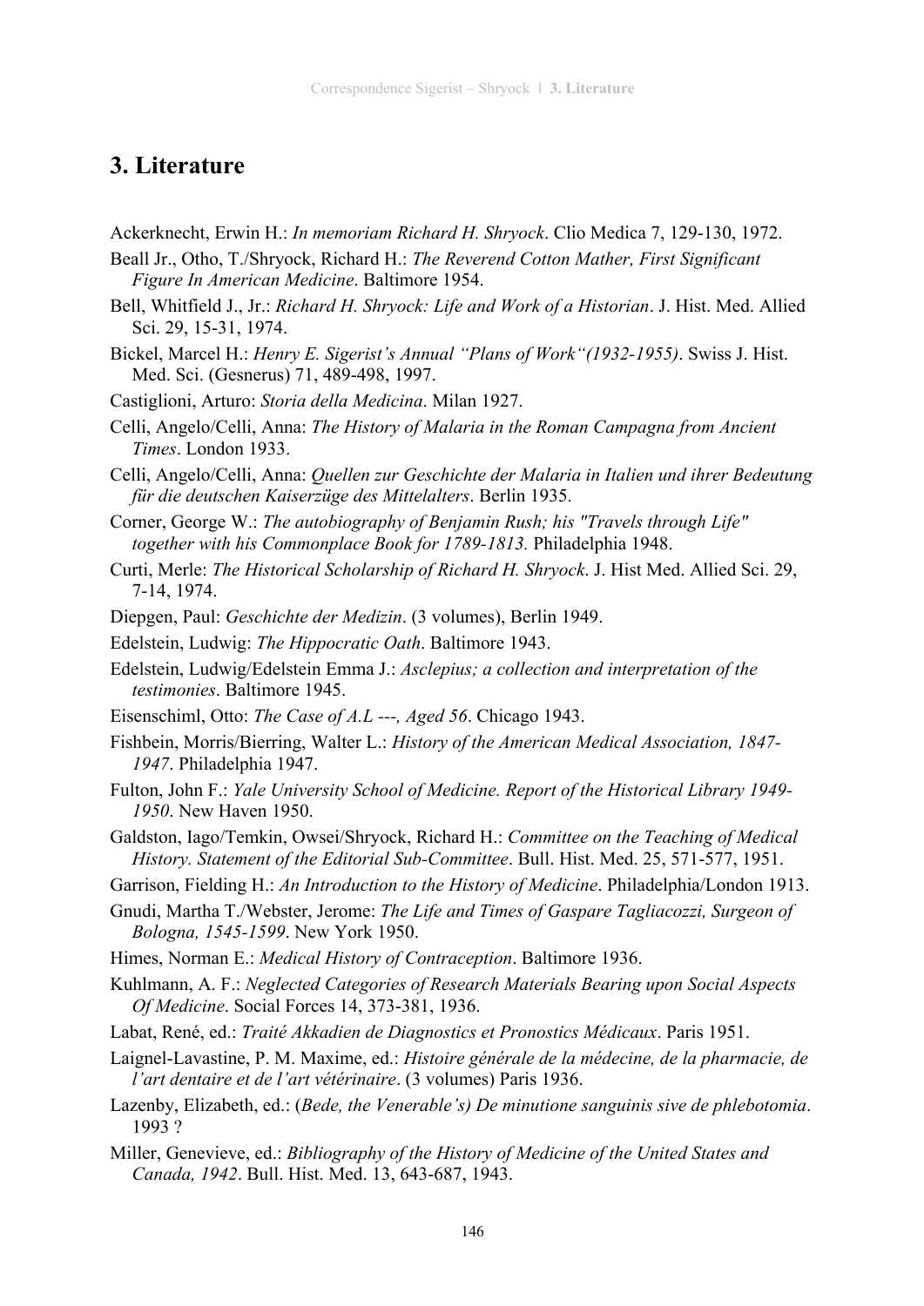## 3. Literature

Ackerknecht, Erwin H.: *In memoriam Richard H. Shryock*. Clio Medica 7, 129-130, 1972.

Beall Jr., Otho, T./Shryock, Richard H.: *The Reverend Cotton Mather, First Significant Figure In American Medicine*. Baltimore 1954.

Bell, Whitfield J., Jr.: *Richard H. Shryock: Life and Work of a Historian*. J. Hist. Med. Allied Sci. 29, 15-31, 1974.

Bickel, Marcel H.: *Henry E. Sigerist's Annual "Plans of Work"(1932-1955)*. Swiss J. Hist. Med. Sci. (Gesnerus) 71, 489-498, 1997.

Castiglioni, Arturo: *Storia della Medicina*. Milan 1927.

Celli, Angelo/Celli, Anna: *The History of Malaria in the Roman Campagna from Ancient Times*. London 1933.

Celli, Angelo/Celli, Anna: *Quellen zur Geschichte der Malaria in Italien und ihrer Bedeutung für die deutschen Kaiserzüge des Mittelalters*. Berlin 1935.

Corner, George W.: *The autobiography of Benjamin Rush; his "Travels through Life" together with his Commonplace Book for 1789-1813.* Philadelphia 1948.

Curti, Merle: *The Historical Scholarship of Richard H. Shryock*. J. Hist Med. Allied Sci. 29, 7-14, 1974.

Diepgen, Paul: *Geschichte der Medizin*. (3 volumes), Berlin 1949.

Edelstein, Ludwig: *The Hippocratic Oath*. Baltimore 1943.

Edelstein, Ludwig/Edelstein Emma J.: *Asclepius; a collection and interpretation of the testimonies*. Baltimore 1945.

Eisenschiml, Otto: *The Case of A.L ---, Aged 56*. Chicago 1943.

Fishbein, Morris/Bierring, Walter L.: *History of the American Medical Association, 1847-1947*. Philadelphia 1947.

Fulton, John F.: *Yale University School of Medicine. Report of the Historical Library 1949-1950*. New Haven 1950.

Galdston, Iago/Temkin, Owsei/Shryock, Richard H.: *Committee on the Teaching of Medical History. Statement of the Editorial Sub-Committee*. Bull. Hist. Med. 25, 571-577, 1951.

Garrison, Fielding H.: *An Introduction to the History of Medicine*. Philadelphia/London 1913.

Gnudi, Martha T./Webster, Jerome: *The Life and Times of Gaspare Tagliacozzi, Surgeon of Bologna, 1545-1599*. New York 1950.

Himes, Norman E.: *Medical History of Contraception*. Baltimore 1936.

Kuhlmann, A. F.: *Neglected Categories of Research Materials Bearing upon Social Aspects Of Medicine*. Social Forces 14, 373-381, 1936.

Labat, René, ed.: *Traité Akkadien de Diagnostics et Pronostics Médicaux*. Paris 1951.

Laignel-Lavastine, P. M. Maxime, ed.: *Histoire générale de la médecine, de la pharmacie, de l'art dentaire et de l'art vétérinaire*. (3 volumes) Paris 1936.

Lazenby, Elizabeth, ed.: (*Bede, the Venerable's) De minutione sanguinis sive de phlebotomia*. 1993 ?

Miller, Genevieve, ed.: *Bibliography of the History of Medicine of the United States and Canada, 1942*. Bull. Hist. Med. 13, 643-687, 1943.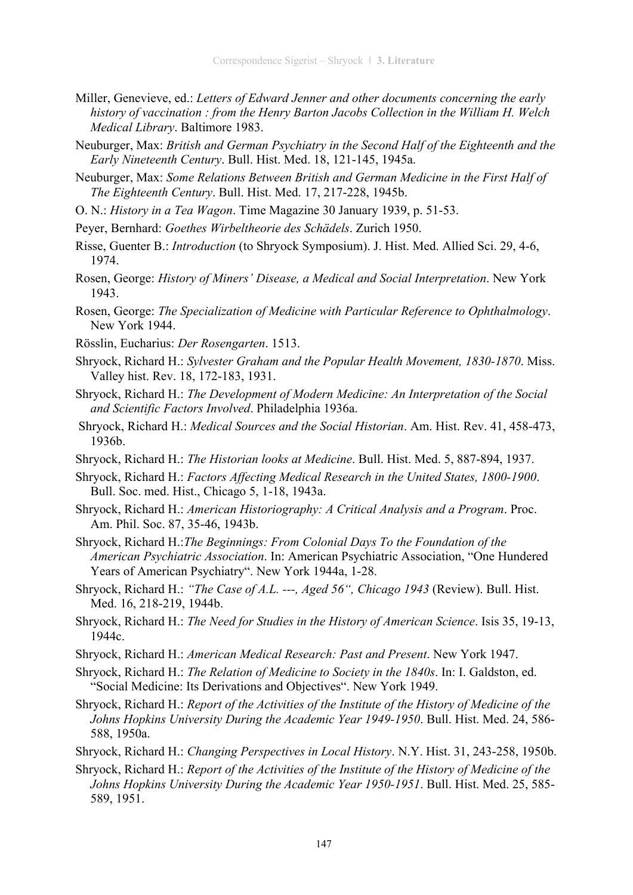Miller, Genevieve, ed.: *Letters of Edward Jenner and other documents concerning the early history of vaccination : from the Henry Barton Jacobs Collection in the William H. Welch Medical Library*. Baltimore 1983.

Neuburger, Max: *British and German Psychiatry in the Second Half of the Eighteenth and the Early Nineteenth Century*. Bull. Hist. Med. 18, 121-145, 1945a.

Neuburger, Max: *Some Relations Between British and German Medicine in the First Half of The Eighteenth Century*. Bull. Hist. Med. 17, 217-228, 1945b.

O. N.: *History in a Tea Wagon*. Time Magazine 30 January 1939, p. 51-53.

Peyer, Bernhard: *Goethes Wirbeltheorie des Schädels*. Zurich 1950.

Risse, Guenter B.: *Introduction* (to Shryock Symposium). J. Hist. Med. Allied Sci. 29, 4-6, 1974.

Rosen, George: *History of Miners' Disease, a Medical and Social Interpretation*. New York 1943.

Rosen, George: *The Specialization of Medicine with Particular Reference to Ophthalmology*. New York 1944.

Rösslin, Eucharius: *Der Rosengarten*. 1513.

Shryock, Richard H.: *Sylvester Graham and the Popular Health Movement, 1830-1870*. Miss. Valley hist. Rev. 18, 172-183, 1931.

Shryock, Richard H.: *The Development of Modern Medicine: An Interpretation of the Social and Scientific Factors Involved*. Philadelphia 1936a.

Shryock, Richard H.: *Medical Sources and the Social Historian*. Am. Hist. Rev. 41, 458-473, 1936b.

Shryock, Richard H.: *The Historian looks at Medicine*. Bull. Hist. Med. 5, 887-894, 1937.

Shryock, Richard H.: *Factors Affecting Medical Research in the United States, 1800-1900*. Bull. Soc. med. Hist., Chicago 5, 1-18, 1943a.

Shryock, Richard H.: *American Historiography: A Critical Analysis and a Program*. Proc. Am. Phil. Soc. 87, 35-46, 1943b.

Shryock, Richard H.:*The Beginnings: From Colonial Days To the Foundation of the American Psychiatric Association*. In: American Psychiatric Association, "One Hundered Years of American Psychiatry". New York 1944a, 1-28.

Shryock, Richard H.: *"The Case of A.L. ---, Aged 56", Chicago 1943* (Review). Bull. Hist. Med. 16, 218-219, 1944b.

Shryock, Richard H.: *The Need for Studies in the History of American Science*. Isis 35, 19-13, 1944c.

Shryock, Richard H.: *American Medical Research: Past and Present*. New York 1947.

Shryock, Richard H.: *The Relation of Medicine to Society in the 1840s*. In: I. Galdston, ed. "Social Medicine: Its Derivations and Objectives". New York 1949.

Shryock, Richard H.: *Report of the Activities of the Institute of the History of Medicine of the Johns Hopkins University During the Academic Year 1949-1950*. Bull. Hist. Med. 24, 586-588, 1950a.

Shryock, Richard H.: *Changing Perspectives in Local History*. N.Y. Hist. 31, 243-258, 1950b.

Shryock, Richard H.: *Report of the Activities of the Institute of the History of Medicine of the Johns Hopkins University During the Academic Year 1950-1951*. Bull. Hist. Med. 25, 585-589, 1951.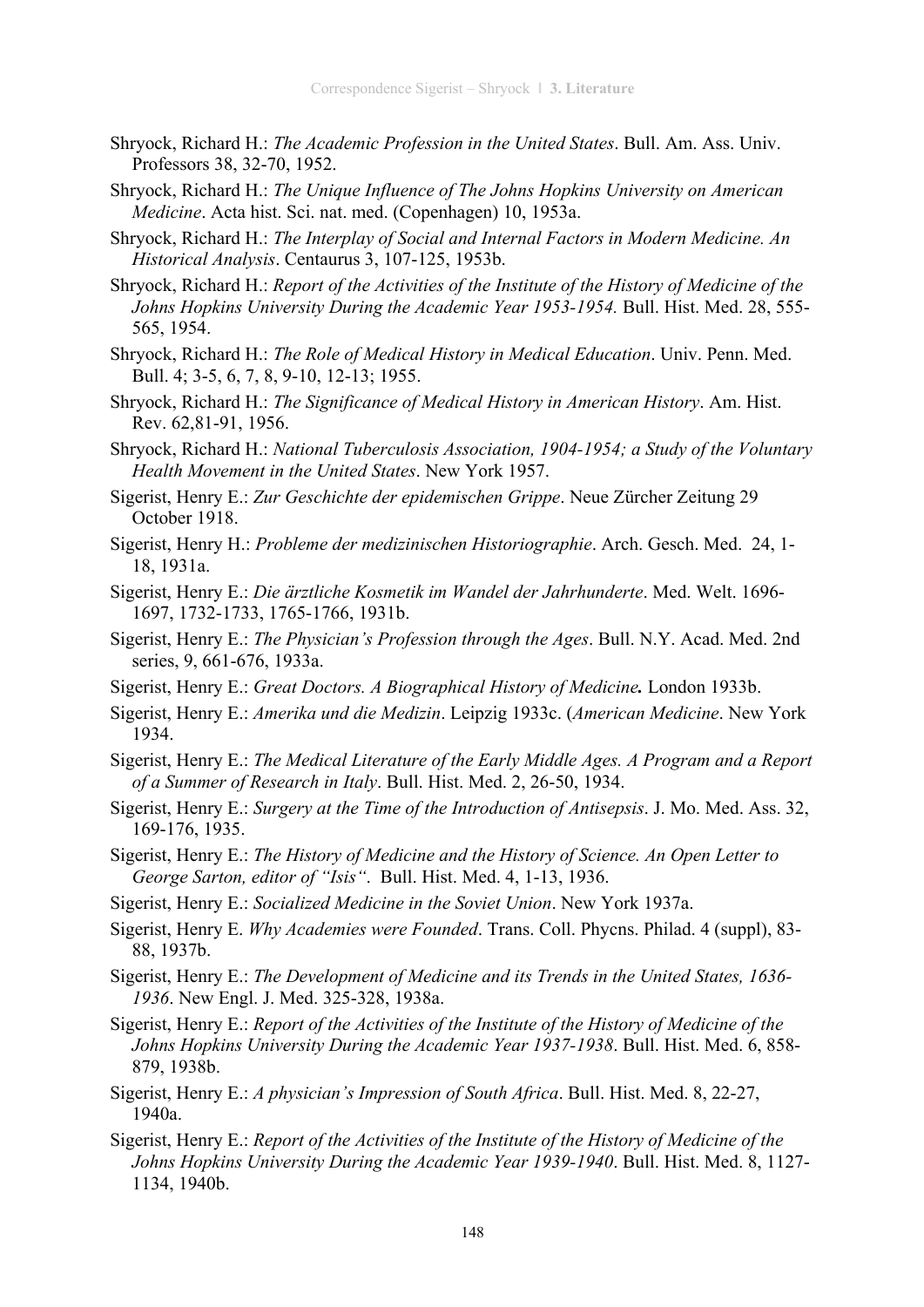Shryock, Richard H.: *The Academic Profession in the United States*. Bull. Am. Ass. Univ. Professors 38, 32-70, 1952.

Shryock, Richard H.: *The Unique Influence of The Johns Hopkins University on American Medicine*. Acta hist. Sci. nat. med. (Copenhagen) 10, 1953a.

Shryock, Richard H.: *The Interplay of Social and Internal Factors in Modern Medicine. An Historical Analysis*. Centaurus 3, 107-125, 1953b.

Shryock, Richard H.: *Report of the Activities of the Institute of the History of Medicine of the Johns Hopkins University During the Academic Year 1953-1954.* Bull. Hist. Med. 28, 555-565, 1954.

Shryock, Richard H.: *The Role of Medical History in Medical Education*. Univ. Penn. Med. Bull. 4; 3-5, 6, 7, 8, 9-10, 12-13; 1955.

Shryock, Richard H.: *The Significance of Medical History in American History*. Am. Hist. Rev. 62,81-91, 1956.

Shryock, Richard H.: *National Tuberculosis Association, 1904-1954; a Study of the Voluntary Health Movement in the United States*. New York 1957.

Sigerist, Henry E.: *Zur Geschichte der epidemischen Grippe*. Neue Zürcher Zeitung 29 October 1918.

Sigerist, Henry H.: *Probleme der medizinischen Historiographie*. Arch. Gesch. Med. 24, 1-18, 1931a.

Sigerist, Henry E.: *Die ärztliche Kosmetik im Wandel der Jahrhunderte*. Med. Welt. 1696-1697, 1732-1733, 1765-1766, 1931b.

Sigerist, Henry E.: *The Physician's Profession through the Ages*. Bull. N.Y. Acad. Med. 2nd series, 9, 661-676, 1933a.

Sigerist, Henry E.: *Great Doctors. A Biographical History of Medicine.* London 1933b.

Sigerist, Henry E.: *Amerika und die Medizin*. Leipzig 1933c. (*American Medicine*. New York 1934.

Sigerist, Henry E.: *The Medical Literature of the Early Middle Ages. A Program and a Report of a Summer of Research in Italy*. Bull. Hist. Med. 2, 26-50, 1934.

Sigerist, Henry E.: *Surgery at the Time of the Introduction of Antisepsis*. J. Mo. Med. Ass. 32, 169-176, 1935.

Sigerist, Henry E.: *The History of Medicine and the History of Science. An Open Letter to George Sarton, editor of "Isis"*. Bull. Hist. Med. 4, 1-13, 1936.

Sigerist, Henry E.: *Socialized Medicine in the Soviet Union*. New York 1937a.

Sigerist, Henry E. *Why Academies were Founded*. Trans. Coll. Phycns. Philad. 4 (suppl), 83-88, 1937b.

Sigerist, Henry E.: *The Development of Medicine and its Trends in the United States, 1636-1936*. New Engl. J. Med. 325-328, 1938a.

Sigerist, Henry E.: *Report of the Activities of the Institute of the History of Medicine of the Johns Hopkins University During the Academic Year 1937-1938*. Bull. Hist. Med. 6, 858-879, 1938b.

Sigerist, Henry E.: *A physician's Impression of South Africa*. Bull. Hist. Med. 8, 22-27, 1940a.

Sigerist, Henry E.: *Report of the Activities of the Institute of the History of Medicine of the Johns Hopkins University During the Academic Year 1939-1940*. Bull. Hist. Med. 8, 1127-1134, 1940b.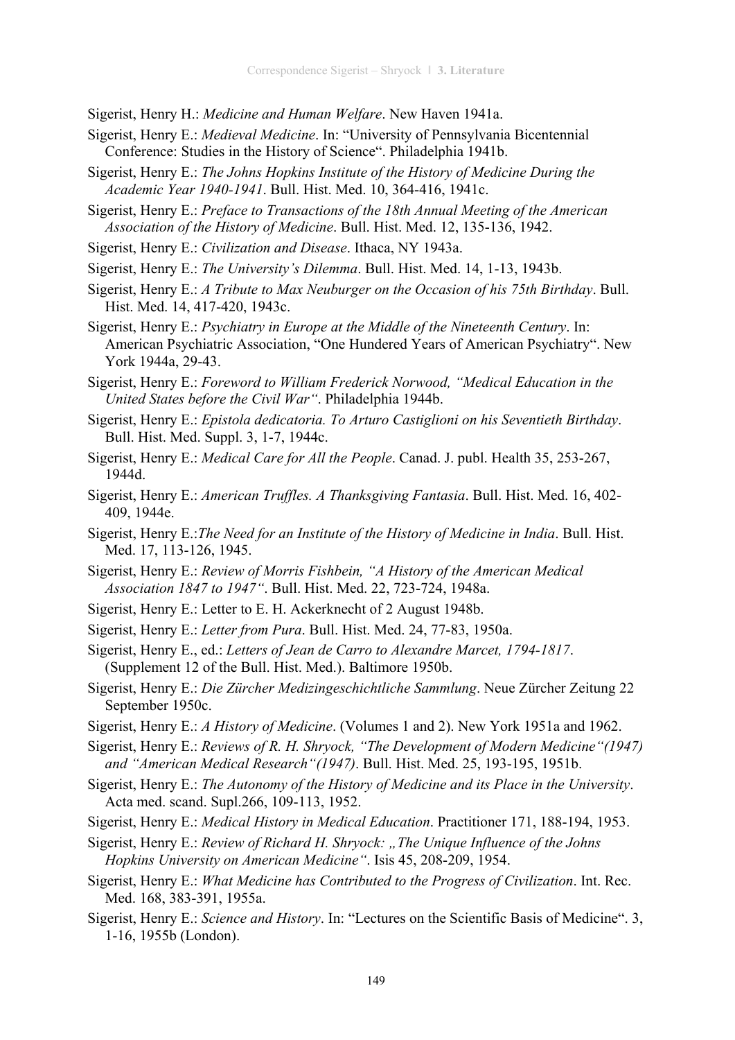Sigerist, Henry H.: *Medicine and Human Welfare*. New Haven 1941a.

Sigerist, Henry E.: *Medieval Medicine*. In: "University of Pennsylvania Bicentennial Conference: Studies in the History of Science". Philadelphia 1941b.

Sigerist, Henry E.: *The Johns Hopkins Institute of the History of Medicine During the Academic Year 1940-1941*. Bull. Hist. Med. 10, 364-416, 1941c.

Sigerist, Henry E.: *Preface to Transactions of the 18th Annual Meeting of the American Association of the History of Medicine*. Bull. Hist. Med. 12, 135-136, 1942.

Sigerist, Henry E.: *Civilization and Disease*. Ithaca, NY 1943a.

Sigerist, Henry E.: *The University's Dilemma*. Bull. Hist. Med. 14, 1-13, 1943b.

Sigerist, Henry E.: *A Tribute to Max Neuburger on the Occasion of his 75th Birthday*. Bull. Hist. Med. 14, 417-420, 1943c.

Sigerist, Henry E.: *Psychiatry in Europe at the Middle of the Nineteenth Century*. In: American Psychiatric Association, "One Hundered Years of American Psychiatry". New York 1944a, 29-43.

Sigerist, Henry E.: *Foreword to William Frederick Norwood, "Medical Education in the United States before the Civil War"*. Philadelphia 1944b.

Sigerist, Henry E.: *Epistola dedicatoria. To Arturo Castiglioni on his Seventieth Birthday*. Bull. Hist. Med. Suppl. 3, 1-7, 1944c.

Sigerist, Henry E.: *Medical Care for All the People*. Canad. J. publ. Health 35, 253-267, 1944d.

Sigerist, Henry E.: *American Truffles. A Thanksgiving Fantasia*. Bull. Hist. Med. 16, 402-409, 1944e.

Sigerist, Henry E.:*The Need for an Institute of the History of Medicine in India*. Bull. Hist. Med. 17, 113-126, 1945.

Sigerist, Henry E.: *Review of Morris Fishbein, "A History of the American Medical Association 1847 to 1947"*. Bull. Hist. Med. 22, 723-724, 1948a.

Sigerist, Henry E.: Letter to E. H. Ackerknecht of 2 August 1948b.

Sigerist, Henry E.: *Letter from Pura*. Bull. Hist. Med. 24, 77-83, 1950a.

Sigerist, Henry E., ed.: *Letters of Jean de Carro to Alexandre Marcet, 1794-1817*. (Supplement 12 of the Bull. Hist. Med.). Baltimore 1950b.

Sigerist, Henry E.: *Die Zürcher Medizingeschichtliche Sammlung*. Neue Zürcher Zeitung 22 September 1950c.

Sigerist, Henry E.: *A History of Medicine*. (Volumes 1 and 2). New York 1951a and 1962.

Sigerist, Henry E.: *Reviews of R. H. Shryock, "The Development of Modern Medicine"(1947) and "American Medical Research"(1947)*. Bull. Hist. Med. 25, 193-195, 1951b.

Sigerist, Henry E.: *The Autonomy of the History of Medicine and its Place in the University*. Acta med. scand. Supl.266, 109-113, 1952.

Sigerist, Henry E.: *Medical History in Medical Education*. Practitioner 171, 188-194, 1953.

Sigerist, Henry E.: *Review of Richard H. Shryock: „The Unique Influence of the Johns Hopkins University on American Medicine"*. Isis 45, 208-209, 1954.

Sigerist, Henry E.: *What Medicine has Contributed to the Progress of Civilization*. Int. Rec. Med. 168, 383-391, 1955a.

Sigerist, Henry E.: *Science and History*. In: "Lectures on the Scientific Basis of Medicine". 3, 1-16, 1955b (London).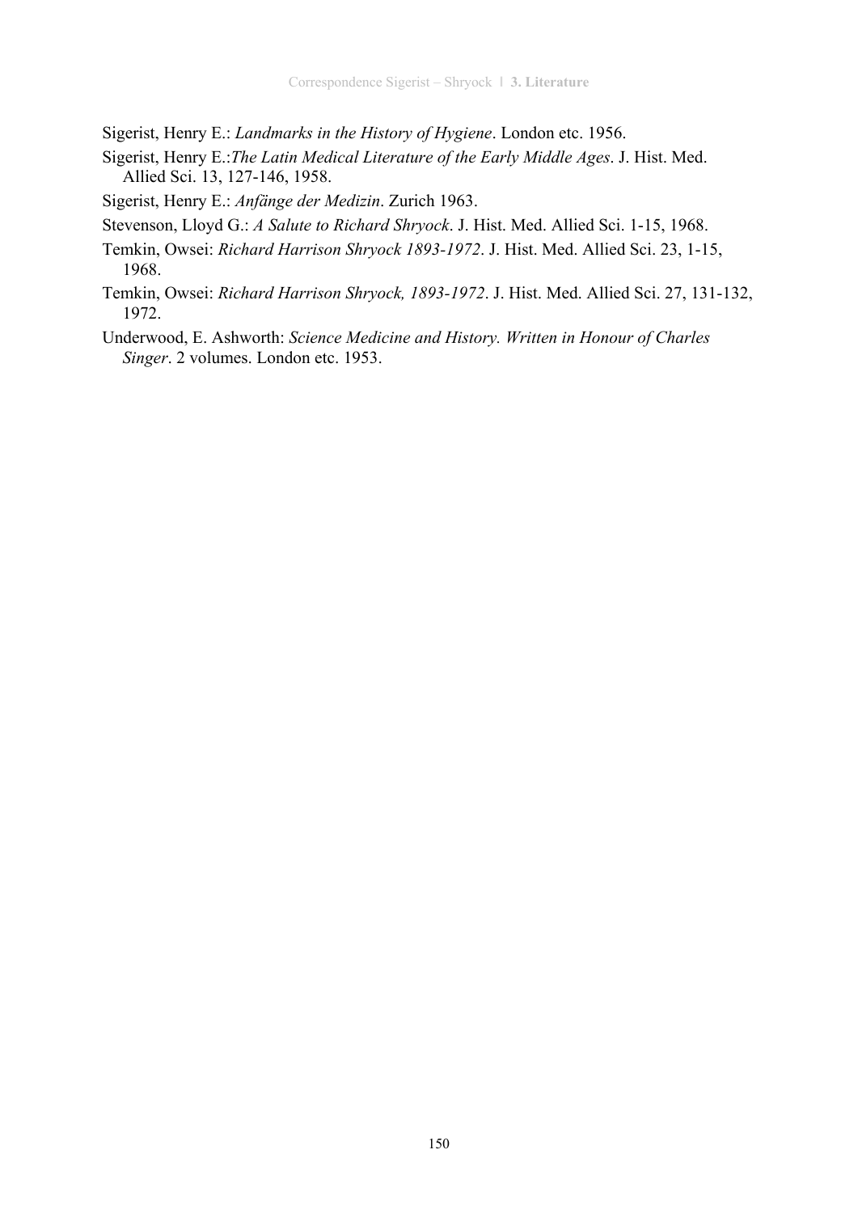Sigerist, Henry E.: *Landmarks in the History of Hygiene*. London etc. 1956.

Sigerist, Henry E.:*The Latin Medical Literature of the Early Middle Ages*. J. Hist. Med. Allied Sci. 13, 127-146, 1958.

Sigerist, Henry E.: *Anfänge der Medizin*. Zurich 1963.

Stevenson, Lloyd G.: *A Salute to Richard Shryock*. J. Hist. Med. Allied Sci. 1-15, 1968.

Temkin, Owsei: *Richard Harrison Shryock 1893-1972*. J. Hist. Med. Allied Sci. 23, 1-15, 1968.

Temkin, Owsei: *Richard Harrison Shryock, 1893-1972*. J. Hist. Med. Allied Sci. 27, 131-132, 1972.

Underwood, E. Ashworth: *Science Medicine and History. Written in Honour of Charles Singer*. 2 volumes. London etc. 1953.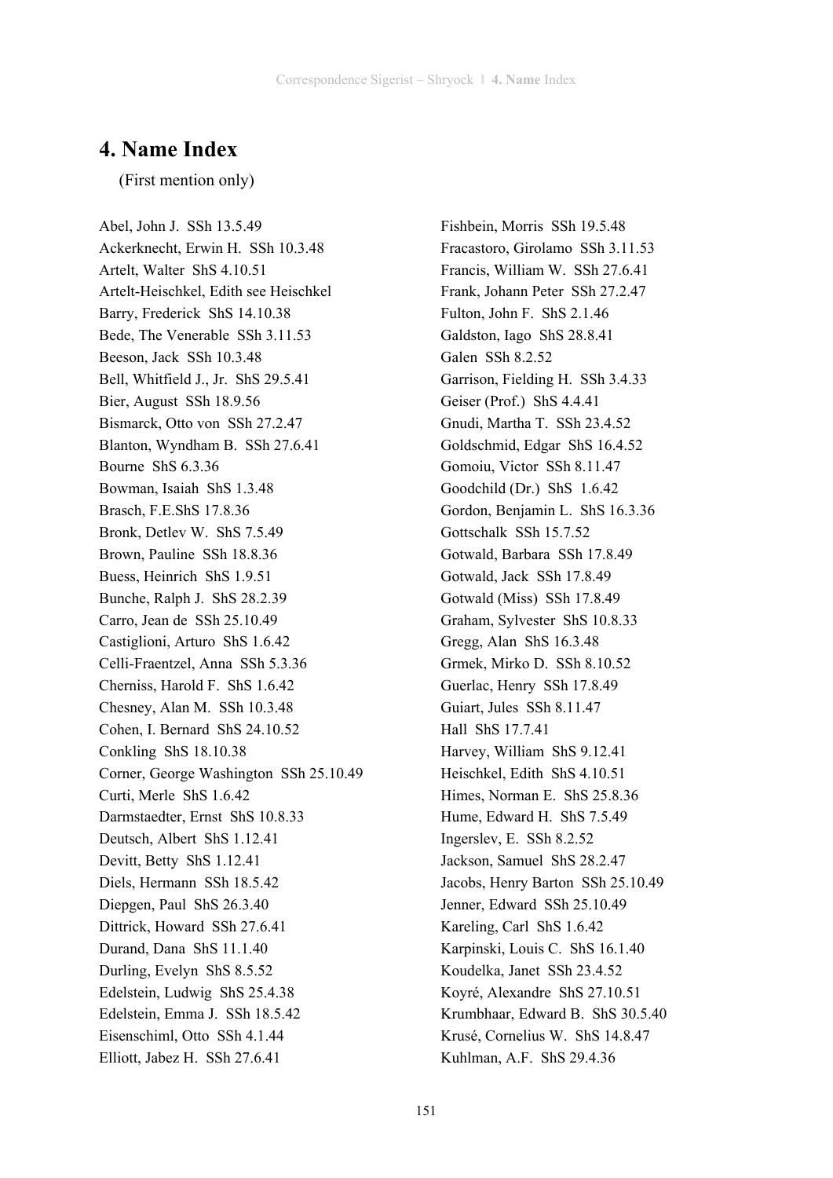# 4. Name Index

(First mention only)

Abel, John J.  SSh 13.5.49
Ackerknecht, Erwin H.  SSh 10.3.48
Artelt, Walter  ShS 4.10.51
Artelt-Heischkel, Edith see Heischkel
Barry, Frederick  ShS 14.10.38
Bede, The Venerable  SSh 3.11.53
Beeson, Jack  SSh 10.3.48
Bell, Whitfield J., Jr.  ShS 29.5.41
Bier, August  SSh 18.9.56
Bismarck, Otto von  SSh 27.2.47
Blanton, Wyndham B.  SSh 27.6.41
Bourne  ShS 6.3.36
Bowman, Isaiah  ShS 1.3.48
Brasch, F.E.ShS 17.8.36
Bronk, Detlev W.  ShS 7.5.49
Brown, Pauline  SSh 18.8.36
Buess, Heinrich  ShS 1.9.51
Bunche, Ralph J.  ShS 28.2.39
Carro, Jean de  SSh 25.10.49
Castiglioni, Arturo  ShS 1.6.42
Celli-Fraentzel, Anna  SSh 5.3.36
Cherniss, Harold F.  ShS 1.6.42
Chesney, Alan M.  SSh 10.3.48
Cohen, I. Bernard  ShS 24.10.52
Conkling  ShS 18.10.38
Corner, George Washington  SSh 25.10.49
Curti, Merle  ShS 1.6.42
Darmstaedter, Ernst  ShS 10.8.33
Deutsch, Albert  ShS 1.12.41
Devitt, Betty  ShS 1.12.41
Diels, Hermann  SSh 18.5.42
Diepgen, Paul  ShS 26.3.40
Dittrick, Howard  SSh 27.6.41
Durand, Dana  ShS 11.1.40
Durling, Evelyn  ShS 8.5.52
Edelstein, Ludwig  ShS 25.4.38
Edelstein, Emma J.  SSh 18.5.42
Eisenschiml, Otto  SSh 4.1.44
Elliott, Jabez H.  SSh 27.6.41
Fishbein, Morris  SSh 19.5.48
Fracastoro, Girolamo  SSh 3.11.53
Francis, William W.  SSh 27.6.41
Frank, Johann Peter  SSh 27.2.47
Fulton, John F.  ShS 2.1.46
Galdston, Iago  ShS 28.8.41
Galen  SSh 8.2.52
Garrison, Fielding H.  SSh 3.4.33
Geiser (Prof.)  ShS 4.4.41
Gnudi, Martha T.  SSh 23.4.52
Goldschmid, Edgar  ShS 16.4.52
Gomoiu, Victor  SSh 8.11.47
Goodchild (Dr.)  ShS  1.6.42
Gordon, Benjamin L.  ShS 16.3.36
Gottschalk  SSh 15.7.52
Gotwald, Barbara  SSh 17.8.49
Gotwald, Jack  SSh 17.8.49
Gotwald (Miss)  SSh 17.8.49
Graham, Sylvester  ShS 10.8.33
Gregg, Alan  ShS 16.3.48
Grmek, Mirko D.  SSh 8.10.52
Guerlac, Henry  SSh 17.8.49
Guiart, Jules  SSh 8.11.47
Hall  ShS 17.7.41
Harvey, William  ShS 9.12.41
Heischkel, Edith  ShS 4.10.51
Himes, Norman E.  ShS 25.8.36
Hume, Edward H.  ShS 7.5.49
Ingerslev, E.  SSh 8.2.52
Jackson, Samuel  ShS 28.2.47
Jacobs, Henry Barton  SSh 25.10.49
Jenner, Edward  SSh 25.10.49
Kareling, Carl  ShS 1.6.42
Karpinski, Louis C.  ShS 16.1.40
Koudelka, Janet  SSh 23.4.52
Koyré, Alexandre  ShS 27.10.51
Krumbhaar, Edward B.  ShS 30.5.40
Krusé, Cornelius W.  ShS 14.8.47
Kuhlman, A.F.  ShS 29.4.36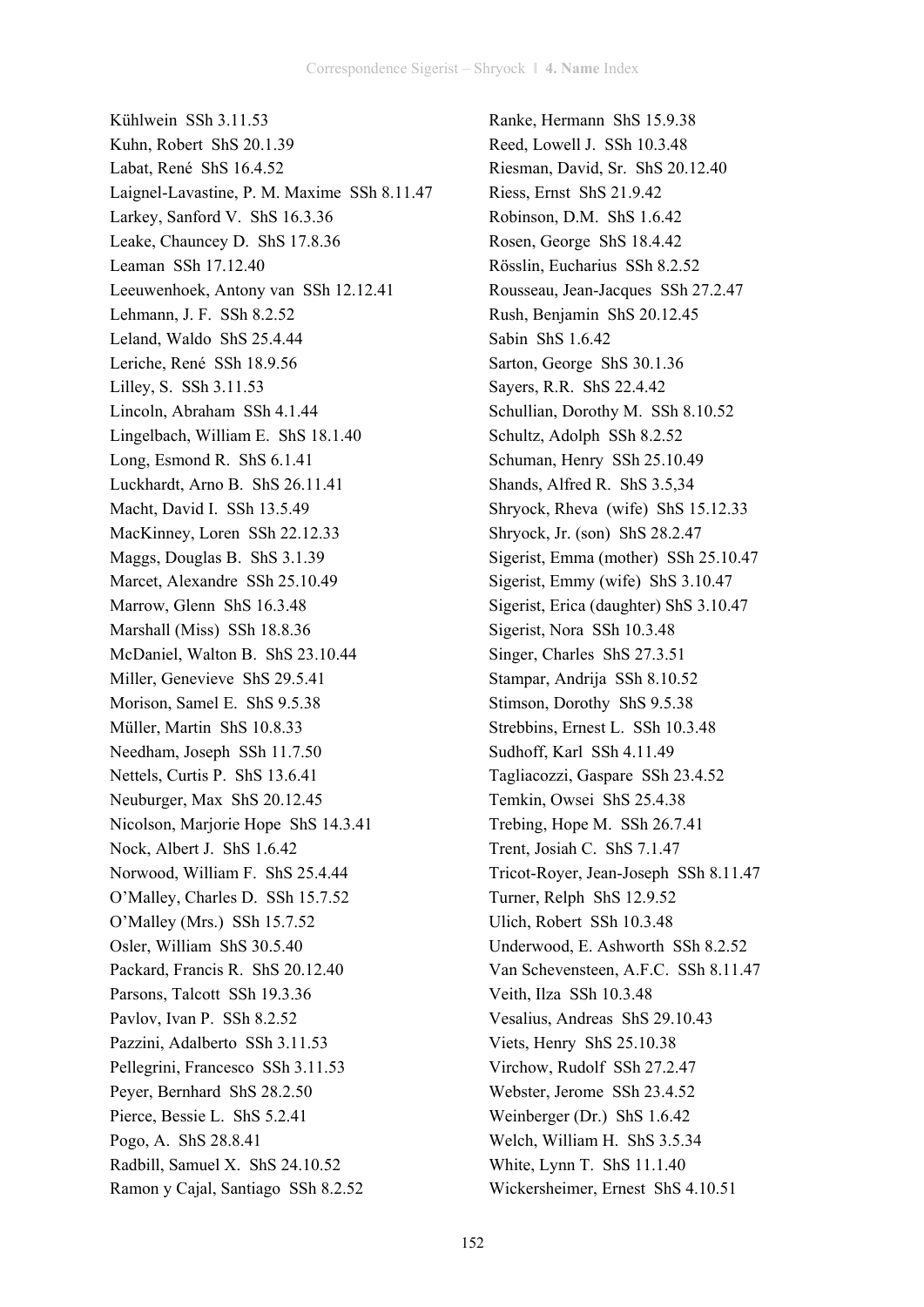Kühlwein SSh 3.11.53
Kuhn, Robert ShS 20.1.39
Labat, René ShS 16.4.52
Laignel-Lavastine, P. M. Maxime SSh 8.11.47
Larkey, Sanford V. ShS 16.3.36
Leake, Chauncey D. ShS 17.8.36
Leaman SSh 17.12.40
Leeuwenhoek, Antony van SSh 12.12.41
Lehmann, J. F. SSh 8.2.52
Leland, Waldo ShS 25.4.44
Leriche, René SSh 18.9.56
Lilley, S. SSh 3.11.53
Lincoln, Abraham SSh 4.1.44
Lingelbach, William E. ShS 18.1.40
Long, Esmond R. ShS 6.1.41
Luckhardt, Arno B. ShS 26.11.41
Macht, David I. SSh 13.5.49
MacKinney, Loren SSh 22.12.33
Maggs, Douglas B. ShS 3.1.39
Marcet, Alexandre SSh 25.10.49
Marrow, Glenn ShS 16.3.48
Marshall (Miss) SSh 18.8.36
McDaniel, Walton B. ShS 23.10.44
Miller, Genevieve ShS 29.5.41
Morison, Samel E. ShS 9.5.38
Müller, Martin ShS 10.8.33
Needham, Joseph SSh 11.7.50
Nettels, Curtis P. ShS 13.6.41
Neuburger, Max ShS 20.12.45
Nicolson, Marjorie Hope ShS 14.3.41
Nock, Albert J. ShS 1.6.42
Norwood, William F. ShS 25.4.44
O'Malley, Charles D. SSh 15.7.52
O'Malley (Mrs.) SSh 15.7.52
Osler, William ShS 30.5.40
Packard, Francis R. ShS 20.12.40
Parsons, Talcott SSh 19.3.36
Pavlov, Ivan P. SSh 8.2.52
Pazzini, Adalberto SSh 3.11.53
Pellegrini, Francesco SSh 3.11.53
Peyer, Bernhard ShS 28.2.50
Pierce, Bessie L. ShS 5.2.41
Pogo, A. ShS 28.8.41
Radbill, Samuel X. ShS 24.10.52
Ramon y Cajal, Santiago SSh 8.2.52
Ranke, Hermann ShS 15.9.38
Reed, Lowell J. SSh 10.3.48
Riesman, David, Sr. ShS 20.12.40
Riess, Ernst ShS 21.9.42
Robinson, D.M. ShS 1.6.42
Rosen, George ShS 18.4.42
Rösslin, Eucharius SSh 8.2.52
Rousseau, Jean-Jacques SSh 27.2.47
Rush, Benjamin ShS 20.12.45
Sabin ShS 1.6.42
Sarton, George ShS 30.1.36
Sayers, R.R. ShS 22.4.42
Schullian, Dorothy M. SSh 8.10.52
Schultz, Adolph SSh 8.2.52
Schuman, Henry SSh 25.10.49
Shands, Alfred R. ShS 3.5,34
Shryock, Rheva (wife) ShS 15.12.33
Shryock, Jr. (son) ShS 28.2.47
Sigerist, Emma (mother) SSh 25.10.47
Sigerist, Emmy (wife) ShS 3.10.47
Sigerist, Erica (daughter) ShS 3.10.47
Sigerist, Nora SSh 10.3.48
Singer, Charles ShS 27.3.51
Stampar, Andrija SSh 8.10.52
Stimson, Dorothy ShS 9.5.38
Strebbins, Ernest L. SSh 10.3.48
Sudhoff, Karl SSh 4.11.49
Tagliacozzi, Gaspare SSh 23.4.52
Temkin, Owsei ShS 25.4.38
Trebing, Hope M. SSh 26.7.41
Trent, Josiah C. ShS 7.1.47
Tricot-Royer, Jean-Joseph SSh 8.11.47
Turner, Relph ShS 12.9.52
Ulich, Robert SSh 10.3.48
Underwood, E. Ashworth SSh 8.2.52
Van Schevensteen, A.F.C. SSh 8.11.47
Veith, Ilza SSh 10.3.48
Vesalius, Andreas ShS 29.10.43
Viets, Henry ShS 25.10.38
Virchow, Rudolf SSh 27.2.47
Webster, Jerome SSh 23.4.52
Weinberger (Dr.) ShS 1.6.42
Welch, William H. ShS 3.5.34
White, Lynn T. ShS 11.1.40
Wickersheimer, Ernest ShS 4.10.51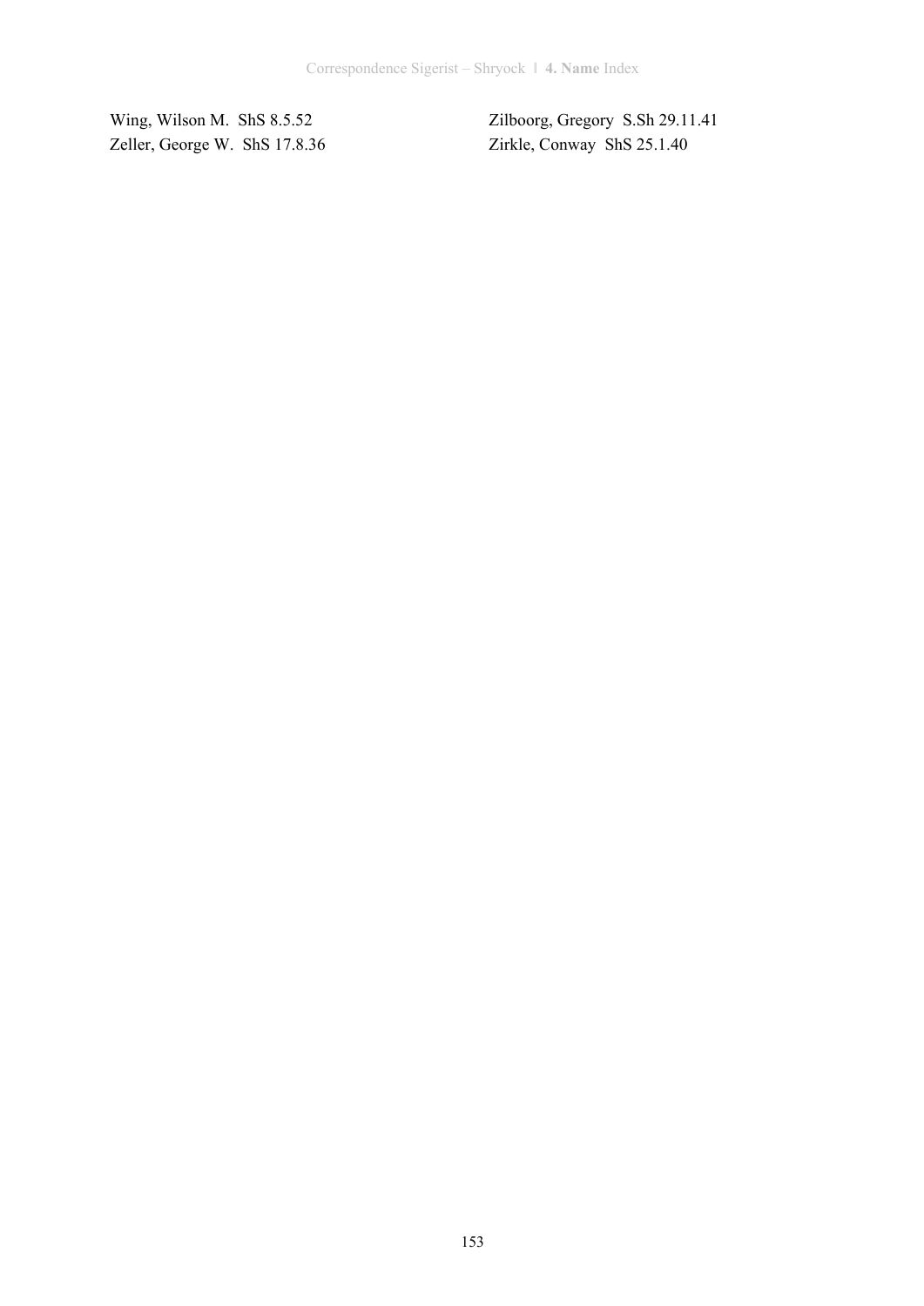Wing, Wilson M.  ShS 8.5.52
Zeller, George W.  ShS 17.8.36
Zilboorg, Gregory  S.Sh 29.11.41
Zirkle, Conway  ShS 25.1.40